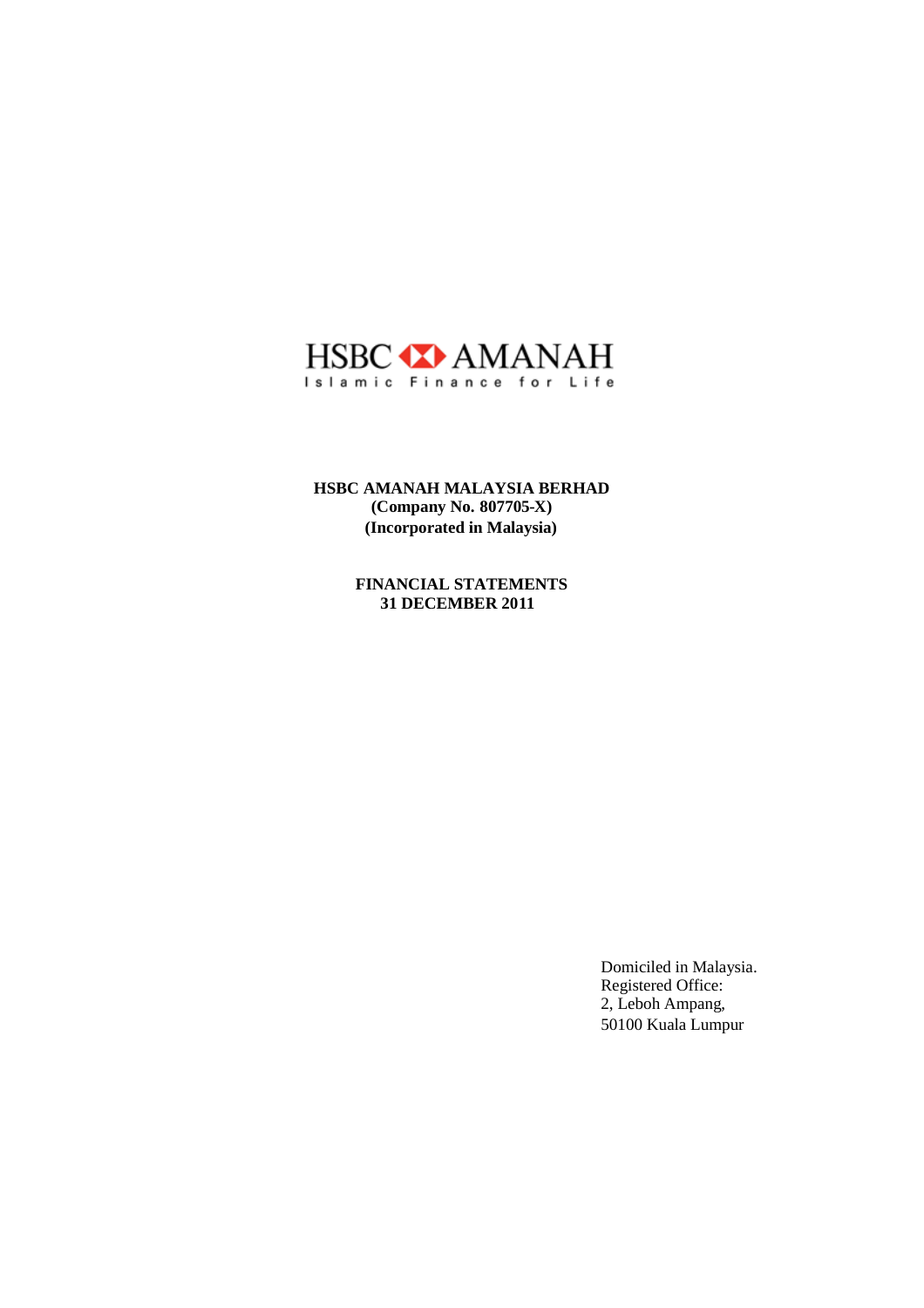HSBC AMANAH

Islamic Finance for Life

**HSBC AMANAH MALAYSIA BERHAD**
**(Company No. 807705-X)**
**(Incorporated in Malaysia)**

**FINANCIAL STATEMENTS**
**31 DECEMBER 2011**

Domiciled in Malaysia.
Registered Office:
2, Leboh Ampang,
50100 Kuala Lumpur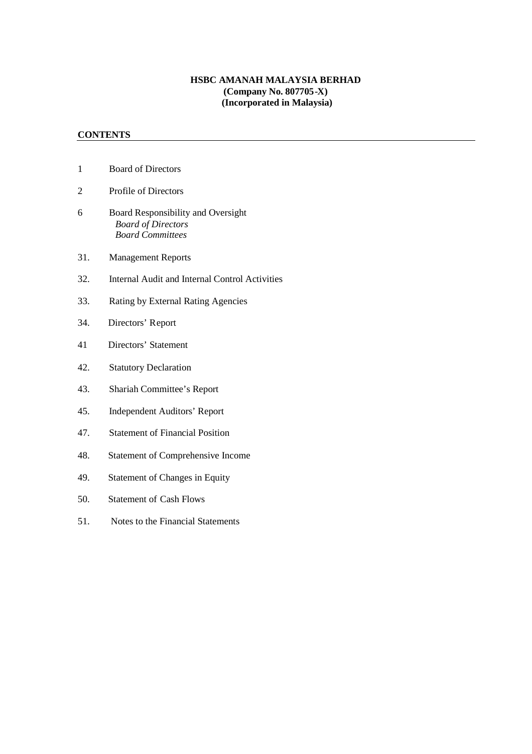**HSBC AMANAH MALAYSIA BERHAD**
**(Company No. 807705-X)**
**(Incorporated in Malaysia)**

## CONTENTS

| | |
|---|---|
| 1 | Board of Directors |
| 2 | Profile of Directors |
| 6 | Board Responsibility and Oversight<br>*Board of Directors*<br>*Board Committees* |
| 31. | Management Reports |
| 32. | Internal Audit and Internal Control Activities |
| 33. | Rating by External Rating Agencies |
| 34. | Directors' Report |
| 41 | Directors' Statement |
| 42. | Statutory Declaration |
| 43. | Shariah Committee's Report |
| 45. | Independent Auditors' Report |
| 47. | Statement of Financial Position |
| 48. | Statement of Comprehensive Income |
| 49. | Statement of Changes in Equity |
| 50. | Statement of Cash Flows |
| 51. | Notes to the Financial Statements |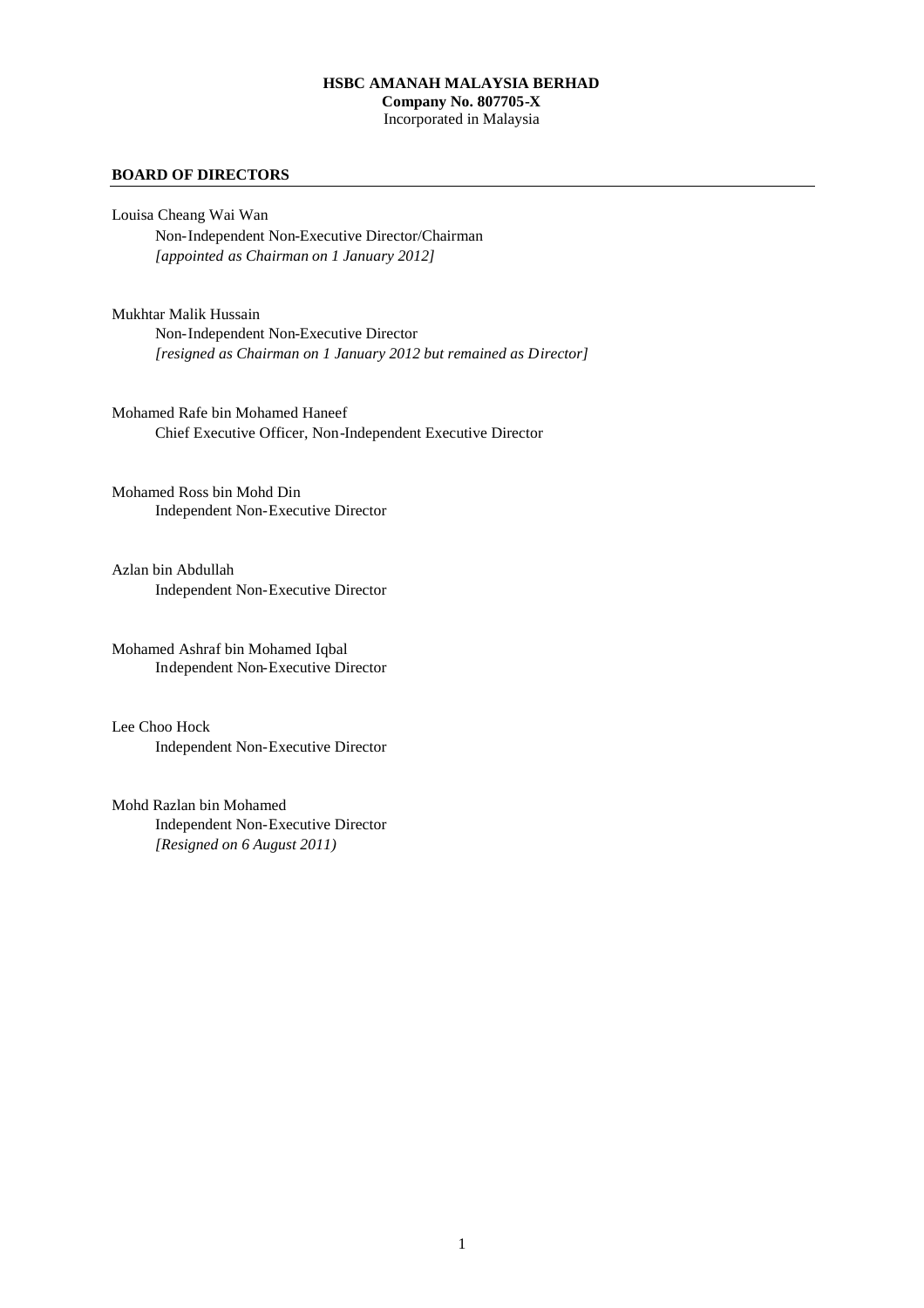**HSBC AMANAH MALAYSIA BERHAD**
**Company No. 807705-X**
Incorporated in Malaysia

## BOARD OF DIRECTORS

Louisa Cheang Wai Wan
Non-Independent Non-Executive Director/Chairman
*[appointed as Chairman on 1 January 2012]*

Mukhtar Malik Hussain
Non-Independent Non-Executive Director
*[resigned as Chairman on 1 January 2012 but remained as Director]*

Mohamed Rafe bin Mohamed Haneef
Chief Executive Officer, Non-Independent Executive Director

Mohamed Ross bin Mohd Din
Independent Non-Executive Director

Azlan bin Abdullah
Independent Non-Executive Director

Mohamed Ashraf bin Mohamed Iqbal
Independent Non-Executive Director

Lee Choo Hock
Independent Non-Executive Director

Mohd Razlan bin Mohamed
Independent Non-Executive Director
*[Resigned on 6 August 2011)*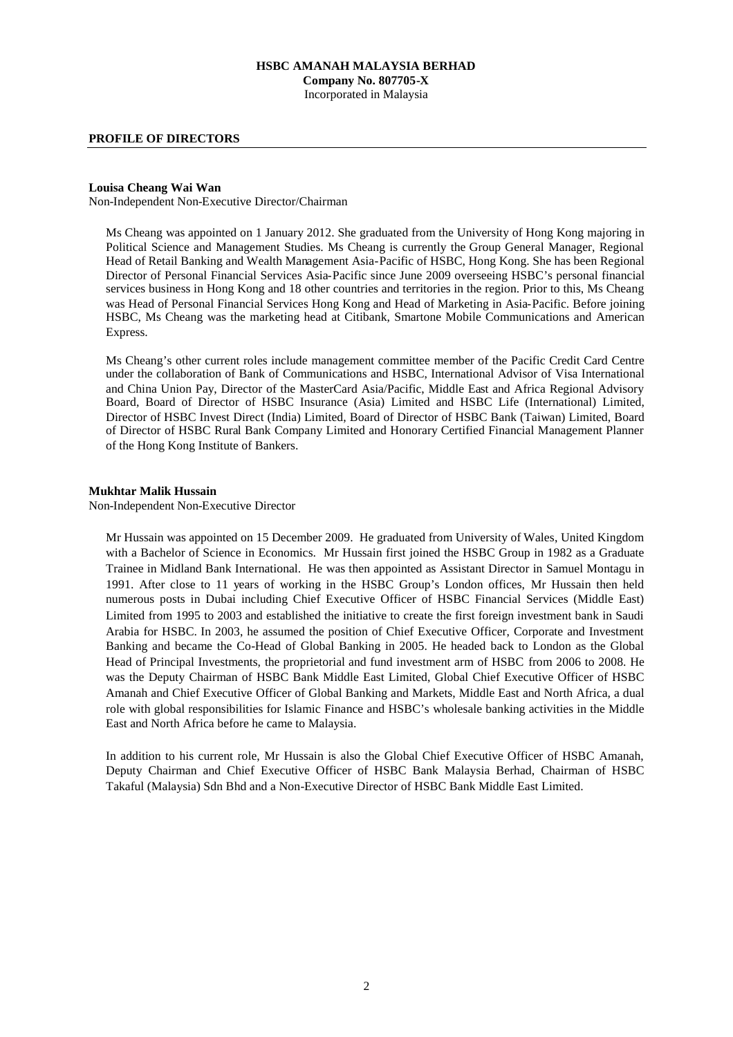**HSBC AMANAH MALAYSIA BERHAD**
**Company No. 807705-X**
Incorporated in Malaysia

## PROFILE OF DIRECTORS

**Louisa Cheang Wai Wan**
Non-Independent Non-Executive Director/Chairman

Ms Cheang was appointed on 1 January 2012. She graduated from the University of Hong Kong majoring in Political Science and Management Studies. Ms Cheang is currently the Group General Manager, Regional Head of Retail Banking and Wealth Management Asia-Pacific of HSBC, Hong Kong. She has been Regional Director of Personal Financial Services Asia-Pacific since June 2009 overseeing HSBC's personal financial services business in Hong Kong and 18 other countries and territories in the region. Prior to this, Ms Cheang was Head of Personal Financial Services Hong Kong and Head of Marketing in Asia-Pacific. Before joining HSBC, Ms Cheang was the marketing head at Citibank, Smartone Mobile Communications and American Express.

Ms Cheang's other current roles include management committee member of the Pacific Credit Card Centre under the collaboration of Bank of Communications and HSBC, International Advisor of Visa International and China Union Pay, Director of the MasterCard Asia/Pacific, Middle East and Africa Regional Advisory Board, Board of Director of HSBC Insurance (Asia) Limited and HSBC Life (International) Limited, Director of HSBC Invest Direct (India) Limited, Board of Director of HSBC Bank (Taiwan) Limited, Board of Director of HSBC Rural Bank Company Limited and Honorary Certified Financial Management Planner of the Hong Kong Institute of Bankers.

**Mukhtar Malik Hussain**
Non-Independent Non-Executive Director

Mr Hussain was appointed on 15 December 2009. He graduated from University of Wales, United Kingdom with a Bachelor of Science in Economics. Mr Hussain first joined the HSBC Group in 1982 as a Graduate Trainee in Midland Bank International. He was then appointed as Assistant Director in Samuel Montagu in 1991. After close to 11 years of working in the HSBC Group's London offices, Mr Hussain then held numerous posts in Dubai including Chief Executive Officer of HSBC Financial Services (Middle East) Limited from 1995 to 2003 and established the initiative to create the first foreign investment bank in Saudi Arabia for HSBC. In 2003, he assumed the position of Chief Executive Officer, Corporate and Investment Banking and became the Co-Head of Global Banking in 2005. He headed back to London as the Global Head of Principal Investments, the proprietorial and fund investment arm of HSBC from 2006 to 2008. He was the Deputy Chairman of HSBC Bank Middle East Limited, Global Chief Executive Officer of HSBC Amanah and Chief Executive Officer of Global Banking and Markets, Middle East and North Africa, a dual role with global responsibilities for Islamic Finance and HSBC's wholesale banking activities in the Middle East and North Africa before he came to Malaysia.

In addition to his current role, Mr Hussain is also the Global Chief Executive Officer of HSBC Amanah, Deputy Chairman and Chief Executive Officer of HSBC Bank Malaysia Berhad, Chairman of HSBC Takaful (Malaysia) Sdn Bhd and a Non-Executive Director of HSBC Bank Middle East Limited.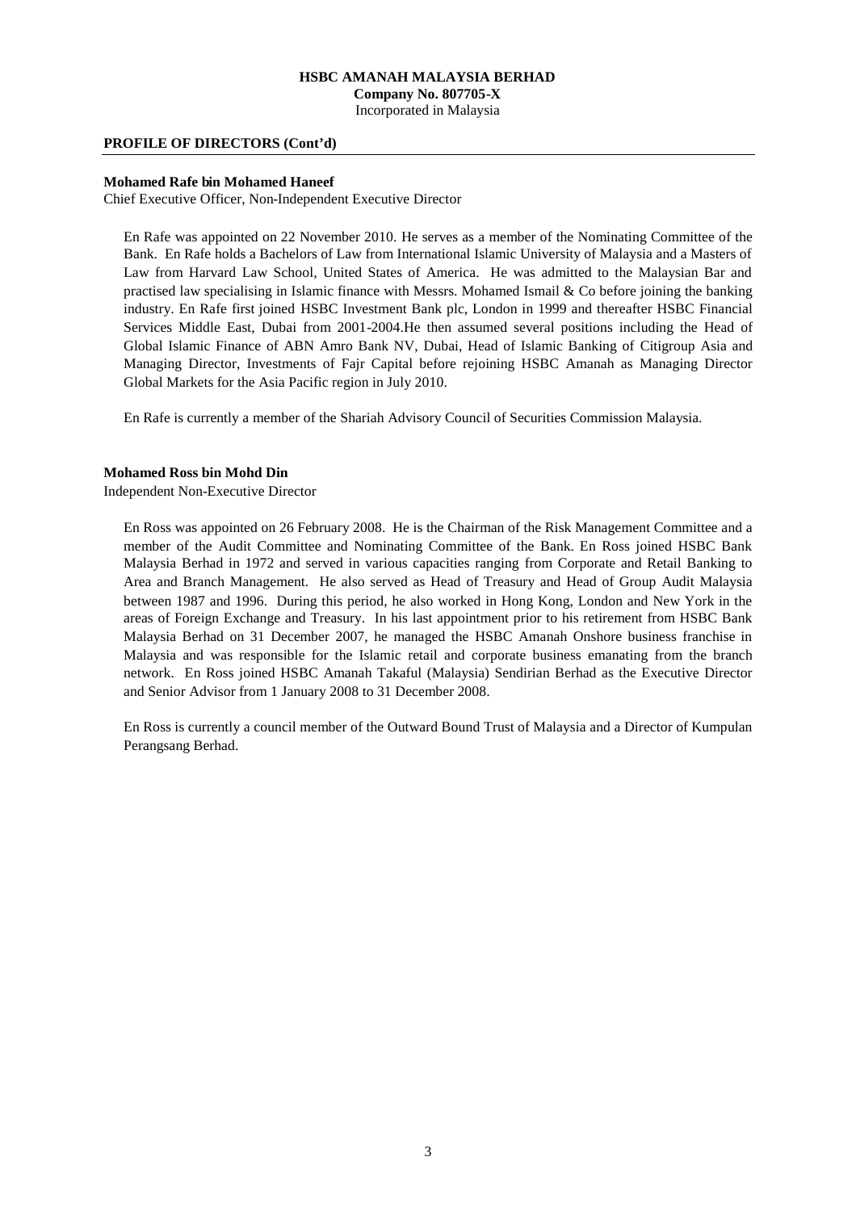## PROFILE OF DIRECTORS (Cont'd)

**Mohamed Rafe bin Mohamed Haneef**
Chief Executive Officer, Non-Independent Executive Director

En Rafe was appointed on 22 November 2010. He serves as a member of the Nominating Committee of the Bank. En Rafe holds a Bachelors of Law from International Islamic University of Malaysia and a Masters of Law from Harvard Law School, United States of America. He was admitted to the Malaysian Bar and practised law specialising in Islamic finance with Messrs. Mohamed Ismail & Co before joining the banking industry. En Rafe first joined HSBC Investment Bank plc, London in 1999 and thereafter HSBC Financial Services Middle East, Dubai from 2001-2004.He then assumed several positions including the Head of Global Islamic Finance of ABN Amro Bank NV, Dubai, Head of Islamic Banking of Citigroup Asia and Managing Director, Investments of Fajr Capital before rejoining HSBC Amanah as Managing Director Global Markets for the Asia Pacific region in July 2010.

En Rafe is currently a member of the Shariah Advisory Council of Securities Commission Malaysia.

**Mohamed Ross bin Mohd Din**
Independent Non-Executive Director

En Ross was appointed on 26 February 2008. He is the Chairman of the Risk Management Committee and a member of the Audit Committee and Nominating Committee of the Bank. En Ross joined HSBC Bank Malaysia Berhad in 1972 and served in various capacities ranging from Corporate and Retail Banking to Area and Branch Management. He also served as Head of Treasury and Head of Group Audit Malaysia between 1987 and 1996. During this period, he also worked in Hong Kong, London and New York in the areas of Foreign Exchange and Treasury. In his last appointment prior to his retirement from HSBC Bank Malaysia Berhad on 31 December 2007, he managed the HSBC Amanah Onshore business franchise in Malaysia and was responsible for the Islamic retail and corporate business emanating from the branch network. En Ross joined HSBC Amanah Takaful (Malaysia) Sendirian Berhad as the Executive Director and Senior Advisor from 1 January 2008 to 31 December 2008.

En Ross is currently a council member of the Outward Bound Trust of Malaysia and a Director of Kumpulan Perangsang Berhad.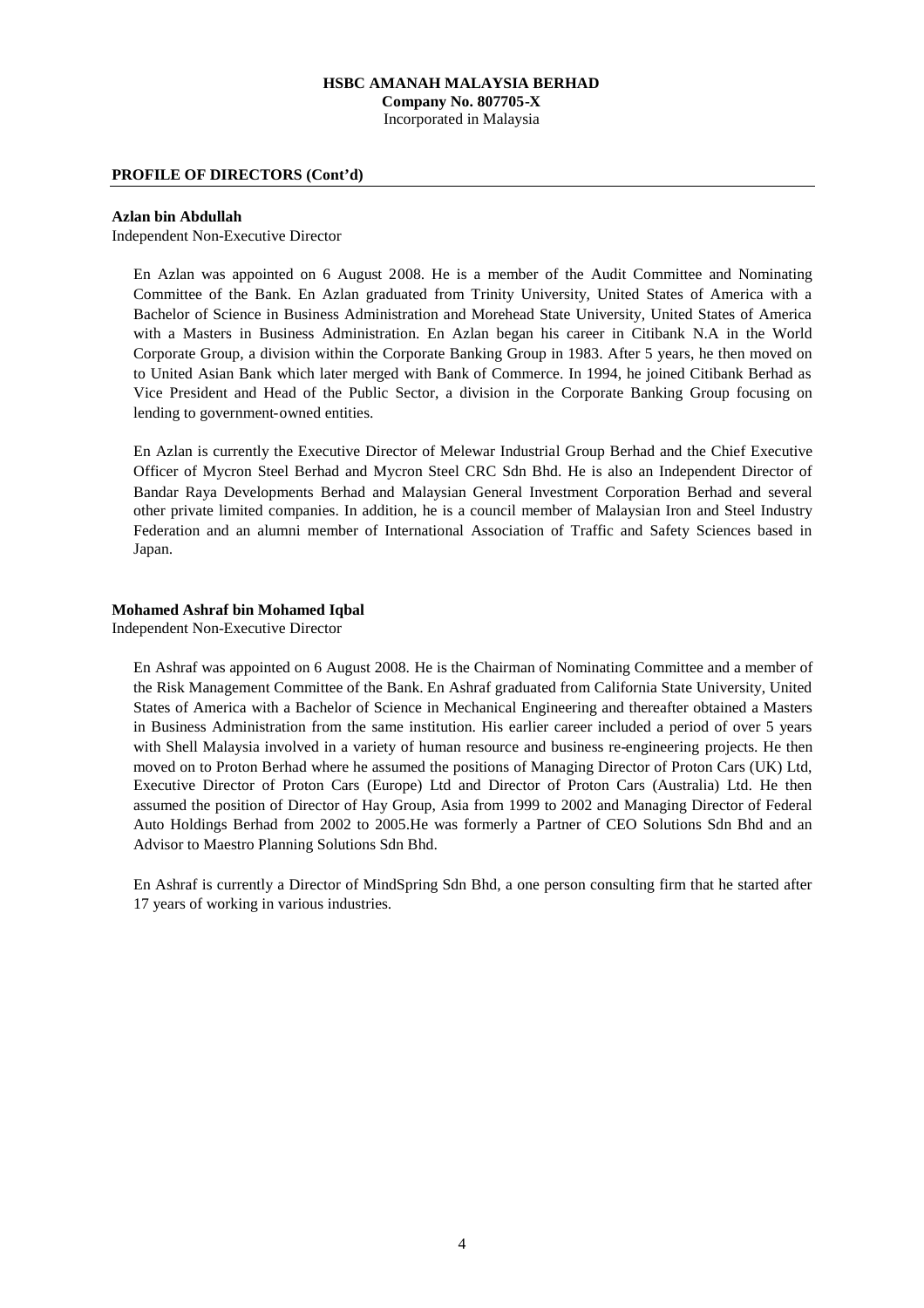## PROFILE OF DIRECTORS (Cont'd)

**Azlan bin Abdullah**
Independent Non-Executive Director

En Azlan was appointed on 6 August 2008. He is a member of the Audit Committee and Nominating Committee of the Bank. En Azlan graduated from Trinity University, United States of America with a Bachelor of Science in Business Administration and Morehead State University, United States of America with a Masters in Business Administration. En Azlan began his career in Citibank N.A in the World Corporate Group, a division within the Corporate Banking Group in 1983. After 5 years, he then moved on to United Asian Bank which later merged with Bank of Commerce. In 1994, he joined Citibank Berhad as Vice President and Head of the Public Sector, a division in the Corporate Banking Group focusing on lending to government-owned entities.

En Azlan is currently the Executive Director of Melewar Industrial Group Berhad and the Chief Executive Officer of Mycron Steel Berhad and Mycron Steel CRC Sdn Bhd. He is also an Independent Director of Bandar Raya Developments Berhad and Malaysian General Investment Corporation Berhad and several other private limited companies. In addition, he is a council member of Malaysian Iron and Steel Industry Federation and an alumni member of International Association of Traffic and Safety Sciences based in Japan.

**Mohamed Ashraf bin Mohamed Iqbal**
Independent Non-Executive Director

En Ashraf was appointed on 6 August 2008. He is the Chairman of Nominating Committee and a member of the Risk Management Committee of the Bank. En Ashraf graduated from California State University, United States of America with a Bachelor of Science in Mechanical Engineering and thereafter obtained a Masters in Business Administration from the same institution. His earlier career included a period of over 5 years with Shell Malaysia involved in a variety of human resource and business re-engineering projects. He then moved on to Proton Berhad where he assumed the positions of Managing Director of Proton Cars (UK) Ltd, Executive Director of Proton Cars (Europe) Ltd and Director of Proton Cars (Australia) Ltd. He then assumed the position of Director of Hay Group, Asia from 1999 to 2002 and Managing Director of Federal Auto Holdings Berhad from 2002 to 2005.He was formerly a Partner of CEO Solutions Sdn Bhd and an Advisor to Maestro Planning Solutions Sdn Bhd.

En Ashraf is currently a Director of MindSpring Sdn Bhd, a one person consulting firm that he started after 17 years of working in various industries.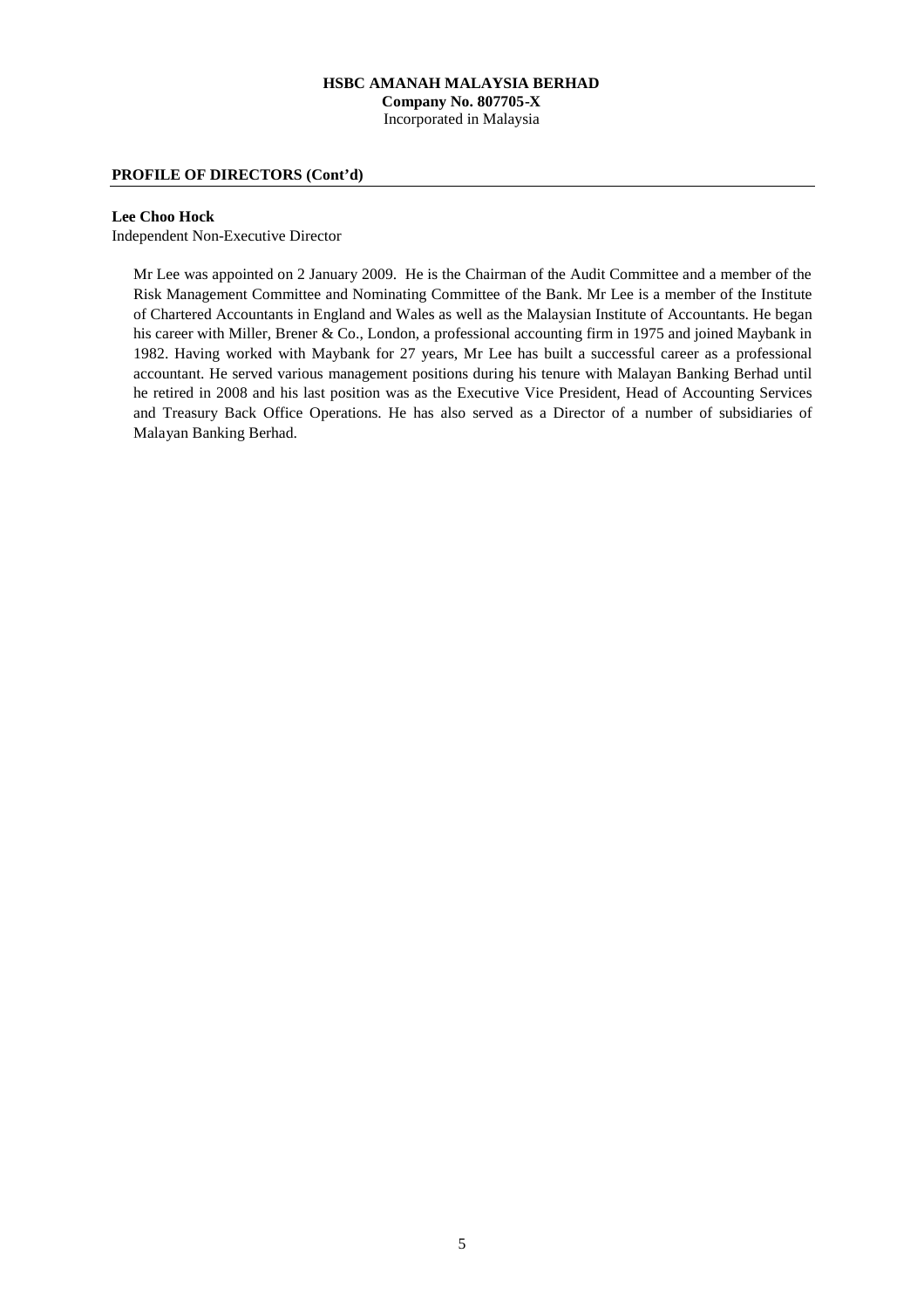## PROFILE OF DIRECTORS (Cont'd)

**Lee Choo Hock**

Independent Non-Executive Director

Mr Lee was appointed on 2 January 2009. He is the Chairman of the Audit Committee and a member of the Risk Management Committee and Nominating Committee of the Bank. Mr Lee is a member of the Institute of Chartered Accountants in England and Wales as well as the Malaysian Institute of Accountants. He began his career with Miller, Brener & Co., London, a professional accounting firm in 1975 and joined Maybank in 1982. Having worked with Maybank for 27 years, Mr Lee has built a successful career as a professional accountant. He served various management positions during his tenure with Malayan Banking Berhad until he retired in 2008 and his last position was as the Executive Vice President, Head of Accounting Services and Treasury Back Office Operations. He has also served as a Director of a number of subsidiaries of Malayan Banking Berhad.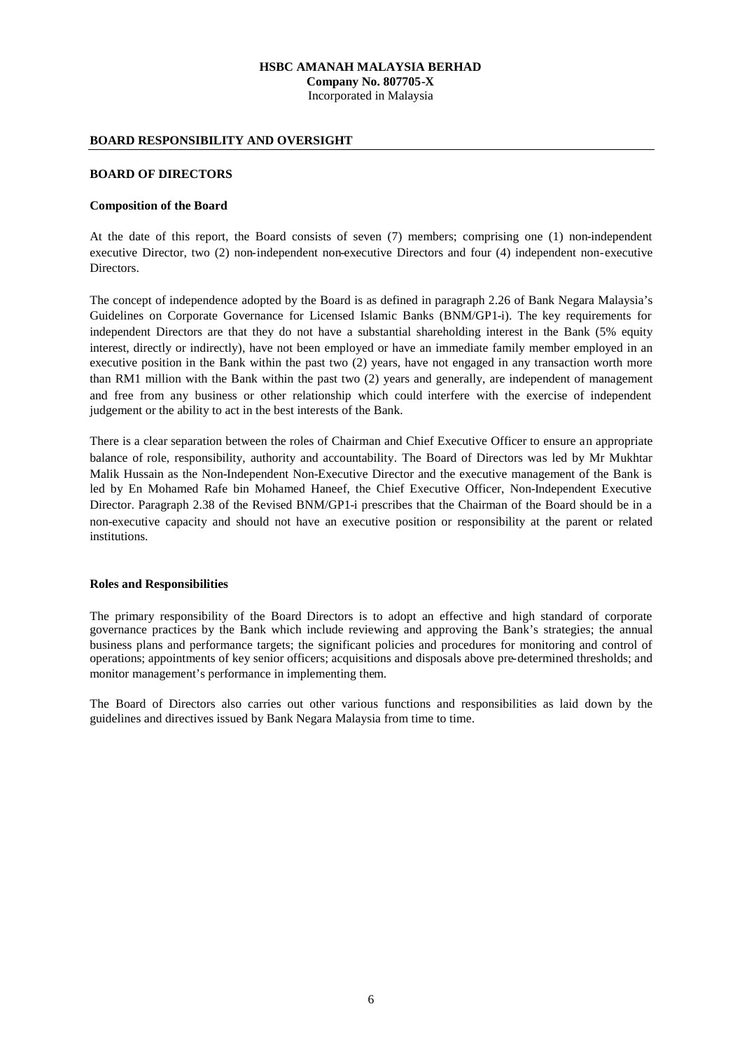**HSBC AMANAH MALAYSIA BERHAD**
**Company No. 807705-X**
Incorporated in Malaysia

## BOARD RESPONSIBILITY AND OVERSIGHT

### BOARD OF DIRECTORS

#### Composition of the Board

At the date of this report, the Board consists of seven (7) members; comprising one (1) non-independent executive Director, two (2) non-independent non-executive Directors and four (4) independent non-executive Directors.

The concept of independence adopted by the Board is as defined in paragraph 2.26 of Bank Negara Malaysia's Guidelines on Corporate Governance for Licensed Islamic Banks (BNM/GP1-i). The key requirements for independent Directors are that they do not have a substantial shareholding interest in the Bank (5% equity interest, directly or indirectly), have not been employed or have an immediate family member employed in an executive position in the Bank within the past two (2) years, have not engaged in any transaction worth more than RM1 million with the Bank within the past two (2) years and generally, are independent of management and free from any business or other relationship which could interfere with the exercise of independent judgement or the ability to act in the best interests of the Bank.

There is a clear separation between the roles of Chairman and Chief Executive Officer to ensure an appropriate balance of role, responsibility, authority and accountability. The Board of Directors was led by Mr Mukhtar Malik Hussain as the Non-Independent Non-Executive Director and the executive management of the Bank is led by En Mohamed Rafe bin Mohamed Haneef, the Chief Executive Officer, Non-Independent Executive Director. Paragraph 2.38 of the Revised BNM/GP1-i prescribes that the Chairman of the Board should be in a non-executive capacity and should not have an executive position or responsibility at the parent or related institutions.

#### Roles and Responsibilities

The primary responsibility of the Board Directors is to adopt an effective and high standard of corporate governance practices by the Bank which include reviewing and approving the Bank's strategies; the annual business plans and performance targets; the significant policies and procedures for monitoring and control of operations; appointments of key senior officers; acquisitions and disposals above pre-determined thresholds; and monitor management's performance in implementing them.

The Board of Directors also carries out other various functions and responsibilities as laid down by the guidelines and directives issued by Bank Negara Malaysia from time to time.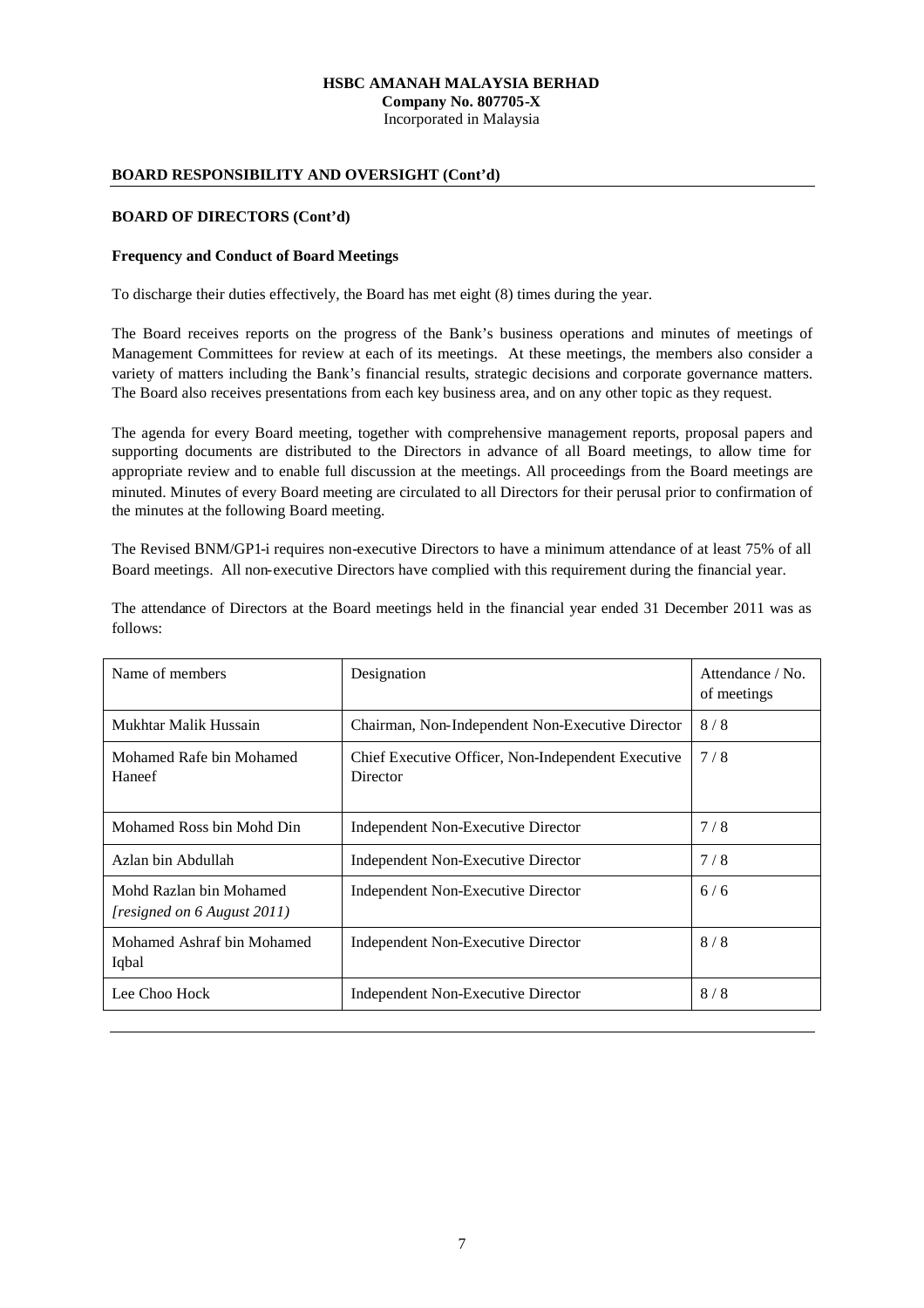## BOARD RESPONSIBILITY AND OVERSIGHT (Cont'd)

### BOARD OF DIRECTORS (Cont'd)

#### Frequency and Conduct of Board Meetings

To discharge their duties effectively, the Board has met eight (8) times during the year.

The Board receives reports on the progress of the Bank's business operations and minutes of meetings of Management Committees for review at each of its meetings. At these meetings, the members also consider a variety of matters including the Bank's financial results, strategic decisions and corporate governance matters. The Board also receives presentations from each key business area, and on any other topic as they request.

The agenda for every Board meeting, together with comprehensive management reports, proposal papers and supporting documents are distributed to the Directors in advance of all Board meetings, to allow time for appropriate review and to enable full discussion at the meetings. All proceedings from the Board meetings are minuted. Minutes of every Board meeting are circulated to all Directors for their perusal prior to confirmation of the minutes at the following Board meeting.

The Revised BNM/GP1-i requires non-executive Directors to have a minimum attendance of at least 75% of all Board meetings. All non-executive Directors have complied with this requirement during the financial year.

The attendance of Directors at the Board meetings held in the financial year ended 31 December 2011 was as follows:

| Name of members | Designation | Attendance / No. of meetings |
|---|---|---|
| Mukhtar Malik Hussain | Chairman, Non-Independent Non-Executive Director | 8 / 8 |
| Mohamed Rafe bin Mohamed Haneef | Chief Executive Officer, Non-Independent Executive Director | 7 / 8 |
| Mohamed Ross bin Mohd Din | Independent Non-Executive Director | 7 / 8 |
| Azlan bin Abdullah | Independent Non-Executive Director | 7 / 8 |
| Mohd Razlan bin Mohamed *[resigned on 6 August 2011)* | Independent Non-Executive Director | 6 / 6 |
| Mohamed Ashraf bin Mohamed Iqbal | Independent Non-Executive Director | 8 / 8 |
| Lee Choo Hock | Independent Non-Executive Director | 8 / 8 |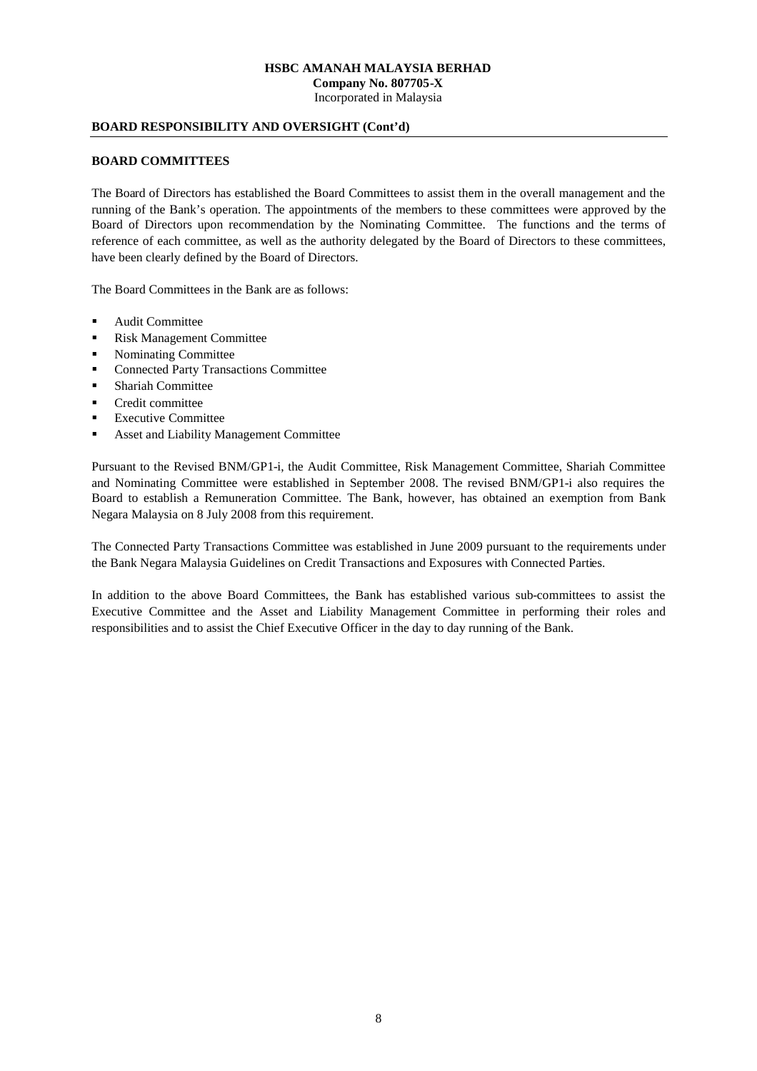## BOARD RESPONSIBILITY AND OVERSIGHT (Cont'd)

### BOARD COMMITTEES

The Board of Directors has established the Board Committees to assist them in the overall management and the running of the Bank's operation. The appointments of the members to these committees were approved by the Board of Directors upon recommendation by the Nominating Committee. The functions and the terms of reference of each committee, as well as the authority delegated by the Board of Directors to these committees, have been clearly defined by the Board of Directors.

The Board Committees in the Bank are as follows:

- Audit Committee
- Risk Management Committee
- Nominating Committee
- Connected Party Transactions Committee
- Shariah Committee
- Credit committee
- Executive Committee
- Asset and Liability Management Committee

Pursuant to the Revised BNM/GP1-i, the Audit Committee, Risk Management Committee, Shariah Committee and Nominating Committee were established in September 2008. The revised BNM/GP1-i also requires the Board to establish a Remuneration Committee. The Bank, however, has obtained an exemption from Bank Negara Malaysia on 8 July 2008 from this requirement.

The Connected Party Transactions Committee was established in June 2009 pursuant to the requirements under the Bank Negara Malaysia Guidelines on Credit Transactions and Exposures with Connected Parties.

In addition to the above Board Committees, the Bank has established various sub-committees to assist the Executive Committee and the Asset and Liability Management Committee in performing their roles and responsibilities and to assist the Chief Executive Officer in the day to day running of the Bank.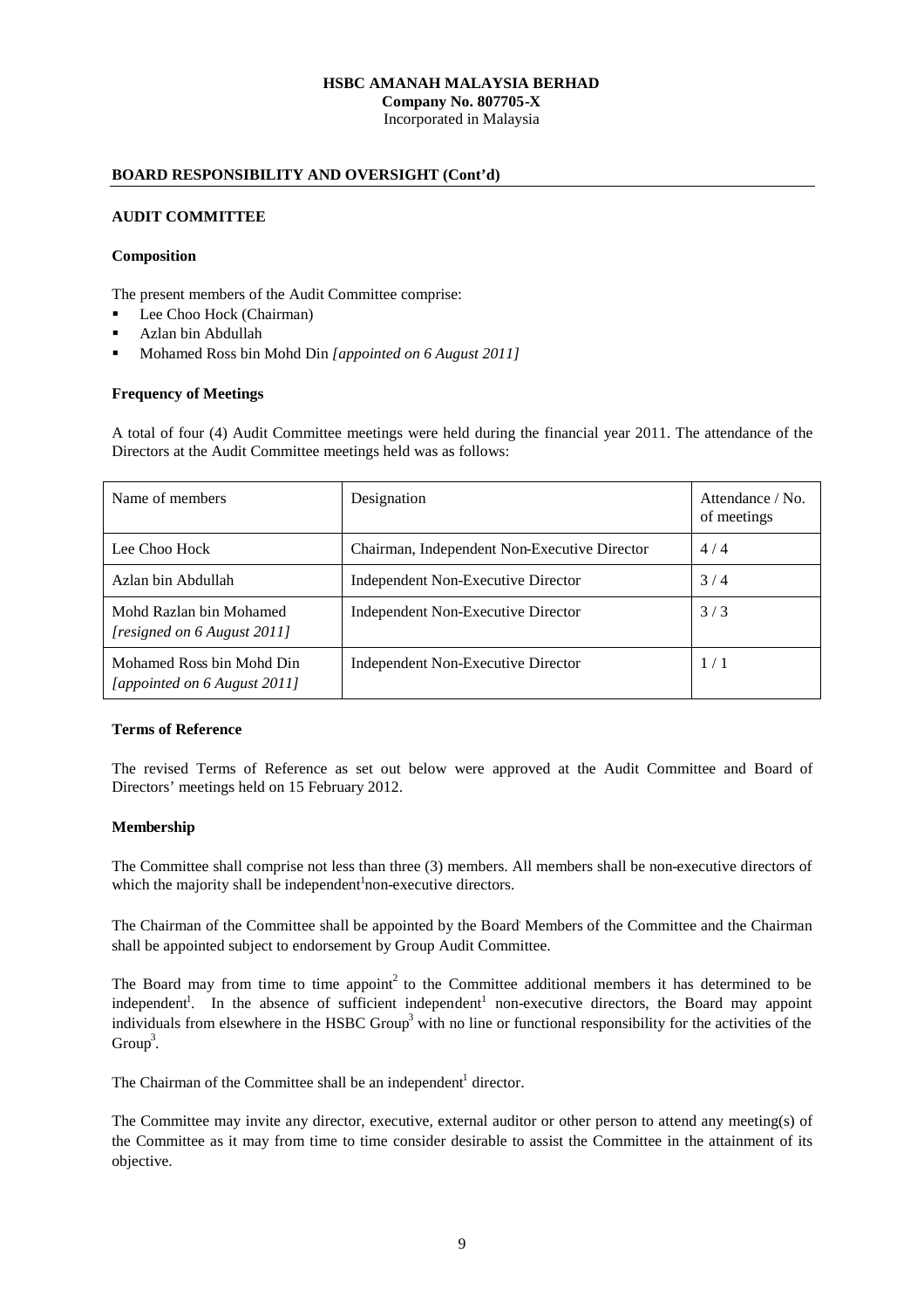**HSBC AMANAH MALAYSIA BERHAD**
**Company No. 807705-X**
Incorporated in Malaysia

## BOARD RESPONSIBILITY AND OVERSIGHT (Cont'd)

### AUDIT COMMITTEE

#### Composition

The present members of the Audit Committee comprise:

- Lee Choo Hock (Chairman)
- Azlan bin Abdullah
- Mohamed Ross bin Mohd Din *[appointed on 6 August 2011]*

#### Frequency of Meetings

A total of four (4) Audit Committee meetings were held during the financial year 2011. The attendance of the Directors at the Audit Committee meetings held was as follows:

| Name of members | Designation | Attendance / No. of meetings |
|---|---|---|
| Lee Choo Hock | Chairman, Independent Non-Executive Director | 4 / 4 |
| Azlan bin Abdullah | Independent Non-Executive Director | 3 / 4 |
| Mohd Razlan bin Mohamed *[resigned on 6 August 2011]* | Independent Non-Executive Director | 3 / 3 |
| Mohamed Ross bin Mohd Din *[appointed on 6 August 2011]* | Independent Non-Executive Director | 1 / 1 |

#### Terms of Reference

The revised Terms of Reference as set out below were approved at the Audit Committee and Board of Directors' meetings held on 15 February 2012.

#### Membership

The Committee shall comprise not less than three (3) members. All members shall be non-executive directors of which the majority shall be independent[1] non-executive directors.

The Chairman of the Committee shall be appointed by the Board. Members of the Committee and the Chairman shall be appointed subject to endorsement by Group Audit Committee.

The Board may from time to time appoint[2] to the Committee additional members it has determined to be independent[1]. In the absence of sufficient independent[1] non-executive directors, the Board may appoint individuals from elsewhere in the HSBC Group[3] with no line or functional responsibility for the activities of the Group[3].

The Chairman of the Committee shall be an independent[1] director.

The Committee may invite any director, executive, external auditor or other person to attend any meeting(s) of the Committee as it may from time to time consider desirable to assist the Committee in the attainment of its objective.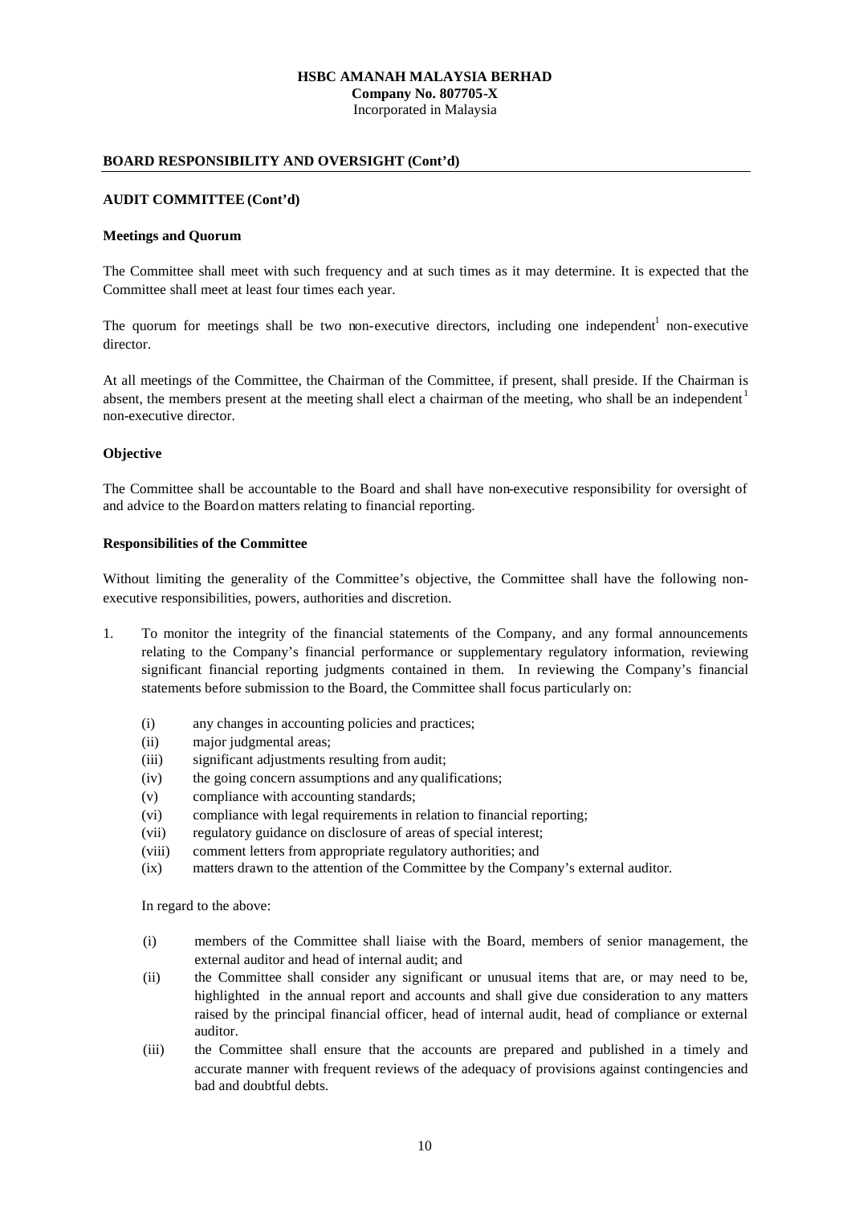**HSBC AMANAH MALAYSIA BERHAD**
**Company No. 807705-X**
Incorporated in Malaysia

## BOARD RESPONSIBILITY AND OVERSIGHT (Cont'd)

### AUDIT COMMITTEE (Cont'd)

#### Meetings and Quorum

The Committee shall meet with such frequency and at such times as it may determine. It is expected that the Committee shall meet at least four times each year.

The quorum for meetings shall be two non-executive directors, including one independent[1] non-executive director.

At all meetings of the Committee, the Chairman of the Committee, if present, shall preside. If the Chairman is absent, the members present at the meeting shall elect a chairman of the meeting, who shall be an independent[1] non-executive director.

#### Objective

The Committee shall be accountable to the Board and shall have non-executive responsibility for oversight of and advice to the Board on matters relating to financial reporting.

#### Responsibilities of the Committee

Without limiting the generality of the Committee's objective, the Committee shall have the following non-executive responsibilities, powers, authorities and discretion.

1. To monitor the integrity of the financial statements of the Company, and any formal announcements relating to the Company's financial performance or supplementary regulatory information, reviewing significant financial reporting judgments contained in them. In reviewing the Company's financial statements before submission to the Board, the Committee shall focus particularly on:

   (i) any changes in accounting policies and practices;
   (ii) major judgmental areas;
   (iii) significant adjustments resulting from audit;
   (iv) the going concern assumptions and any qualifications;
   (v) compliance with accounting standards;
   (vi) compliance with legal requirements in relation to financial reporting;
   (vii) regulatory guidance on disclosure of areas of special interest;
   (viii) comment letters from appropriate regulatory authorities; and
   (ix) matters drawn to the attention of the Committee by the Company's external auditor.

   In regard to the above:

   (i) members of the Committee shall liaise with the Board, members of senior management, the external auditor and head of internal audit; and
   (ii) the Committee shall consider any significant or unusual items that are, or may need to be, highlighted in the annual report and accounts and shall give due consideration to any matters raised by the principal financial officer, head of internal audit, head of compliance or external auditor.
   (iii) the Committee shall ensure that the accounts are prepared and published in a timely and accurate manner with frequent reviews of the adequacy of provisions against contingencies and bad and doubtful debts.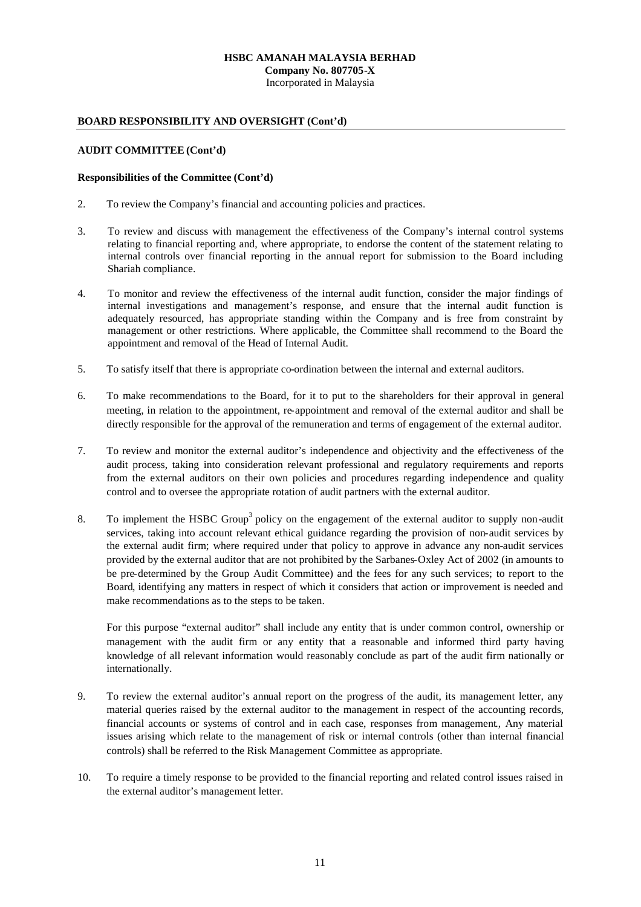## BOARD RESPONSIBILITY AND OVERSIGHT (Cont'd)

### AUDIT COMMITTEE (Cont'd)

#### Responsibilities of the Committee (Cont'd)

2. To review the Company's financial and accounting policies and practices.

3. To review and discuss with management the effectiveness of the Company's internal control systems relating to financial reporting and, where appropriate, to endorse the content of the statement relating to internal controls over financial reporting in the annual report for submission to the Board including Shariah compliance.

4. To monitor and review the effectiveness of the internal audit function, consider the major findings of internal investigations and management's response, and ensure that the internal audit function is adequately resourced, has appropriate standing within the Company and is free from constraint by management or other restrictions. Where applicable, the Committee shall recommend to the Board the appointment and removal of the Head of Internal Audit.

5. To satisfy itself that there is appropriate co-ordination between the internal and external auditors.

6. To make recommendations to the Board, for it to put to the shareholders for their approval in general meeting, in relation to the appointment, re-appointment and removal of the external auditor and shall be directly responsible for the approval of the remuneration and terms of engagement of the external auditor.

7. To review and monitor the external auditor's independence and objectivity and the effectiveness of the audit process, taking into consideration relevant professional and regulatory requirements and reports from the external auditors on their own policies and procedures regarding independence and quality control and to oversee the appropriate rotation of audit partners with the external auditor.

8. To implement the HSBC Group[3] policy on the engagement of the external auditor to supply non-audit services, taking into account relevant ethical guidance regarding the provision of non-audit services by the external audit firm; where required under that policy to approve in advance any non-audit services provided by the external auditor that are not prohibited by the Sarbanes-Oxley Act of 2002 (in amounts to be pre-determined by the Group Audit Committee) and the fees for any such services; to report to the Board, identifying any matters in respect of which it considers that action or improvement is needed and make recommendations as to the steps to be taken.

   For this purpose "external auditor" shall include any entity that is under common control, ownership or management with the audit firm or any entity that a reasonable and informed third party having knowledge of all relevant information would reasonably conclude as part of the audit firm nationally or internationally.

9. To review the external auditor's annual report on the progress of the audit, its management letter, any material queries raised by the external auditor to the management in respect of the accounting records, financial accounts or systems of control and in each case, responses from management., Any material issues arising which relate to the management of risk or internal controls (other than internal financial controls) shall be referred to the Risk Management Committee as appropriate.

10. To require a timely response to be provided to the financial reporting and related control issues raised in the external auditor's management letter.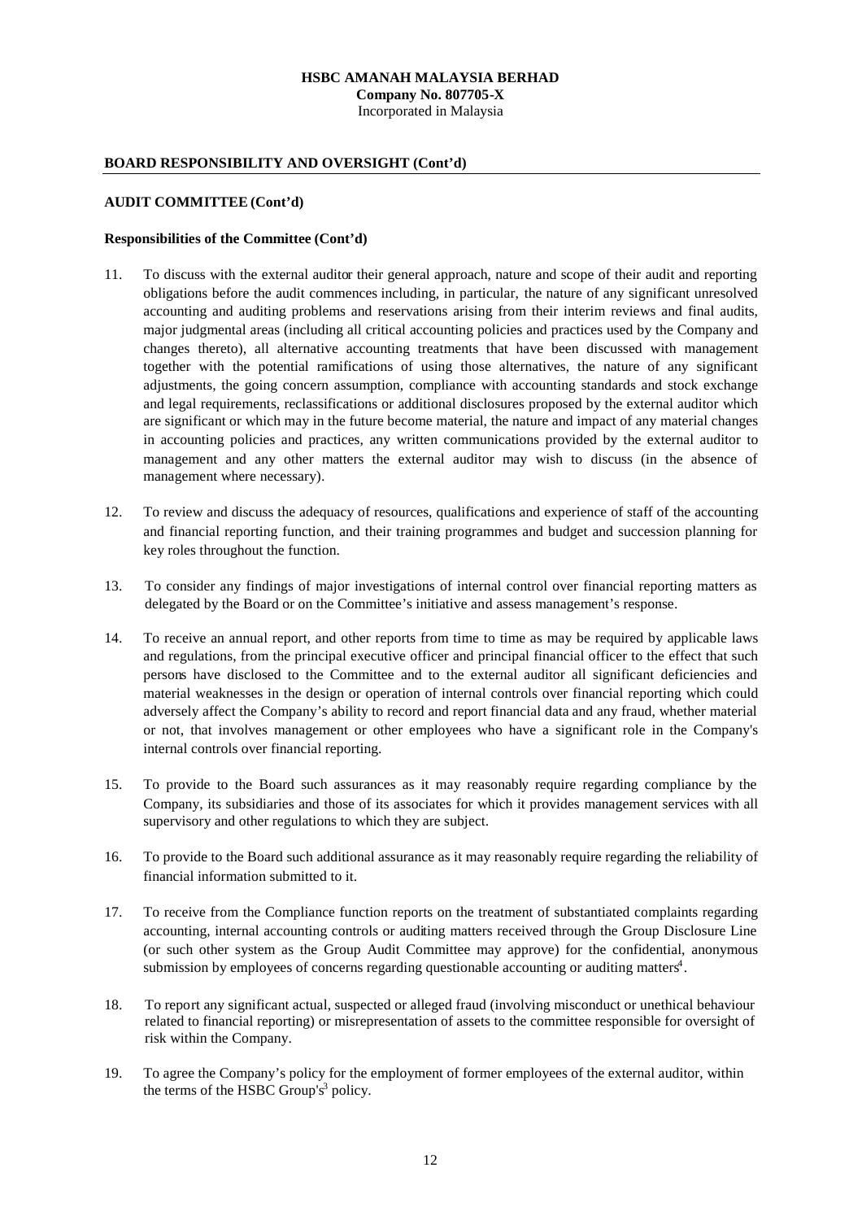**HSBC AMANAH MALAYSIA BERHAD**
**Company No. 807705-X**
Incorporated in Malaysia

**BOARD RESPONSIBILITY AND OVERSIGHT (Cont'd)**

**AUDIT COMMITTEE (Cont'd)**

**Responsibilities of the Committee (Cont'd)**

11. To discuss with the external auditor their general approach, nature and scope of their audit and reporting obligations before the audit commences including, in particular, the nature of any significant unresolved accounting and auditing problems and reservations arising from their interim reviews and final audits, major judgmental areas (including all critical accounting policies and practices used by the Company and changes thereto), all alternative accounting treatments that have been discussed with management together with the potential ramifications of using those alternatives, the nature of any significant adjustments, the going concern assumption, compliance with accounting standards and stock exchange and legal requirements, reclassifications or additional disclosures proposed by the external auditor which are significant or which may in the future become material, the nature and impact of any material changes in accounting policies and practices, any written communications provided by the external auditor to management and any other matters the external auditor may wish to discuss (in the absence of management where necessary).

12. To review and discuss the adequacy of resources, qualifications and experience of staff of the accounting and financial reporting function, and their training programmes and budget and succession planning for key roles throughout the function.

13. To consider any findings of major investigations of internal control over financial reporting matters as delegated by the Board or on the Committee's initiative and assess management's response.

14. To receive an annual report, and other reports from time to time as may be required by applicable laws and regulations, from the principal executive officer and principal financial officer to the effect that such persons have disclosed to the Committee and to the external auditor all significant deficiencies and material weaknesses in the design or operation of internal controls over financial reporting which could adversely affect the Company's ability to record and report financial data and any fraud, whether material or not, that involves management or other employees who have a significant role in the Company's internal controls over financial reporting.

15. To provide to the Board such assurances as it may reasonably require regarding compliance by the Company, its subsidiaries and those of its associates for which it provides management services with all supervisory and other regulations to which they are subject.

16. To provide to the Board such additional assurance as it may reasonably require regarding the reliability of financial information submitted to it.

17. To receive from the Compliance function reports on the treatment of substantiated complaints regarding accounting, internal accounting controls or auditing matters received through the Group Disclosure Line (or such other system as the Group Audit Committee may approve) for the confidential, anonymous submission by employees of concerns regarding questionable accounting or auditing matters[4].

18. To report any significant actual, suspected or alleged fraud (involving misconduct or unethical behaviour related to financial reporting) or misrepresentation of assets to the committee responsible for oversight of risk within the Company.

19. To agree the Company's policy for the employment of former employees of the external auditor, within the terms of the HSBC Group's[3] policy.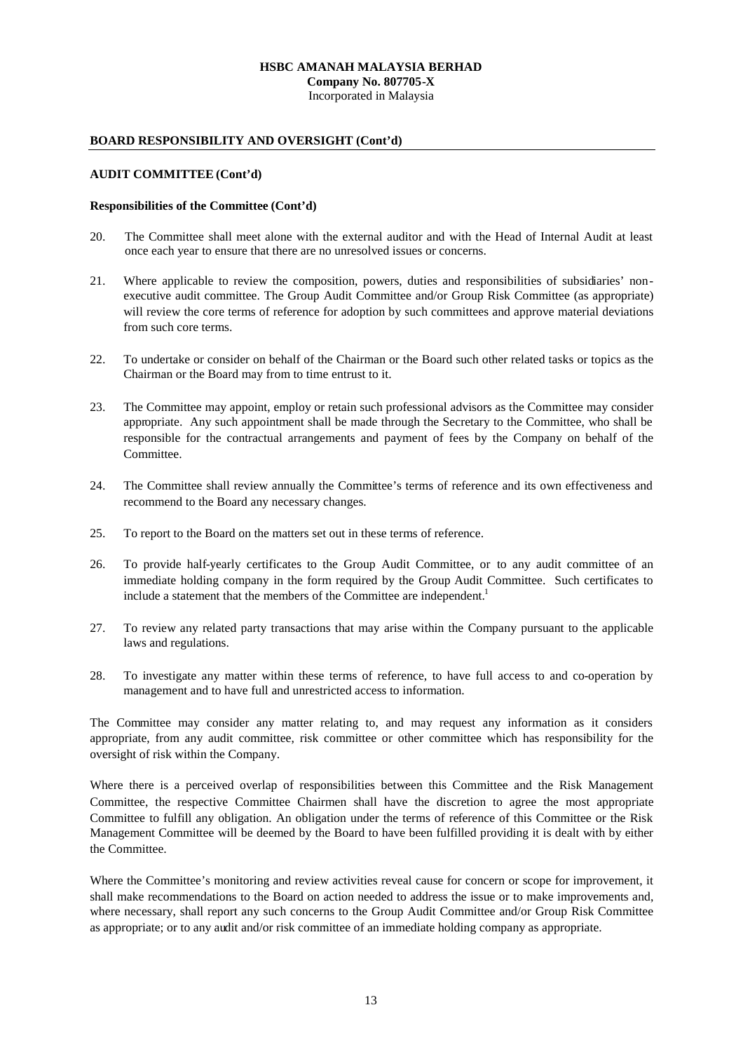## BOARD RESPONSIBILITY AND OVERSIGHT (Cont'd)

### AUDIT COMMITTEE (Cont'd)

**Responsibilities of the Committee (Cont'd)**

20. The Committee shall meet alone with the external auditor and with the Head of Internal Audit at least once each year to ensure that there are no unresolved issues or concerns.

21. Where applicable to review the composition, powers, duties and responsibilities of subsidiaries' non-executive audit committee. The Group Audit Committee and/or Group Risk Committee (as appropriate) will review the core terms of reference for adoption by such committees and approve material deviations from such core terms.

22. To undertake or consider on behalf of the Chairman or the Board such other related tasks or topics as the Chairman or the Board may from to time entrust to it.

23. The Committee may appoint, employ or retain such professional advisors as the Committee may consider appropriate. Any such appointment shall be made through the Secretary to the Committee, who shall be responsible for the contractual arrangements and payment of fees by the Company on behalf of the Committee.

24. The Committee shall review annually the Committee's terms of reference and its own effectiveness and recommend to the Board any necessary changes.

25. To report to the Board on the matters set out in these terms of reference.

26. To provide half-yearly certificates to the Group Audit Committee, or to any audit committee of an immediate holding company in the form required by the Group Audit Committee. Such certificates to include a statement that the members of the Committee are independent.[1]

27. To review any related party transactions that may arise within the Company pursuant to the applicable laws and regulations.

28. To investigate any matter within these terms of reference, to have full access to and co-operation by management and to have full and unrestricted access to information.

The Committee may consider any matter relating to, and may request any information as it considers appropriate, from any audit committee, risk committee or other committee which has responsibility for the oversight of risk within the Company.

Where there is a perceived overlap of responsibilities between this Committee and the Risk Management Committee, the respective Committee Chairmen shall have the discretion to agree the most appropriate Committee to fulfill any obligation. An obligation under the terms of reference of this Committee or the Risk Management Committee will be deemed by the Board to have been fulfilled providing it is dealt with by either the Committee.

Where the Committee's monitoring and review activities reveal cause for concern or scope for improvement, it shall make recommendations to the Board on action needed to address the issue or to make improvements and, where necessary, shall report any such concerns to the Group Audit Committee and/or Group Risk Committee as appropriate; or to any audit and/or risk committee of an immediate holding company as appropriate.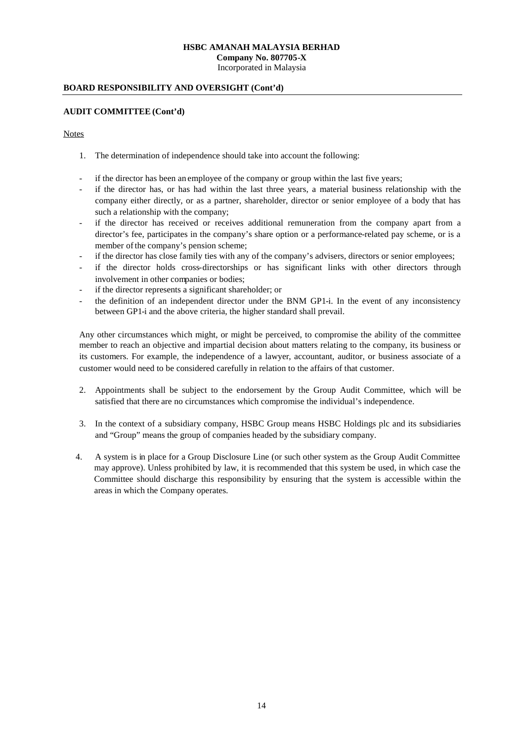**HSBC AMANAH MALAYSIA BERHAD**
**Company No. 807705-X**
Incorporated in Malaysia

## BOARD RESPONSIBILITY AND OVERSIGHT (Cont'd)

### AUDIT COMMITTEE (Cont'd)

Notes

1. The determination of independence should take into account the following:

- if the director has been an employee of the company or group within the last five years;
- if the director has, or has had within the last three years, a material business relationship with the company either directly, or as a partner, shareholder, director or senior employee of a body that has such a relationship with the company;
- if the director has received or receives additional remuneration from the company apart from a director's fee, participates in the company's share option or a performance-related pay scheme, or is a member of the company's pension scheme;
- if the director has close family ties with any of the company's advisers, directors or senior employees;
- if the director holds cross-directorships or has significant links with other directors through involvement in other companies or bodies;
- if the director represents a significant shareholder; or
- the definition of an independent director under the BNM GP1-i. In the event of any inconsistency between GP1-i and the above criteria, the higher standard shall prevail.

Any other circumstances which might, or might be perceived, to compromise the ability of the committee member to reach an objective and impartial decision about matters relating to the company, its business or its customers. For example, the independence of a lawyer, accountant, auditor, or business associate of a customer would need to be considered carefully in relation to the affairs of that customer.

2. Appointments shall be subject to the endorsement by the Group Audit Committee, which will be satisfied that there are no circumstances which compromise the individual's independence.

3. In the context of a subsidiary company, HSBC Group means HSBC Holdings plc and its subsidiaries and "Group" means the group of companies headed by the subsidiary company.

4. A system is in place for a Group Disclosure Line (or such other system as the Group Audit Committee may approve). Unless prohibited by law, it is recommended that this system be used, in which case the Committee should discharge this responsibility by ensuring that the system is accessible within the areas in which the Company operates.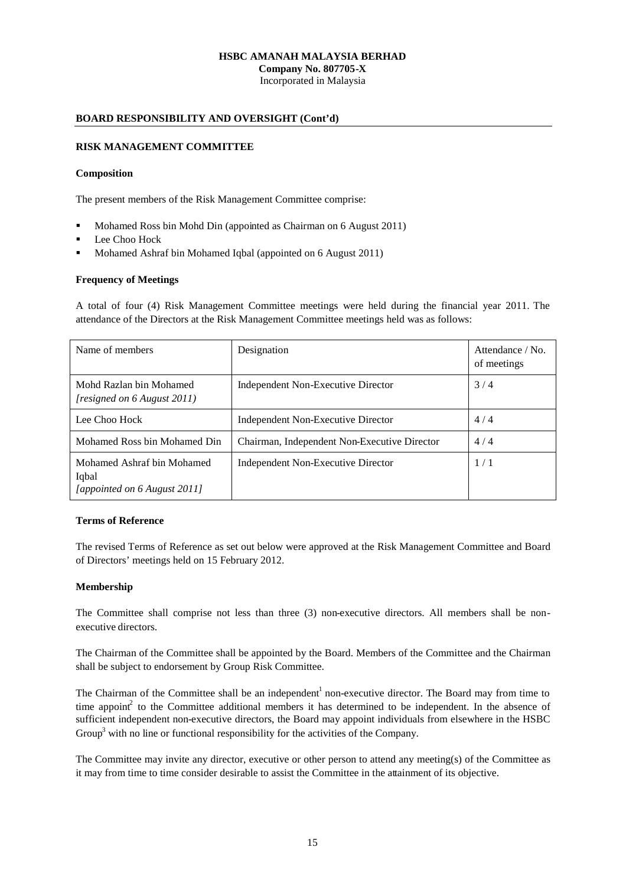## BOARD RESPONSIBILITY AND OVERSIGHT (Cont'd)

### RISK MANAGEMENT COMMITTEE

**Composition**

The present members of the Risk Management Committee comprise:

- Mohamed Ross bin Mohd Din (appointed as Chairman on 6 August 2011)
- Lee Choo Hock
- Mohamed Ashraf bin Mohamed Iqbal (appointed on 6 August 2011)

**Frequency of Meetings**

A total of four (4) Risk Management Committee meetings were held during the financial year 2011. The attendance of the Directors at the Risk Management Committee meetings held was as follows:

| Name of members | Designation | Attendance / No. of meetings |
|---|---|---|
| Mohd Razlan bin Mohamed *[resigned on 6 August 2011)* | Independent Non-Executive Director | 3 / 4 |
| Lee Choo Hock | Independent Non-Executive Director | 4 / 4 |
| Mohamed Ross bin Mohamed Din | Chairman, Independent Non-Executive Director | 4 / 4 |
| Mohamed Ashraf bin Mohamed Iqbal *[appointed on 6 August 2011]* | Independent Non-Executive Director | 1 / 1 |

**Terms of Reference**

The revised Terms of Reference as set out below were approved at the Risk Management Committee and Board of Directors' meetings held on 15 February 2012.

**Membership**

The Committee shall comprise not less than three (3) non-executive directors. All members shall be non-executive directors.

The Chairman of the Committee shall be appointed by the Board. Members of the Committee and the Chairman shall be subject to endorsement by Group Risk Committee.

The Chairman of the Committee shall be an independent[1] non-executive director. The Board may from time to time appoint[2] to the Committee additional members it has determined to be independent. In the absence of sufficient independent non-executive directors, the Board may appoint individuals from elsewhere in the HSBC Group[3] with no line or functional responsibility for the activities of the Company.

The Committee may invite any director, executive or other person to attend any meeting(s) of the Committee as it may from time to time consider desirable to assist the Committee in the attainment of its objective.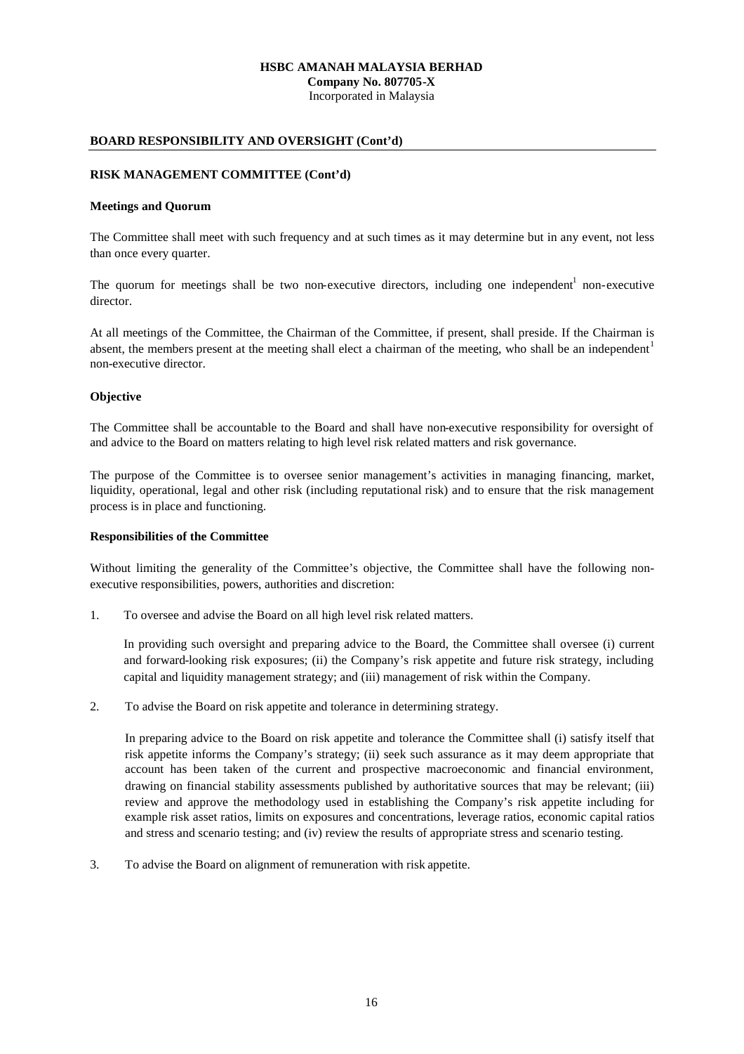## BOARD RESPONSIBILITY AND OVERSIGHT (Cont'd)

### RISK MANAGEMENT COMMITTEE (Cont'd)

**Meetings and Quorum**

The Committee shall meet with such frequency and at such times as it may determine but in any event, not less than once every quarter.

The quorum for meetings shall be two non-executive directors, including one independent[1] non-executive director.

At all meetings of the Committee, the Chairman of the Committee, if present, shall preside. If the Chairman is absent, the members present at the meeting shall elect a chairman of the meeting, who shall be an independent[1] non-executive director.

**Objective**

The Committee shall be accountable to the Board and shall have non-executive responsibility for oversight of and advice to the Board on matters relating to high level risk related matters and risk governance.

The purpose of the Committee is to oversee senior management's activities in managing financing, market, liquidity, operational, legal and other risk (including reputational risk) and to ensure that the risk management process is in place and functioning.

**Responsibilities of the Committee**

Without limiting the generality of the Committee's objective, the Committee shall have the following non-executive responsibilities, powers, authorities and discretion:

1. To oversee and advise the Board on all high level risk related matters.

   In providing such oversight and preparing advice to the Board, the Committee shall oversee (i) current and forward-looking risk exposures; (ii) the Company's risk appetite and future risk strategy, including capital and liquidity management strategy; and (iii) management of risk within the Company.

2. To advise the Board on risk appetite and tolerance in determining strategy.

   In preparing advice to the Board on risk appetite and tolerance the Committee shall (i) satisfy itself that risk appetite informs the Company's strategy; (ii) seek such assurance as it may deem appropriate that account has been taken of the current and prospective macroeconomic and financial environment, drawing on financial stability assessments published by authoritative sources that may be relevant; (iii) review and approve the methodology used in establishing the Company's risk appetite including for example risk asset ratios, limits on exposures and concentrations, leverage ratios, economic capital ratios and stress and scenario testing; and (iv) review the results of appropriate stress and scenario testing.

3. To advise the Board on alignment of remuneration with risk appetite.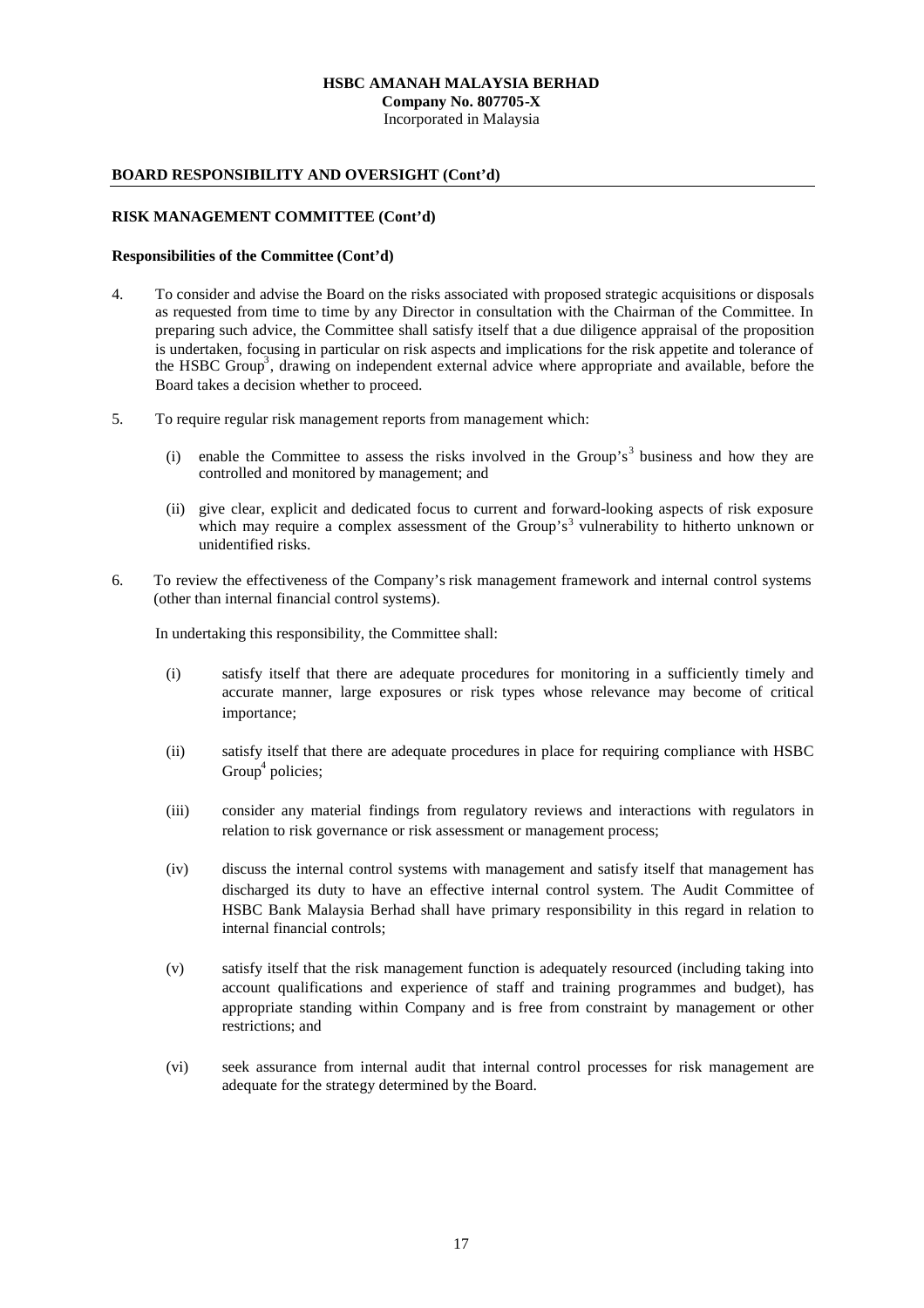**BOARD RESPONSIBILITY AND OVERSIGHT (Cont'd)**

**RISK MANAGEMENT COMMITTEE (Cont'd)**

**Responsibilities of the Committee (Cont'd)**

4. To consider and advise the Board on the risks associated with proposed strategic acquisitions or disposals as requested from time to time by any Director in consultation with the Chairman of the Committee. In preparing such advice, the Committee shall satisfy itself that a due diligence appraisal of the proposition is undertaken, focusing in particular on risk aspects and implications for the risk appetite and tolerance of the HSBC Group[3], drawing on independent external advice where appropriate and available, before the Board takes a decision whether to proceed.

5. To require regular risk management reports from management which:

   (i) enable the Committee to assess the risks involved in the Group's[3] business and how they are controlled and monitored by management; and

   (ii) give clear, explicit and dedicated focus to current and forward-looking aspects of risk exposure which may require a complex assessment of the Group's[3] vulnerability to hitherto unknown or unidentified risks.

6. To review the effectiveness of the Company's risk management framework and internal control systems (other than internal financial control systems).

   In undertaking this responsibility, the Committee shall:

   (i) satisfy itself that there are adequate procedures for monitoring in a sufficiently timely and accurate manner, large exposures or risk types whose relevance may become of critical importance;

   (ii) satisfy itself that there are adequate procedures in place for requiring compliance with HSBC Group[4] policies;

   (iii) consider any material findings from regulatory reviews and interactions with regulators in relation to risk governance or risk assessment or management process;

   (iv) discuss the internal control systems with management and satisfy itself that management has discharged its duty to have an effective internal control system. The Audit Committee of HSBC Bank Malaysia Berhad shall have primary responsibility in this regard in relation to internal financial controls;

   (v) satisfy itself that the risk management function is adequately resourced (including taking into account qualifications and experience of staff and training programmes and budget), has appropriate standing within Company and is free from constraint by management or other restrictions; and

   (vi) seek assurance from internal audit that internal control processes for risk management are adequate for the strategy determined by the Board.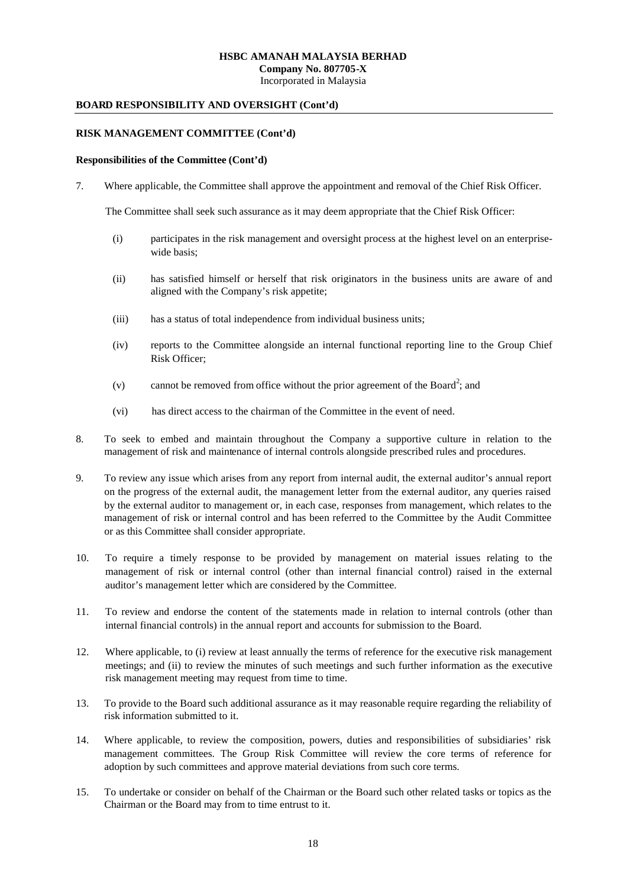**HSBC AMANAH MALAYSIA BERHAD**
**Company No. 807705-X**
Incorporated in Malaysia

**BOARD RESPONSIBILITY AND OVERSIGHT (Cont'd)**

**RISK MANAGEMENT COMMITTEE (Cont'd)**

**Responsibilities of the Committee (Cont'd)**

7. Where applicable, the Committee shall approve the appointment and removal of the Chief Risk Officer.

   The Committee shall seek such assurance as it may deem appropriate that the Chief Risk Officer:

   (i) participates in the risk management and oversight process at the highest level on an enterprise-wide basis;

   (ii) has satisfied himself or herself that risk originators in the business units are aware of and aligned with the Company's risk appetite;

   (iii) has a status of total independence from individual business units;

   (iv) reports to the Committee alongside an internal functional reporting line to the Group Chief Risk Officer;

   (v) cannot be removed from office without the prior agreement of the Board[2]; and

   (vi) has direct access to the chairman of the Committee in the event of need.

8. To seek to embed and maintain throughout the Company a supportive culture in relation to the management of risk and maintenance of internal controls alongside prescribed rules and procedures.

9. To review any issue which arises from any report from internal audit, the external auditor's annual report on the progress of the external audit, the management letter from the external auditor, any queries raised by the external auditor to management or, in each case, responses from management, which relates to the management of risk or internal control and has been referred to the Committee by the Audit Committee or as this Committee shall consider appropriate.

10. To require a timely response to be provided by management on material issues relating to the management of risk or internal control (other than internal financial control) raised in the external auditor's management letter which are considered by the Committee.

11. To review and endorse the content of the statements made in relation to internal controls (other than internal financial controls) in the annual report and accounts for submission to the Board.

12. Where applicable, to (i) review at least annually the terms of reference for the executive risk management meetings; and (ii) to review the minutes of such meetings and such further information as the executive risk management meeting may request from time to time.

13. To provide to the Board such additional assurance as it may reasonable require regarding the reliability of risk information submitted to it.

14. Where applicable, to review the composition, powers, duties and responsibilities of subsidiaries' risk management committees. The Group Risk Committee will review the core terms of reference for adoption by such committees and approve material deviations from such core terms.

15. To undertake or consider on behalf of the Chairman or the Board such other related tasks or topics as the Chairman or the Board may from to time entrust to it.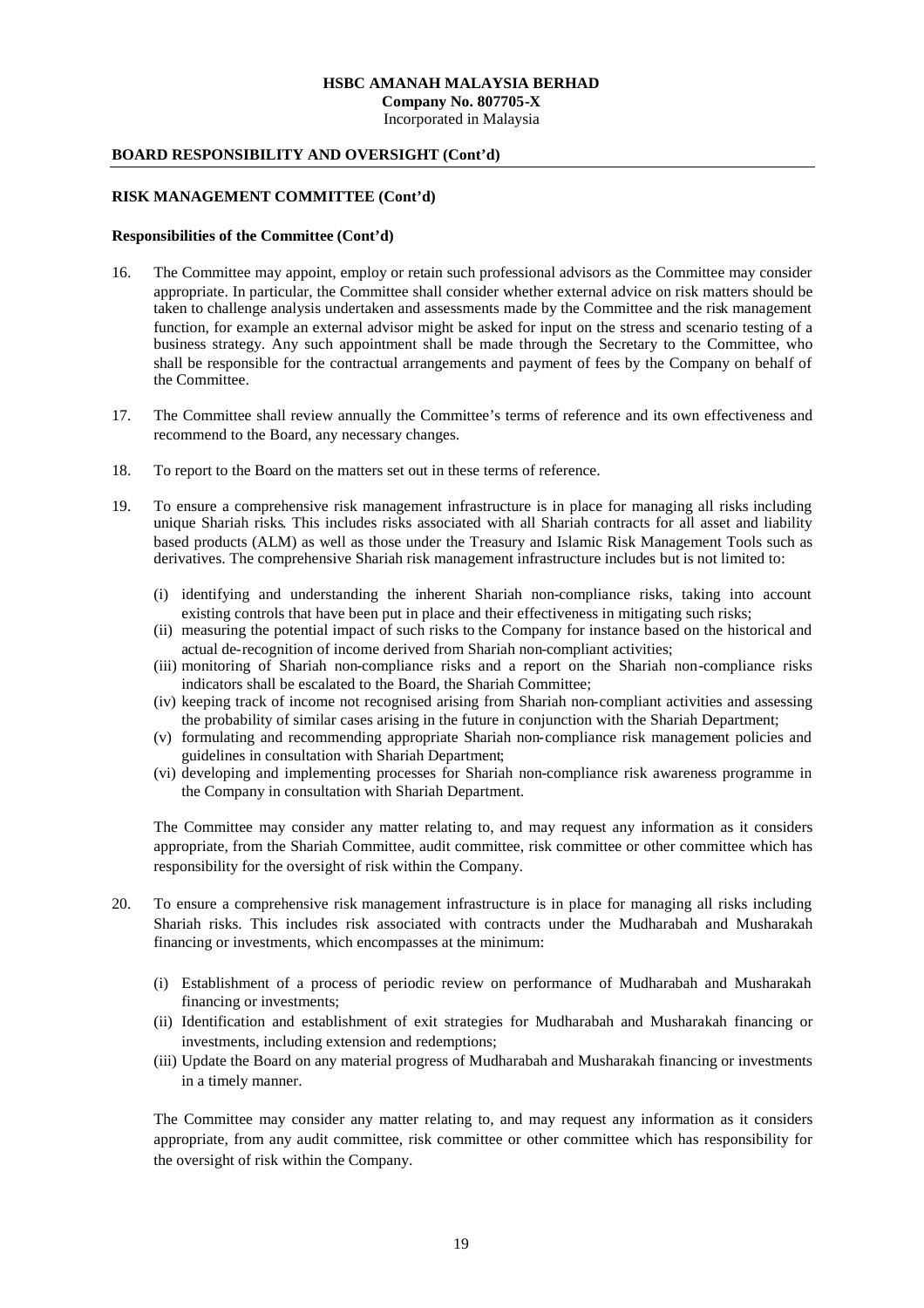**BOARD RESPONSIBILITY AND OVERSIGHT (Cont'd)**

**RISK MANAGEMENT COMMITTEE (Cont'd)**

**Responsibilities of the Committee (Cont'd)**

16. The Committee may appoint, employ or retain such professional advisors as the Committee may consider appropriate. In particular, the Committee shall consider whether external advice on risk matters should be taken to challenge analysis undertaken and assessments made by the Committee and the risk management function, for example an external advisor might be asked for input on the stress and scenario testing of a business strategy. Any such appointment shall be made through the Secretary to the Committee, who shall be responsible for the contractual arrangements and payment of fees by the Company on behalf of the Committee.

17. The Committee shall review annually the Committee's terms of reference and its own effectiveness and recommend to the Board, any necessary changes.

18. To report to the Board on the matters set out in these terms of reference.

19. To ensure a comprehensive risk management infrastructure is in place for managing all risks including unique Shariah risks. This includes risks associated with all Shariah contracts for all asset and liability based products (ALM) as well as those under the Treasury and Islamic Risk Management Tools such as derivatives. The comprehensive Shariah risk management infrastructure includes but is not limited to:

    (i) identifying and understanding the inherent Shariah non-compliance risks, taking into account existing controls that have been put in place and their effectiveness in mitigating such risks;
    (ii) measuring the potential impact of such risks to the Company for instance based on the historical and actual de-recognition of income derived from Shariah non-compliant activities;
    (iii) monitoring of Shariah non-compliance risks and a report on the Shariah non-compliance risks indicators shall be escalated to the Board, the Shariah Committee;
    (iv) keeping track of income not recognised arising from Shariah non-compliant activities and assessing the probability of similar cases arising in the future in conjunction with the Shariah Department;
    (v) formulating and recommending appropriate Shariah non-compliance risk management policies and guidelines in consultation with Shariah Department;
    (vi) developing and implementing processes for Shariah non-compliance risk awareness programme in the Company in consultation with Shariah Department.

    The Committee may consider any matter relating to, and may request any information as it considers appropriate, from the Shariah Committee, audit committee, risk committee or other committee which has responsibility for the oversight of risk within the Company.

20. To ensure a comprehensive risk management infrastructure is in place for managing all risks including Shariah risks. This includes risk associated with contracts under the Mudharabah and Musharakah financing or investments, which encompasses at the minimum:

    (i) Establishment of a process of periodic review on performance of Mudharabah and Musharakah financing or investments;
    (ii) Identification and establishment of exit strategies for Mudharabah and Musharakah financing or investments, including extension and redemptions;
    (iii) Update the Board on any material progress of Mudharabah and Musharakah financing or investments in a timely manner.

    The Committee may consider any matter relating to, and may request any information as it considers appropriate, from any audit committee, risk committee or other committee which has responsibility for the oversight of risk within the Company.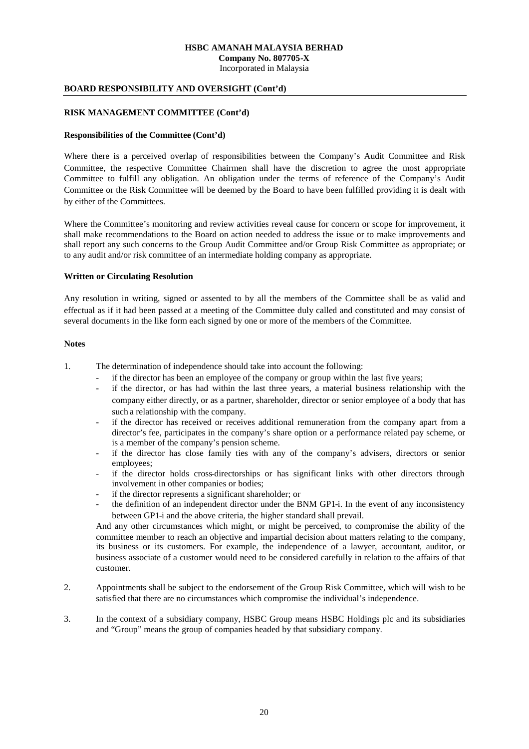**BOARD RESPONSIBILITY AND OVERSIGHT (Cont'd)**

**RISK MANAGEMENT COMMITTEE (Cont'd)**

**Responsibilities of the Committee (Cont'd)**

Where there is a perceived overlap of responsibilities between the Company's Audit Committee and Risk Committee, the respective Committee Chairmen shall have the discretion to agree the most appropriate Committee to fulfill any obligation. An obligation under the terms of reference of the Company's Audit Committee or the Risk Committee will be deemed by the Board to have been fulfilled providing it is dealt with by either of the Committees.

Where the Committee's monitoring and review activities reveal cause for concern or scope for improvement, it shall make recommendations to the Board on action needed to address the issue or to make improvements and shall report any such concerns to the Group Audit Committee and/or Group Risk Committee as appropriate; or to any audit and/or risk committee of an intermediate holding company as appropriate.

**Written or Circulating Resolution**

Any resolution in writing, signed or assented to by all the members of the Committee shall be as valid and effectual as if it had been passed at a meeting of the Committee duly called and constituted and may consist of several documents in the like form each signed by one or more of the members of the Committee.

**Notes**

1. The determination of independence should take into account the following:
   - if the director has been an employee of the company or group within the last five years;
   - if the director, or has had within the last three years, a material business relationship with the company either directly, or as a partner, shareholder, director or senior employee of a body that has such a relationship with the company.
   - if the director has received or receives additional remuneration from the company apart from a director's fee, participates in the company's share option or a performance related pay scheme, or is a member of the company's pension scheme.
   - if the director has close family ties with any of the company's advisers, directors or senior employees;
   - if the director holds cross-directorships or has significant links with other directors through involvement in other companies or bodies;
   - if the director represents a significant shareholder; or
   - the definition of an independent director under the BNM GP1-i. In the event of any inconsistency between GP1-i and the above criteria, the higher standard shall prevail.

   And any other circumstances which might, or might be perceived, to compromise the ability of the committee member to reach an objective and impartial decision about matters relating to the company, its business or its customers. For example, the independence of a lawyer, accountant, auditor, or business associate of a customer would need to be considered carefully in relation to the affairs of that customer.

2. Appointments shall be subject to the endorsement of the Group Risk Committee, which will wish to be satisfied that there are no circumstances which compromise the individual's independence.

3. In the context of a subsidiary company, HSBC Group means HSBC Holdings plc and its subsidiaries and "Group" means the group of companies headed by that subsidiary company.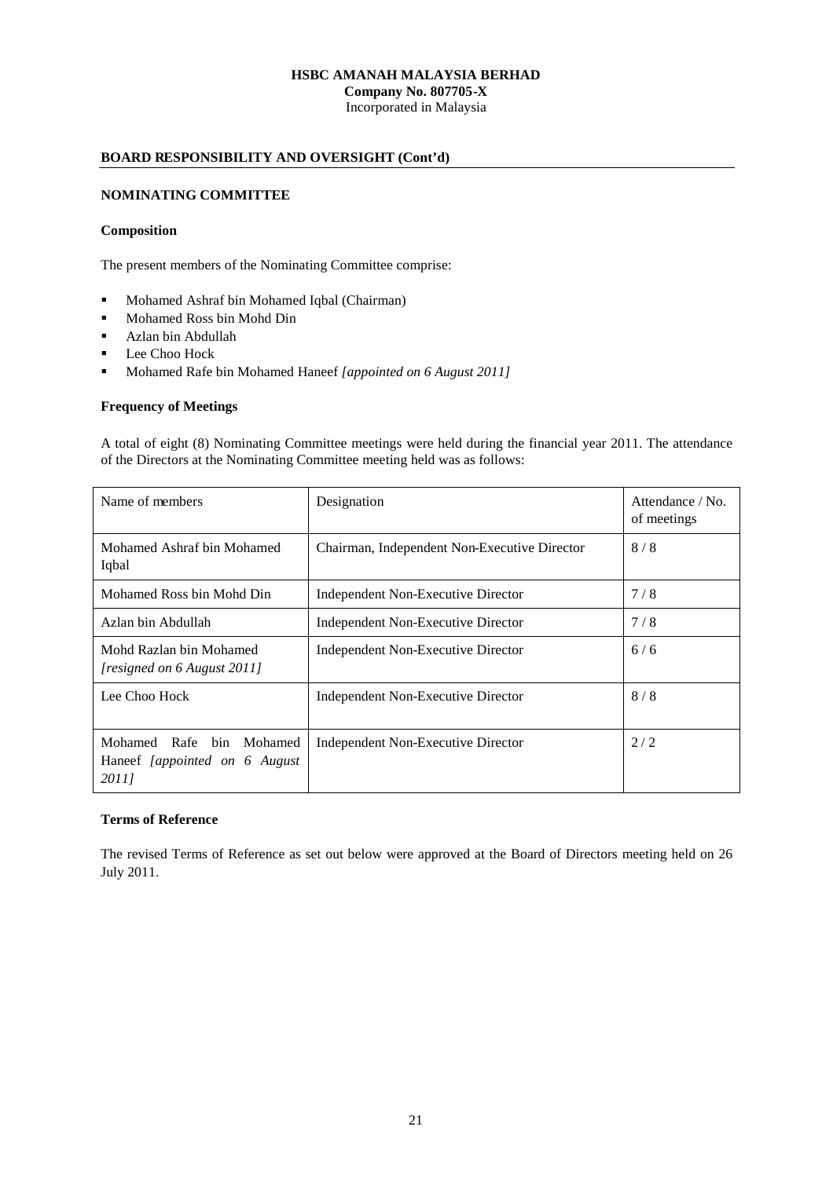**HSBC AMANAH MALAYSIA BERHAD**
**Company No. 807705-X**
Incorporated in Malaysia

## BOARD RESPONSIBILITY AND OVERSIGHT (Cont'd)

### NOMINATING COMMITTEE

**Composition**

The present members of the Nominating Committee comprise:

- Mohamed Ashraf bin Mohamed Iqbal (Chairman)
- Mohamed Ross bin Mohd Din
- Azlan bin Abdullah
- Lee Choo Hock
- Mohamed Rafe bin Mohamed Haneef *[appointed on 6 August 2011]*

**Frequency of Meetings**

A total of eight (8) Nominating Committee meetings were held during the financial year 2011. The attendance of the Directors at the Nominating Committee meeting held was as follows:

| Name of members | Designation | Attendance / No. of meetings |
|---|---|---|
| Mohamed Ashraf bin Mohamed Iqbal | Chairman, Independent Non-Executive Director | 8 / 8 |
| Mohamed Ross bin Mohd Din | Independent Non-Executive Director | 7 / 8 |
| Azlan bin Abdullah | Independent Non-Executive Director | 7 / 8 |
| Mohd Razlan bin Mohamed *[resigned on 6 August 2011]* | Independent Non-Executive Director | 6 / 6 |
| Lee Choo Hock | Independent Non-Executive Director | 8 / 8 |
| Mohamed Rafe bin Mohamed Haneef *[appointed on 6 August 2011]* | Independent Non-Executive Director | 2 / 2 |

**Terms of Reference**

The revised Terms of Reference as set out below were approved at the Board of Directors meeting held on 26 July 2011.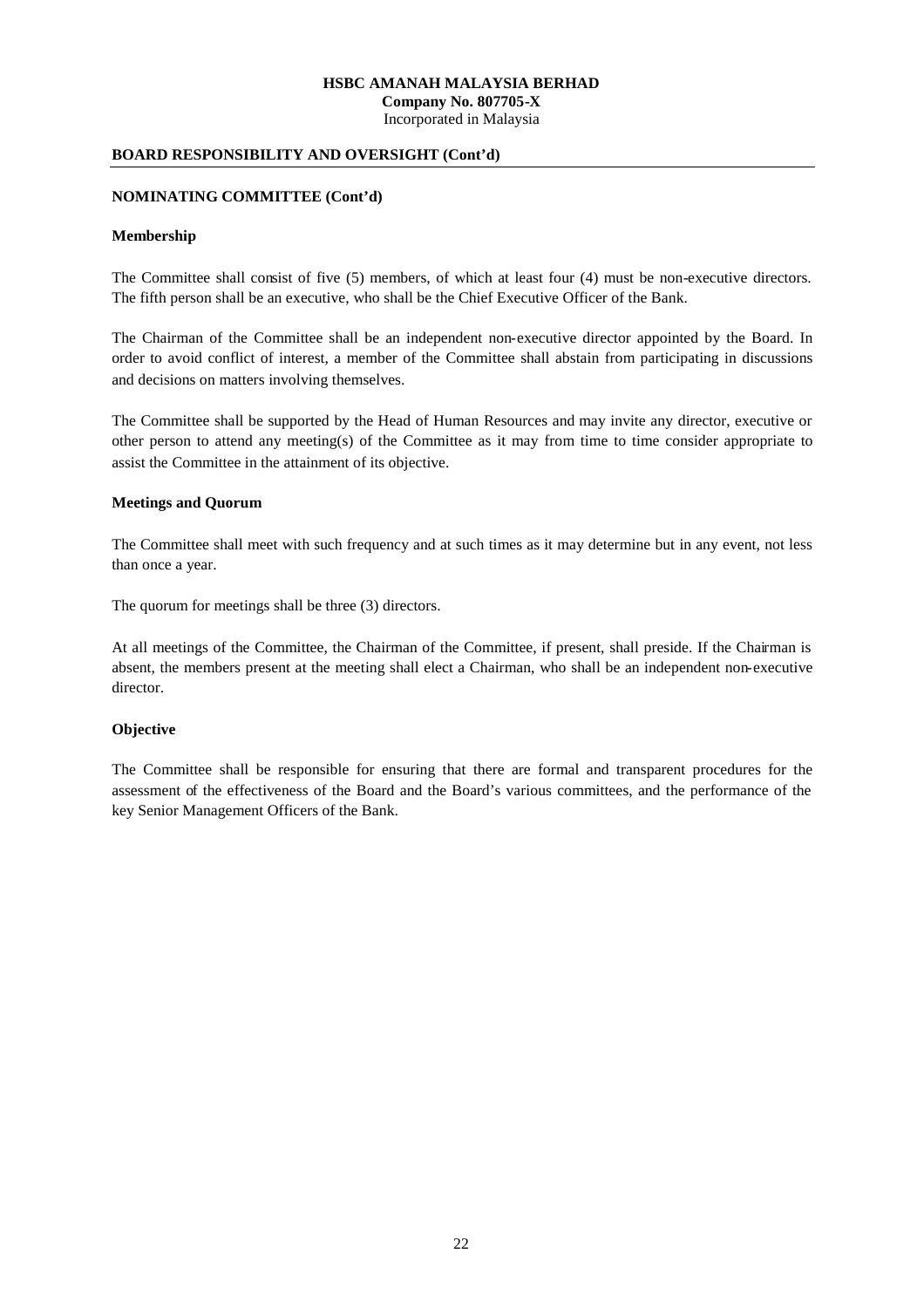## BOARD RESPONSIBILITY AND OVERSIGHT (Cont'd)

### NOMINATING COMMITTEE (Cont'd)

**Membership**

The Committee shall consist of five (5) members, of which at least four (4) must be non-executive directors. The fifth person shall be an executive, who shall be the Chief Executive Officer of the Bank.

The Chairman of the Committee shall be an independent non-executive director appointed by the Board. In order to avoid conflict of interest, a member of the Committee shall abstain from participating in discussions and decisions on matters involving themselves.

The Committee shall be supported by the Head of Human Resources and may invite any director, executive or other person to attend any meeting(s) of the Committee as it may from time to time consider appropriate to assist the Committee in the attainment of its objective.

**Meetings and Quorum**

The Committee shall meet with such frequency and at such times as it may determine but in any event, not less than once a year.

The quorum for meetings shall be three (3) directors.

At all meetings of the Committee, the Chairman of the Committee, if present, shall preside. If the Chairman is absent, the members present at the meeting shall elect a Chairman, who shall be an independent non-executive director.

**Objective**

The Committee shall be responsible for ensuring that there are formal and transparent procedures for the assessment of the effectiveness of the Board and the Board's various committees, and the performance of the key Senior Management Officers of the Bank.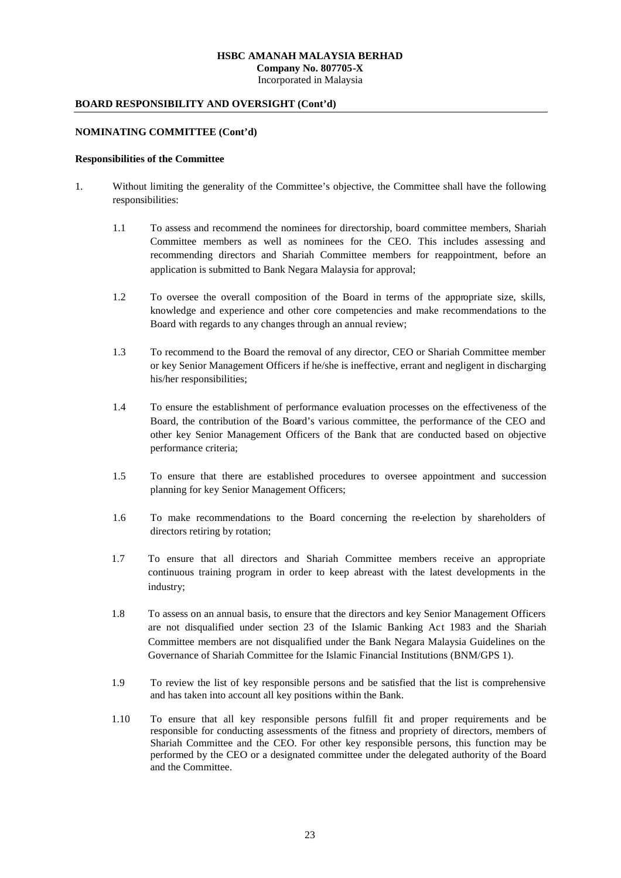**HSBC AMANAH MALAYSIA BERHAD**
**Company No. 807705-X**
Incorporated in Malaysia

**BOARD RESPONSIBILITY AND OVERSIGHT (Cont'd)**

**NOMINATING COMMITTEE (Cont'd)**

**Responsibilities of the Committee**

1. Without limiting the generality of the Committee's objective, the Committee shall have the following responsibilities:

   1.1 To assess and recommend the nominees for directorship, board committee members, Shariah Committee members as well as nominees for the CEO. This includes assessing and recommending directors and Shariah Committee members for reappointment, before an application is submitted to Bank Negara Malaysia for approval;

   1.2 To oversee the overall composition of the Board in terms of the appropriate size, skills, knowledge and experience and other core competencies and make recommendations to the Board with regards to any changes through an annual review;

   1.3 To recommend to the Board the removal of any director, CEO or Shariah Committee member or key Senior Management Officers if he/she is ineffective, errant and negligent in discharging his/her responsibilities;

   1.4 To ensure the establishment of performance evaluation processes on the effectiveness of the Board, the contribution of the Board's various committee, the performance of the CEO and other key Senior Management Officers of the Bank that are conducted based on objective performance criteria;

   1.5 To ensure that there are established procedures to oversee appointment and succession planning for key Senior Management Officers;

   1.6 To make recommendations to the Board concerning the re-election by shareholders of directors retiring by rotation;

   1.7 To ensure that all directors and Shariah Committee members receive an appropriate continuous training program in order to keep abreast with the latest developments in the industry;

   1.8 To assess on an annual basis, to ensure that the directors and key Senior Management Officers are not disqualified under section 23 of the Islamic Banking Act 1983 and the Shariah Committee members are not disqualified under the Bank Negara Malaysia Guidelines on the Governance of Shariah Committee for the Islamic Financial Institutions (BNM/GPS 1).

   1.9 To review the list of key responsible persons and be satisfied that the list is comprehensive and has taken into account all key positions within the Bank.

   1.10 To ensure that all key responsible persons fulfill fit and proper requirements and be responsible for conducting assessments of the fitness and propriety of directors, members of Shariah Committee and the CEO. For other key responsible persons, this function may be performed by the CEO or a designated committee under the delegated authority of the Board and the Committee.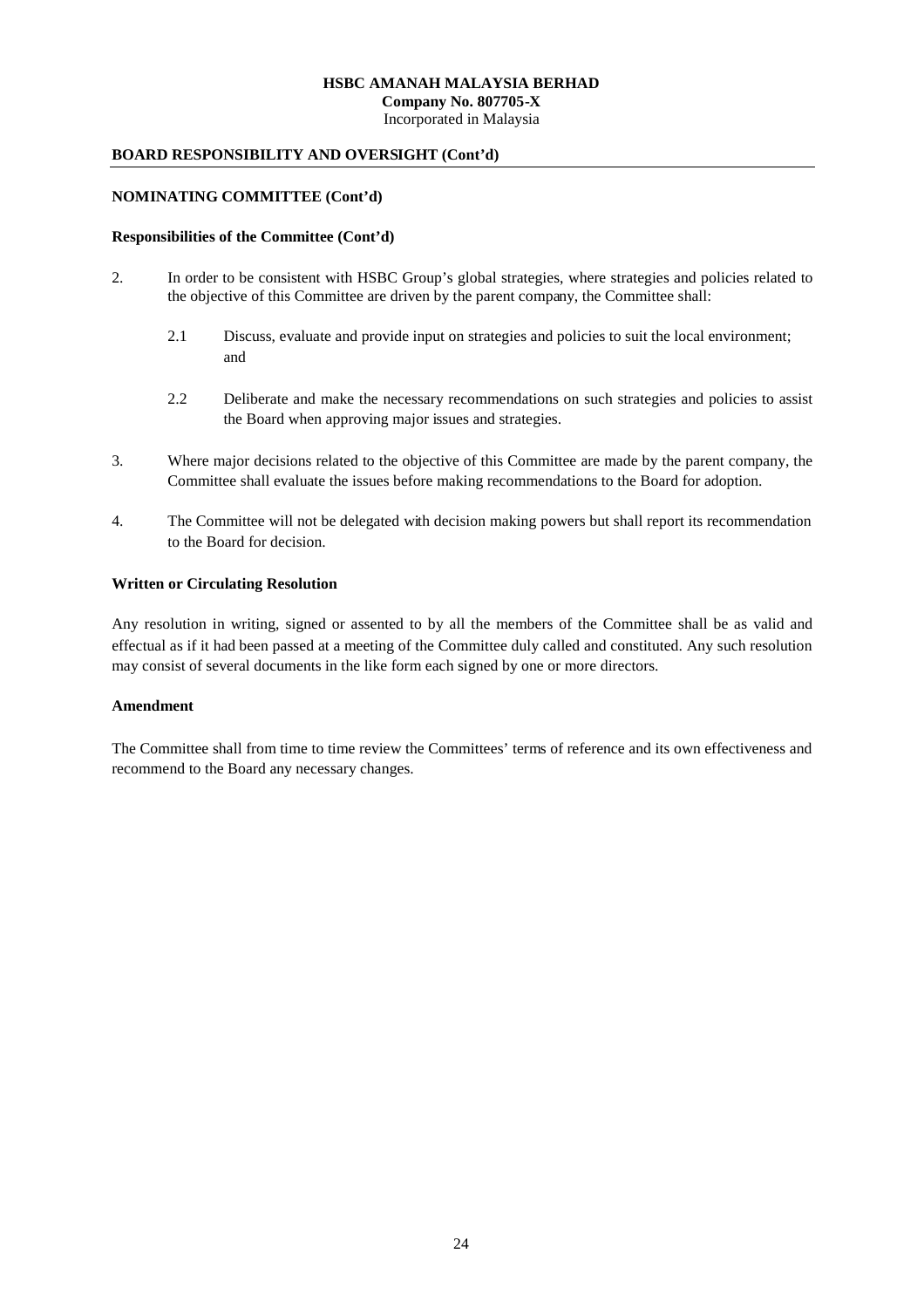## BOARD RESPONSIBILITY AND OVERSIGHT (Cont'd)

### NOMINATING COMMITTEE (Cont'd)

#### Responsibilities of the Committee (Cont'd)

2. In order to be consistent with HSBC Group's global strategies, where strategies and policies related to the objective of this Committee are driven by the parent company, the Committee shall:

   2.1 Discuss, evaluate and provide input on strategies and policies to suit the local environment; and

   2.2 Deliberate and make the necessary recommendations on such strategies and policies to assist the Board when approving major issues and strategies.

3. Where major decisions related to the objective of this Committee are made by the parent company, the Committee shall evaluate the issues before making recommendations to the Board for adoption.

4. The Committee will not be delegated with decision making powers but shall report its recommendation to the Board for decision.

#### Written or Circulating Resolution

Any resolution in writing, signed or assented to by all the members of the Committee shall be as valid and effectual as if it had been passed at a meeting of the Committee duly called and constituted. Any such resolution may consist of several documents in the like form each signed by one or more directors.

#### Amendment

The Committee shall from time to time review the Committees' terms of reference and its own effectiveness and recommend to the Board any necessary changes.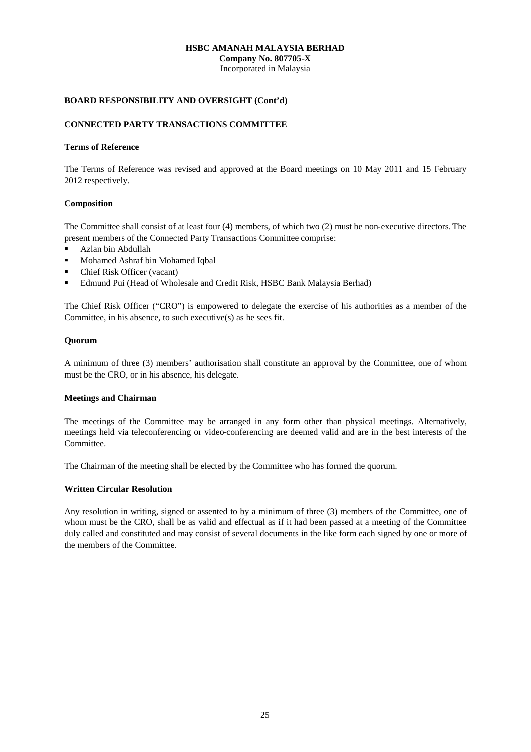## BOARD RESPONSIBILITY AND OVERSIGHT (Cont'd)

### CONNECTED PARTY TRANSACTIONS COMMITTEE

#### Terms of Reference

The Terms of Reference was revised and approved at the Board meetings on 10 May 2011 and 15 February 2012 respectively.

#### Composition

The Committee shall consist of at least four (4) members, of which two (2) must be non-executive directors. The present members of the Connected Party Transactions Committee comprise:

- Azlan bin Abdullah
- Mohamed Ashraf bin Mohamed Iqbal
- Chief Risk Officer (vacant)
- Edmund Pui (Head of Wholesale and Credit Risk, HSBC Bank Malaysia Berhad)

The Chief Risk Officer ("CRO") is empowered to delegate the exercise of his authorities as a member of the Committee, in his absence, to such executive(s) as he sees fit.

#### Quorum

A minimum of three (3) members' authorisation shall constitute an approval by the Committee, one of whom must be the CRO, or in his absence, his delegate.

#### Meetings and Chairman

The meetings of the Committee may be arranged in any form other than physical meetings. Alternatively, meetings held via teleconferencing or video-conferencing are deemed valid and are in the best interests of the Committee.

The Chairman of the meeting shall be elected by the Committee who has formed the quorum.

#### Written Circular Resolution

Any resolution in writing, signed or assented to by a minimum of three (3) members of the Committee, one of whom must be the CRO, shall be as valid and effectual as if it had been passed at a meeting of the Committee duly called and constituted and may consist of several documents in the like form each signed by one or more of the members of the Committee.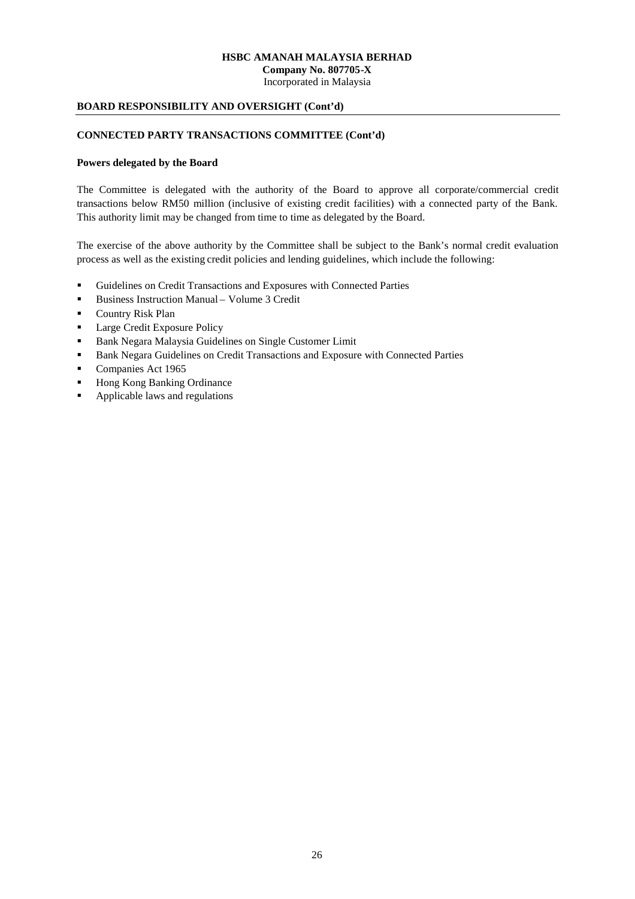**BOARD RESPONSIBILITY AND OVERSIGHT (Cont'd)**

**CONNECTED PARTY TRANSACTIONS COMMITTEE (Cont'd)**

**Powers delegated by the Board**

The Committee is delegated with the authority of the Board to approve all corporate/commercial credit transactions below RM50 million (inclusive of existing credit facilities) with a connected party of the Bank. This authority limit may be changed from time to time as delegated by the Board.

The exercise of the above authority by the Committee shall be subject to the Bank's normal credit evaluation process as well as the existing credit policies and lending guidelines, which include the following:

- Guidelines on Credit Transactions and Exposures with Connected Parties
- Business Instruction Manual – Volume 3 Credit
- Country Risk Plan
- Large Credit Exposure Policy
- Bank Negara Malaysia Guidelines on Single Customer Limit
- Bank Negara Guidelines on Credit Transactions and Exposure with Connected Parties
- Companies Act 1965
- Hong Kong Banking Ordinance
- Applicable laws and regulations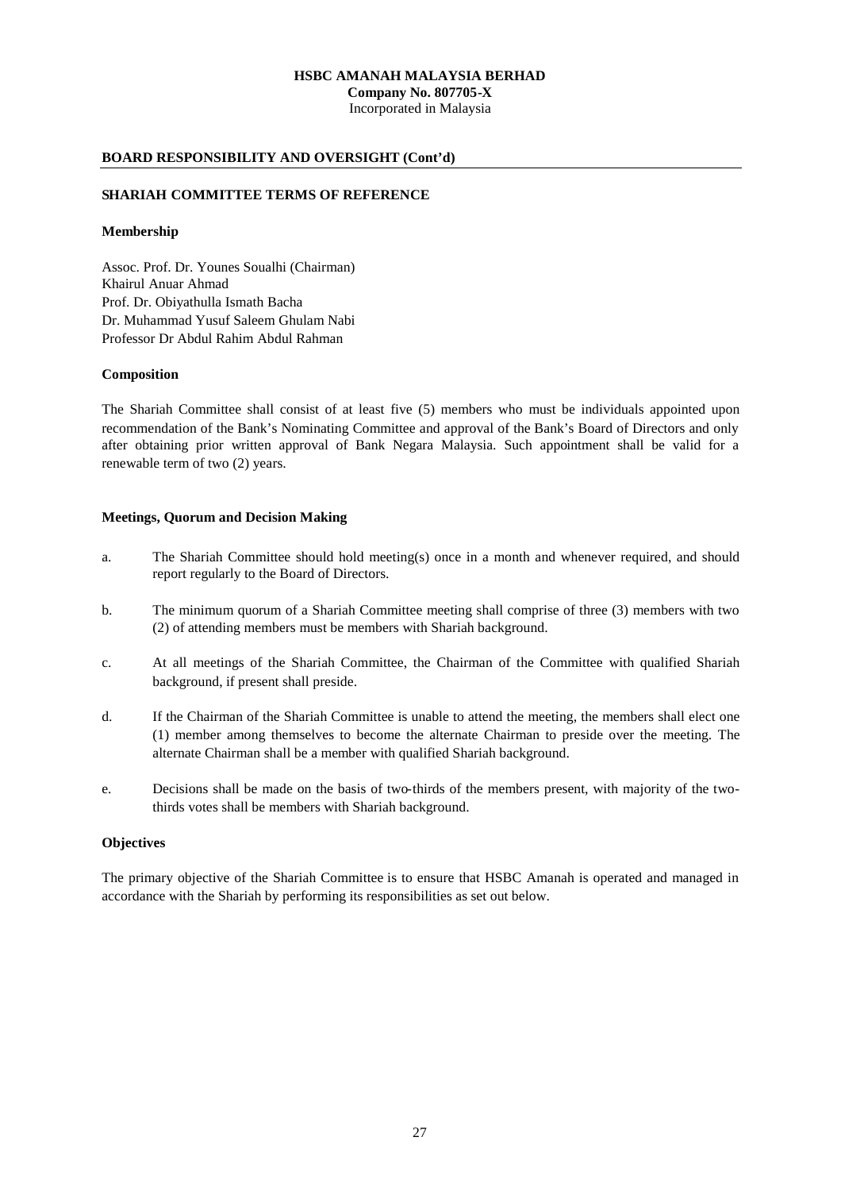**HSBC AMANAH MALAYSIA BERHAD**
**Company No. 807705-X**
Incorporated in Malaysia

## BOARD RESPONSIBILITY AND OVERSIGHT (Cont'd)

### SHARIAH COMMITTEE TERMS OF REFERENCE

**Membership**

Assoc. Prof. Dr. Younes Soualhi (Chairman)
Khairul Anuar Ahmad
Prof. Dr. Obiyathulla Ismath Bacha
Dr. Muhammad Yusuf Saleem Ghulam Nabi
Professor Dr Abdul Rahim Abdul Rahman

**Composition**

The Shariah Committee shall consist of at least five (5) members who must be individuals appointed upon recommendation of the Bank's Nominating Committee and approval of the Bank's Board of Directors and only after obtaining prior written approval of Bank Negara Malaysia. Such appointment shall be valid for a renewable term of two (2) years.

**Meetings, Quorum and Decision Making**

a. The Shariah Committee should hold meeting(s) once in a month and whenever required, and should report regularly to the Board of Directors.

b. The minimum quorum of a Shariah Committee meeting shall comprise of three (3) members with two (2) of attending members must be members with Shariah background.

c. At all meetings of the Shariah Committee, the Chairman of the Committee with qualified Shariah background, if present shall preside.

d. If the Chairman of the Shariah Committee is unable to attend the meeting, the members shall elect one (1) member among themselves to become the alternate Chairman to preside over the meeting. The alternate Chairman shall be a member with qualified Shariah background.

e. Decisions shall be made on the basis of two-thirds of the members present, with majority of the two-thirds votes shall be members with Shariah background.

**Objectives**

The primary objective of the Shariah Committee is to ensure that HSBC Amanah is operated and managed in accordance with the Shariah by performing its responsibilities as set out below.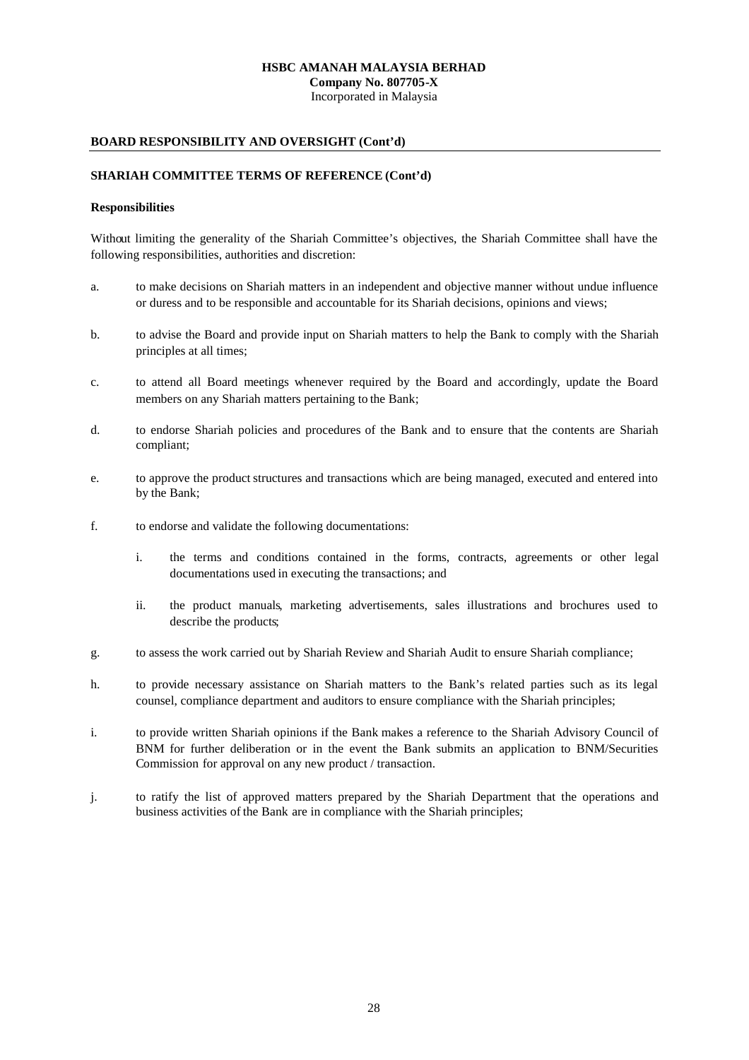**BOARD RESPONSIBILITY AND OVERSIGHT (Cont'd)**

**SHARIAH COMMITTEE TERMS OF REFERENCE (Cont'd)**

**Responsibilities**

Without limiting the generality of the Shariah Committee's objectives, the Shariah Committee shall have the following responsibilities, authorities and discretion:

a. to make decisions on Shariah matters in an independent and objective manner without undue influence or duress and to be responsible and accountable for its Shariah decisions, opinions and views;

b. to advise the Board and provide input on Shariah matters to help the Bank to comply with the Shariah principles at all times;

c. to attend all Board meetings whenever required by the Board and accordingly, update the Board members on any Shariah matters pertaining to the Bank;

d. to endorse Shariah policies and procedures of the Bank and to ensure that the contents are Shariah compliant;

e. to approve the product structures and transactions which are being managed, executed and entered into by the Bank;

f. to endorse and validate the following documentations:

   i. the terms and conditions contained in the forms, contracts, agreements or other legal documentations used in executing the transactions; and

   ii. the product manuals, marketing advertisements, sales illustrations and brochures used to describe the products;

g. to assess the work carried out by Shariah Review and Shariah Audit to ensure Shariah compliance;

h. to provide necessary assistance on Shariah matters to the Bank's related parties such as its legal counsel, compliance department and auditors to ensure compliance with the Shariah principles;

i. to provide written Shariah opinions if the Bank makes a reference to the Shariah Advisory Council of BNM for further deliberation or in the event the Bank submits an application to BNM/Securities Commission for approval on any new product / transaction.

j. to ratify the list of approved matters prepared by the Shariah Department that the operations and business activities of the Bank are in compliance with the Shariah principles;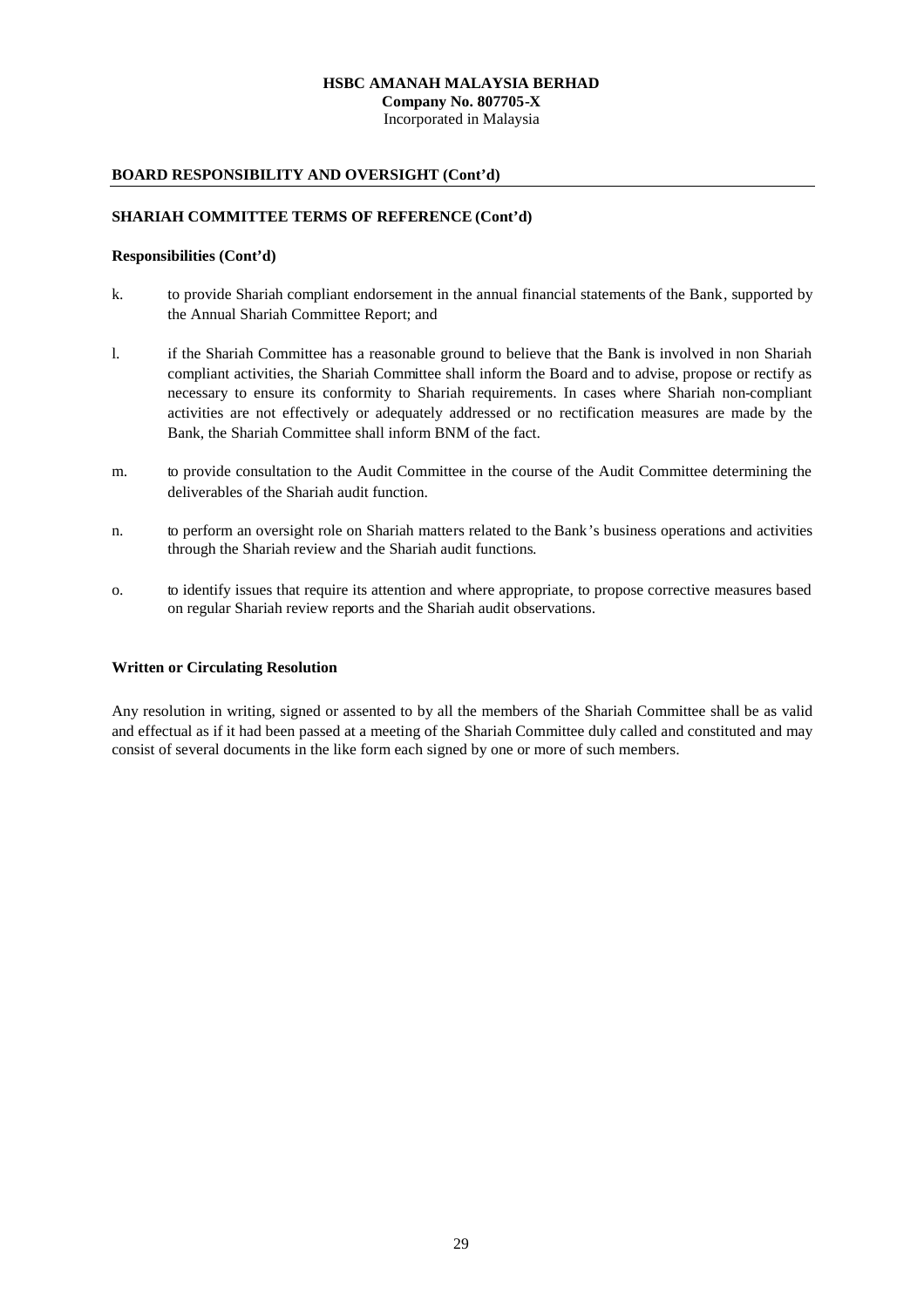**BOARD RESPONSIBILITY AND OVERSIGHT (Cont'd)**

**SHARIAH COMMITTEE TERMS OF REFERENCE (Cont'd)**

**Responsibilities (Cont'd)**

k. to provide Shariah compliant endorsement in the annual financial statements of the Bank, supported by the Annual Shariah Committee Report; and

l. if the Shariah Committee has a reasonable ground to believe that the Bank is involved in non Shariah compliant activities, the Shariah Committee shall inform the Board and to advise, propose or rectify as necessary to ensure its conformity to Shariah requirements. In cases where Shariah non-compliant activities are not effectively or adequately addressed or no rectification measures are made by the Bank, the Shariah Committee shall inform BNM of the fact.

m. to provide consultation to the Audit Committee in the course of the Audit Committee determining the deliverables of the Shariah audit function.

n. to perform an oversight role on Shariah matters related to the Bank's business operations and activities through the Shariah review and the Shariah audit functions.

o. to identify issues that require its attention and where appropriate, to propose corrective measures based on regular Shariah review reports and the Shariah audit observations.

**Written or Circulating Resolution**

Any resolution in writing, signed or assented to by all the members of the Shariah Committee shall be as valid and effectual as if it had been passed at a meeting of the Shariah Committee duly called and constituted and may consist of several documents in the like form each signed by one or more of such members.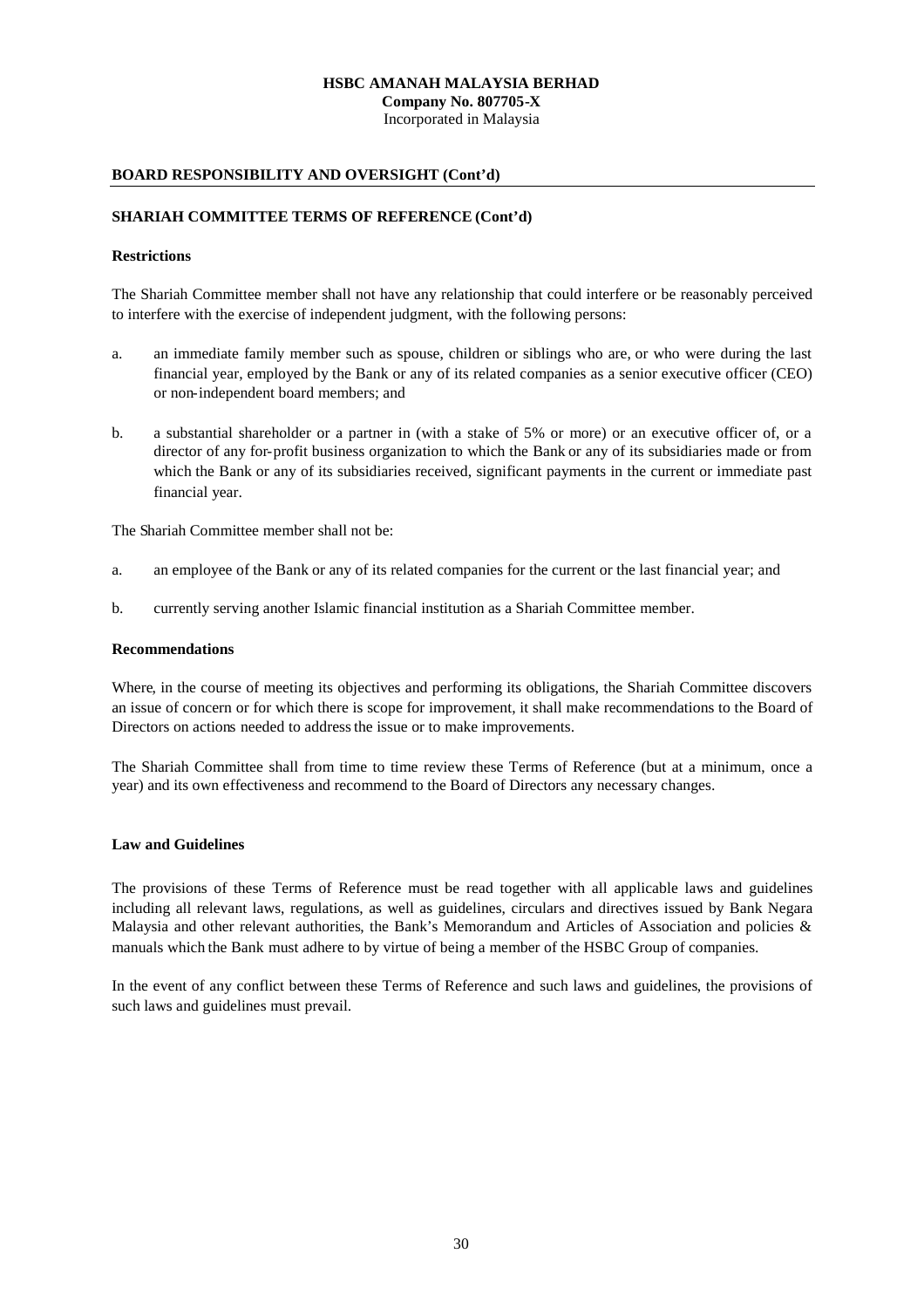## BOARD RESPONSIBILITY AND OVERSIGHT (Cont'd)

### SHARIAH COMMITTEE TERMS OF REFERENCE (Cont'd)

**Restrictions**

The Shariah Committee member shall not have any relationship that could interfere or be reasonably perceived to interfere with the exercise of independent judgment, with the following persons:

a. an immediate family member such as spouse, children or siblings who are, or who were during the last financial year, employed by the Bank or any of its related companies as a senior executive officer (CEO) or non-independent board members; and

b. a substantial shareholder or a partner in (with a stake of 5% or more) or an executive officer of, or a director of any for-profit business organization to which the Bank or any of its subsidiaries made or from which the Bank or any of its subsidiaries received, significant payments in the current or immediate past financial year.

The Shariah Committee member shall not be:

a. an employee of the Bank or any of its related companies for the current or the last financial year; and

b. currently serving another Islamic financial institution as a Shariah Committee member.

**Recommendations**

Where, in the course of meeting its objectives and performing its obligations, the Shariah Committee discovers an issue of concern or for which there is scope for improvement, it shall make recommendations to the Board of Directors on actions needed to address the issue or to make improvements.

The Shariah Committee shall from time to time review these Terms of Reference (but at a minimum, once a year) and its own effectiveness and recommend to the Board of Directors any necessary changes.

**Law and Guidelines**

The provisions of these Terms of Reference must be read together with all applicable laws and guidelines including all relevant laws, regulations, as well as guidelines, circulars and directives issued by Bank Negara Malaysia and other relevant authorities, the Bank's Memorandum and Articles of Association and policies & manuals which the Bank must adhere to by virtue of being a member of the HSBC Group of companies.

In the event of any conflict between these Terms of Reference and such laws and guidelines, the provisions of such laws and guidelines must prevail.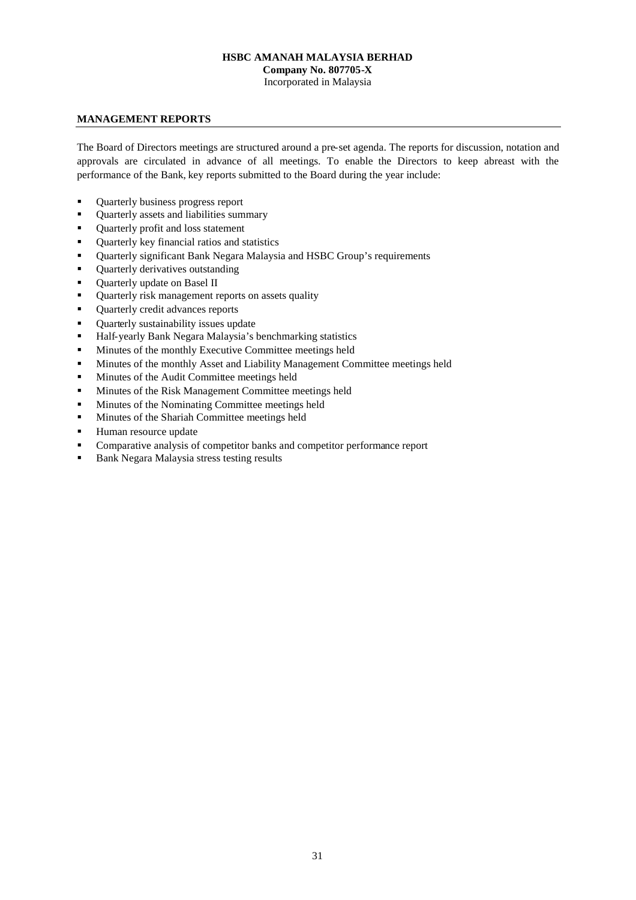## MANAGEMENT REPORTS

The Board of Directors meetings are structured around a pre-set agenda. The reports for discussion, notation and approvals are circulated in advance of all meetings. To enable the Directors to keep abreast with the performance of the Bank, key reports submitted to the Board during the year include:

- Quarterly business progress report
- Quarterly assets and liabilities summary
- Quarterly profit and loss statement
- Quarterly key financial ratios and statistics
- Quarterly significant Bank Negara Malaysia and HSBC Group's requirements
- Quarterly derivatives outstanding
- Quarterly update on Basel II
- Quarterly risk management reports on assets quality
- Quarterly credit advances reports
- Quarterly sustainability issues update
- Half-yearly Bank Negara Malaysia's benchmarking statistics
- Minutes of the monthly Executive Committee meetings held
- Minutes of the monthly Asset and Liability Management Committee meetings held
- Minutes of the Audit Committee meetings held
- Minutes of the Risk Management Committee meetings held
- Minutes of the Nominating Committee meetings held
- Minutes of the Shariah Committee meetings held
- Human resource update
- Comparative analysis of competitor banks and competitor performance report
- Bank Negara Malaysia stress testing results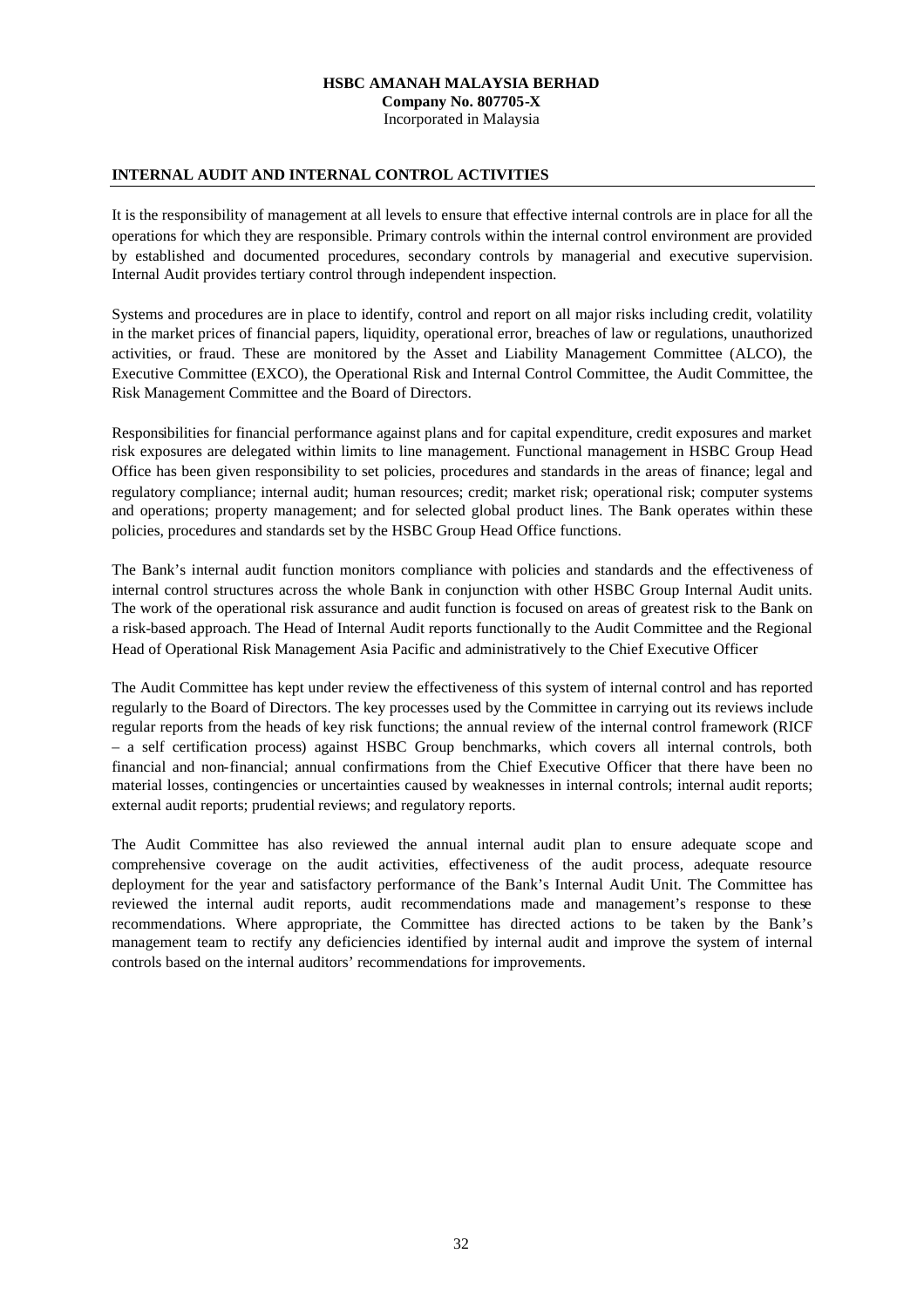## INTERNAL AUDIT AND INTERNAL CONTROL ACTIVITIES

It is the responsibility of management at all levels to ensure that effective internal controls are in place for all the operations for which they are responsible. Primary controls within the internal control environment are provided by established and documented procedures, secondary controls by managerial and executive supervision. Internal Audit provides tertiary control through independent inspection.

Systems and procedures are in place to identify, control and report on all major risks including credit, volatility in the market prices of financial papers, liquidity, operational error, breaches of law or regulations, unauthorized activities, or fraud. These are monitored by the Asset and Liability Management Committee (ALCO), the Executive Committee (EXCO), the Operational Risk and Internal Control Committee, the Audit Committee, the Risk Management Committee and the Board of Directors.

Responsibilities for financial performance against plans and for capital expenditure, credit exposures and market risk exposures are delegated within limits to line management. Functional management in HSBC Group Head Office has been given responsibility to set policies, procedures and standards in the areas of finance; legal and regulatory compliance; internal audit; human resources; credit; market risk; operational risk; computer systems and operations; property management; and for selected global product lines. The Bank operates within these policies, procedures and standards set by the HSBC Group Head Office functions.

The Bank's internal audit function monitors compliance with policies and standards and the effectiveness of internal control structures across the whole Bank in conjunction with other HSBC Group Internal Audit units. The work of the operational risk assurance and audit function is focused on areas of greatest risk to the Bank on a risk-based approach. The Head of Internal Audit reports functionally to the Audit Committee and the Regional Head of Operational Risk Management Asia Pacific and administratively to the Chief Executive Officer

The Audit Committee has kept under review the effectiveness of this system of internal control and has reported regularly to the Board of Directors. The key processes used by the Committee in carrying out its reviews include regular reports from the heads of key risk functions; the annual review of the internal control framework (RICF – a self certification process) against HSBC Group benchmarks, which covers all internal controls, both financial and non-financial; annual confirmations from the Chief Executive Officer that there have been no material losses, contingencies or uncertainties caused by weaknesses in internal controls; internal audit reports; external audit reports; prudential reviews; and regulatory reports.

The Audit Committee has also reviewed the annual internal audit plan to ensure adequate scope and comprehensive coverage on the audit activities, effectiveness of the audit process, adequate resource deployment for the year and satisfactory performance of the Bank's Internal Audit Unit. The Committee has reviewed the internal audit reports, audit recommendations made and management's response to these recommendations. Where appropriate, the Committee has directed actions to be taken by the Bank's management team to rectify any deficiencies identified by internal audit and improve the system of internal controls based on the internal auditors' recommendations for improvements.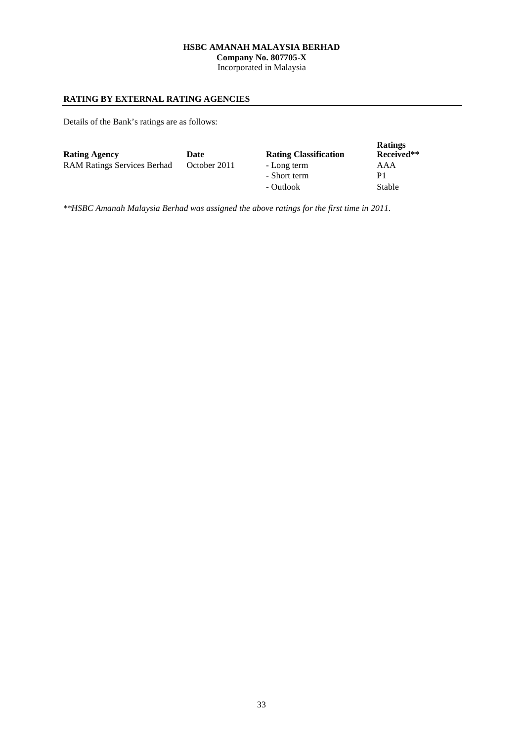**HSBC AMANAH MALAYSIA BERHAD**
**Company No. 807705-X**
Incorporated in Malaysia

## RATING BY EXTERNAL RATING AGENCIES

Details of the Bank's ratings are as follows:

| Rating Agency | Date | Rating Classification | Ratings Received** |
|---|---|---|---|
| RAM Ratings Services Berhad | October 2011 | - Long term | AAA |
| | | - Short term | P1 |
| | | - Outlook | Stable |

*\*\*HSBC Amanah Malaysia Berhad was assigned the above ratings for the first time in 2011.*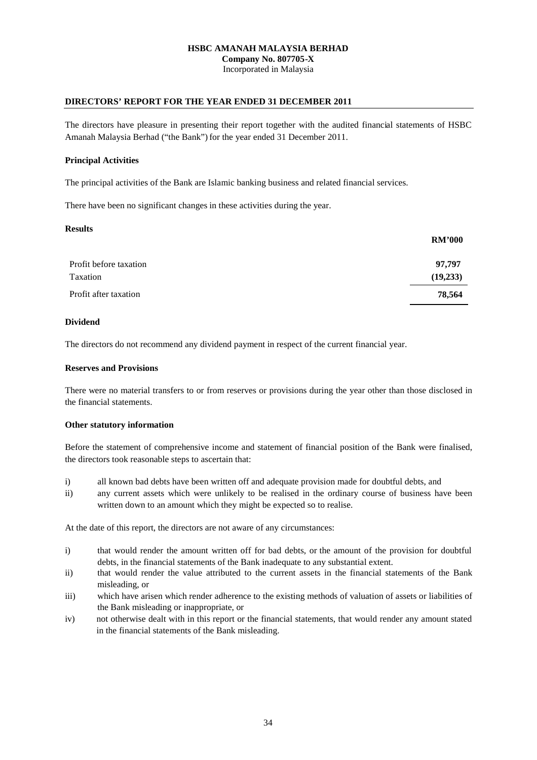**HSBC AMANAH MALAYSIA BERHAD**
**Company No. 807705-X**
Incorporated in Malaysia

## DIRECTORS' REPORT FOR THE YEAR ENDED 31 DECEMBER 2011

The directors have pleasure in presenting their report together with the audited financial statements of HSBC Amanah Malaysia Berhad ("the Bank") for the year ended 31 December 2011.

### Principal Activities

The principal activities of the Bank are Islamic banking business and related financial services.

There have been no significant changes in these activities during the year.

### Results

| | **RM'000** |
|---|---:|
| Profit before taxation | **97,797** |
| Taxation | **(19,233)** |
| Profit after taxation | **78,564** |

### Dividend

The directors do not recommend any dividend payment in respect of the current financial year.

### Reserves and Provisions

There were no material transfers to or from reserves or provisions during the year other than those disclosed in the financial statements.

### Other statutory information

Before the statement of comprehensive income and statement of financial position of the Bank were finalised, the directors took reasonable steps to ascertain that:

i) all known bad debts have been written off and adequate provision made for doubtful debts, and
ii) any current assets which were unlikely to be realised in the ordinary course of business have been written down to an amount which they might be expected so to realise.

At the date of this report, the directors are not aware of any circumstances:

i) that would render the amount written off for bad debts, or the amount of the provision for doubtful debts, in the financial statements of the Bank inadequate to any substantial extent.
ii) that would render the value attributed to the current assets in the financial statements of the Bank misleading, or
iii) which have arisen which render adherence to the existing methods of valuation of assets or liabilities of the Bank misleading or inappropriate, or
iv) not otherwise dealt with in this report or the financial statements, that would render any amount stated in the financial statements of the Bank misleading.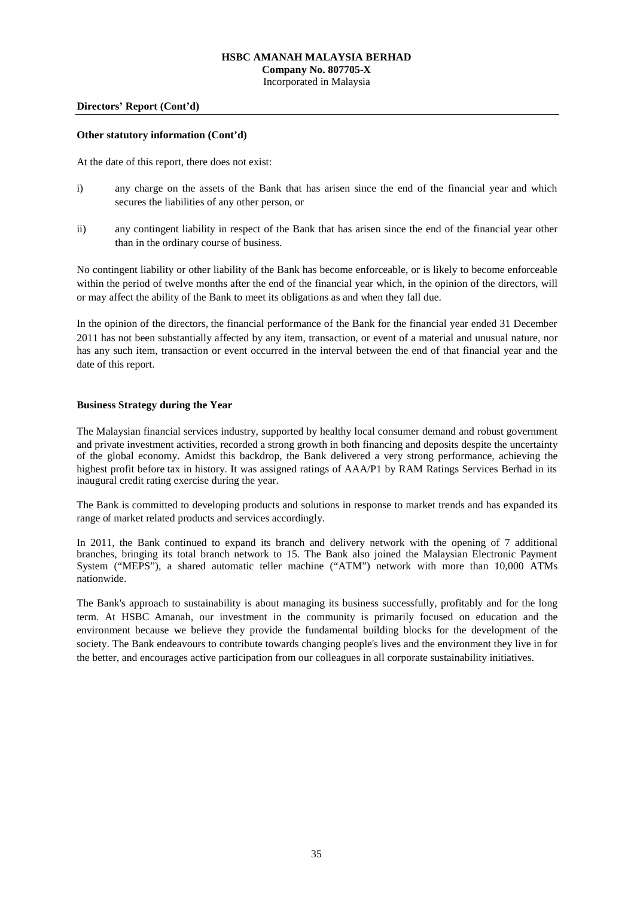**Directors' Report (Cont'd)**

**Other statutory information (Cont'd)**

At the date of this report, there does not exist:

i) any charge on the assets of the Bank that has arisen since the end of the financial year and which secures the liabilities of any other person, or

ii) any contingent liability in respect of the Bank that has arisen since the end of the financial year other than in the ordinary course of business.

No contingent liability or other liability of the Bank has become enforceable, or is likely to become enforceable within the period of twelve months after the end of the financial year which, in the opinion of the directors, will or may affect the ability of the Bank to meet its obligations as and when they fall due.

In the opinion of the directors, the financial performance of the Bank for the financial year ended 31 December 2011 has not been substantially affected by any item, transaction, or event of a material and unusual nature, nor has any such item, transaction or event occurred in the interval between the end of that financial year and the date of this report.

**Business Strategy during the Year**

The Malaysian financial services industry, supported by healthy local consumer demand and robust government and private investment activities, recorded a strong growth in both financing and deposits despite the uncertainty of the global economy. Amidst this backdrop, the Bank delivered a very strong performance, achieving the highest profit before tax in history. It was assigned ratings of AAA/P1 by RAM Ratings Services Berhad in its inaugural credit rating exercise during the year.

The Bank is committed to developing products and solutions in response to market trends and has expanded its range of market related products and services accordingly.

In 2011, the Bank continued to expand its branch and delivery network with the opening of 7 additional branches, bringing its total branch network to 15. The Bank also joined the Malaysian Electronic Payment System ("MEPS"), a shared automatic teller machine ("ATM") network with more than 10,000 ATMs nationwide.

The Bank's approach to sustainability is about managing its business successfully, profitably and for the long term. At HSBC Amanah, our investment in the community is primarily focused on education and the environment because we believe they provide the fundamental building blocks for the development of the society. The Bank endeavours to contribute towards changing people's lives and the environment they live in for the better, and encourages active participation from our colleagues in all corporate sustainability initiatives.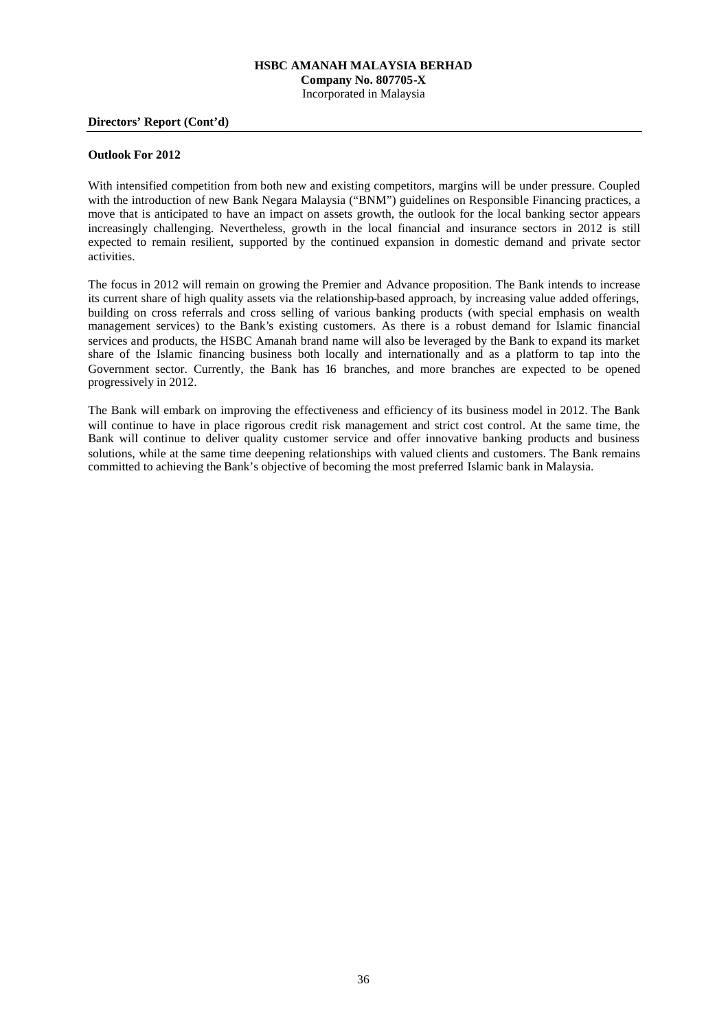**Directors' Report (Cont'd)**

**Outlook For 2012**

With intensified competition from both new and existing competitors, margins will be under pressure. Coupled with the introduction of new Bank Negara Malaysia ("BNM") guidelines on Responsible Financing practices, a move that is anticipated to have an impact on assets growth, the outlook for the local banking sector appears increasingly challenging. Nevertheless, growth in the local financial and insurance sectors in 2012 is still expected to remain resilient, supported by the continued expansion in domestic demand and private sector activities.

The focus in 2012 will remain on growing the Premier and Advance proposition. The Bank intends to increase its current share of high quality assets via the relationship-based approach, by increasing value added offerings, building on cross referrals and cross selling of various banking products (with special emphasis on wealth management services) to the Bank's existing customers. As there is a robust demand for Islamic financial services and products, the HSBC Amanah brand name will also be leveraged by the Bank to expand its market share of the Islamic financing business both locally and internationally and as a platform to tap into the Government sector. Currently, the Bank has 16 branches, and more branches are expected to be opened progressively in 2012.

The Bank will embark on improving the effectiveness and efficiency of its business model in 2012. The Bank will continue to have in place rigorous credit risk management and strict cost control. At the same time, the Bank will continue to deliver quality customer service and offer innovative banking products and business solutions, while at the same time deepening relationships with valued clients and customers. The Bank remains committed to achieving the Bank's objective of becoming the most preferred Islamic bank in Malaysia.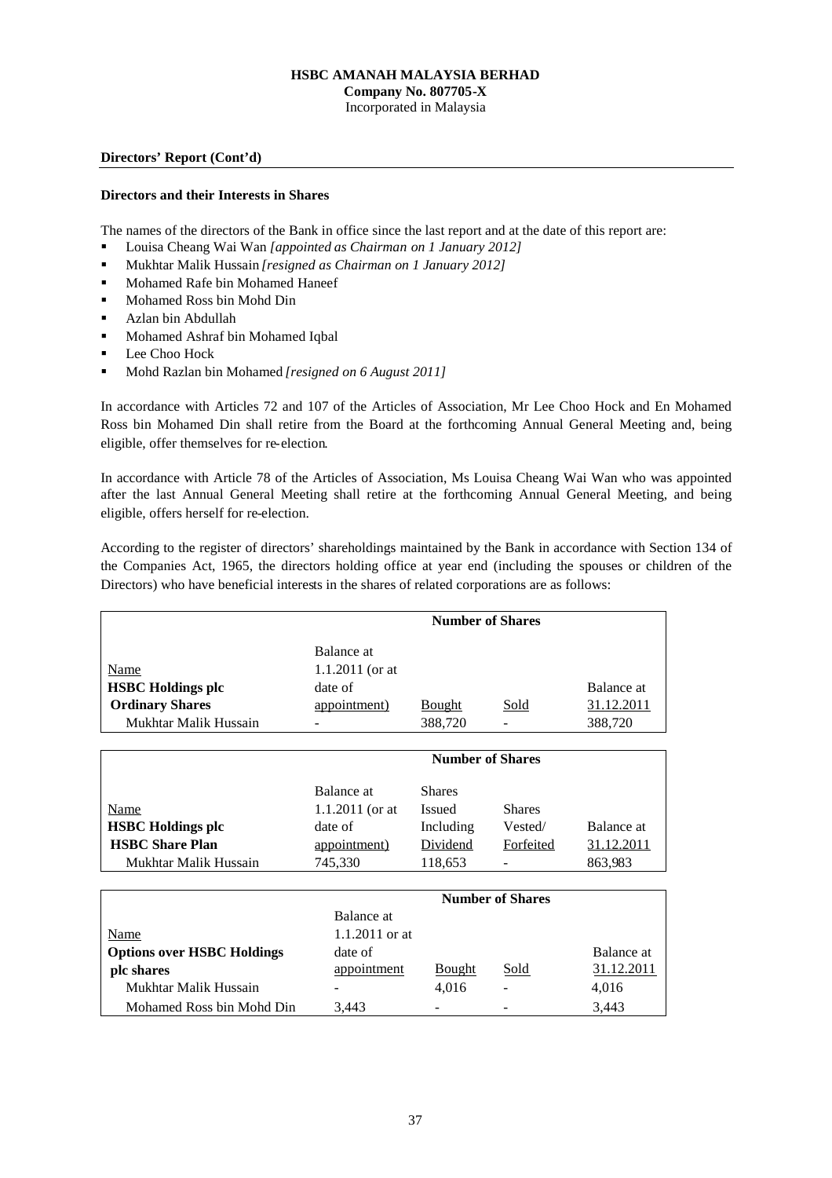**HSBC AMANAH MALAYSIA BERHAD**
**Company No. 807705-X**
Incorporated in Malaysia

**Directors' Report (Cont'd)**

**Directors and their Interests in Shares**

The names of the directors of the Bank in office since the last report and at the date of this report are:

- Louisa Cheang Wai Wan *[appointed as Chairman on 1 January 2012]*
- Mukhtar Malik Hussain *[resigned as Chairman on 1 January 2012]*
- Mohamed Rafe bin Mohamed Haneef
- Mohamed Ross bin Mohd Din
- Azlan bin Abdullah
- Mohamed Ashraf bin Mohamed Iqbal
- Lee Choo Hock
- Mohd Razlan bin Mohamed *[resigned on 6 August 2011]*

In accordance with Articles 72 and 107 of the Articles of Association, Mr Lee Choo Hock and En Mohamed Ross bin Mohamed Din shall retire from the Board at the forthcoming Annual General Meeting and, being eligible, offer themselves for re-election.

In accordance with Article 78 of the Articles of Association, Ms Louisa Cheang Wai Wan who was appointed after the last Annual General Meeting shall retire at the forthcoming Annual General Meeting, and being eligible, offers herself for re-election.

According to the register of directors' shareholdings maintained by the Bank in accordance with Section 134 of the Companies Act, 1965, the directors holding office at year end (including the spouses or children of the Directors) who have beneficial interests in the shares of related corporations are as follows:

| | Number of Shares | | | |
|---|---|---|---|---|
| Name<br>**HSBC Holdings plc**<br>**Ordinary Shares** | Balance at 1.1.2011 (or at date of appointment) | Bought | Sold | Balance at 31.12.2011 |
| Mukhtar Malik Hussain | - | 388,720 | - | 388,720 |

| | Number of Shares | | | |
|---|---|---|---|---|
| Name<br>**HSBC Holdings plc**<br>**HSBC Share Plan** | Balance at 1.1.2011 (or at date of appointment) | Shares Issued Including Dividend | Shares Vested/ Forfeited | Balance at 31.12.2011 |
| Mukhtar Malik Hussain | 745,330 | 118,653 | - | 863,983 |

| | Number of Shares | | | |
|---|---|---|---|---|
| Name<br>**Options over HSBC Holdings plc shares** | Balance at 1.1.2011 or at date of appointment | Bought | Sold | Balance at 31.12.2011 |
| Mukhtar Malik Hussain | - | 4,016 | - | 4,016 |
| Mohamed Ross bin Mohd Din | 3,443 | - | - | 3,443 |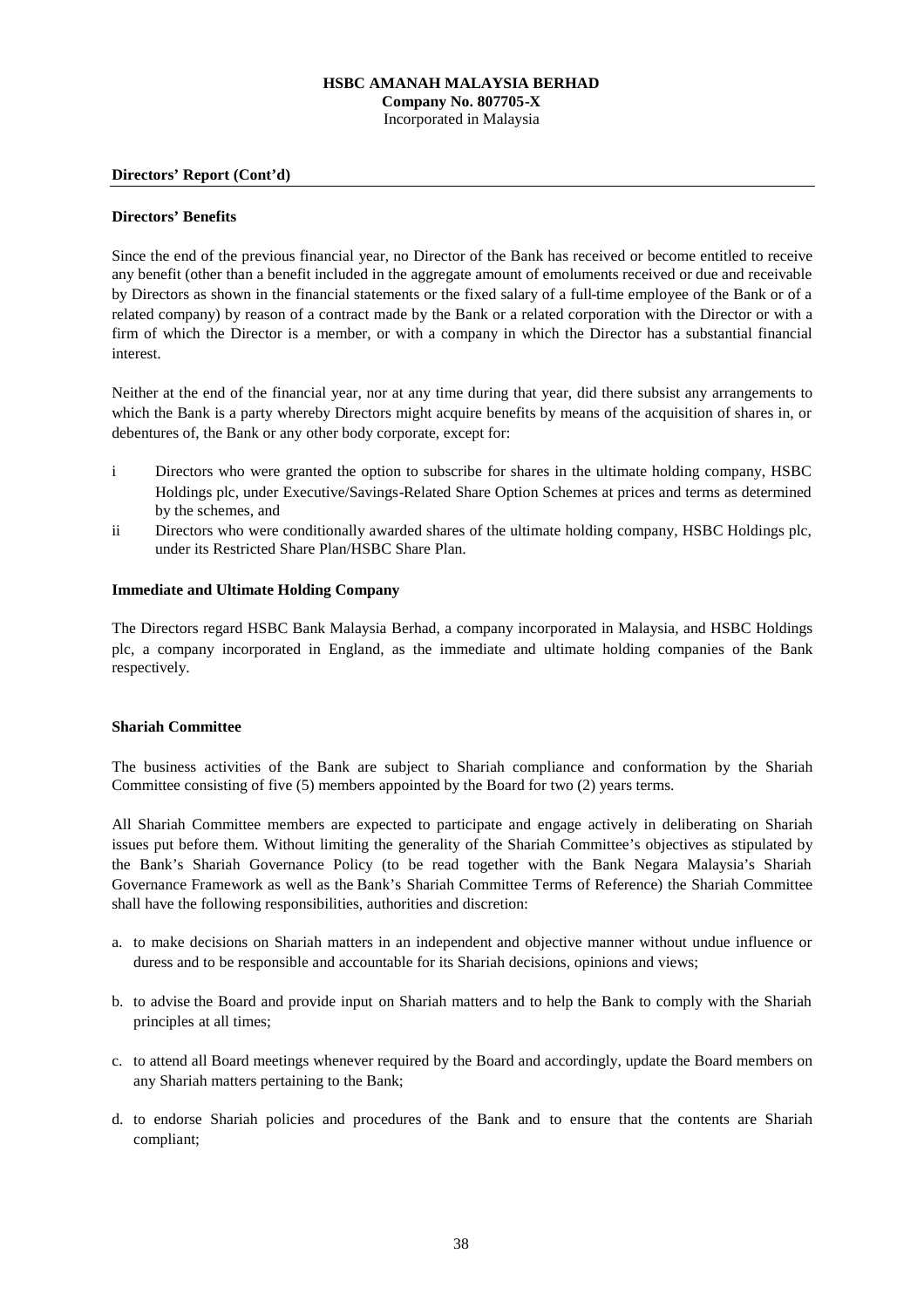**HSBC AMANAH MALAYSIA BERHAD**
**Company No. 807705-X**
Incorporated in Malaysia

**Directors' Report (Cont'd)**

**Directors' Benefits**

Since the end of the previous financial year, no Director of the Bank has received or become entitled to receive any benefit (other than a benefit included in the aggregate amount of emoluments received or due and receivable by Directors as shown in the financial statements or the fixed salary of a full-time employee of the Bank or of a related company) by reason of a contract made by the Bank or a related corporation with the Director or with a firm of which the Director is a member, or with a company in which the Director has a substantial financial interest.

Neither at the end of the financial year, nor at any time during that year, did there subsist any arrangements to which the Bank is a party whereby Directors might acquire benefits by means of the acquisition of shares in, or debentures of, the Bank or any other body corporate, except for:

i Directors who were granted the option to subscribe for shares in the ultimate holding company, HSBC Holdings plc, under Executive/Savings-Related Share Option Schemes at prices and terms as determined by the schemes, and

ii Directors who were conditionally awarded shares of the ultimate holding company, HSBC Holdings plc, under its Restricted Share Plan/HSBC Share Plan.

**Immediate and Ultimate Holding Company**

The Directors regard HSBC Bank Malaysia Berhad, a company incorporated in Malaysia, and HSBC Holdings plc, a company incorporated in England, as the immediate and ultimate holding companies of the Bank respectively.

**Shariah Committee**

The business activities of the Bank are subject to Shariah compliance and conformation by the Shariah Committee consisting of five (5) members appointed by the Board for two (2) years terms.

All Shariah Committee members are expected to participate and engage actively in deliberating on Shariah issues put before them. Without limiting the generality of the Shariah Committee's objectives as stipulated by the Bank's Shariah Governance Policy (to be read together with the Bank Negara Malaysia's Shariah Governance Framework as well as the Bank's Shariah Committee Terms of Reference) the Shariah Committee shall have the following responsibilities, authorities and discretion:

a. to make decisions on Shariah matters in an independent and objective manner without undue influence or duress and to be responsible and accountable for its Shariah decisions, opinions and views;

b. to advise the Board and provide input on Shariah matters and to help the Bank to comply with the Shariah principles at all times;

c. to attend all Board meetings whenever required by the Board and accordingly, update the Board members on any Shariah matters pertaining to the Bank;

d. to endorse Shariah policies and procedures of the Bank and to ensure that the contents are Shariah compliant;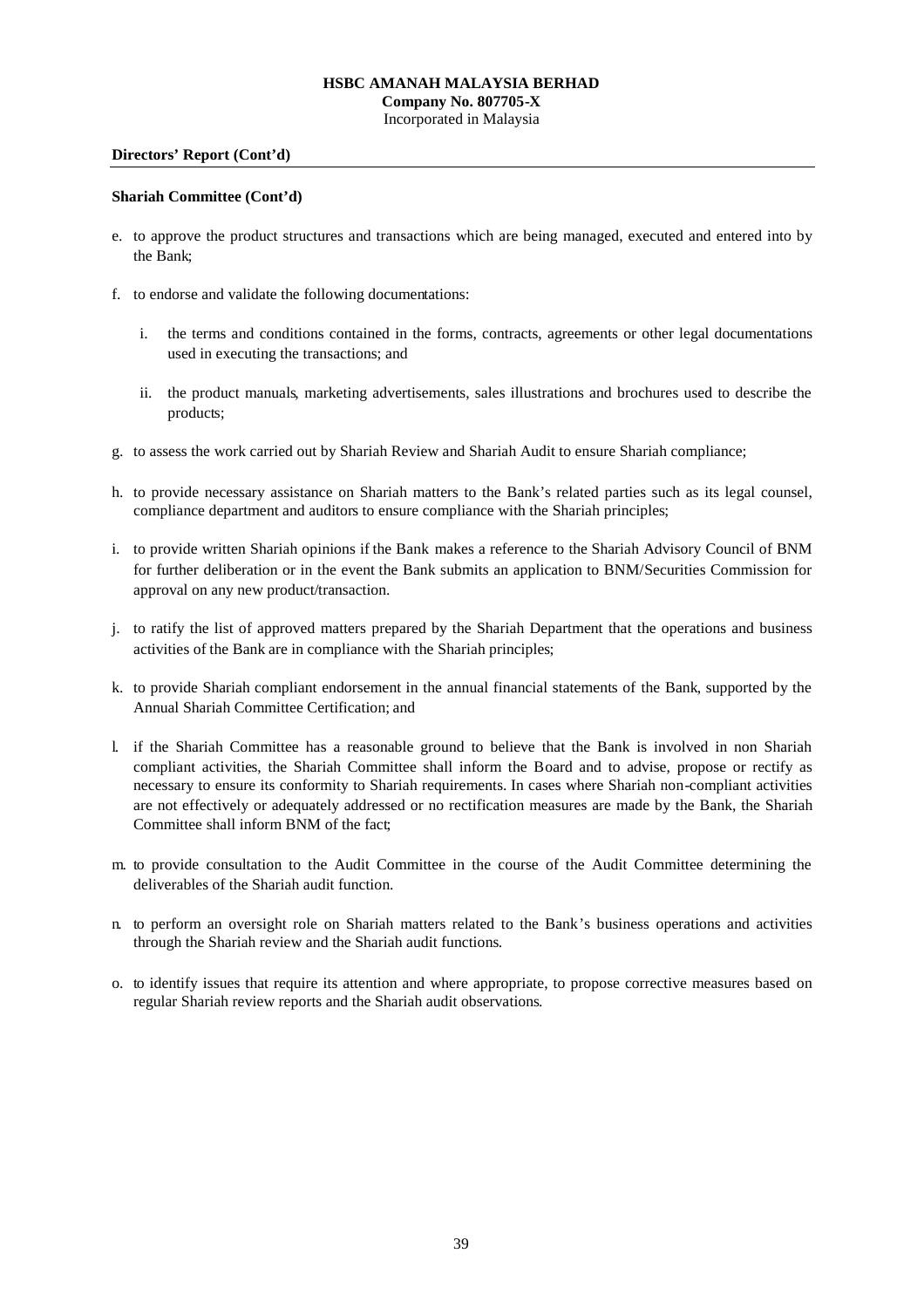**Directors' Report (Cont'd)**

**Shariah Committee (Cont'd)**

e. to approve the product structures and transactions which are being managed, executed and entered into by the Bank;

f. to endorse and validate the following documentations:

   i. the terms and conditions contained in the forms, contracts, agreements or other legal documentations used in executing the transactions; and

   ii. the product manuals, marketing advertisements, sales illustrations and brochures used to describe the products;

g. to assess the work carried out by Shariah Review and Shariah Audit to ensure Shariah compliance;

h. to provide necessary assistance on Shariah matters to the Bank's related parties such as its legal counsel, compliance department and auditors to ensure compliance with the Shariah principles;

i. to provide written Shariah opinions if the Bank makes a reference to the Shariah Advisory Council of BNM for further deliberation or in the event the Bank submits an application to BNM/Securities Commission for approval on any new product/transaction.

j. to ratify the list of approved matters prepared by the Shariah Department that the operations and business activities of the Bank are in compliance with the Shariah principles;

k. to provide Shariah compliant endorsement in the annual financial statements of the Bank, supported by the Annual Shariah Committee Certification; and

l. if the Shariah Committee has a reasonable ground to believe that the Bank is involved in non Shariah compliant activities, the Shariah Committee shall inform the Board and to advise, propose or rectify as necessary to ensure its conformity to Shariah requirements. In cases where Shariah non-compliant activities are not effectively or adequately addressed or no rectification measures are made by the Bank, the Shariah Committee shall inform BNM of the fact;

m. to provide consultation to the Audit Committee in the course of the Audit Committee determining the deliverables of the Shariah audit function.

n. to perform an oversight role on Shariah matters related to the Bank's business operations and activities through the Shariah review and the Shariah audit functions.

o. to identify issues that require its attention and where appropriate, to propose corrective measures based on regular Shariah review reports and the Shariah audit observations.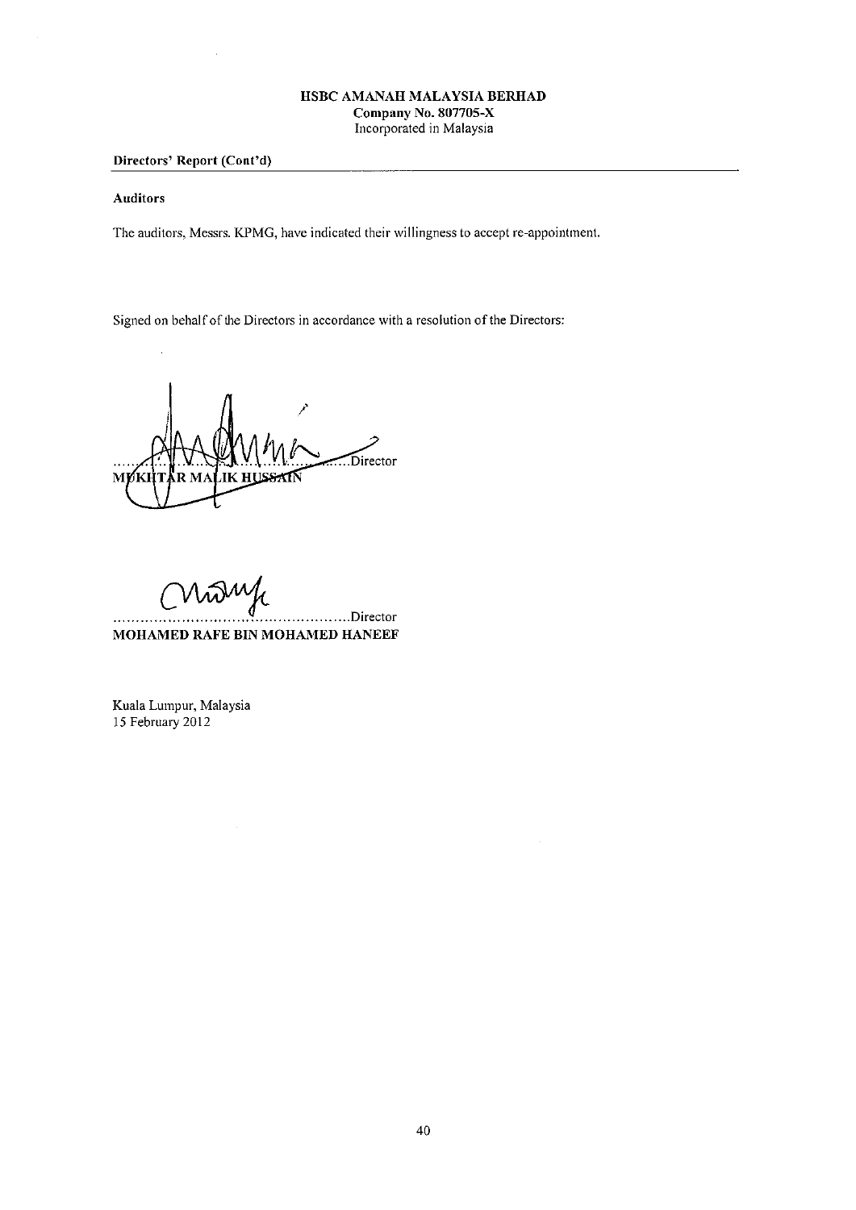**HSBC AMANAH MALAYSIA BERHAD**
**Company No. 807705-X**
Incorporated in Malaysia

**Directors' Report (Cont'd)**

**Auditors**

The auditors, Messrs. KPMG, have indicated their willingness to accept re-appointment.

Signed on behalf of the Directors in accordance with a resolution of the Directors:

..........................................Director
**MUKHTAR MALIK HUSSAIN**

..........................................Director
**MOHAMED RAFE BIN MOHAMED HANEEF**

Kuala Lumpur, Malaysia
15 February 2012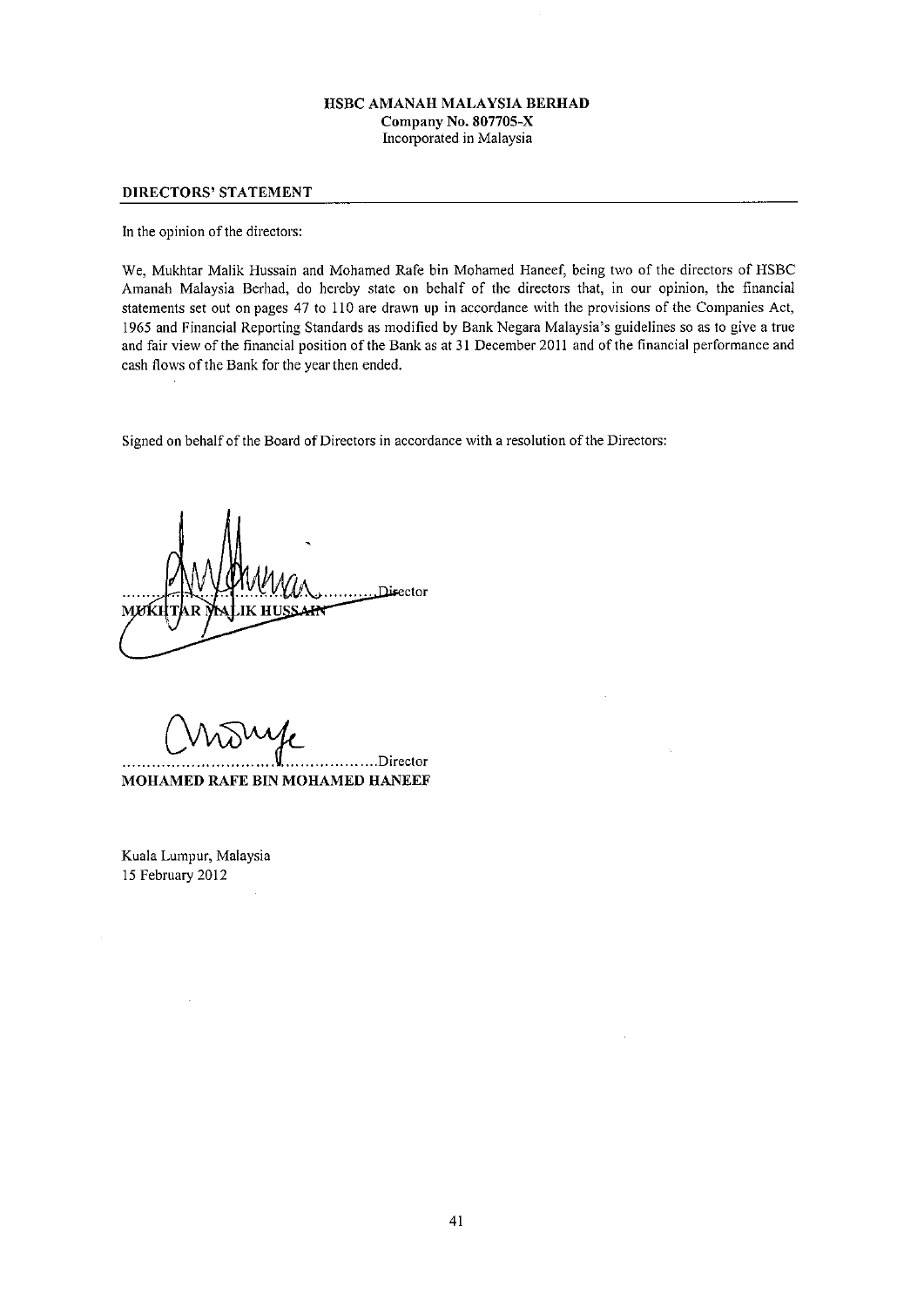**HSBC AMANAH MALAYSIA BERHAD**
**Company No. 807705-X**
Incorporated in Malaysia

## DIRECTORS' STATEMENT

In the opinion of the directors:

We, Mukhtar Malik Hussain and Mohamed Rafe bin Mohamed Haneef, being two of the directors of HSBC Amanah Malaysia Berhad, do hereby state on behalf of the directors that, in our opinion, the financial statements set out on pages 47 to 110 are drawn up in accordance with the provisions of the Companies Act, 1965 and Financial Reporting Standards as modified by Bank Negara Malaysia's guidelines so as to give a true and fair view of the financial position of the Bank as at 31 December 2011 and of the financial performance and cash flows of the Bank for the year then ended.

Signed on behalf of the Board of Directors in accordance with a resolution of the Directors:

..................................................Director
**MUKHTAR MALIK HUSSAIN**

..................................................Director
**MOHAMED RAFE BIN MOHAMED HANEEF**

Kuala Lumpur, Malaysia
15 February 2012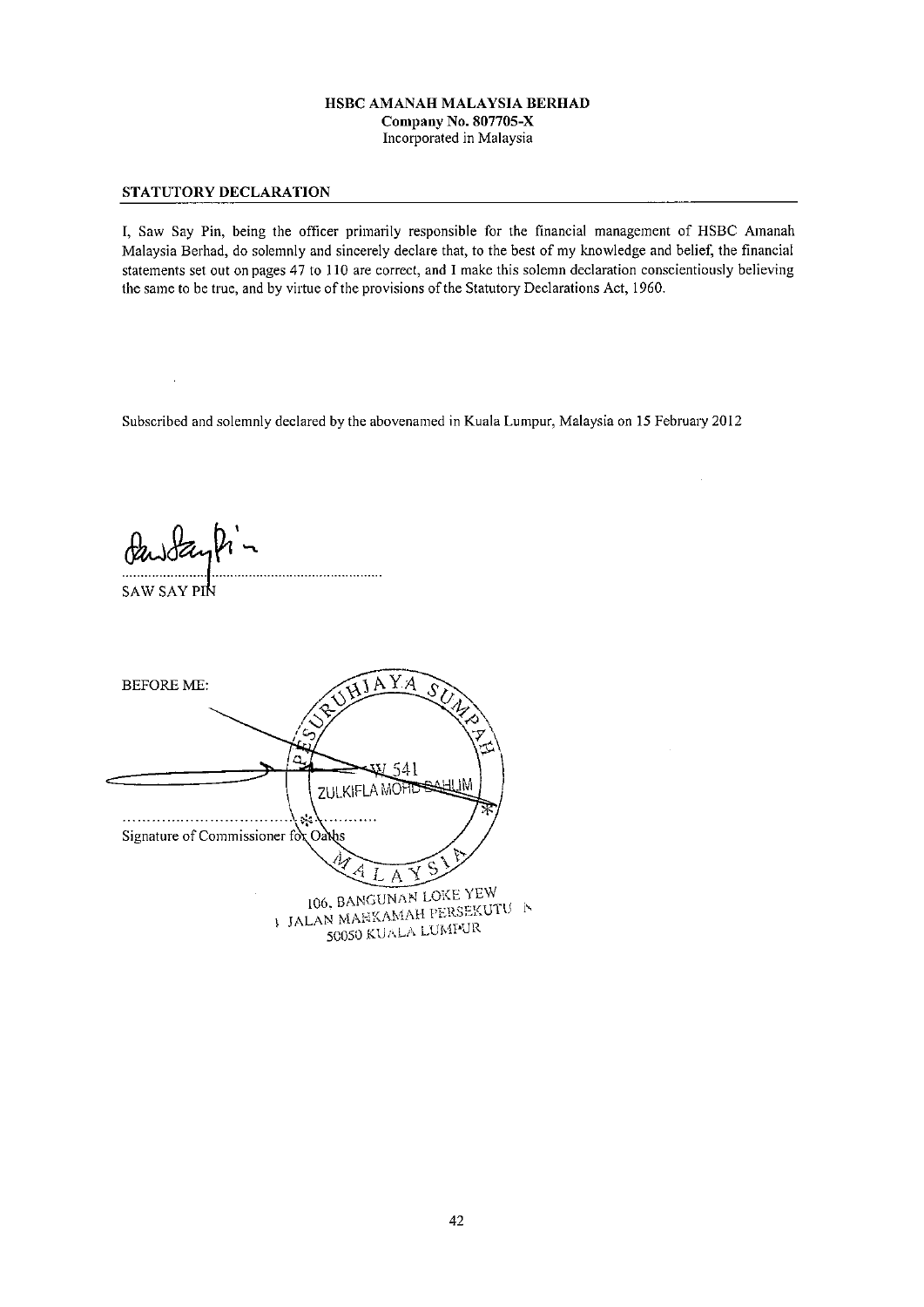**HSBC AMANAH MALAYSIA BERHAD**
**Company No. 807705-X**
Incorporated in Malaysia

## STATUTORY DECLARATION

I, Saw Say Pin, being the officer primarily responsible for the financial management of HSBC Amanah Malaysia Berhad, do solemnly and sincerely declare that, to the best of my knowledge and belief, the financial statements set out on pages 47 to 110 are correct, and I make this solemn declaration conscientiously believing the same to be true, and by virtue of the provisions of the Statutory Declarations Act, 1960.

Subscribed and solemnly declared by the abovenamed in Kuala Lumpur, Malaysia on 15 February 2012

...................................................................
SAW SAY PIN

BEFORE ME:

...................................................................
Signature of Commissioner for Oaths

PESURUHJAYA SUMPAH
W 541
ZULKIFLA MOHD DAHLIM
MALAYSIA

106, BANGUNAN LOKE YEW
1 JALAN MAHKAMAH PERSEKUTUAN
50050 KUALA LUMPUR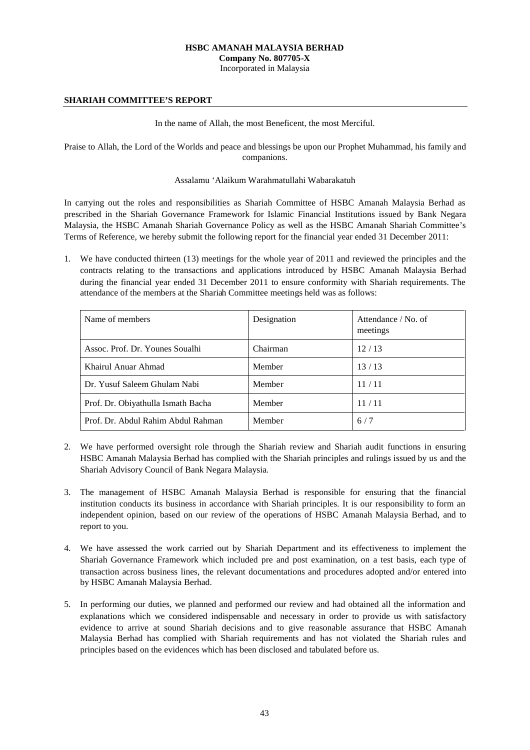**HSBC AMANAH MALAYSIA BERHAD**
**Company No. 807705-X**
Incorporated in Malaysia

## SHARIAH COMMITTEE'S REPORT

In the name of Allah, the most Beneficent, the most Merciful.

Praise to Allah, the Lord of the Worlds and peace and blessings be upon our Prophet Muhammad, his family and companions.

Assalamu 'Alaikum Warahmatullahi Wabarakatuh

In carrying out the roles and responsibilities as Shariah Committee of HSBC Amanah Malaysia Berhad as prescribed in the Shariah Governance Framework for Islamic Financial Institutions issued by Bank Negara Malaysia, the HSBC Amanah Shariah Governance Policy as well as the HSBC Amanah Shariah Committee's Terms of Reference, we hereby submit the following report for the financial year ended 31 December 2011:

1. We have conducted thirteen (13) meetings for the whole year of 2011 and reviewed the principles and the contracts relating to the transactions and applications introduced by HSBC Amanah Malaysia Berhad during the financial year ended 31 December 2011 to ensure conformity with Shariah requirements. The attendance of the members at the Shariah Committee meetings held was as follows:

| Name of members | Designation | Attendance / No. of meetings |
|---|---|---|
| Assoc. Prof. Dr. Younes Soualhi | Chairman | 12 / 13 |
| Khairul Anuar Ahmad | Member | 13 / 13 |
| Dr. Yusuf Saleem Ghulam Nabi | Member | 11 / 11 |
| Prof. Dr. Obiyathulla Ismath Bacha | Member | 11 / 11 |
| Prof. Dr. Abdul Rahim Abdul Rahman | Member | 6 / 7 |

2. We have performed oversight role through the Shariah review and Shariah audit functions in ensuring HSBC Amanah Malaysia Berhad has complied with the Shariah principles and rulings issued by us and the Shariah Advisory Council of Bank Negara Malaysia.

3. The management of HSBC Amanah Malaysia Berhad is responsible for ensuring that the financial institution conducts its business in accordance with Shariah principles. It is our responsibility to form an independent opinion, based on our review of the operations of HSBC Amanah Malaysia Berhad, and to report to you.

4. We have assessed the work carried out by Shariah Department and its effectiveness to implement the Shariah Governance Framework which included pre and post examination, on a test basis, each type of transaction across business lines, the relevant documentations and procedures adopted and/or entered into by HSBC Amanah Malaysia Berhad.

5. In performing our duties, we planned and performed our review and had obtained all the information and explanations which we considered indispensable and necessary in order to provide us with satisfactory evidence to arrive at sound Shariah decisions and to give reasonable assurance that HSBC Amanah Malaysia Berhad has complied with Shariah requirements and has not violated the Shariah rules and principles based on the evidences which has been disclosed and tabulated before us.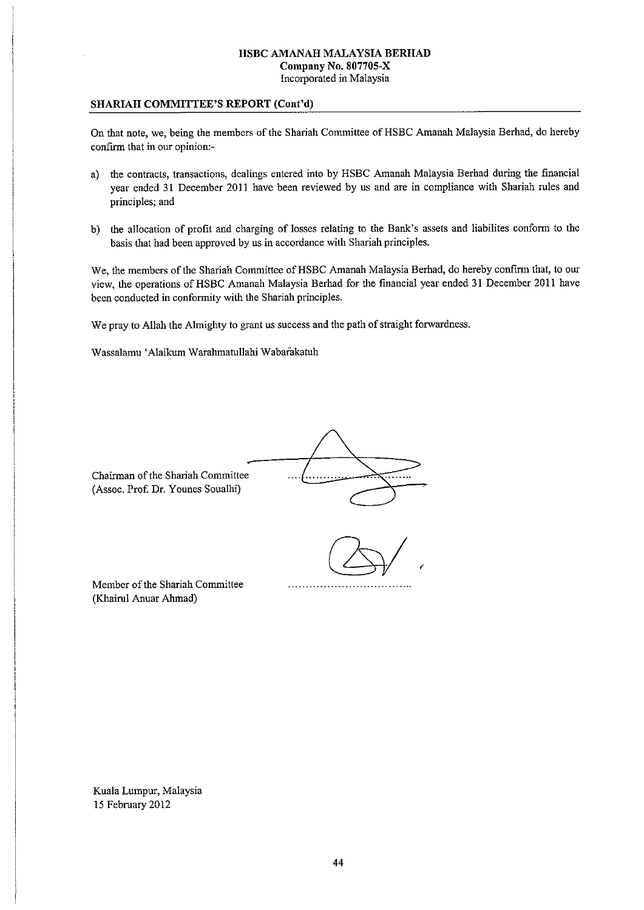**HSBC AMANAH MALAYSIA BERHAD**
**Company No. 807705-X**
Incorporated in Malaysia

## SHARIAH COMMITTEE'S REPORT (Cont'd)

On that note, we, being the members of the Shariah Committee of HSBC Amanah Malaysia Berhad, do hereby confirm that in our opinion:-

a) the contracts, transactions, dealings entered into by HSBC Amanah Malaysia Berhad during the financial year ended 31 December 2011 have been reviewed by us and are in compliance with Shariah rules and principles; and

b) the allocation of profit and charging of losses relating to the Bank's assets and liabilites conform to the basis that had been approved by us in accordance with Shariah principles.

We, the members of the Shariah Committee of HSBC Amanah Malaysia Berhad, do hereby confirm that, to our view, the operations of HSBC Amanah Malaysia Berhad for the financial year ended 31 December 2011 have been conducted in conformity with the Shariah principles.

We pray to Allah the Almighty to grant us success and the path of straight forwardness.

Wassalamu 'Alaikum Warahmatullahi Wabarakatuh

Chairman of the Shariah Committee
(Assoc. Prof. Dr. Younes Soualhi)

Member of the Shariah Committee
(Khairul Anuar Ahmad)

Kuala Lumpur, Malaysia
15 February 2012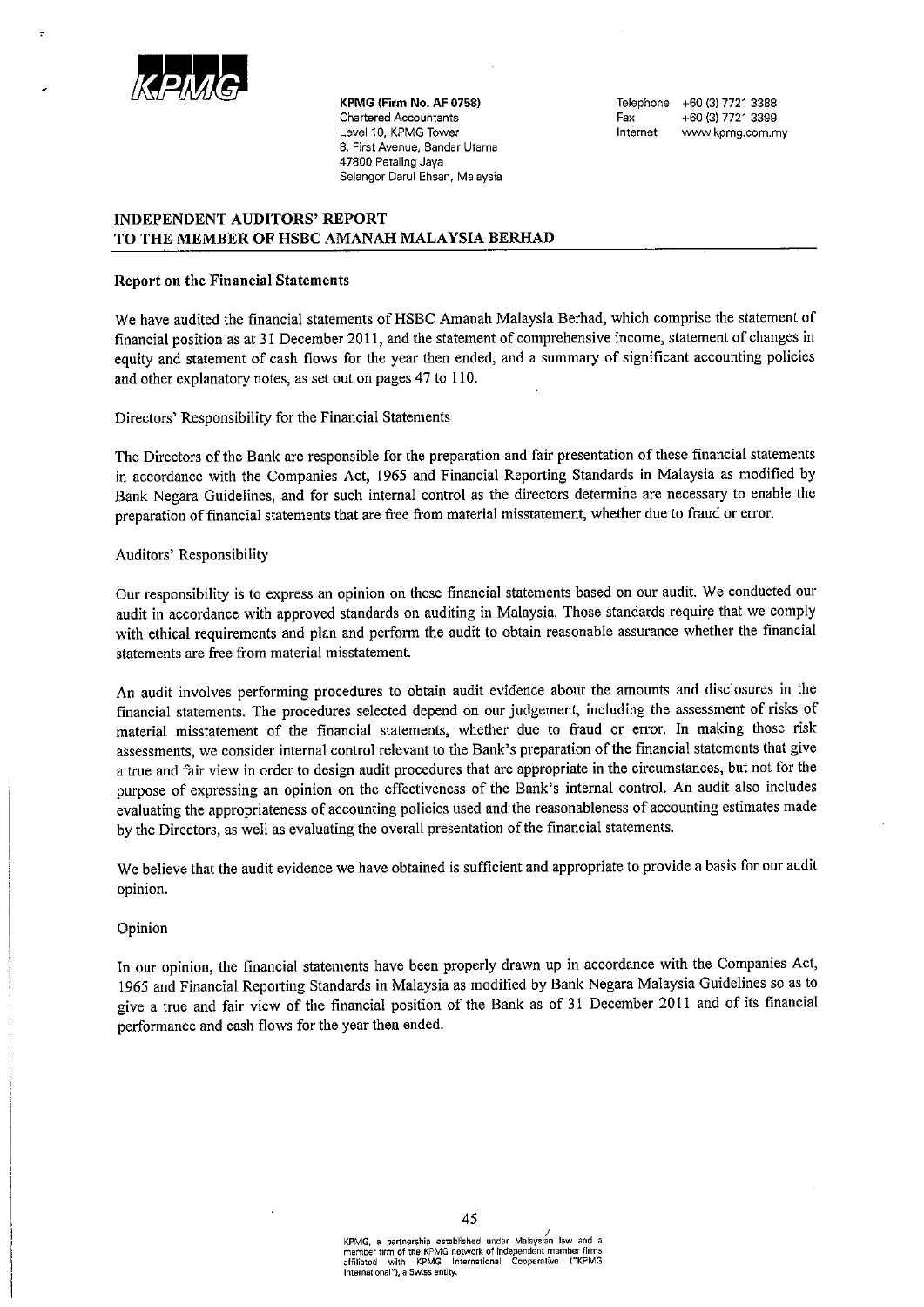KPMG (Firm No. AF 0758)
Chartered Accountants
Level 10, KPMG Tower
8, First Avenue, Bandar Utama
47800 Petaling Jaya
Selangor Darul Ehsan, Malaysia

Telephone +60 (3) 7721 3388
Fax +60 (3) 7721 3399
Internet www.kpmg.com.my

## INDEPENDENT AUDITORS' REPORT TO THE MEMBER OF HSBC AMANAH MALAYSIA BERHAD

### Report on the Financial Statements

We have audited the financial statements of HSBC Amanah Malaysia Berhad, which comprise the statement of financial position as at 31 December 2011, and the statement of comprehensive income, statement of changes in equity and statement of cash flows for the year then ended, and a summary of significant accounting policies and other explanatory notes, as set out on pages 47 to 110.

Directors' Responsibility for the Financial Statements

The Directors of the Bank are responsible for the preparation and fair presentation of these financial statements in accordance with the Companies Act, 1965 and Financial Reporting Standards in Malaysia as modified by Bank Negara Guidelines, and for such internal control as the directors determine are necessary to enable the preparation of financial statements that are free from material misstatement, whether due to fraud or error.

Auditors' Responsibility

Our responsibility is to express an opinion on these financial statements based on our audit. We conducted our audit in accordance with approved standards on auditing in Malaysia. Those standards require that we comply with ethical requirements and plan and perform the audit to obtain reasonable assurance whether the financial statements are free from material misstatement.

An audit involves performing procedures to obtain audit evidence about the amounts and disclosures in the financial statements. The procedures selected depend on our judgement, including the assessment of risks of material misstatement of the financial statements, whether due to fraud or error. In making those risk assessments, we consider internal control relevant to the Bank's preparation of the financial statements that give a true and fair view in order to design audit procedures that are appropriate in the circumstances, but not for the purpose of expressing an opinion on the effectiveness of the Bank's internal control. An audit also includes evaluating the appropriateness of accounting policies used and the reasonableness of accounting estimates made by the Directors, as well as evaluating the overall presentation of the financial statements.

We believe that the audit evidence we have obtained is sufficient and appropriate to provide a basis for our audit opinion.

Opinion

In our opinion, the financial statements have been properly drawn up in accordance with the Companies Act, 1965 and Financial Reporting Standards in Malaysia as modified by Bank Negara Malaysia Guidelines so as to give a true and fair view of the financial position of the Bank as of 31 December 2011 and of its financial performance and cash flows for the year then ended.

KPMG, a partnership established under Malaysian law and a member firm of the KPMG network of independent member firms affiliated with KPMG International Cooperative ("KPMG International"), a Swiss entity.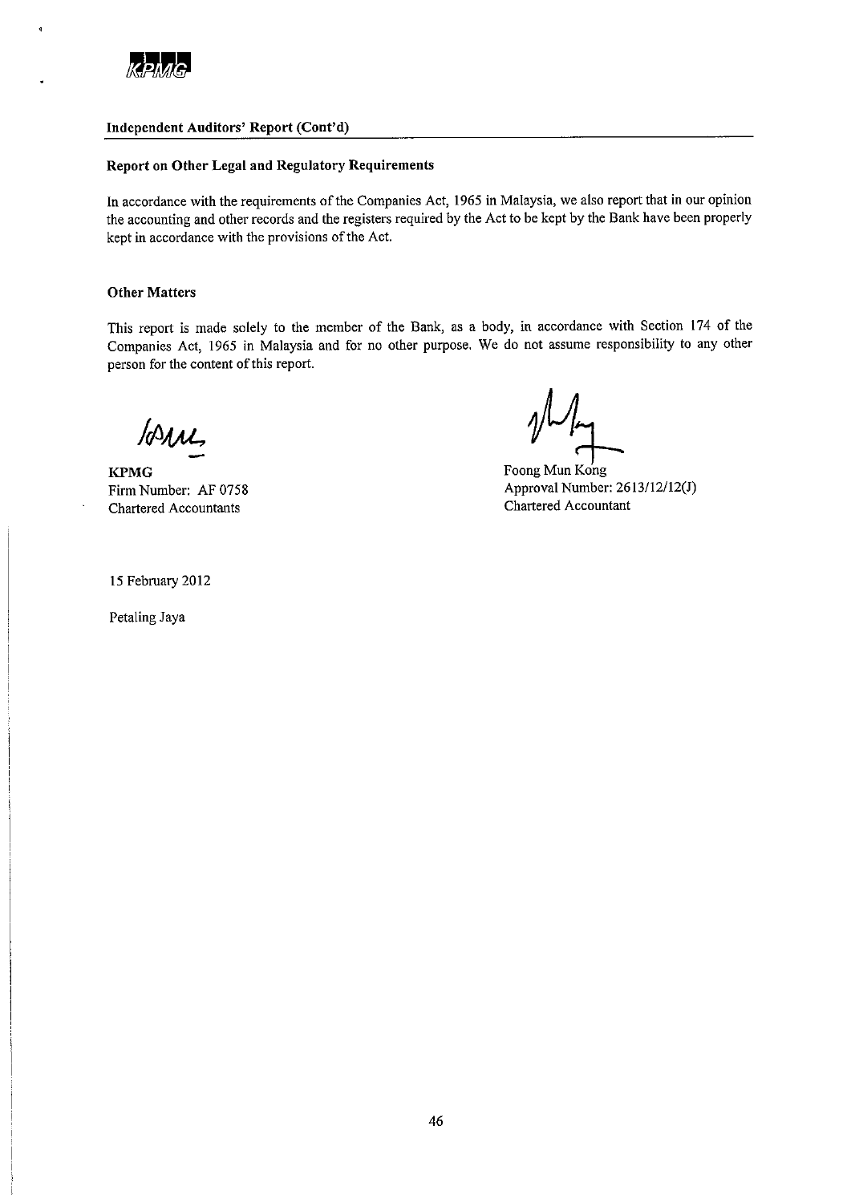### Independent Auditors' Report (Cont'd)

### Report on Other Legal and Regulatory Requirements

In accordance with the requirements of the Companies Act, 1965 in Malaysia, we also report that in our opinion the accounting and other records and the registers required by the Act to be kept by the Bank have been properly kept in accordance with the provisions of the Act.

### Other Matters

This report is made solely to the member of the Bank, as a body, in accordance with Section 174 of the Companies Act, 1965 in Malaysia and for no other purpose. We do not assume responsibility to any other person for the content of this report.

**KPMG**
Firm Number: AF 0758
Chartered Accountants

Foong Mun Kong
Approval Number: 2613/12/12(J)
Chartered Accountant

15 February 2012

Petaling Jaya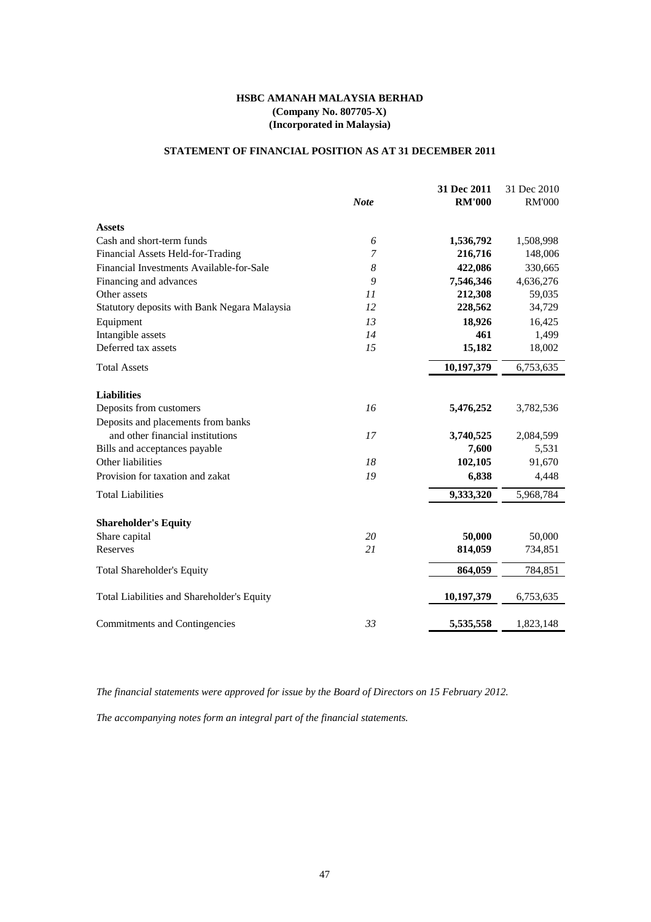**HSBC AMANAH MALAYSIA BERHAD**
**(Company No. 807705-X)**
**(Incorporated in Malaysia)**

**STATEMENT OF FINANCIAL POSITION AS AT 31 DECEMBER 2011**

| | *Note* | **31 Dec 2011 RM'000** | 31 Dec 2010 RM'000 |
|---|---|---|---|
| **Assets** | | | |
| Cash and short-term funds | *6* | **1,536,792** | 1,508,998 |
| Financial Assets Held-for-Trading | *7* | **216,716** | 148,006 |
| Financial Investments Available-for-Sale | *8* | **422,086** | 330,665 |
| Financing and advances | *9* | **7,546,346** | 4,636,276 |
| Other assets | *11* | **212,308** | 59,035 |
| Statutory deposits with Bank Negara Malaysia | *12* | **228,562** | 34,729 |
| Equipment | *13* | **18,926** | 16,425 |
| Intangible assets | *14* | **461** | 1,499 |
| Deferred tax assets | *15* | **15,182** | 18,002 |
| Total Assets | | **10,197,379** | 6,753,635 |
| **Liabilities** | | | |
| Deposits from customers | *16* | **5,476,252** | 3,782,536 |
| Deposits and placements from banks and other financial institutions | *17* | **3,740,525** | 2,084,599 |
| Bills and acceptances payable | | **7,600** | 5,531 |
| Other liabilities | *18* | **102,105** | 91,670 |
| Provision for taxation and zakat | *19* | **6,838** | 4,448 |
| Total Liabilities | | **9,333,320** | 5,968,784 |
| **Shareholder's Equity** | | | |
| Share capital | *20* | **50,000** | 50,000 |
| Reserves | *21* | **814,059** | 734,851 |
| Total Shareholder's Equity | | **864,059** | 784,851 |
| Total Liabilities and Shareholder's Equity | | **10,197,379** | 6,753,635 |
| Commitments and Contingencies | *33* | **5,535,558** | 1,823,148 |

*The financial statements were approved for issue by the Board of Directors on 15 February 2012.*

*The accompanying notes form an integral part of the financial statements.*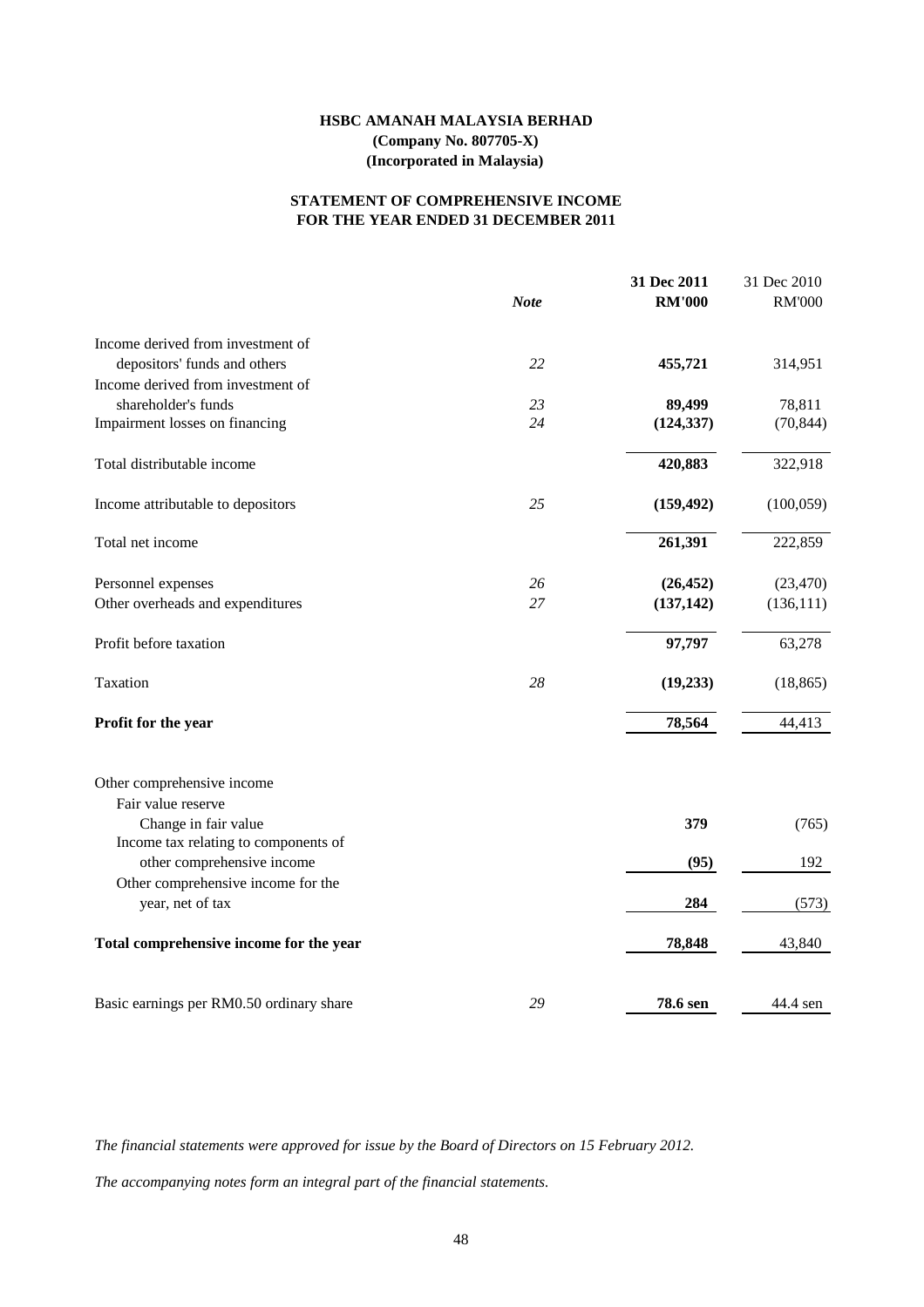**HSBC AMANAH MALAYSIA BERHAD**
**(Company No. 807705-X)**
**(Incorporated in Malaysia)**

**STATEMENT OF COMPREHENSIVE INCOME**
**FOR THE YEAR ENDED 31 DECEMBER 2011**

| | *Note* | **31 Dec 2011 RM'000** | 31 Dec 2010 RM'000 |
|---|---|---|---|
| Income derived from investment of depositors' funds and others | *22* | **455,721** | 314,951 |
| Income derived from investment of shareholder's funds | *23* | **89,499** | 78,811 |
| Impairment losses on financing | *24* | **(124,337)** | (70,844) |
| Total distributable income | | **420,883** | 322,918 |
| Income attributable to depositors | *25* | **(159,492)** | (100,059) |
| Total net income | | **261,391** | 222,859 |
| Personnel expenses | *26* | **(26,452)** | (23,470) |
| Other overheads and expenditures | *27* | **(137,142)** | (136,111) |
| Profit before taxation | | **97,797** | 63,278 |
| Taxation | *28* | **(19,233)** | (18,865) |
| **Profit for the year** | | **78,564** | 44,413 |
| Other comprehensive income | | | |
| Fair value reserve | | | |
| Change in fair value | | **379** | (765) |
| Income tax relating to components of other comprehensive income | | **(95)** | 192 |
| Other comprehensive income for the year, net of tax | | **284** | (573) |
| **Total comprehensive income for the year** | | **78,848** | 43,840 |
| Basic earnings per RM0.50 ordinary share | *29* | **78.6 sen** | 44.4 sen |

*The financial statements were approved for issue by the Board of Directors on 15 February 2012.*

*The accompanying notes form an integral part of the financial statements.*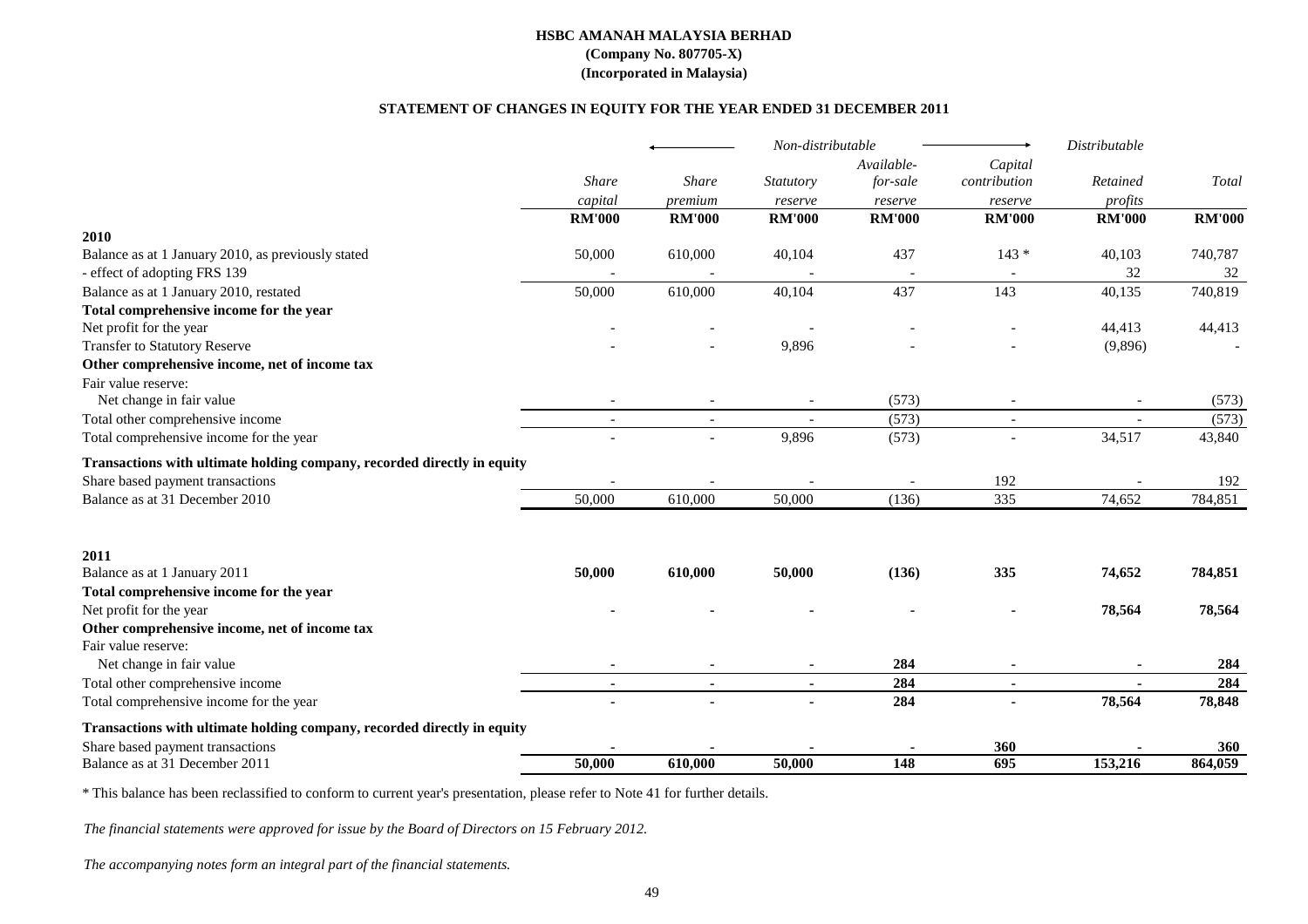**HSBC AMANAH MALAYSIA BERHAD**
**(Company No. 807705-X)**
**(Incorporated in Malaysia)**

**STATEMENT OF CHANGES IN EQUITY FOR THE YEAR ENDED 31 DECEMBER 2011**

| | ← | Non-distributable | | | → | Distributable | |
|---|---|---|---|---|---|---|---|
| | *Share capital* | *Share premium* | *Statutory reserve* | *Available-for-sale reserve* | *Capital contribution reserve* | *Retained profits* | *Total* |
| | **RM'000** | **RM'000** | **RM'000** | **RM'000** | **RM'000** | **RM'000** | **RM'000** |
| **2010** | | | | | | | |
| Balance as at 1 January 2010, as previously stated | 50,000 | 610,000 | 40,104 | 437 | 143 * | 40,103 | 740,787 |
| - effect of adopting FRS 139 | - | - | - | - | - | 32 | 32 |
| Balance as at 1 January 2010, restated | 50,000 | 610,000 | 40,104 | 437 | 143 | 40,135 | 740,819 |
| **Total comprehensive income for the year** | | | | | | | |
| Net profit for the year | - | - | - | - | - | 44,413 | 44,413 |
| Transfer to Statutory Reserve | - | - | 9,896 | - | - | (9,896) | - |
| **Other comprehensive income, net of income tax** | | | | | | | |
| Fair value reserve: | | | | | | | |
| Net change in fair value | - | - | - | (573) | - | - | (573) |
| Total other comprehensive income | - | - | - | (573) | - | - | (573) |
| Total comprehensive income for the year | - | - | 9,896 | (573) | - | 34,517 | 43,840 |
| **Transactions with ultimate holding company, recorded directly in equity** | | | | | | | |
| Share based payment transactions | - | - | - | - | 192 | - | 192 |
| Balance as at 31 December 2010 | 50,000 | 610,000 | 50,000 | (136) | 335 | 74,652 | 784,851 |
| | | | | | | | |
| **2011** | | | | | | | |
| Balance as at 1 January 2011 | **50,000** | **610,000** | **50,000** | **(136)** | **335** | **74,652** | **784,851** |
| **Total comprehensive income for the year** | | | | | | | |
| Net profit for the year | **-** | **-** | **-** | **-** | **-** | **78,564** | **78,564** |
| **Other comprehensive income, net of income tax** | | | | | | | |
| Fair value reserve: | | | | | | | |
| Net change in fair value | **-** | **-** | **-** | **284** | **-** | **-** | **284** |
| Total other comprehensive income | **-** | **-** | **-** | **284** | **-** | **-** | **284** |
| Total comprehensive income for the year | **-** | **-** | **-** | **284** | **-** | **78,564** | **78,848** |
| **Transactions with ultimate holding company, recorded directly in equity** | | | | | | | |
| Share based payment transactions | **-** | **-** | **-** | **-** | **360** | **-** | **360** |
| Balance as at 31 December 2011 | **50,000** | **610,000** | **50,000** | **148** | **695** | **153,216** | **864,059** |

* This balance has been reclassified to conform to current year's presentation, please refer to Note 41 for further details.

*The financial statements were approved for issue by the Board of Directors on 15 February 2012.*

*The accompanying notes form an integral part of the financial statements.*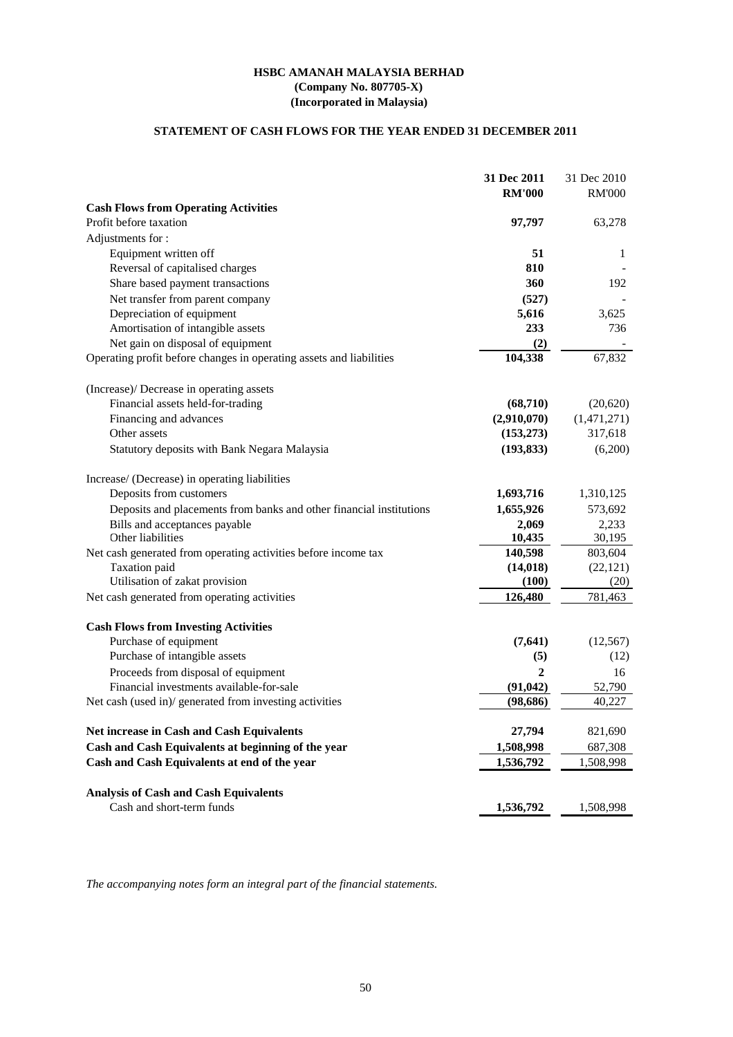**HSBC AMANAH MALAYSIA BERHAD**
**(Company No. 807705-X)**
**(Incorporated in Malaysia)**

**STATEMENT OF CASH FLOWS FOR THE YEAR ENDED 31 DECEMBER 2011**

| | **31 Dec 2011** | 31 Dec 2010 |
|---|---|---|
| | **RM'000** | RM'000 |
| **Cash Flows from Operating Activities** | | |
| Profit before taxation | **97,797** | 63,278 |
| Adjustments for : | | |
| Equipment written off | **51** | 1 |
| Reversal of capitalised charges | **810** | - |
| Share based payment transactions | **360** | 192 |
| Net transfer from parent company | **(527)** | - |
| Depreciation of equipment | **5,616** | 3,625 |
| Amortisation of intangible assets | **233** | 736 |
| Net gain on disposal of equipment | **(2)** | - |
| Operating profit before changes in operating assets and liabilities | **104,338** | 67,832 |
| (Increase)/ Decrease in operating assets | | |
| Financial assets held-for-trading | **(68,710)** | (20,620) |
| Financing and advances | **(2,910,070)** | (1,471,271) |
| Other assets | **(153,273)** | 317,618 |
| Statutory deposits with Bank Negara Malaysia | **(193,833)** | (6,200) |
| Increase/ (Decrease) in operating liabilities | | |
| Deposits from customers | **1,693,716** | 1,310,125 |
| Deposits and placements from banks and other financial institutions | **1,655,926** | 573,692 |
| Bills and acceptances payable | **2,069** | 2,233 |
| Other liabilities | **10,435** | 30,195 |
| Net cash generated from operating activities before income tax | **140,598** | 803,604 |
| Taxation paid | **(14,018)** | (22,121) |
| Utilisation of zakat provision | **(100)** | (20) |
| Net cash generated from operating activities | **126,480** | 781,463 |
| **Cash Flows from Investing Activities** | | |
| Purchase of equipment | **(7,641)** | (12,567) |
| Purchase of intangible assets | **(5)** | (12) |
| Proceeds from disposal of equipment | **2** | 16 |
| Financial investments available-for-sale | **(91,042)** | 52,790 |
| Net cash (used in)/ generated from investing activities | **(98,686)** | 40,227 |
| **Net increase in Cash and Cash Equivalents** | **27,794** | 821,690 |
| **Cash and Cash Equivalents at beginning of the year** | **1,508,998** | 687,308 |
| **Cash and Cash Equivalents at end of the year** | **1,536,792** | 1,508,998 |
| **Analysis of Cash and Cash Equivalents** | | |
| Cash and short-term funds | **1,536,792** | 1,508,998 |

*The accompanying notes form an integral part of the financial statements.*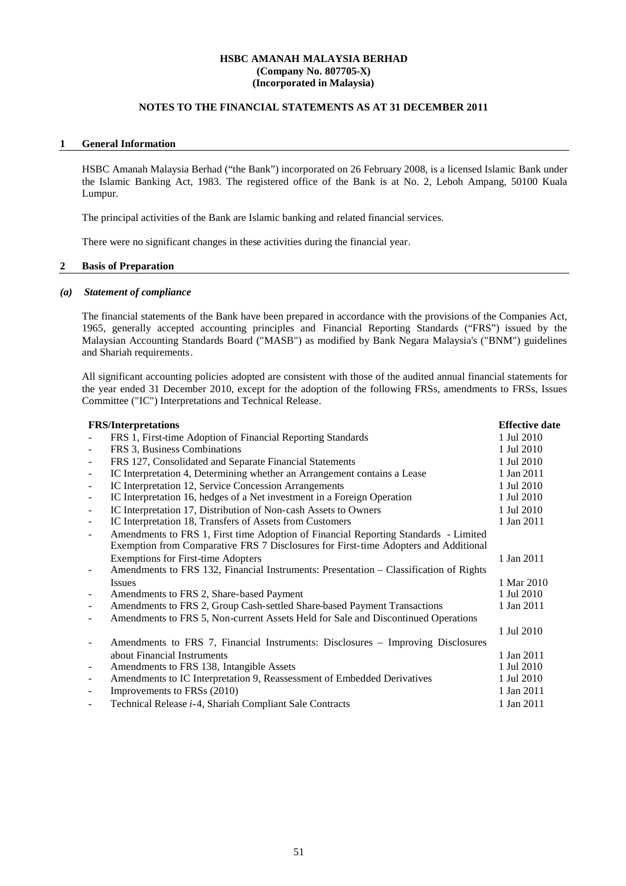**HSBC AMANAH MALAYSIA BERHAD**
**(Company No. 807705-X)**
**(Incorporated in Malaysia)**

**NOTES TO THE FINANCIAL STATEMENTS AS AT 31 DECEMBER 2011**

## 1 General Information

HSBC Amanah Malaysia Berhad ("the Bank") incorporated on 26 February 2008, is a licensed Islamic Bank under the Islamic Banking Act, 1983. The registered office of the Bank is at No. 2, Leboh Ampang, 50100 Kuala Lumpur.

The principal activities of the Bank are Islamic banking and related financial services.

There were no significant changes in these activities during the financial year.

## 2 Basis of Preparation

### *(a) Statement of compliance*

The financial statements of the Bank have been prepared in accordance with the provisions of the Companies Act, 1965, generally accepted accounting principles and Financial Reporting Standards ("FRS") issued by the Malaysian Accounting Standards Board ("MASB") as modified by Bank Negara Malaysia's ("BNM") guidelines and Shariah requirements.

All significant accounting policies adopted are consistent with those of the audited annual financial statements for the year ended 31 December 2010, except for the adoption of the following FRSs, amendments to FRSs, Issues Committee ("IC") Interpretations and Technical Release.

| **FRS/Interpretations** | **Effective date** |
|---|---|
| - FRS 1, First-time Adoption of Financial Reporting Standards | 1 Jul 2010 |
| - FRS 3, Business Combinations | 1 Jul 2010 |
| - FRS 127, Consolidated and Separate Financial Statements | 1 Jul 2010 |
| - IC Interpretation 4, Determining whether an Arrangement contains a Lease | 1 Jan 2011 |
| - IC Interpretation 12, Service Concession Arrangements | 1 Jul 2010 |
| - IC Interpretation 16, hedges of a Net investment in a Foreign Operation | 1 Jul 2010 |
| - IC Interpretation 17, Distribution of Non-cash Assets to Owners | 1 Jul 2010 |
| - IC Interpretation 18, Transfers of Assets from Customers | 1 Jan 2011 |
| - Amendments to FRS 1, First time Adoption of Financial Reporting Standards - Limited Exemption from Comparative FRS 7 Disclosures for First-time Adopters and Additional Exemptions for First-time Adopters | 1 Jan 2011 |
| - Amendments to FRS 132, Financial Instruments: Presentation – Classification of Rights Issues | 1 Mar 2010 |
| - Amendments to FRS 2, Share-based Payment | 1 Jul 2010 |
| - Amendments to FRS 2, Group Cash-settled Share-based Payment Transactions | 1 Jan 2011 |
| - Amendments to FRS 5, Non-current Assets Held for Sale and Discontinued Operations | 1 Jul 2010 |
| - Amendments to FRS 7, Financial Instruments: Disclosures – Improving Disclosures about Financial Instruments | 1 Jan 2011 |
| - Amendments to FRS 138, Intangible Assets | 1 Jul 2010 |
| - Amendments to IC Interpretation 9, Reassessment of Embedded Derivatives | 1 Jul 2010 |
| - Improvements to FRSs (2010) | 1 Jan 2011 |
| - Technical Release *i*-4, Shariah Compliant Sale Contracts | 1 Jan 2011 |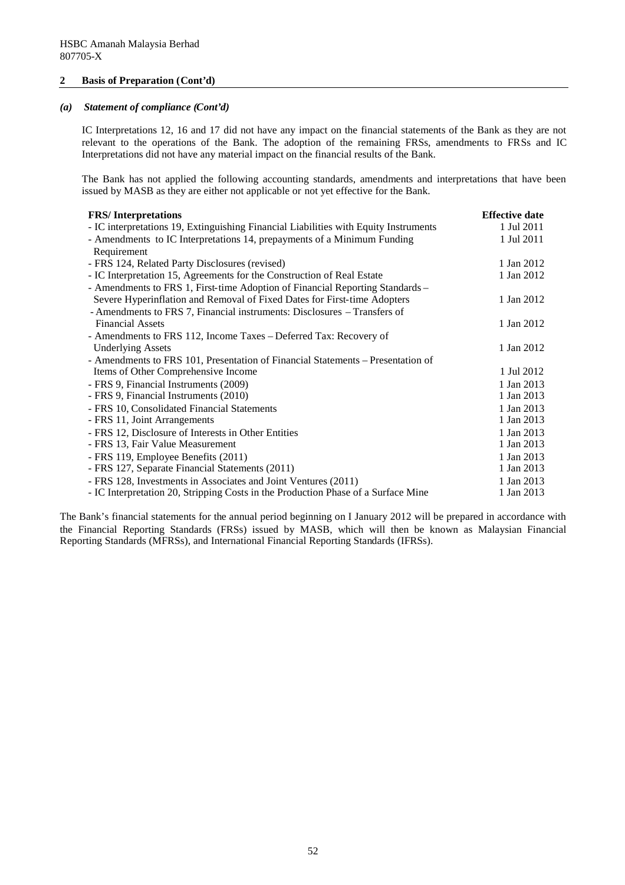HSBC Amanah Malaysia Berhad
807705-X

## 2 Basis of Preparation (Cont'd)

### *(a) Statement of compliance (Cont'd)*

IC Interpretations 12, 16 and 17 did not have any impact on the financial statements of the Bank as they are not relevant to the operations of the Bank. The adoption of the remaining FRSs, amendments to FRSs and IC Interpretations did not have any material impact on the financial results of the Bank.

The Bank has not applied the following accounting standards, amendments and interpretations that have been issued by MASB as they are either not applicable or not yet effective for the Bank.

| FRS/ Interpretations | Effective date |
|---|---|
| - IC interpretations 19, Extinguishing Financial Liabilities with Equity Instruments | 1 Jul 2011 |
| - Amendments to IC Interpretations 14, prepayments of a Minimum Funding Requirement | 1 Jul 2011 |
| - FRS 124, Related Party Disclosures (revised) | 1 Jan 2012 |
| - IC Interpretation 15, Agreements for the Construction of Real Estate | 1 Jan 2012 |
| - Amendments to FRS 1, First-time Adoption of Financial Reporting Standards – Severe Hyperinflation and Removal of Fixed Dates for First-time Adopters | 1 Jan 2012 |
| - Amendments to FRS 7, Financial instruments: Disclosures – Transfers of Financial Assets | 1 Jan 2012 |
| - Amendments to FRS 112, Income Taxes – Deferred Tax: Recovery of Underlying Assets | 1 Jan 2012 |
| - Amendments to FRS 101, Presentation of Financial Statements – Presentation of Items of Other Comprehensive Income | 1 Jul 2012 |
| - FRS 9, Financial Instruments (2009) | 1 Jan 2013 |
| - FRS 9, Financial Instruments (2010) | 1 Jan 2013 |
| - FRS 10, Consolidated Financial Statements | 1 Jan 2013 |
| - FRS 11, Joint Arrangements | 1 Jan 2013 |
| - FRS 12, Disclosure of Interests in Other Entities | 1 Jan 2013 |
| - FRS 13, Fair Value Measurement | 1 Jan 2013 |
| - FRS 119, Employee Benefits (2011) | 1 Jan 2013 |
| - FRS 127, Separate Financial Statements (2011) | 1 Jan 2013 |
| - FRS 128, Investments in Associates and Joint Ventures (2011) | 1 Jan 2013 |
| - IC Interpretation 20, Stripping Costs in the Production Phase of a Surface Mine | 1 Jan 2013 |

The Bank's financial statements for the annual period beginning on I January 2012 will be prepared in accordance with the Financial Reporting Standards (FRSs) issued by MASB, which will then be known as Malaysian Financial Reporting Standards (MFRSs), and International Financial Reporting Standards (IFRSs).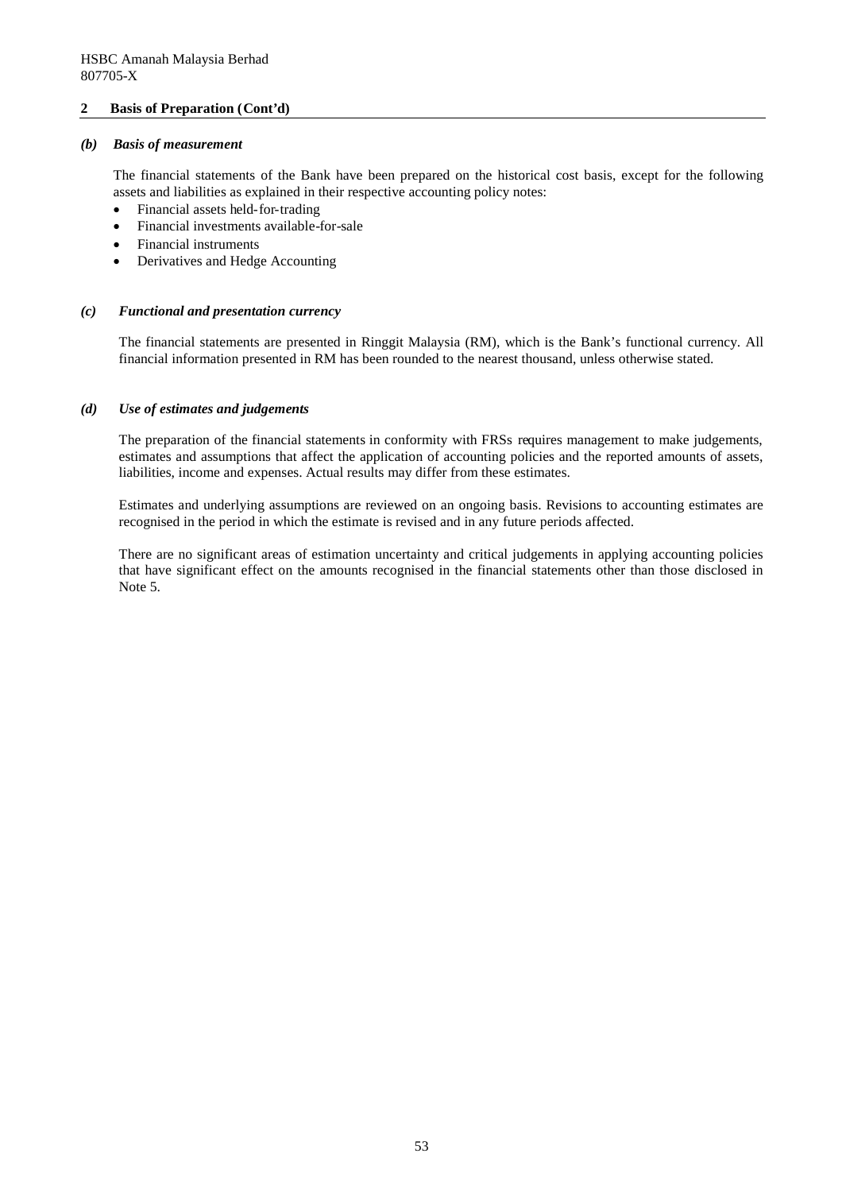## 2 Basis of Preparation (Cont'd)

### *(b) Basis of measurement*

The financial statements of the Bank have been prepared on the historical cost basis, except for the following assets and liabilities as explained in their respective accounting policy notes:

- Financial assets held-for-trading
- Financial investments available-for-sale
- Financial instruments
- Derivatives and Hedge Accounting

### *(c) Functional and presentation currency*

The financial statements are presented in Ringgit Malaysia (RM), which is the Bank's functional currency. All financial information presented in RM has been rounded to the nearest thousand, unless otherwise stated.

### *(d) Use of estimates and judgements*

The preparation of the financial statements in conformity with FRSs requires management to make judgements, estimates and assumptions that affect the application of accounting policies and the reported amounts of assets, liabilities, income and expenses. Actual results may differ from these estimates.

Estimates and underlying assumptions are reviewed on an ongoing basis. Revisions to accounting estimates are recognised in the period in which the estimate is revised and in any future periods affected.

There are no significant areas of estimation uncertainty and critical judgements in applying accounting policies that have significant effect on the amounts recognised in the financial statements other than those disclosed in Note 5.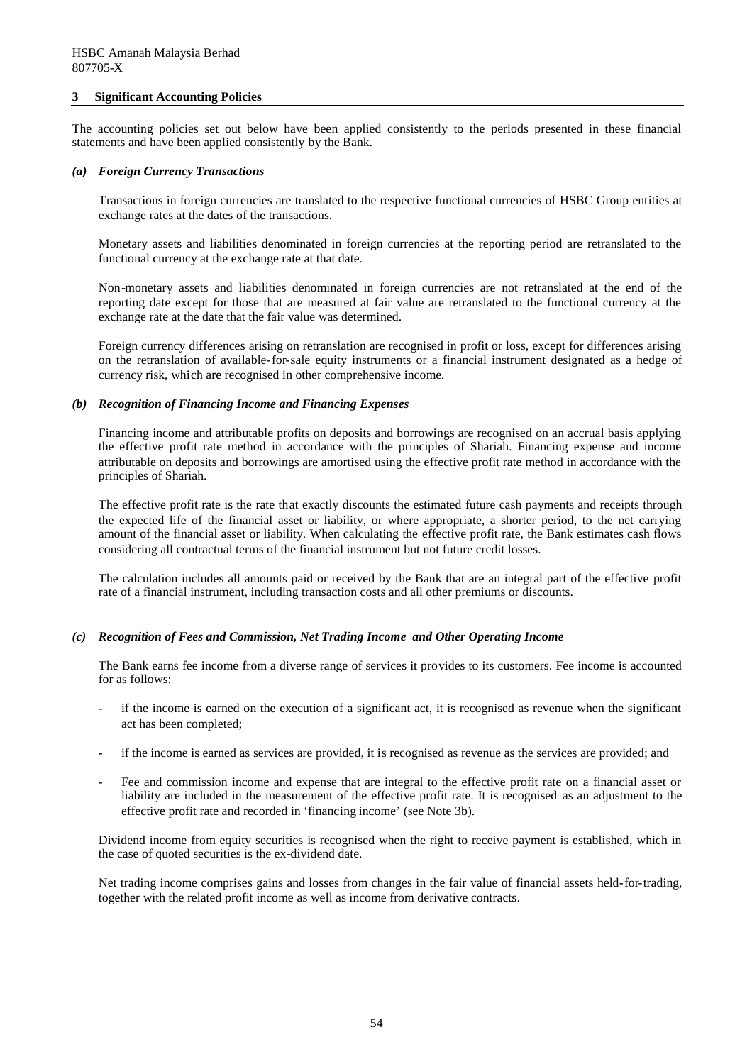## 3 Significant Accounting Policies

The accounting policies set out below have been applied consistently to the periods presented in these financial statements and have been applied consistently by the Bank.

### *(a) Foreign Currency Transactions*

Transactions in foreign currencies are translated to the respective functional currencies of HSBC Group entities at exchange rates at the dates of the transactions.

Monetary assets and liabilities denominated in foreign currencies at the reporting period are retranslated to the functional currency at the exchange rate at that date.

Non-monetary assets and liabilities denominated in foreign currencies are not retranslated at the end of the reporting date except for those that are measured at fair value are retranslated to the functional currency at the exchange rate at the date that the fair value was determined.

Foreign currency differences arising on retranslation are recognised in profit or loss, except for differences arising on the retranslation of available-for-sale equity instruments or a financial instrument designated as a hedge of currency risk, which are recognised in other comprehensive income.

### *(b) Recognition of Financing Income and Financing Expenses*

Financing income and attributable profits on deposits and borrowings are recognised on an accrual basis applying the effective profit rate method in accordance with the principles of Shariah. Financing expense and income attributable on deposits and borrowings are amortised using the effective profit rate method in accordance with the principles of Shariah.

The effective profit rate is the rate that exactly discounts the estimated future cash payments and receipts through the expected life of the financial asset or liability, or where appropriate, a shorter period, to the net carrying amount of the financial asset or liability. When calculating the effective profit rate, the Bank estimates cash flows considering all contractual terms of the financial instrument but not future credit losses.

The calculation includes all amounts paid or received by the Bank that are an integral part of the effective profit rate of a financial instrument, including transaction costs and all other premiums or discounts.

### *(c) Recognition of Fees and Commission, Net Trading Income and Other Operating Income*

The Bank earns fee income from a diverse range of services it provides to its customers. Fee income is accounted for as follows:

- if the income is earned on the execution of a significant act, it is recognised as revenue when the significant act has been completed;
- if the income is earned as services are provided, it is recognised as revenue as the services are provided; and
- Fee and commission income and expense that are integral to the effective profit rate on a financial asset or liability are included in the measurement of the effective profit rate. It is recognised as an adjustment to the effective profit rate and recorded in 'financing income' (see Note 3b).

Dividend income from equity securities is recognised when the right to receive payment is established, which in the case of quoted securities is the ex-dividend date.

Net trading income comprises gains and losses from changes in the fair value of financial assets held-for-trading, together with the related profit income as well as income from derivative contracts.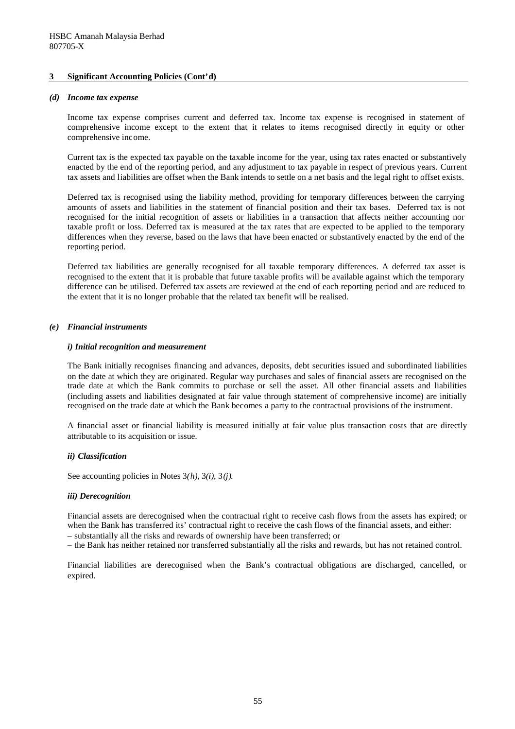## 3 Significant Accounting Policies (Cont'd)

### *(d) Income tax expense*

Income tax expense comprises current and deferred tax. Income tax expense is recognised in statement of comprehensive income except to the extent that it relates to items recognised directly in equity or other comprehensive income.

Current tax is the expected tax payable on the taxable income for the year, using tax rates enacted or substantively enacted by the end of the reporting period, and any adjustment to tax payable in respect of previous years. Current tax assets and liabilities are offset when the Bank intends to settle on a net basis and the legal right to offset exists.

Deferred tax is recognised using the liability method, providing for temporary differences between the carrying amounts of assets and liabilities in the statement of financial position and their tax bases. Deferred tax is not recognised for the initial recognition of assets or liabilities in a transaction that affects neither accounting nor taxable profit or loss. Deferred tax is measured at the tax rates that are expected to be applied to the temporary differences when they reverse, based on the laws that have been enacted or substantively enacted by the end of the reporting period.

Deferred tax liabilities are generally recognised for all taxable temporary differences. A deferred tax asset is recognised to the extent that it is probable that future taxable profits will be available against which the temporary difference can be utilised. Deferred tax assets are reviewed at the end of each reporting period and are reduced to the extent that it is no longer probable that the related tax benefit will be realised.

### *(e) Financial instruments*

#### *i) Initial recognition and measurement*

The Bank initially recognises financing and advances, deposits, debt securities issued and subordinated liabilities on the date at which they are originated. Regular way purchases and sales of financial assets are recognised on the trade date at which the Bank commits to purchase or sell the asset. All other financial assets and liabilities (including assets and liabilities designated at fair value through statement of comprehensive income) are initially recognised on the trade date at which the Bank becomes a party to the contractual provisions of the instrument.

A financial asset or financial liability is measured initially at fair value plus transaction costs that are directly attributable to its acquisition or issue.

#### *ii) Classification*

See accounting policies in Notes 3*(h)*, 3*(i)*, 3*(j)*.

#### *iii) Derecognition*

Financial assets are derecognised when the contractual right to receive cash flows from the assets has expired; or when the Bank has transferred its' contractual right to receive the cash flows of the financial assets, and either:
– substantially all the risks and rewards of ownership have been transferred; or
– the Bank has neither retained nor transferred substantially all the risks and rewards, but has not retained control.

Financial liabilities are derecognised when the Bank's contractual obligations are discharged, cancelled, or expired.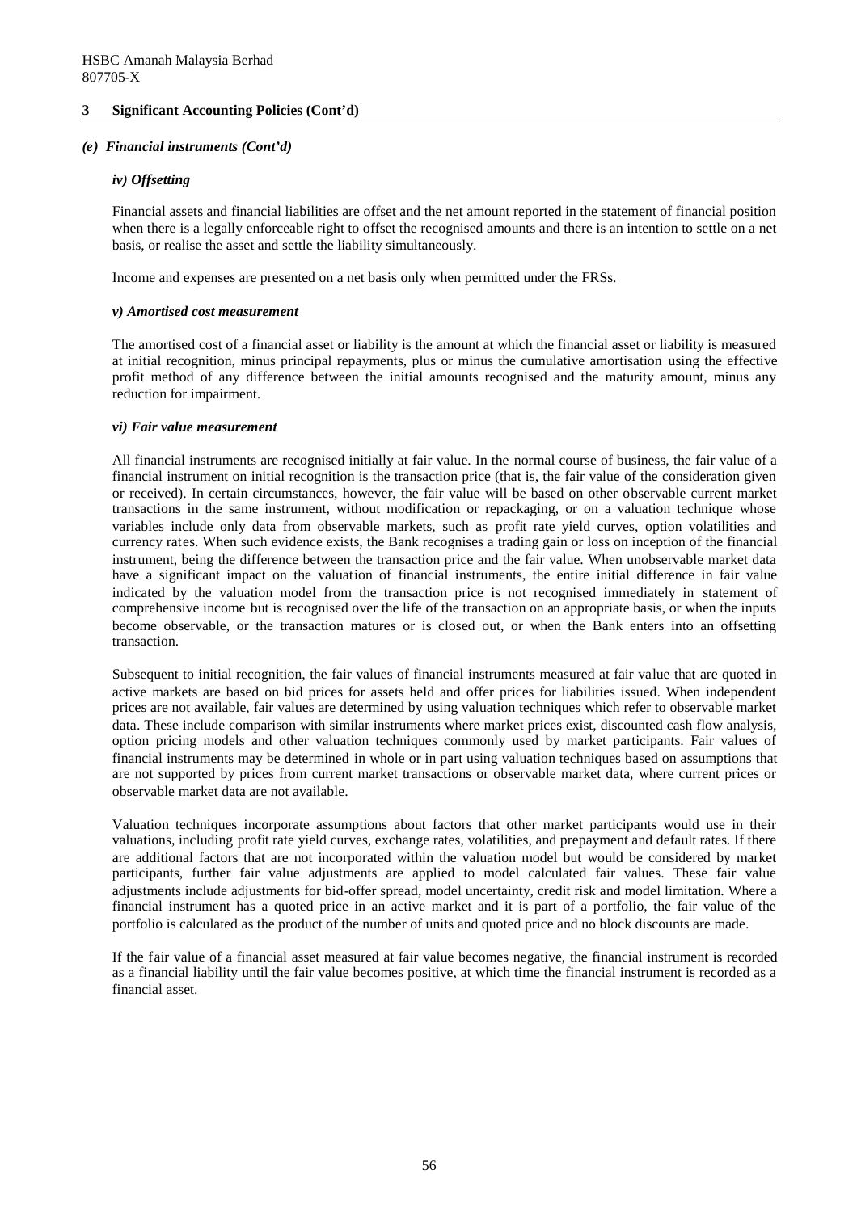HSBC Amanah Malaysia Berhad
807705-X

## 3 Significant Accounting Policies (Cont'd)

### *(e) Financial instruments (Cont'd)*

#### *iv) Offsetting*

Financial assets and financial liabilities are offset and the net amount reported in the statement of financial position when there is a legally enforceable right to offset the recognised amounts and there is an intention to settle on a net basis, or realise the asset and settle the liability simultaneously.

Income and expenses are presented on a net basis only when permitted under the FRSs.

#### *v) Amortised cost measurement*

The amortised cost of a financial asset or liability is the amount at which the financial asset or liability is measured at initial recognition, minus principal repayments, plus or minus the cumulative amortisation using the effective profit method of any difference between the initial amounts recognised and the maturity amount, minus any reduction for impairment.

#### *vi) Fair value measurement*

All financial instruments are recognised initially at fair value. In the normal course of business, the fair value of a financial instrument on initial recognition is the transaction price (that is, the fair value of the consideration given or received). In certain circumstances, however, the fair value will be based on other observable current market transactions in the same instrument, without modification or repackaging, or on a valuation technique whose variables include only data from observable markets, such as profit rate yield curves, option volatilities and currency rates. When such evidence exists, the Bank recognises a trading gain or loss on inception of the financial instrument, being the difference between the transaction price and the fair value. When unobservable market data have a significant impact on the valuation of financial instruments, the entire initial difference in fair value indicated by the valuation model from the transaction price is not recognised immediately in statement of comprehensive income but is recognised over the life of the transaction on an appropriate basis, or when the inputs become observable, or the transaction matures or is closed out, or when the Bank enters into an offsetting transaction.

Subsequent to initial recognition, the fair values of financial instruments measured at fair value that are quoted in active markets are based on bid prices for assets held and offer prices for liabilities issued. When independent prices are not available, fair values are determined by using valuation techniques which refer to observable market data. These include comparison with similar instruments where market prices exist, discounted cash flow analysis, option pricing models and other valuation techniques commonly used by market participants. Fair values of financial instruments may be determined in whole or in part using valuation techniques based on assumptions that are not supported by prices from current market transactions or observable market data, where current prices or observable market data are not available.

Valuation techniques incorporate assumptions about factors that other market participants would use in their valuations, including profit rate yield curves, exchange rates, volatilities, and prepayment and default rates. If there are additional factors that are not incorporated within the valuation model but would be considered by market participants, further fair value adjustments are applied to model calculated fair values. These fair value adjustments include adjustments for bid-offer spread, model uncertainty, credit risk and model limitation. Where a financial instrument has a quoted price in an active market and it is part of a portfolio, the fair value of the portfolio is calculated as the product of the number of units and quoted price and no block discounts are made.

If the fair value of a financial asset measured at fair value becomes negative, the financial instrument is recorded as a financial liability until the fair value becomes positive, at which time the financial instrument is recorded as a financial asset.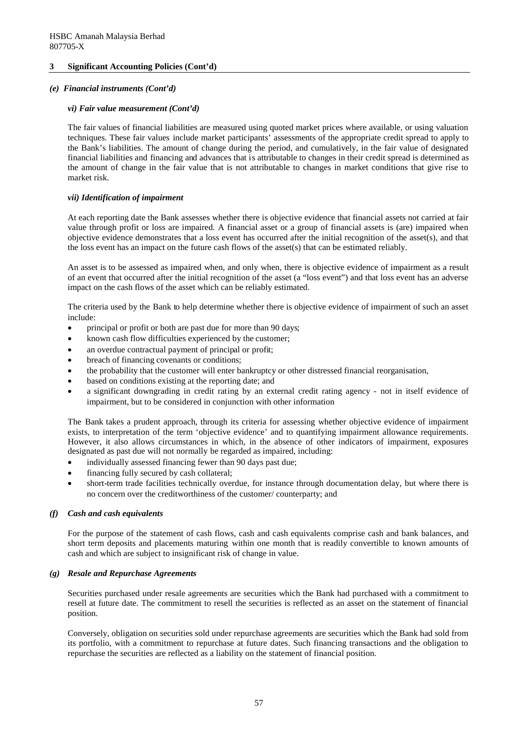### 3 Significant Accounting Policies (Cont'd)

#### *(e) Financial instruments (Cont'd)*

##### *vi) Fair value measurement (Cont'd)*

The fair values of financial liabilities are measured using quoted market prices where available, or using valuation techniques. These fair values include market participants' assessments of the appropriate credit spread to apply to the Bank's liabilities. The amount of change during the period, and cumulatively, in the fair value of designated financial liabilities and financing and advances that is attributable to changes in their credit spread is determined as the amount of change in the fair value that is not attributable to changes in market conditions that give rise to market risk.

##### *vii) Identification of impairment*

At each reporting date the Bank assesses whether there is objective evidence that financial assets not carried at fair value through profit or loss are impaired. A financial asset or a group of financial assets is (are) impaired when objective evidence demonstrates that a loss event has occurred after the initial recognition of the asset(s), and that the loss event has an impact on the future cash flows of the asset(s) that can be estimated reliably.

An asset is to be assessed as impaired when, and only when, there is objective evidence of impairment as a result of an event that occurred after the initial recognition of the asset (a "loss event") and that loss event has an adverse impact on the cash flows of the asset which can be reliably estimated.

The criteria used by the Bank to help determine whether there is objective evidence of impairment of such an asset include:

- principal or profit or both are past due for more than 90 days;
- known cash flow difficulties experienced by the customer;
- an overdue contractual payment of principal or profit;
- breach of financing covenants or conditions;
- the probability that the customer will enter bankruptcy or other distressed financial reorganisation,
- based on conditions existing at the reporting date; and
- a significant downgrading in credit rating by an external credit rating agency - not in itself evidence of impairment, but to be considered in conjunction with other information

The Bank takes a prudent approach, through its criteria for assessing whether objective evidence of impairment exists, to interpretation of the term 'objective evidence' and to quantifying impairment allowance requirements. However, it also allows circumstances in which, in the absence of other indicators of impairment, exposures designated as past due will not normally be regarded as impaired, including:

- individually assessed financing fewer than 90 days past due;
- financing fully secured by cash collateral;
- short-term trade facilities technically overdue, for instance through documentation delay, but where there is no concern over the creditworthiness of the customer/ counterparty; and

#### *(f) Cash and cash equivalents*

For the purpose of the statement of cash flows, cash and cash equivalents comprise cash and bank balances, and short term deposits and placements maturing within one month that is readily convertible to known amounts of cash and which are subject to insignificant risk of change in value.

#### *(g) Resale and Repurchase Agreements*

Securities purchased under resale agreements are securities which the Bank had purchased with a commitment to resell at future date. The commitment to resell the securities is reflected as an asset on the statement of financial position.

Conversely, obligation on securities sold under repurchase agreements are securities which the Bank had sold from its portfolio, with a commitment to repurchase at future dates. Such financing transactions and the obligation to repurchase the securities are reflected as a liability on the statement of financial position.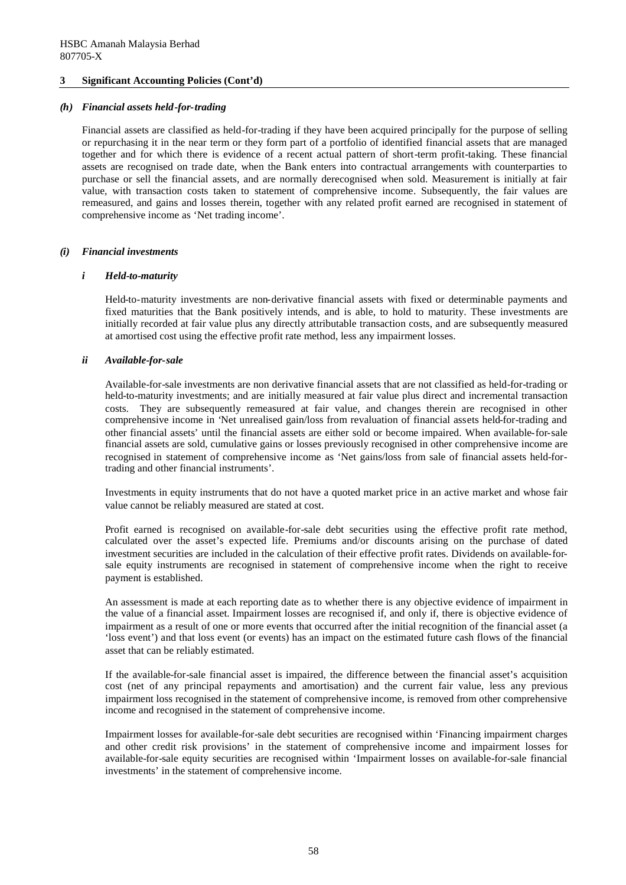HSBC Amanah Malaysia Berhad
807705-X

## 3 Significant Accounting Policies (Cont'd)

### *(h) Financial assets held-for-trading*

Financial assets are classified as held-for-trading if they have been acquired principally for the purpose of selling or repurchasing it in the near term or they form part of a portfolio of identified financial assets that are managed together and for which there is evidence of a recent actual pattern of short-term profit-taking. These financial assets are recognised on trade date, when the Bank enters into contractual arrangements with counterparties to purchase or sell the financial assets, and are normally derecognised when sold. Measurement is initially at fair value, with transaction costs taken to statement of comprehensive income. Subsequently, the fair values are remeasured, and gains and losses therein, together with any related profit earned are recognised in statement of comprehensive income as 'Net trading income'.

### *(i) Financial investments*

#### *i Held-to-maturity*

Held-to-maturity investments are non-derivative financial assets with fixed or determinable payments and fixed maturities that the Bank positively intends, and is able, to hold to maturity. These investments are initially recorded at fair value plus any directly attributable transaction costs, and are subsequently measured at amortised cost using the effective profit rate method, less any impairment losses.

#### *ii Available-for-sale*

Available-for-sale investments are non derivative financial assets that are not classified as held-for-trading or held-to-maturity investments; and are initially measured at fair value plus direct and incremental transaction costs. They are subsequently remeasured at fair value, and changes therein are recognised in other comprehensive income in 'Net unrealised gain/loss from revaluation of financial assets held-for-trading and other financial assets' until the financial assets are either sold or become impaired. When available-for-sale financial assets are sold, cumulative gains or losses previously recognised in other comprehensive income are recognised in statement of comprehensive income as 'Net gains/loss from sale of financial assets held-for-trading and other financial instruments'.

Investments in equity instruments that do not have a quoted market price in an active market and whose fair value cannot be reliably measured are stated at cost.

Profit earned is recognised on available-for-sale debt securities using the effective profit rate method, calculated over the asset's expected life. Premiums and/or discounts arising on the purchase of dated investment securities are included in the calculation of their effective profit rates. Dividends on available-for-sale equity instruments are recognised in statement of comprehensive income when the right to receive payment is established.

An assessment is made at each reporting date as to whether there is any objective evidence of impairment in the value of a financial asset. Impairment losses are recognised if, and only if, there is objective evidence of impairment as a result of one or more events that occurred after the initial recognition of the financial asset (a 'loss event') and that loss event (or events) has an impact on the estimated future cash flows of the financial asset that can be reliably estimated.

If the available-for-sale financial asset is impaired, the difference between the financial asset's acquisition cost (net of any principal repayments and amortisation) and the current fair value, less any previous impairment loss recognised in the statement of comprehensive income, is removed from other comprehensive income and recognised in the statement of comprehensive income.

Impairment losses for available-for-sale debt securities are recognised within 'Financing impairment charges and other credit risk provisions' in the statement of comprehensive income and impairment losses for available-for-sale equity securities are recognised within 'Impairment losses on available-for-sale financial investments' in the statement of comprehensive income.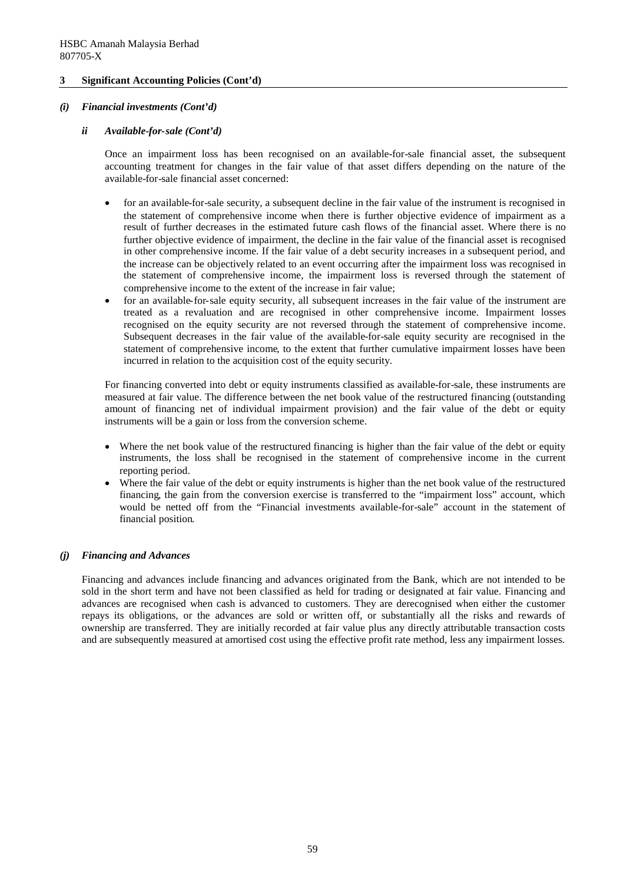### 3 Significant Accounting Policies (Cont'd)

#### *(i) Financial investments (Cont'd)*

##### *ii Available-for-sale (Cont'd)*

Once an impairment loss has been recognised on an available-for-sale financial asset, the subsequent accounting treatment for changes in the fair value of that asset differs depending on the nature of the available-for-sale financial asset concerned:

- for an available-for-sale security, a subsequent decline in the fair value of the instrument is recognised in the statement of comprehensive income when there is further objective evidence of impairment as a result of further decreases in the estimated future cash flows of the financial asset. Where there is no further objective evidence of impairment, the decline in the fair value of the financial asset is recognised in other comprehensive income. If the fair value of a debt security increases in a subsequent period, and the increase can be objectively related to an event occurring after the impairment loss was recognised in the statement of comprehensive income, the impairment loss is reversed through the statement of comprehensive income to the extent of the increase in fair value;
- for an available-for-sale equity security, all subsequent increases in the fair value of the instrument are treated as a revaluation and are recognised in other comprehensive income. Impairment losses recognised on the equity security are not reversed through the statement of comprehensive income. Subsequent decreases in the fair value of the available-for-sale equity security are recognised in the statement of comprehensive income, to the extent that further cumulative impairment losses have been incurred in relation to the acquisition cost of the equity security.

For financing converted into debt or equity instruments classified as available-for-sale, these instruments are measured at fair value. The difference between the net book value of the restructured financing (outstanding amount of financing net of individual impairment provision) and the fair value of the debt or equity instruments will be a gain or loss from the conversion scheme.

- Where the net book value of the restructured financing is higher than the fair value of the debt or equity instruments, the loss shall be recognised in the statement of comprehensive income in the current reporting period.
- Where the fair value of the debt or equity instruments is higher than the net book value of the restructured financing, the gain from the conversion exercise is transferred to the "impairment loss" account, which would be netted off from the "Financial investments available-for-sale" account in the statement of financial position.

#### *(j) Financing and Advances*

Financing and advances include financing and advances originated from the Bank, which are not intended to be sold in the short term and have not been classified as held for trading or designated at fair value. Financing and advances are recognised when cash is advanced to customers. They are derecognised when either the customer repays its obligations, or the advances are sold or written off, or substantially all the risks and rewards of ownership are transferred. They are initially recorded at fair value plus any directly attributable transaction costs and are subsequently measured at amortised cost using the effective profit rate method, less any impairment losses.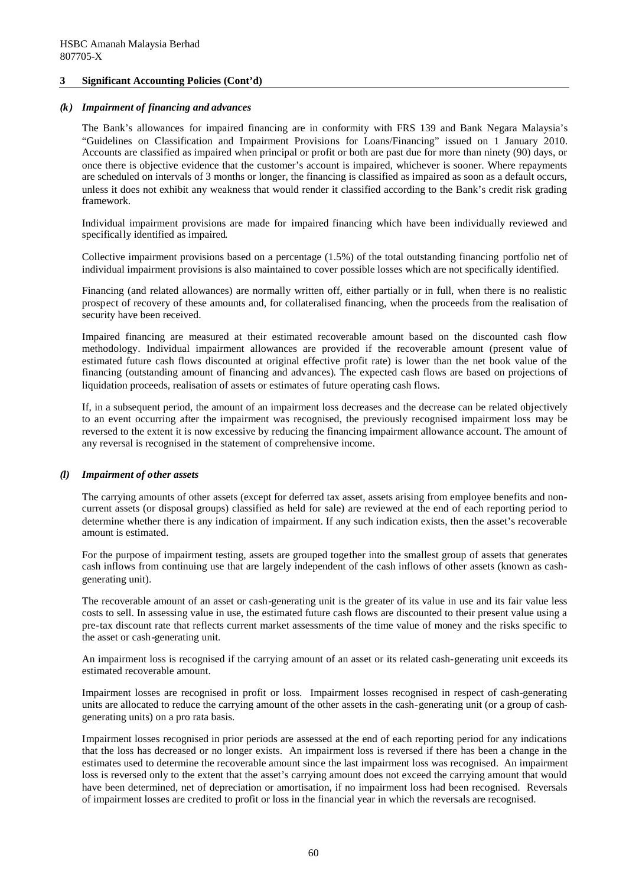## 3 Significant Accounting Policies (Cont'd)

### *(k) Impairment of financing and advances*

The Bank's allowances for impaired financing are in conformity with FRS 139 and Bank Negara Malaysia's "Guidelines on Classification and Impairment Provisions for Loans/Financing" issued on 1 January 2010. Accounts are classified as impaired when principal or profit or both are past due for more than ninety (90) days, or once there is objective evidence that the customer's account is impaired, whichever is sooner. Where repayments are scheduled on intervals of 3 months or longer, the financing is classified as impaired as soon as a default occurs, unless it does not exhibit any weakness that would render it classified according to the Bank's credit risk grading framework.

Individual impairment provisions are made for impaired financing which have been individually reviewed and specifically identified as impaired.

Collective impairment provisions based on a percentage (1.5%) of the total outstanding financing portfolio net of individual impairment provisions is also maintained to cover possible losses which are not specifically identified.

Financing (and related allowances) are normally written off, either partially or in full, when there is no realistic prospect of recovery of these amounts and, for collateralised financing, when the proceeds from the realisation of security have been received.

Impaired financing are measured at their estimated recoverable amount based on the discounted cash flow methodology. Individual impairment allowances are provided if the recoverable amount (present value of estimated future cash flows discounted at original effective profit rate) is lower than the net book value of the financing (outstanding amount of financing and advances). The expected cash flows are based on projections of liquidation proceeds, realisation of assets or estimates of future operating cash flows.

If, in a subsequent period, the amount of an impairment loss decreases and the decrease can be related objectively to an event occurring after the impairment was recognised, the previously recognised impairment loss may be reversed to the extent it is now excessive by reducing the financing impairment allowance account. The amount of any reversal is recognised in the statement of comprehensive income.

### *(l) Impairment of other assets*

The carrying amounts of other assets (except for deferred tax asset, assets arising from employee benefits and non-current assets (or disposal groups) classified as held for sale) are reviewed at the end of each reporting period to determine whether there is any indication of impairment. If any such indication exists, then the asset's recoverable amount is estimated.

For the purpose of impairment testing, assets are grouped together into the smallest group of assets that generates cash inflows from continuing use that are largely independent of the cash inflows of other assets (known as cash-generating unit).

The recoverable amount of an asset or cash-generating unit is the greater of its value in use and its fair value less costs to sell. In assessing value in use, the estimated future cash flows are discounted to their present value using a pre-tax discount rate that reflects current market assessments of the time value of money and the risks specific to the asset or cash-generating unit.

An impairment loss is recognised if the carrying amount of an asset or its related cash-generating unit exceeds its estimated recoverable amount.

Impairment losses are recognised in profit or loss. Impairment losses recognised in respect of cash-generating units are allocated to reduce the carrying amount of the other assets in the cash-generating unit (or a group of cash-generating units) on a pro rata basis.

Impairment losses recognised in prior periods are assessed at the end of each reporting period for any indications that the loss has decreased or no longer exists. An impairment loss is reversed if there has been a change in the estimates used to determine the recoverable amount since the last impairment loss was recognised. An impairment loss is reversed only to the extent that the asset's carrying amount does not exceed the carrying amount that would have been determined, net of depreciation or amortisation, if no impairment loss had been recognised. Reversals of impairment losses are credited to profit or loss in the financial year in which the reversals are recognised.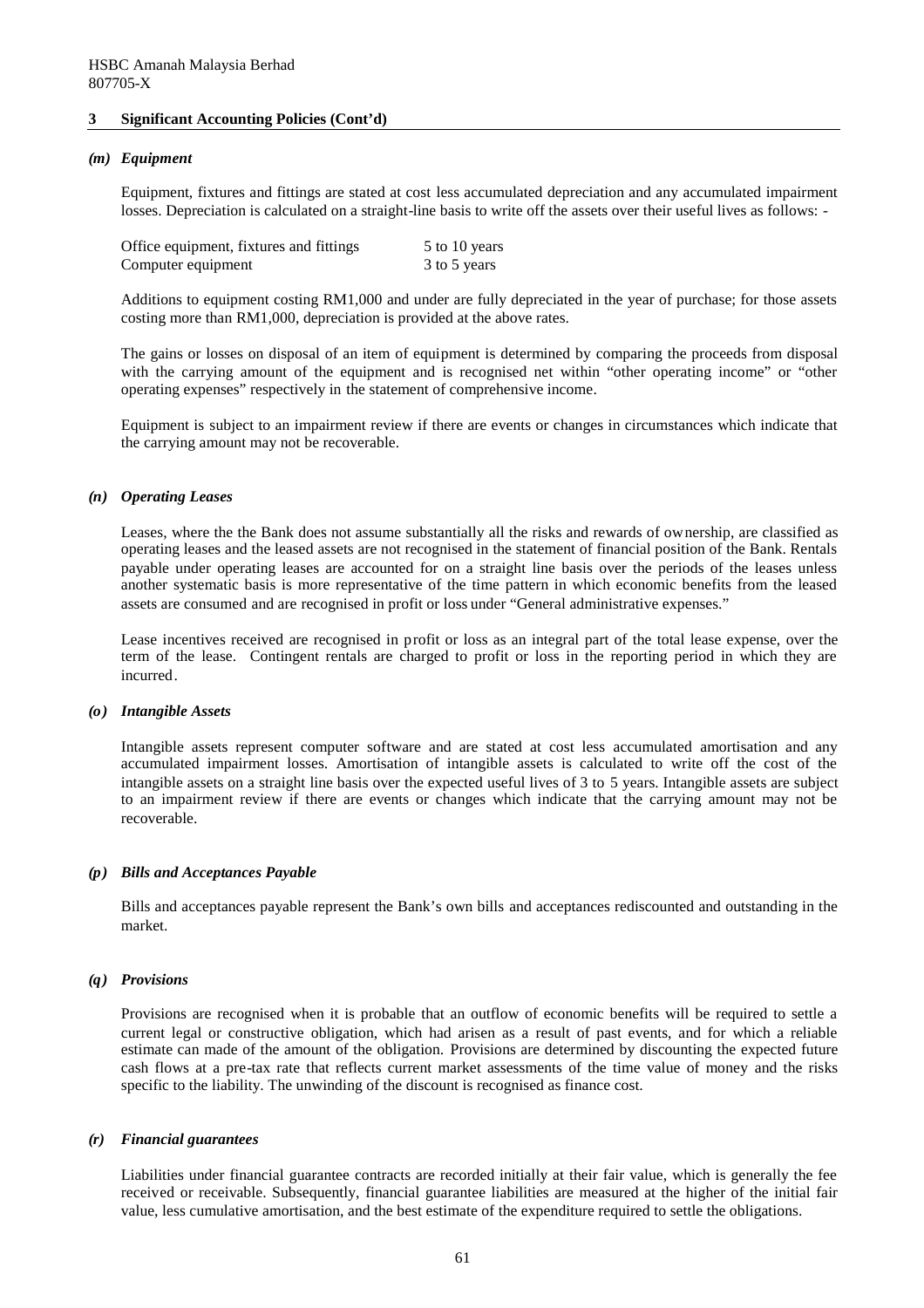## 3 Significant Accounting Policies (Cont'd)

### *(m) Equipment*

Equipment, fixtures and fittings are stated at cost less accumulated depreciation and any accumulated impairment losses. Depreciation is calculated on a straight-line basis to write off the assets over their useful lives as follows: -

| | |
|---|---|
| Office equipment, fixtures and fittings | 5 to 10 years |
| Computer equipment | 3 to 5 years |

Additions to equipment costing RM1,000 and under are fully depreciated in the year of purchase; for those assets costing more than RM1,000, depreciation is provided at the above rates.

The gains or losses on disposal of an item of equipment is determined by comparing the proceeds from disposal with the carrying amount of the equipment and is recognised net within "other operating income" or "other operating expenses" respectively in the statement of comprehensive income.

Equipment is subject to an impairment review if there are events or changes in circumstances which indicate that the carrying amount may not be recoverable.

### *(n) Operating Leases*

Leases, where the the Bank does not assume substantially all the risks and rewards of ownership, are classified as operating leases and the leased assets are not recognised in the statement of financial position of the Bank. Rentals payable under operating leases are accounted for on a straight line basis over the periods of the leases unless another systematic basis is more representative of the time pattern in which economic benefits from the leased assets are consumed and are recognised in profit or loss under "General administrative expenses."

Lease incentives received are recognised in profit or loss as an integral part of the total lease expense, over the term of the lease. Contingent rentals are charged to profit or loss in the reporting period in which they are incurred.

### *(o) Intangible Assets*

Intangible assets represent computer software and are stated at cost less accumulated amortisation and any accumulated impairment losses. Amortisation of intangible assets is calculated to write off the cost of the intangible assets on a straight line basis over the expected useful lives of 3 to 5 years. Intangible assets are subject to an impairment review if there are events or changes which indicate that the carrying amount may not be recoverable.

### *(p) Bills and Acceptances Payable*

Bills and acceptances payable represent the Bank's own bills and acceptances rediscounted and outstanding in the market.

### *(q) Provisions*

Provisions are recognised when it is probable that an outflow of economic benefits will be required to settle a current legal or constructive obligation, which had arisen as a result of past events, and for which a reliable estimate can made of the amount of the obligation. Provisions are determined by discounting the expected future cash flows at a pre-tax rate that reflects current market assessments of the time value of money and the risks specific to the liability. The unwinding of the discount is recognised as finance cost.

### *(r) Financial guarantees*

Liabilities under financial guarantee contracts are recorded initially at their fair value, which is generally the fee received or receivable. Subsequently, financial guarantee liabilities are measured at the higher of the initial fair value, less cumulative amortisation, and the best estimate of the expenditure required to settle the obligations.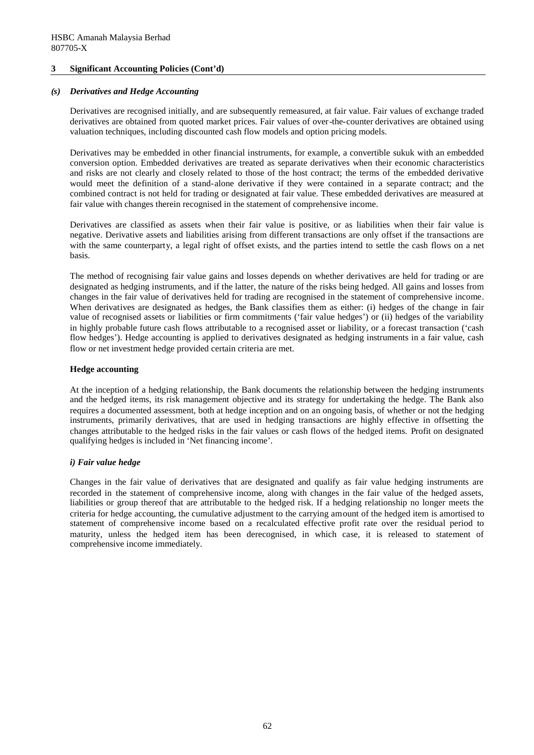## 3 Significant Accounting Policies (Cont'd)

### *(s) Derivatives and Hedge Accounting*

Derivatives are recognised initially, and are subsequently remeasured, at fair value. Fair values of exchange traded derivatives are obtained from quoted market prices. Fair values of over-the-counter derivatives are obtained using valuation techniques, including discounted cash flow models and option pricing models.

Derivatives may be embedded in other financial instruments, for example, a convertible sukuk with an embedded conversion option. Embedded derivatives are treated as separate derivatives when their economic characteristics and risks are not clearly and closely related to those of the host contract; the terms of the embedded derivative would meet the definition of a stand-alone derivative if they were contained in a separate contract; and the combined contract is not held for trading or designated at fair value. These embedded derivatives are measured at fair value with changes therein recognised in the statement of comprehensive income.

Derivatives are classified as assets when their fair value is positive, or as liabilities when their fair value is negative. Derivative assets and liabilities arising from different transactions are only offset if the transactions are with the same counterparty, a legal right of offset exists, and the parties intend to settle the cash flows on a net basis.

The method of recognising fair value gains and losses depends on whether derivatives are held for trading or are designated as hedging instruments, and if the latter, the nature of the risks being hedged. All gains and losses from changes in the fair value of derivatives held for trading are recognised in the statement of comprehensive income. When derivatives are designated as hedges, the Bank classifies them as either: (i) hedges of the change in fair value of recognised assets or liabilities or firm commitments ('fair value hedges') or (ii) hedges of the variability in highly probable future cash flows attributable to a recognised asset or liability, or a forecast transaction ('cash flow hedges'). Hedge accounting is applied to derivatives designated as hedging instruments in a fair value, cash flow or net investment hedge provided certain criteria are met.

**Hedge accounting**

At the inception of a hedging relationship, the Bank documents the relationship between the hedging instruments and the hedged items, its risk management objective and its strategy for undertaking the hedge. The Bank also requires a documented assessment, both at hedge inception and on an ongoing basis, of whether or not the hedging instruments, primarily derivatives, that are used in hedging transactions are highly effective in offsetting the changes attributable to the hedged risks in the fair values or cash flows of the hedged items. Profit on designated qualifying hedges is included in 'Net financing income'.

***i) Fair value hedge***

Changes in the fair value of derivatives that are designated and qualify as fair value hedging instruments are recorded in the statement of comprehensive income, along with changes in the fair value of the hedged assets, liabilities or group thereof that are attributable to the hedged risk. If a hedging relationship no longer meets the criteria for hedge accounting, the cumulative adjustment to the carrying amount of the hedged item is amortised to statement of comprehensive income based on a recalculated effective profit rate over the residual period to maturity, unless the hedged item has been derecognised, in which case, it is released to statement of comprehensive income immediately.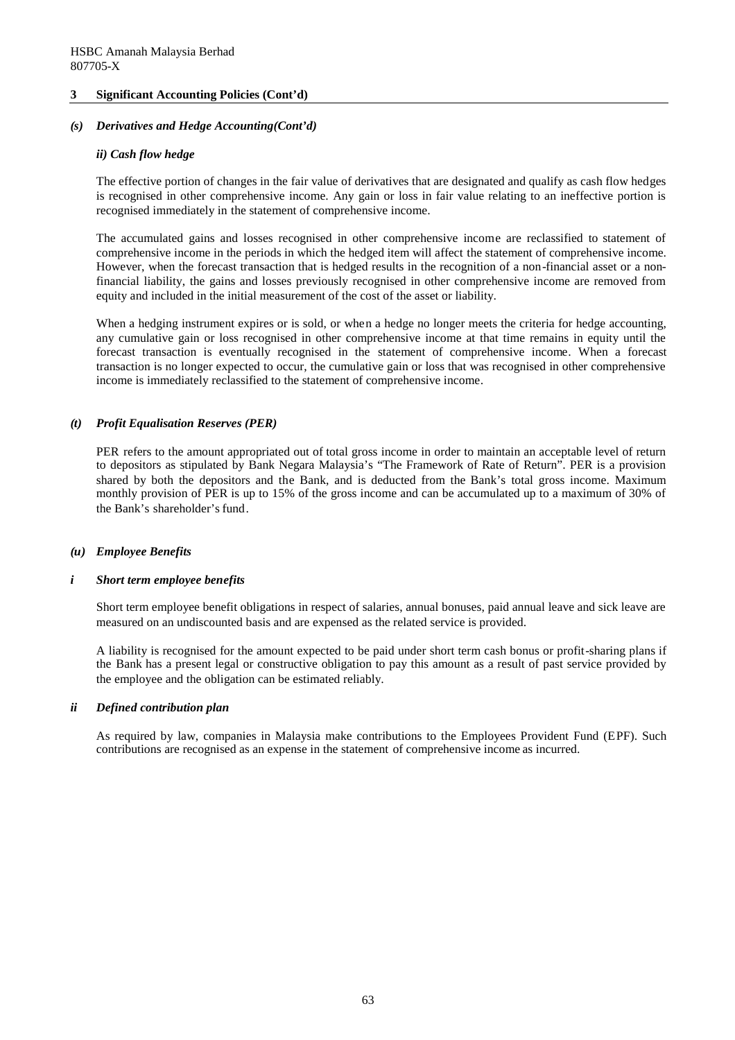## 3 Significant Accounting Policies (Cont'd)

### *(s) Derivatives and Hedge Accounting(Cont'd)*

#### *ii) Cash flow hedge*

The effective portion of changes in the fair value of derivatives that are designated and qualify as cash flow hedges is recognised in other comprehensive income. Any gain or loss in fair value relating to an ineffective portion is recognised immediately in the statement of comprehensive income.

The accumulated gains and losses recognised in other comprehensive income are reclassified to statement of comprehensive income in the periods in which the hedged item will affect the statement of comprehensive income. However, when the forecast transaction that is hedged results in the recognition of a non-financial asset or a non-financial liability, the gains and losses previously recognised in other comprehensive income are removed from equity and included in the initial measurement of the cost of the asset or liability.

When a hedging instrument expires or is sold, or when a hedge no longer meets the criteria for hedge accounting, any cumulative gain or loss recognised in other comprehensive income at that time remains in equity until the forecast transaction is eventually recognised in the statement of comprehensive income. When a forecast transaction is no longer expected to occur, the cumulative gain or loss that was recognised in other comprehensive income is immediately reclassified to the statement of comprehensive income.

### *(t) Profit Equalisation Reserves (PER)*

PER refers to the amount appropriated out of total gross income in order to maintain an acceptable level of return to depositors as stipulated by Bank Negara Malaysia's "The Framework of Rate of Return". PER is a provision shared by both the depositors and the Bank, and is deducted from the Bank's total gross income. Maximum monthly provision of PER is up to 15% of the gross income and can be accumulated up to a maximum of 30% of the Bank's shareholder's fund.

### *(u) Employee Benefits*

#### *i Short term employee benefits*

Short term employee benefit obligations in respect of salaries, annual bonuses, paid annual leave and sick leave are measured on an undiscounted basis and are expensed as the related service is provided.

A liability is recognised for the amount expected to be paid under short term cash bonus or profit-sharing plans if the Bank has a present legal or constructive obligation to pay this amount as a result of past service provided by the employee and the obligation can be estimated reliably.

#### *ii Defined contribution plan*

As required by law, companies in Malaysia make contributions to the Employees Provident Fund (EPF). Such contributions are recognised as an expense in the statement of comprehensive income as incurred.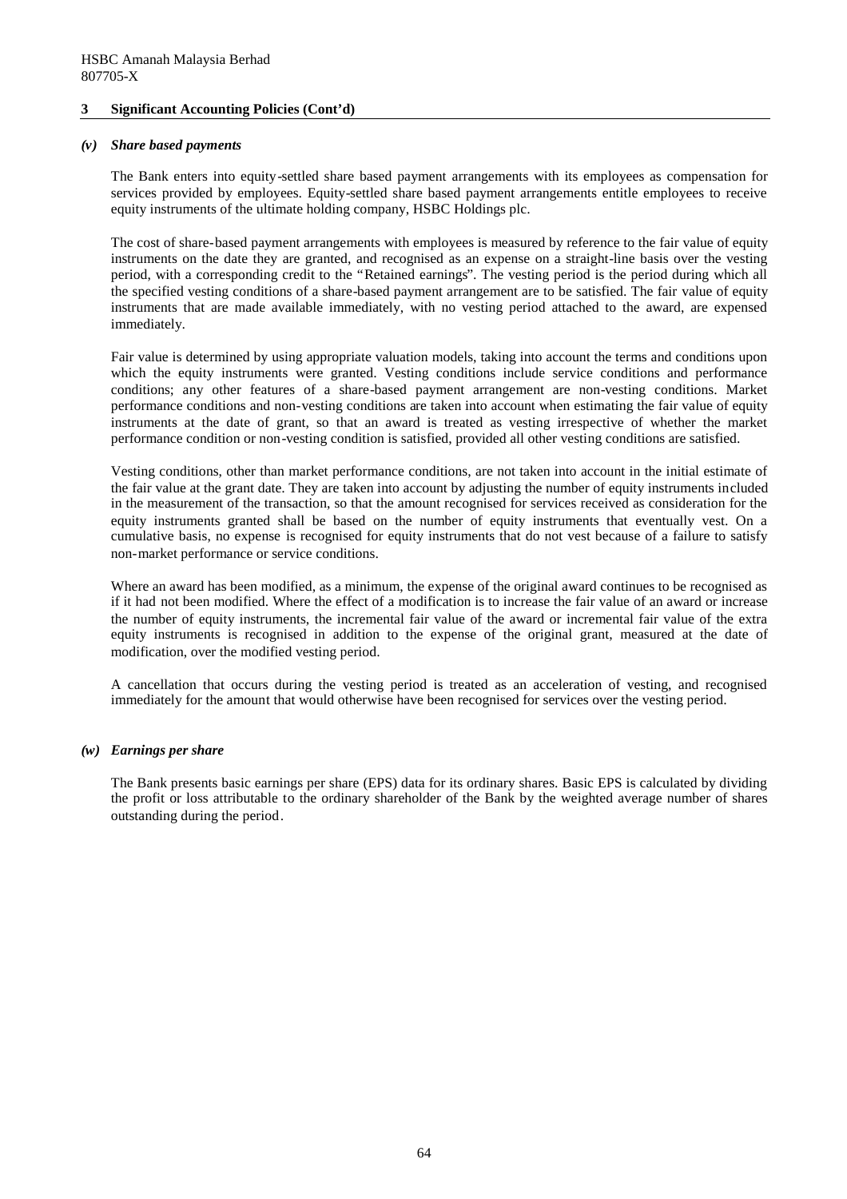## 3 Significant Accounting Policies (Cont'd)

### *(v) Share based payments*

The Bank enters into equity-settled share based payment arrangements with its employees as compensation for services provided by employees. Equity-settled share based payment arrangements entitle employees to receive equity instruments of the ultimate holding company, HSBC Holdings plc.

The cost of share-based payment arrangements with employees is measured by reference to the fair value of equity instruments on the date they are granted, and recognised as an expense on a straight-line basis over the vesting period, with a corresponding credit to the "Retained earnings". The vesting period is the period during which all the specified vesting conditions of a share-based payment arrangement are to be satisfied. The fair value of equity instruments that are made available immediately, with no vesting period attached to the award, are expensed immediately.

Fair value is determined by using appropriate valuation models, taking into account the terms and conditions upon which the equity instruments were granted. Vesting conditions include service conditions and performance conditions; any other features of a share-based payment arrangement are non-vesting conditions. Market performance conditions and non-vesting conditions are taken into account when estimating the fair value of equity instruments at the date of grant, so that an award is treated as vesting irrespective of whether the market performance condition or non-vesting condition is satisfied, provided all other vesting conditions are satisfied.

Vesting conditions, other than market performance conditions, are not taken into account in the initial estimate of the fair value at the grant date. They are taken into account by adjusting the number of equity instruments included in the measurement of the transaction, so that the amount recognised for services received as consideration for the equity instruments granted shall be based on the number of equity instruments that eventually vest. On a cumulative basis, no expense is recognised for equity instruments that do not vest because of a failure to satisfy non-market performance or service conditions.

Where an award has been modified, as a minimum, the expense of the original award continues to be recognised as if it had not been modified. Where the effect of a modification is to increase the fair value of an award or increase the number of equity instruments, the incremental fair value of the award or incremental fair value of the extra equity instruments is recognised in addition to the expense of the original grant, measured at the date of modification, over the modified vesting period.

A cancellation that occurs during the vesting period is treated as an acceleration of vesting, and recognised immediately for the amount that would otherwise have been recognised for services over the vesting period.

### *(w) Earnings per share*

The Bank presents basic earnings per share (EPS) data for its ordinary shares. Basic EPS is calculated by dividing the profit or loss attributable to the ordinary shareholder of the Bank by the weighted average number of shares outstanding during the period.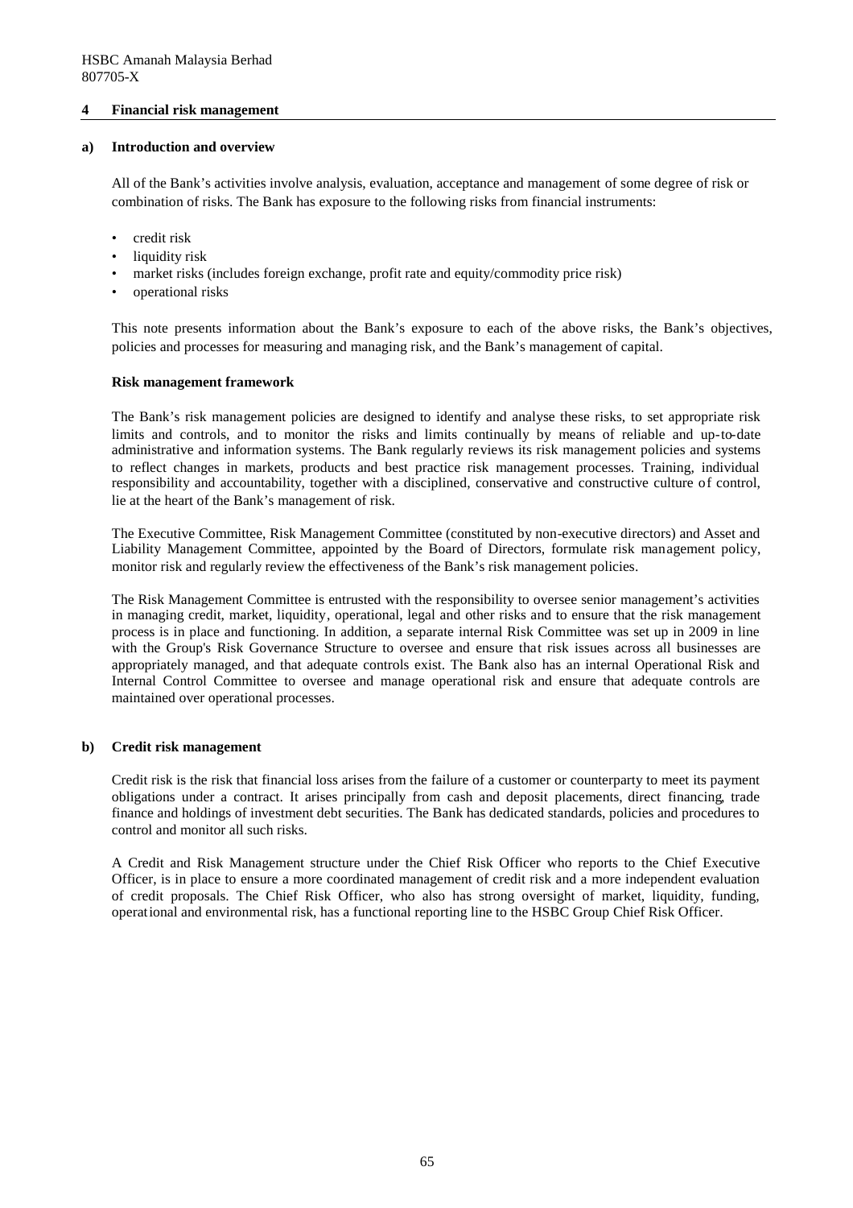## 4 Financial risk management

### a) Introduction and overview

All of the Bank's activities involve analysis, evaluation, acceptance and management of some degree of risk or combination of risks. The Bank has exposure to the following risks from financial instruments:

- credit risk
- liquidity risk
- market risks (includes foreign exchange, profit rate and equity/commodity price risk)
- operational risks

This note presents information about the Bank's exposure to each of the above risks, the Bank's objectives, policies and processes for measuring and managing risk, and the Bank's management of capital.

**Risk management framework**

The Bank's risk management policies are designed to identify and analyse these risks, to set appropriate risk limits and controls, and to monitor the risks and limits continually by means of reliable and up-to-date administrative and information systems. The Bank regularly reviews its risk management policies and systems to reflect changes in markets, products and best practice risk management processes. Training, individual responsibility and accountability, together with a disciplined, conservative and constructive culture of control, lie at the heart of the Bank's management of risk.

The Executive Committee, Risk Management Committee (constituted by non-executive directors) and Asset and Liability Management Committee, appointed by the Board of Directors, formulate risk management policy, monitor risk and regularly review the effectiveness of the Bank's risk management policies.

The Risk Management Committee is entrusted with the responsibility to oversee senior management's activities in managing credit, market, liquidity, operational, legal and other risks and to ensure that the risk management process is in place and functioning. In addition, a separate internal Risk Committee was set up in 2009 in line with the Group's Risk Governance Structure to oversee and ensure that risk issues across all businesses are appropriately managed, and that adequate controls exist. The Bank also has an internal Operational Risk and Internal Control Committee to oversee and manage operational risk and ensure that adequate controls are maintained over operational processes.

### b) Credit risk management

Credit risk is the risk that financial loss arises from the failure of a customer or counterparty to meet its payment obligations under a contract. It arises principally from cash and deposit placements, direct financing, trade finance and holdings of investment debt securities. The Bank has dedicated standards, policies and procedures to control and monitor all such risks.

A Credit and Risk Management structure under the Chief Risk Officer who reports to the Chief Executive Officer, is in place to ensure a more coordinated management of credit risk and a more independent evaluation of credit proposals. The Chief Risk Officer, who also has strong oversight of market, liquidity, funding, operational and environmental risk, has a functional reporting line to the HSBC Group Chief Risk Officer.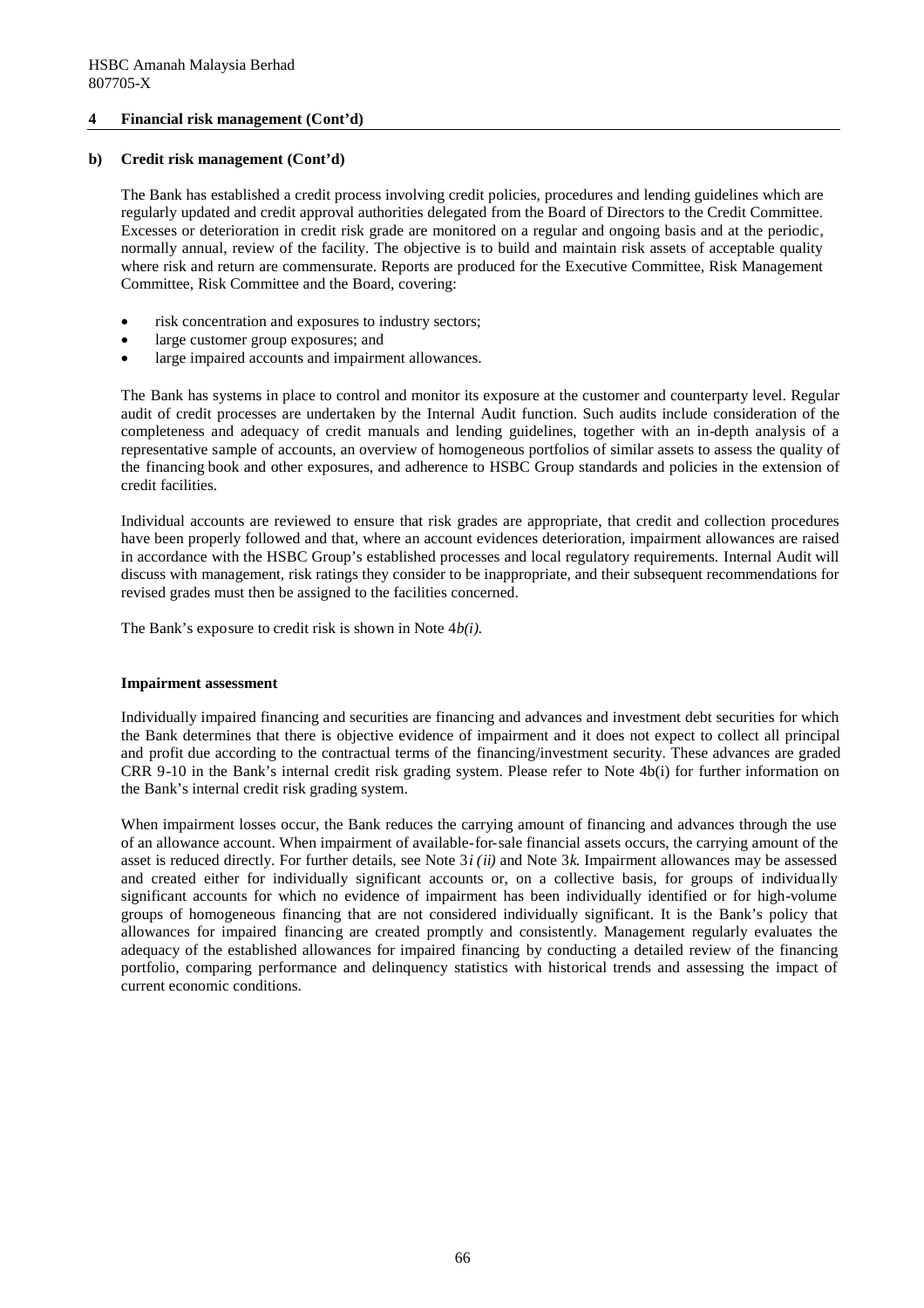## 4 Financial risk management (Cont'd)

### b) Credit risk management (Cont'd)

The Bank has established a credit process involving credit policies, procedures and lending guidelines which are regularly updated and credit approval authorities delegated from the Board of Directors to the Credit Committee. Excesses or deterioration in credit risk grade are monitored on a regular and ongoing basis and at the periodic, normally annual, review of the facility. The objective is to build and maintain risk assets of acceptable quality where risk and return are commensurate. Reports are produced for the Executive Committee, Risk Management Committee, Risk Committee and the Board, covering:

- risk concentration and exposures to industry sectors;
- large customer group exposures; and
- large impaired accounts and impairment allowances.

The Bank has systems in place to control and monitor its exposure at the customer and counterparty level. Regular audit of credit processes are undertaken by the Internal Audit function. Such audits include consideration of the completeness and adequacy of credit manuals and lending guidelines, together with an in-depth analysis of a representative sample of accounts, an overview of homogeneous portfolios of similar assets to assess the quality of the financing book and other exposures, and adherence to HSBC Group standards and policies in the extension of credit facilities.

Individual accounts are reviewed to ensure that risk grades are appropriate, that credit and collection procedures have been properly followed and that, where an account evidences deterioration, impairment allowances are raised in accordance with the HSBC Group's established processes and local regulatory requirements. Internal Audit will discuss with management, risk ratings they consider to be inappropriate, and their subsequent recommendations for revised grades must then be assigned to the facilities concerned.

The Bank's exposure to credit risk is shown in Note 4*b(i)*.

**Impairment assessment**

Individually impaired financing and securities are financing and advances and investment debt securities for which the Bank determines that there is objective evidence of impairment and it does not expect to collect all principal and profit due according to the contractual terms of the financing/investment security. These advances are graded CRR 9-10 in the Bank's internal credit risk grading system. Please refer to Note 4b(i) for further information on the Bank's internal credit risk grading system.

When impairment losses occur, the Bank reduces the carrying amount of financing and advances through the use of an allowance account. When impairment of available-for-sale financial assets occurs, the carrying amount of the asset is reduced directly. For further details, see Note 3*i (ii)* and Note 3*k*. Impairment allowances may be assessed and created either for individually significant accounts or, on a collective basis, for groups of individually significant accounts for which no evidence of impairment has been individually identified or for high-volume groups of homogeneous financing that are not considered individually significant. It is the Bank's policy that allowances for impaired financing are created promptly and consistently. Management regularly evaluates the adequacy of the established allowances for impaired financing by conducting a detailed review of the financing portfolio, comparing performance and delinquency statistics with historical trends and assessing the impact of current economic conditions.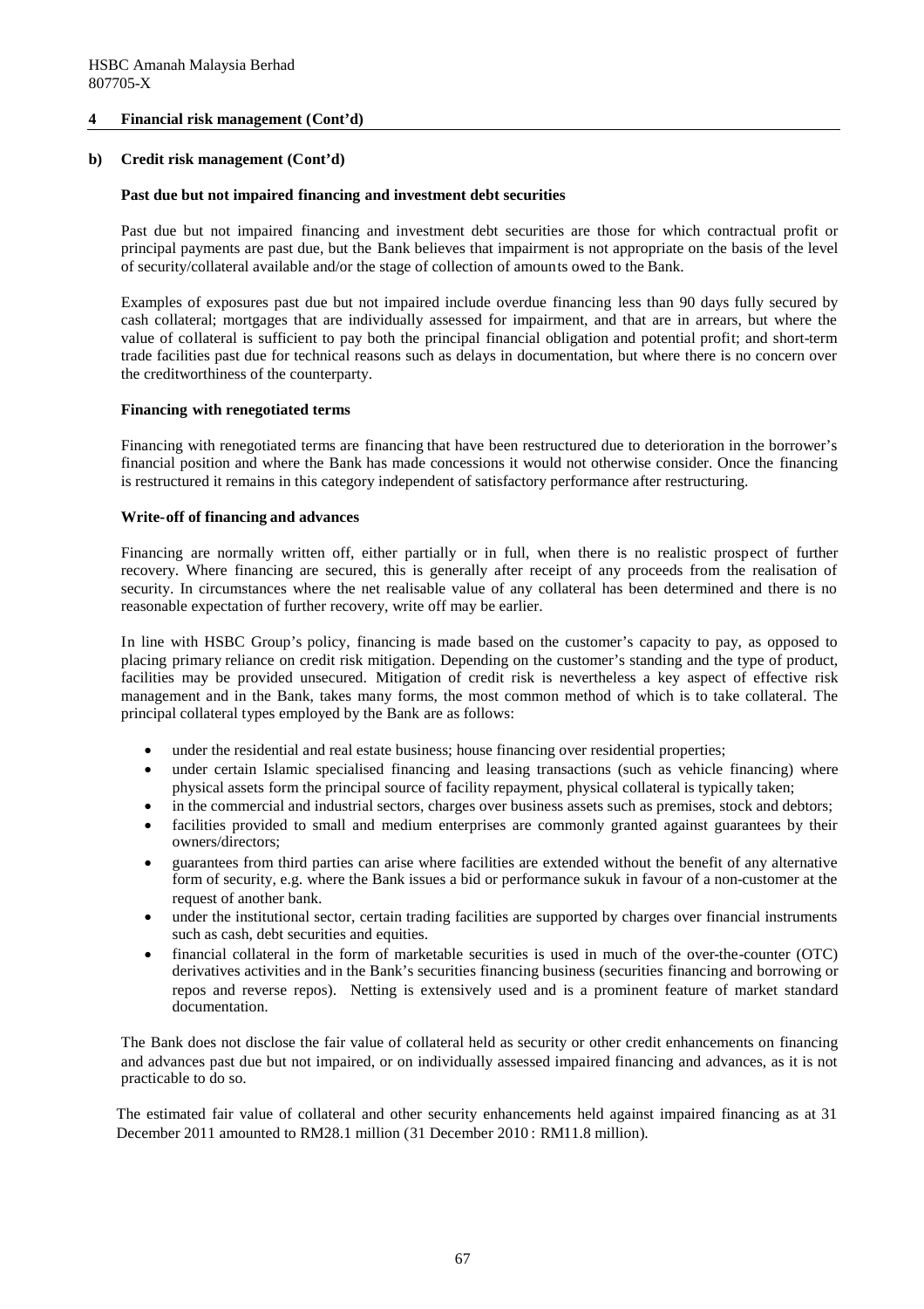## 4 Financial risk management (Cont'd)

### b) Credit risk management (Cont'd)

**Past due but not impaired financing and investment debt securities**

Past due but not impaired financing and investment debt securities are those for which contractual profit or principal payments are past due, but the Bank believes that impairment is not appropriate on the basis of the level of security/collateral available and/or the stage of collection of amounts owed to the Bank.

Examples of exposures past due but not impaired include overdue financing less than 90 days fully secured by cash collateral; mortgages that are individually assessed for impairment, and that are in arrears, but where the value of collateral is sufficient to pay both the principal financial obligation and potential profit; and short-term trade facilities past due for technical reasons such as delays in documentation, but where there is no concern over the creditworthiness of the counterparty.

**Financing with renegotiated terms**

Financing with renegotiated terms are financing that have been restructured due to deterioration in the borrower's financial position and where the Bank has made concessions it would not otherwise consider. Once the financing is restructured it remains in this category independent of satisfactory performance after restructuring.

**Write-off of financing and advances**

Financing are normally written off, either partially or in full, when there is no realistic prospect of further recovery. Where financing are secured, this is generally after receipt of any proceeds from the realisation of security. In circumstances where the net realisable value of any collateral has been determined and there is no reasonable expectation of further recovery, write off may be earlier.

In line with HSBC Group's policy, financing is made based on the customer's capacity to pay, as opposed to placing primary reliance on credit risk mitigation. Depending on the customer's standing and the type of product, facilities may be provided unsecured. Mitigation of credit risk is nevertheless a key aspect of effective risk management and in the Bank, takes many forms, the most common method of which is to take collateral. The principal collateral types employed by the Bank are as follows:

- under the residential and real estate business; house financing over residential properties;
- under certain Islamic specialised financing and leasing transactions (such as vehicle financing) where physical assets form the principal source of facility repayment, physical collateral is typically taken;
- in the commercial and industrial sectors, charges over business assets such as premises, stock and debtors;
- facilities provided to small and medium enterprises are commonly granted against guarantees by their owners/directors;
- guarantees from third parties can arise where facilities are extended without the benefit of any alternative form of security, e.g. where the Bank issues a bid or performance sukuk in favour of a non-customer at the request of another bank.
- under the institutional sector, certain trading facilities are supported by charges over financial instruments such as cash, debt securities and equities.
- financial collateral in the form of marketable securities is used in much of the over-the-counter (OTC) derivatives activities and in the Bank's securities financing business (securities financing and borrowing or repos and reverse repos). Netting is extensively used and is a prominent feature of market standard documentation.

The Bank does not disclose the fair value of collateral held as security or other credit enhancements on financing and advances past due but not impaired, or on individually assessed impaired financing and advances, as it is not practicable to do so.

The estimated fair value of collateral and other security enhancements held against impaired financing as at 31 December 2011 amounted to RM28.1 million (31 December 2010 : RM11.8 million).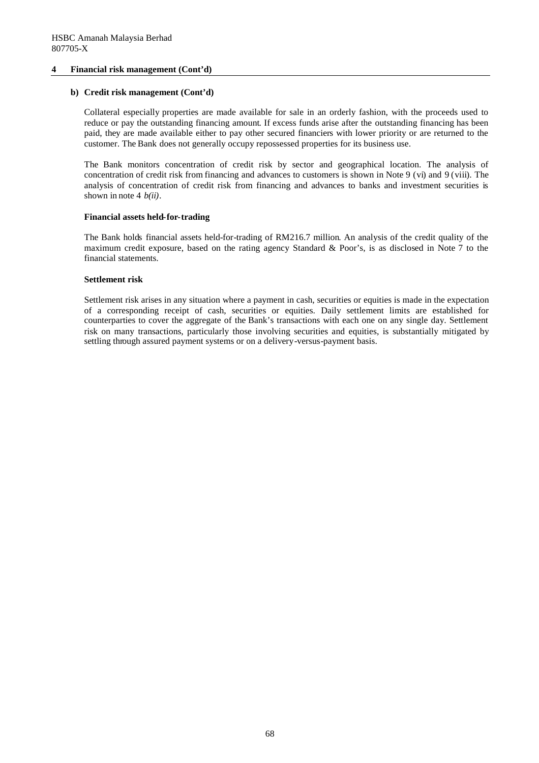HSBC Amanah Malaysia Berhad
807705-X

## 4 Financial risk management (Cont'd)

### b) Credit risk management (Cont'd)

Collateral especially properties are made available for sale in an orderly fashion, with the proceeds used to reduce or pay the outstanding financing amount. If excess funds arise after the outstanding financing has been paid, they are made available either to pay other secured financiers with lower priority or are returned to the customer. The Bank does not generally occupy repossessed properties for its business use.

The Bank monitors concentration of credit risk by sector and geographical location. The analysis of concentration of credit risk from financing and advances to customers is shown in Note 9 (vi) and 9 (viii). The analysis of concentration of credit risk from financing and advances to banks and investment securities is shown in note 4 *b(ii)*.

**Financial assets held-for-trading**

The Bank holds financial assets held-for-trading of RM216.7 million. An analysis of the credit quality of the maximum credit exposure, based on the rating agency Standard & Poor's, is as disclosed in Note 7 to the financial statements.

**Settlement risk**

Settlement risk arises in any situation where a payment in cash, securities or equities is made in the expectation of a corresponding receipt of cash, securities or equities. Daily settlement limits are established for counterparties to cover the aggregate of the Bank's transactions with each one on any single day. Settlement risk on many transactions, particularly those involving securities and equities, is substantially mitigated by settling through assured payment systems or on a delivery-versus-payment basis.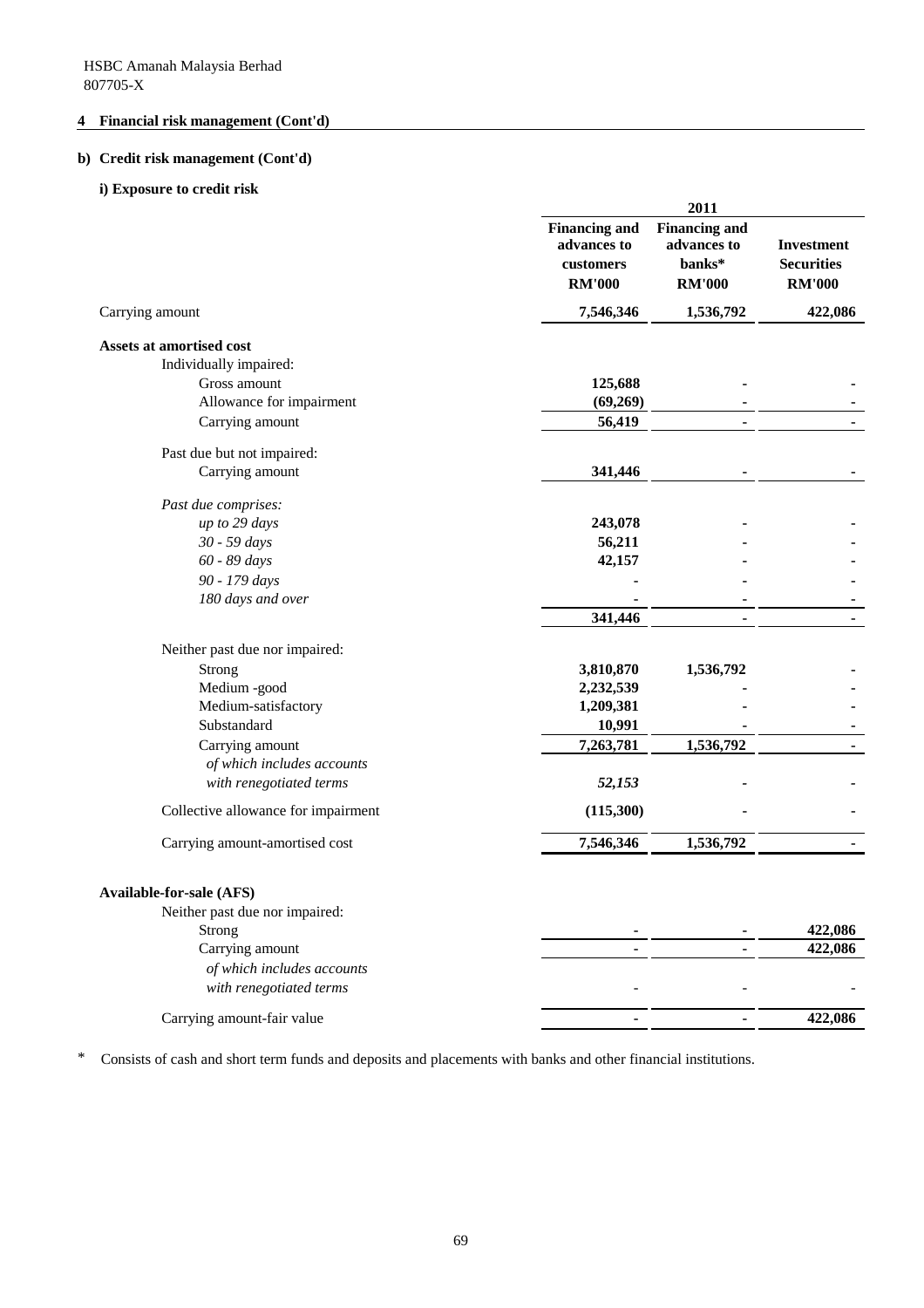HSBC Amanah Malaysia Berhad
807705-X

## 4 Financial risk management (Cont'd)

### b) Credit risk management (Cont'd)

#### i) Exposure to credit risk

| | 2011 | | |
|---|---|---|---|
| | **Financing and advances to customers RM'000** | **Financing and advances to banks* RM'000** | **Investment Securities RM'000** |
| Carrying amount | **7,546,346** | **1,536,792** | **422,086** |
| **Assets at amortised cost** | | | |
| Individually impaired: | | | |
| Gross amount | **125,688** | **-** | **-** |
| Allowance for impairment | **(69,269)** | **-** | **-** |
| Carrying amount | **56,419** | **-** | **-** |
| Past due but not impaired: | | | |
| Carrying amount | **341,446** | **-** | **-** |
| *Past due comprises:* | | | |
| *up to 29 days* | **243,078** | **-** | **-** |
| *30 - 59 days* | **56,211** | **-** | **-** |
| *60 - 89 days* | **42,157** | **-** | **-** |
| *90 - 179 days* | **-** | **-** | **-** |
| *180 days and over* | **-** | **-** | **-** |
| | **341,446** | **-** | **-** |
| Neither past due nor impaired: | | | |
| Strong | **3,810,870** | **1,536,792** | **-** |
| Medium -good | **2,232,539** | **-** | **-** |
| Medium-satisfactory | **1,209,381** | **-** | **-** |
| Substandard | **10,991** | **-** | **-** |
| Carrying amount | **7,263,781** | **1,536,792** | **-** |
| *of which includes accounts with renegotiated terms* | ***52,153*** | **-** | **-** |
| Collective allowance for impairment | **(115,300)** | **-** | **-** |
| Carrying amount-amortised cost | **7,546,346** | **1,536,792** | **-** |
| **Available-for-sale (AFS)** | | | |
| Neither past due nor impaired: | | | |
| Strong | **-** | **-** | **422,086** |
| Carrying amount | **-** | **-** | **422,086** |
| *of which includes accounts with renegotiated terms* | - | - | - |
| Carrying amount-fair value | **-** | **-** | **422,086** |

\* Consists of cash and short term funds and deposits and placements with banks and other financial institutions.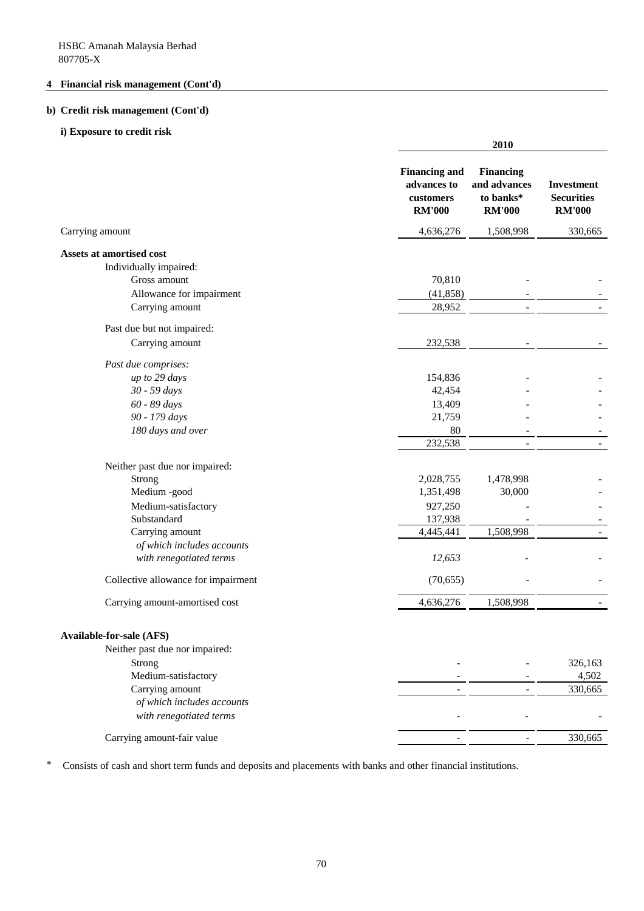HSBC Amanah Malaysia Berhad
807705-X

## 4 Financial risk management (Cont'd)

### b) Credit risk management (Cont'd)

#### i) Exposure to credit risk

| | 2010 | | |
|---|---|---|---|
| | **Financing and advances to customers RM'000** | **Financing and advances to banks* RM'000** | **Investment Securities RM'000** |
| Carrying amount | 4,636,276 | 1,508,998 | 330,665 |
| **Assets at amortised cost** | | | |
| Individually impaired: | | | |
| Gross amount | 70,810 | - | - |
| Allowance for impairment | (41,858) | - | - |
| Carrying amount | 28,952 | - | - |
| Past due but not impaired: | | | |
| Carrying amount | 232,538 | - | - |
| *Past due comprises:* | | | |
| *up to 29 days* | 154,836 | - | - |
| *30 - 59 days* | 42,454 | - | - |
| *60 - 89 days* | 13,409 | - | - |
| *90 - 179 days* | 21,759 | - | - |
| *180 days and over* | 80 | - | - |
| | 232,538 | - | - |
| Neither past due nor impaired: | | | |
| Strong | 2,028,755 | 1,478,998 | - |
| Medium -good | 1,351,498 | 30,000 | - |
| Medium-satisfactory | 927,250 | - | - |
| Substandard | 137,938 | - | - |
| Carrying amount | 4,445,441 | 1,508,998 | - |
| *of which includes accounts with renegotiated terms* | *12,653* | - | - |
| Collective allowance for impairment | (70,655) | - | - |
| Carrying amount-amortised cost | 4,636,276 | 1,508,998 | - |
| **Available-for-sale (AFS)** | | | |
| Neither past due nor impaired: | | | |
| Strong | - | - | 326,163 |
| Medium-satisfactory | - | - | 4,502 |
| Carrying amount | - | - | 330,665 |
| *of which includes accounts with renegotiated terms* | - | - | - |
| Carrying amount-fair value | - | - | 330,665 |

\* Consists of cash and short term funds and deposits and placements with banks and other financial institutions.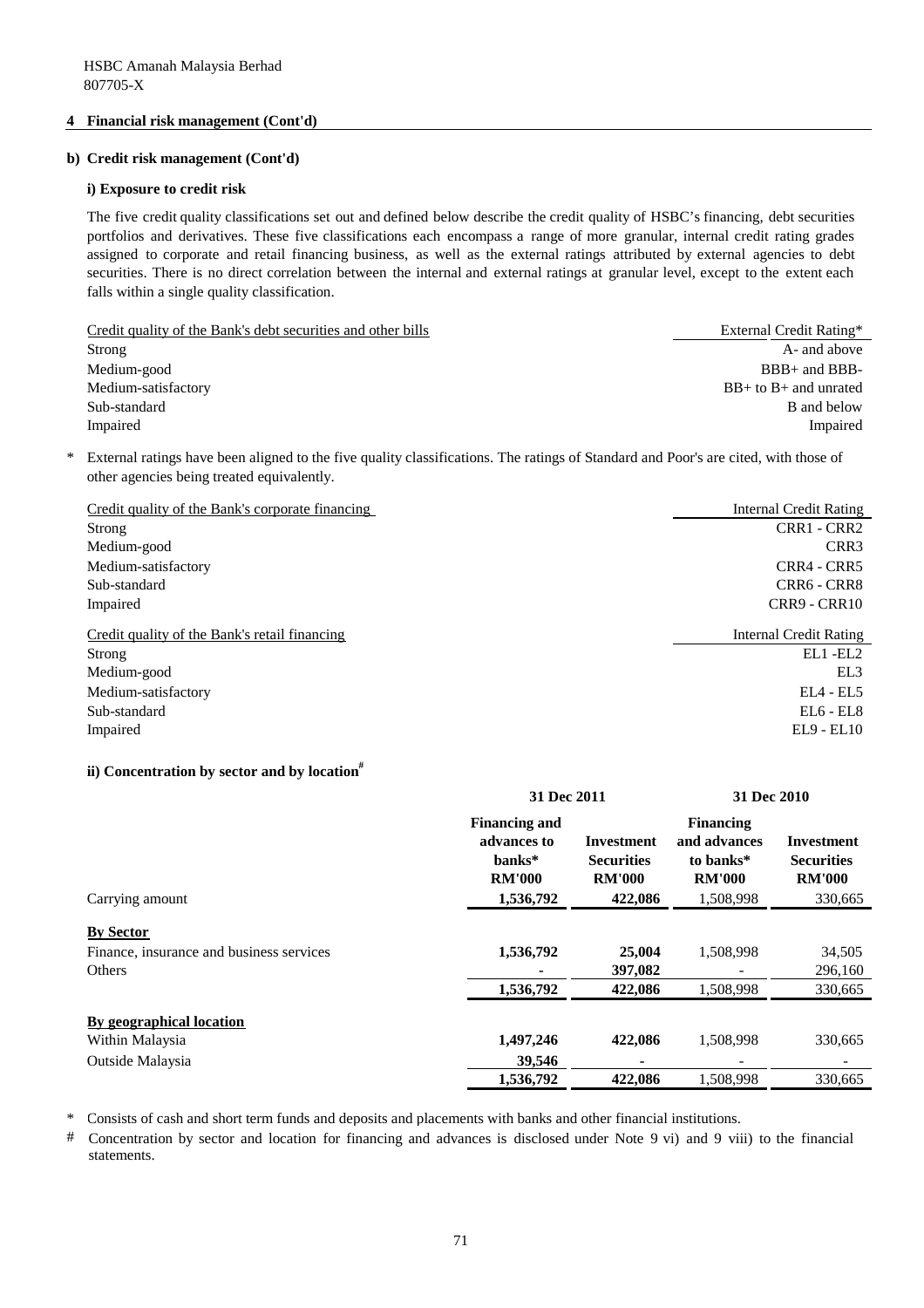HSBC Amanah Malaysia Berhad
807705-X

## 4 Financial risk management (Cont'd)

### b) Credit risk management (Cont'd)

#### i) Exposure to credit risk

The five credit quality classifications set out and defined below describe the credit quality of HSBC's financing, debt securities portfolios and derivatives. These five classifications each encompass a range of more granular, internal credit rating grades assigned to corporate and retail financing business, as well as the external ratings attributed by external agencies to debt securities. There is no direct correlation between the internal and external ratings at granular level, except to the extent each falls within a single quality classification.

| Credit quality of the Bank's debt securities and other bills | External Credit Rating* |
|---|---|
| Strong | A- and above |
| Medium-good | BBB+ and BBB- |
| Medium-satisfactory | BB+ to B+ and unrated |
| Sub-standard | B and below |
| Impaired | Impaired |

\* External ratings have been aligned to the five quality classifications. The ratings of Standard and Poor's are cited, with those of other agencies being treated equivalently.

| Credit quality of the Bank's corporate financing | Internal Credit Rating |
|---|---|
| Strong | CRR1 - CRR2 |
| Medium-good | CRR3 |
| Medium-satisfactory | CRR4 - CRR5 |
| Sub-standard | CRR6 - CRR8 |
| Impaired | CRR9 - CRR10 |

| Credit quality of the Bank's retail financing | Internal Credit Rating |
|---|---|
| Strong | EL1 -EL2 |
| Medium-good | EL3 |
| Medium-satisfactory | EL4 - EL5 |
| Sub-standard | EL6 - EL8 |
| Impaired | EL9 - EL10 |

#### ii) Concentration by sector and by location#

| | 31 Dec 2011 | | 31 Dec 2010 | |
|---|---|---|---|---|
| | **Financing and advances to banks\* RM'000** | **Investment Securities RM'000** | **Financing and advances to banks\* RM'000** | **Investment Securities RM'000** |
| Carrying amount | **1,536,792** | **422,086** | 1,508,998 | 330,665 |
| **By Sector** | | | | |
| Finance, insurance and business services | **1,536,792** | **25,004** | 1,508,998 | 34,505 |
| Others | **-** | **397,082** | - | 296,160 |
| | **1,536,792** | **422,086** | 1,508,998 | 330,665 |
| **By geographical location** | | | | |
| Within Malaysia | **1,497,246** | **422,086** | 1,508,998 | 330,665 |
| Outside Malaysia | **39,546** | **-** | - | - |
| | **1,536,792** | **422,086** | 1,508,998 | 330,665 |

\* Consists of cash and short term funds and deposits and placements with banks and other financial institutions.

\# Concentration by sector and location for financing and advances is disclosed under Note 9 vi) and 9 viii) to the financial statements.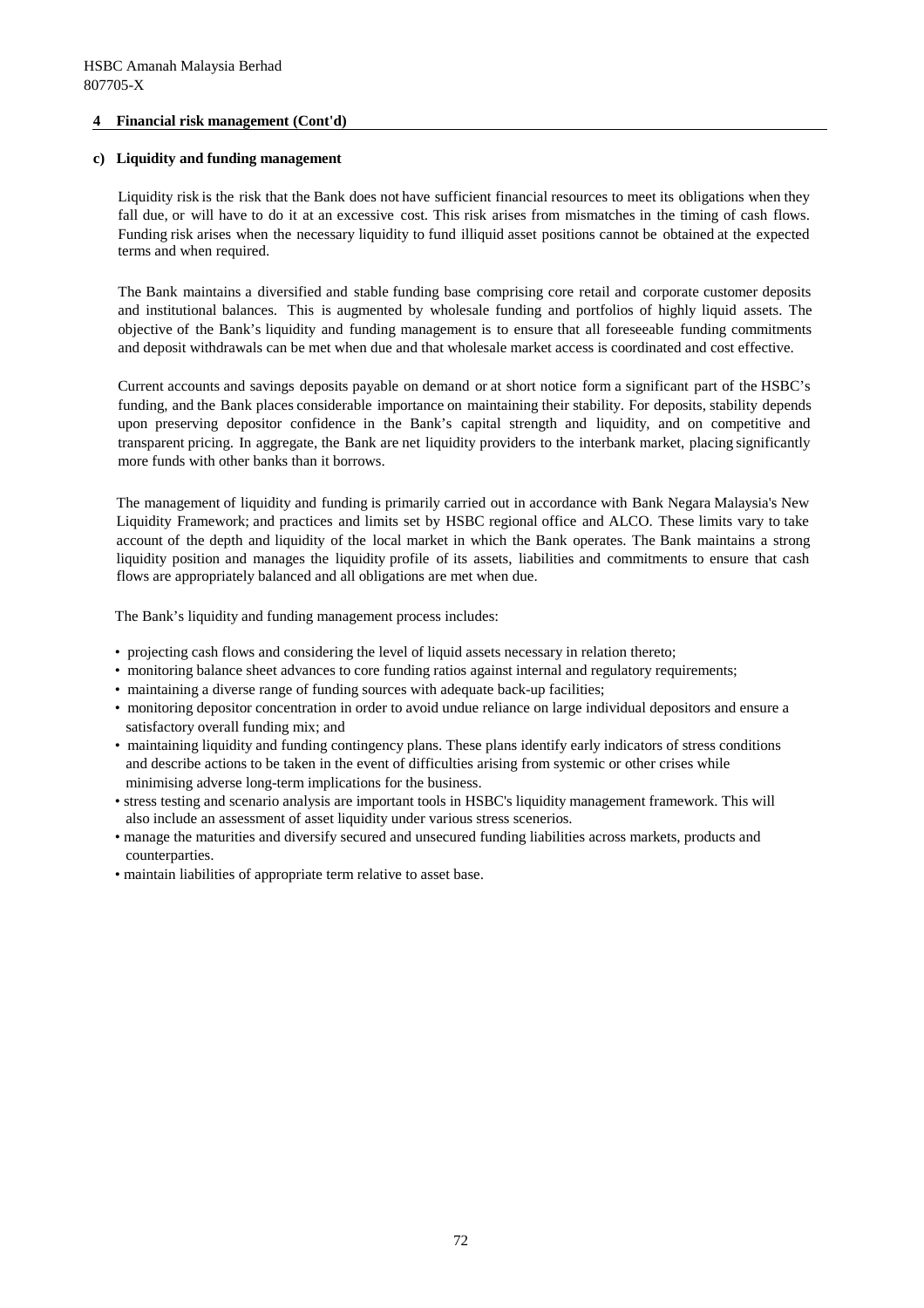HSBC Amanah Malaysia Berhad
807705-X

## 4 Financial risk management (Cont'd)

### c) Liquidity and funding management

Liquidity risk is the risk that the Bank does not have sufficient financial resources to meet its obligations when they fall due, or will have to do it at an excessive cost. This risk arises from mismatches in the timing of cash flows. Funding risk arises when the necessary liquidity to fund illiquid asset positions cannot be obtained at the expected terms and when required.

The Bank maintains a diversified and stable funding base comprising core retail and corporate customer deposits and institutional balances. This is augmented by wholesale funding and portfolios of highly liquid assets. The objective of the Bank's liquidity and funding management is to ensure that all foreseeable funding commitments and deposit withdrawals can be met when due and that wholesale market access is coordinated and cost effective.

Current accounts and savings deposits payable on demand or at short notice form a significant part of the HSBC's funding, and the Bank places considerable importance on maintaining their stability. For deposits, stability depends upon preserving depositor confidence in the Bank's capital strength and liquidity, and on competitive and transparent pricing. In aggregate, the Bank are net liquidity providers to the interbank market, placing significantly more funds with other banks than it borrows.

The management of liquidity and funding is primarily carried out in accordance with Bank Negara Malaysia's New Liquidity Framework; and practices and limits set by HSBC regional office and ALCO. These limits vary to take account of the depth and liquidity of the local market in which the Bank operates. The Bank maintains a strong liquidity position and manages the liquidity profile of its assets, liabilities and commitments to ensure that cash flows are appropriately balanced and all obligations are met when due.

The Bank's liquidity and funding management process includes:

- projecting cash flows and considering the level of liquid assets necessary in relation thereto;
- monitoring balance sheet advances to core funding ratios against internal and regulatory requirements;
- maintaining a diverse range of funding sources with adequate back-up facilities;
- monitoring depositor concentration in order to avoid undue reliance on large individual depositors and ensure a satisfactory overall funding mix; and
- maintaining liquidity and funding contingency plans. These plans identify early indicators of stress conditions and describe actions to be taken in the event of difficulties arising from systemic or other crises while minimising adverse long-term implications for the business.
- stress testing and scenario analysis are important tools in HSBC's liquidity management framework. This will also include an assessment of asset liquidity under various stress scenerios.
- manage the maturities and diversify secured and unsecured funding liabilities across markets, products and counterparties.
- maintain liabilities of appropriate term relative to asset base.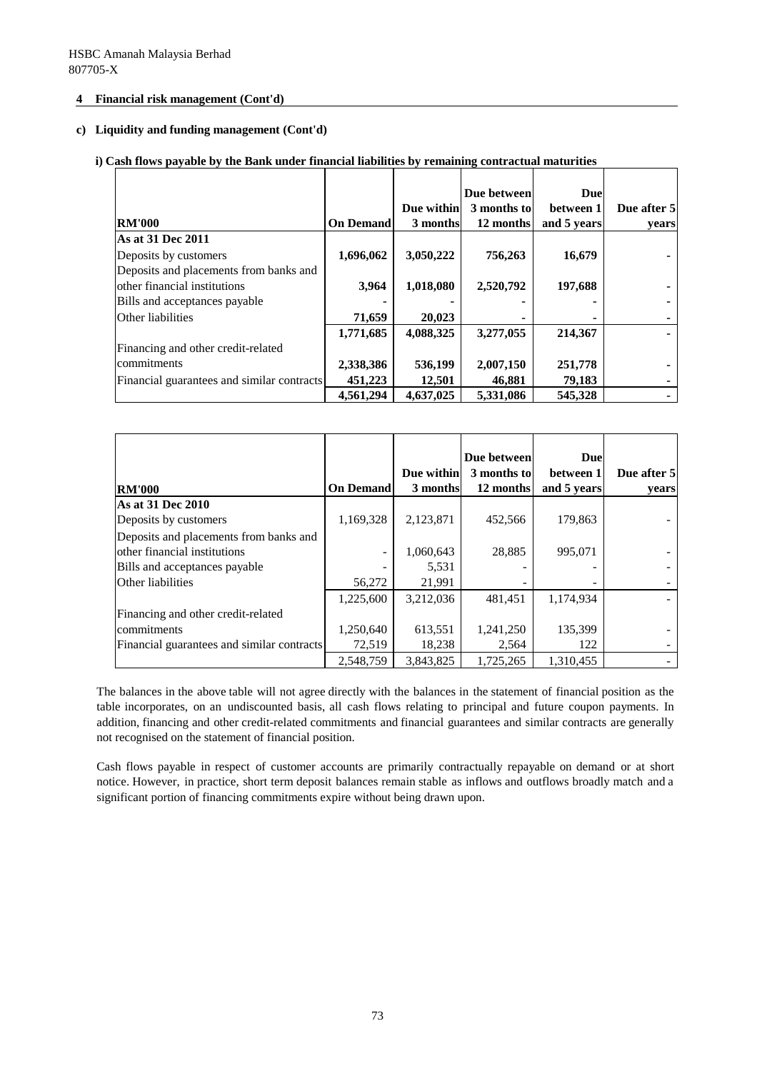HSBC Amanah Malaysia Berhad
807705-X

## 4 Financial risk management (Cont'd)

### c) Liquidity and funding management (Cont'd)

#### i) Cash flows payable by the Bank under financial liabilities by remaining contractual maturities

| RM'000 | On Demand | Due within 3 months | Due between 3 months to 12 months | Due between 1 and 5 years | Due after 5 years |
|---|---|---|---|---|---|
| **As at 31 Dec 2011** | | | | | |
| Deposits by customers | **1,696,062** | **3,050,222** | **756,263** | **16,679** | **-** |
| Deposits and placements from banks and other financial institutions | **3,964** | **1,018,080** | **2,520,792** | **197,688** | **-** |
| Bills and acceptances payable | **-** | **-** | **-** | **-** | **-** |
| Other liabilities | **71,659** | **20,023** | **-** | **-** | **-** |
| | **1,771,685** | **4,088,325** | **3,277,055** | **214,367** | **-** |
| Financing and other credit-related commitments | **2,338,386** | **536,199** | **2,007,150** | **251,778** | **-** |
| Financial guarantees and similar contracts | **451,223** | **12,501** | **46,881** | **79,183** | **-** |
| | **4,561,294** | **4,637,025** | **5,331,086** | **545,328** | **-** |

| RM'000 | On Demand | Due within 3 months | Due between 3 months to 12 months | Due between 1 and 5 years | Due after 5 years |
|---|---|---|---|---|---|
| **As at 31 Dec 2010** | | | | | |
| Deposits by customers | 1,169,328 | 2,123,871 | 452,566 | 179,863 | - |
| Deposits and placements from banks and other financial institutions | - | 1,060,643 | 28,885 | 995,071 | - |
| Bills and acceptances payable | - | 5,531 | - | - | - |
| Other liabilities | 56,272 | 21,991 | - | - | - |
| | 1,225,600 | 3,212,036 | 481,451 | 1,174,934 | - |
| Financing and other credit-related commitments | 1,250,640 | 613,551 | 1,241,250 | 135,399 | - |
| Financial guarantees and similar contracts | 72,519 | 18,238 | 2,564 | 122 | - |
| | 2,548,759 | 3,843,825 | 1,725,265 | 1,310,455 | - |

The balances in the above table will not agree directly with the balances in the statement of financial position as the table incorporates, on an undiscounted basis, all cash flows relating to principal and future coupon payments. In addition, financing and other credit-related commitments and financial guarantees and similar contracts are generally not recognised on the statement of financial position.

Cash flows payable in respect of customer accounts are primarily contractually repayable on demand or at short notice. However, in practice, short term deposit balances remain stable as inflows and outflows broadly match and a significant portion of financing commitments expire without being drawn upon.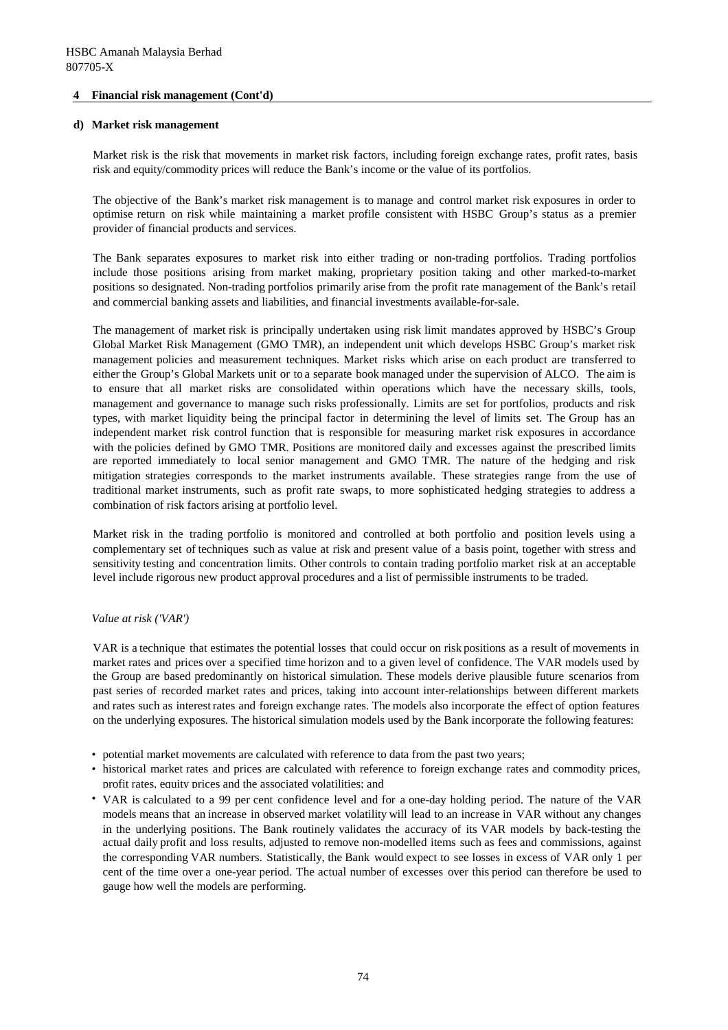HSBC Amanah Malaysia Berhad
807705-X

**4 Financial risk management (Cont'd)**

**d) Market risk management**

Market risk is the risk that movements in market risk factors, including foreign exchange rates, profit rates, basis risk and equity/commodity prices will reduce the Bank's income or the value of its portfolios.

The objective of the Bank's market risk management is to manage and control market risk exposures in order to optimise return on risk while maintaining a market profile consistent with HSBC Group's status as a premier provider of financial products and services.

The Bank separates exposures to market risk into either trading or non-trading portfolios. Trading portfolios include those positions arising from market making, proprietary position taking and other marked-to-market positions so designated. Non-trading portfolios primarily arise from the profit rate management of the Bank's retail and commercial banking assets and liabilities, and financial investments available-for-sale.

The management of market risk is principally undertaken using risk limit mandates approved by HSBC's Group Global Market Risk Management (GMO TMR), an independent unit which develops HSBC Group's market risk management policies and measurement techniques. Market risks which arise on each product are transferred to either the Group's Global Markets unit or to a separate book managed under the supervision of ALCO. The aim is to ensure that all market risks are consolidated within operations which have the necessary skills, tools, management and governance to manage such risks professionally. Limits are set for portfolios, products and risk types, with market liquidity being the principal factor in determining the level of limits set. The Group has an independent market risk control function that is responsible for measuring market risk exposures in accordance with the policies defined by GMO TMR. Positions are monitored daily and excesses against the prescribed limits are reported immediately to local senior management and GMO TMR. The nature of the hedging and risk mitigation strategies corresponds to the market instruments available. These strategies range from the use of traditional market instruments, such as profit rate swaps, to more sophisticated hedging strategies to address a combination of risk factors arising at portfolio level.

Market risk in the trading portfolio is monitored and controlled at both portfolio and position levels using a complementary set of techniques such as value at risk and present value of a basis point, together with stress and sensitivity testing and concentration limits. Other controls to contain trading portfolio market risk at an acceptable level include rigorous new product approval procedures and a list of permissible instruments to be traded.

*Value at risk ('VAR')*

VAR is a technique that estimates the potential losses that could occur on risk positions as a result of movements in market rates and prices over a specified time horizon and to a given level of confidence. The VAR models used by the Group are based predominantly on historical simulation. These models derive plausible future scenarios from past series of recorded market rates and prices, taking into account inter-relationships between different markets and rates such as interest rates and foreign exchange rates. The models also incorporate the effect of option features on the underlying exposures. The historical simulation models used by the Bank incorporate the following features:

- potential market movements are calculated with reference to data from the past two years;
- historical market rates and prices are calculated with reference to foreign exchange rates and commodity prices, profit rates, equity prices and the associated volatilities; and
- VAR is calculated to a 99 per cent confidence level and for a one-day holding period. The nature of the VAR models means that an increase in observed market volatility will lead to an increase in VAR without any changes in the underlying positions. The Bank routinely validates the accuracy of its VAR models by back-testing the actual daily profit and loss results, adjusted to remove non-modelled items such as fees and commissions, against the corresponding VAR numbers. Statistically, the Bank would expect to see losses in excess of VAR only 1 per cent of the time over a one-year period. The actual number of excesses over this period can therefore be used to gauge how well the models are performing.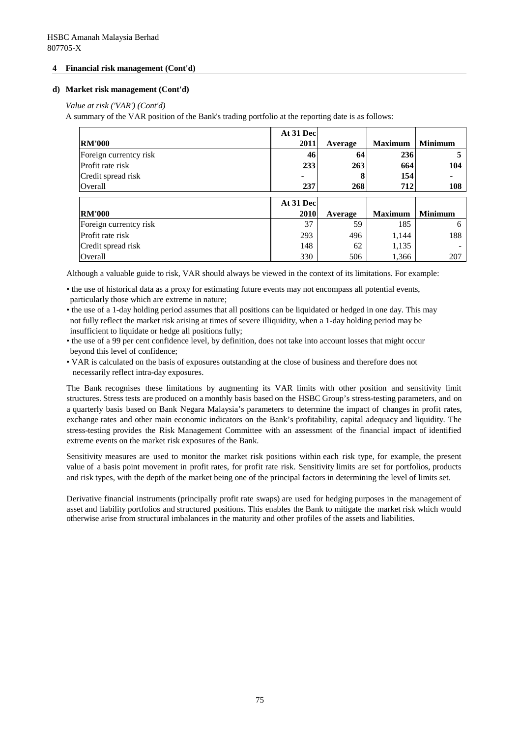HSBC Amanah Malaysia Berhad
807705-X

## 4 Financial risk management (Cont'd)

### d) Market risk management (Cont'd)

*Value at risk ('VAR') (Cont'd)*

A summary of the VAR position of the Bank's trading portfolio at the reporting date is as follows:

| RM'000 | At 31 Dec 2011 | Average | Maximum | Minimum |
|---|---|---|---|---|
| Foreign currentcy risk | 46 | 64 | 236 | 5 |
| Profit rate risk | 233 | 263 | 664 | 104 |
| Credit spread risk | - | 8 | 154 | - |
| Overall | 237 | 268 | 712 | 108 |

| RM'000 | At 31 Dec 2010 | Average | Maximum | Minimum |
|---|---|---|---|---|
| Foreign currentcy risk | 37 | 59 | 185 | 6 |
| Profit rate risk | 293 | 496 | 1,144 | 188 |
| Credit spread risk | 148 | 62 | 1,135 | - |
| Overall | 330 | 506 | 1,366 | 207 |

Although a valuable guide to risk, VAR should always be viewed in the context of its limitations. For example:

- the use of historical data as a proxy for estimating future events may not encompass all potential events, particularly those which are extreme in nature;
- the use of a 1-day holding period assumes that all positions can be liquidated or hedged in one day. This may not fully reflect the market risk arising at times of severe illiquidity, when a 1-day holding period may be insufficient to liquidate or hedge all positions fully;
- the use of a 99 per cent confidence level, by definition, does not take into account losses that might occur beyond this level of confidence;
- VAR is calculated on the basis of exposures outstanding at the close of business and therefore does not necessarily reflect intra-day exposures.

The Bank recognises these limitations by augmenting its VAR limits with other position and sensitivity limit structures. Stress tests are produced on a monthly basis based on the HSBC Group's stress-testing parameters, and on a quarterly basis based on Bank Negara Malaysia's parameters to determine the impact of changes in profit rates, exchange rates and other main economic indicators on the Bank's profitability, capital adequacy and liquidity. The stress-testing provides the Risk Management Committee with an assessment of the financial impact of identified extreme events on the market risk exposures of the Bank.

Sensitivity measures are used to monitor the market risk positions within each risk type, for example, the present value of a basis point movement in profit rates, for profit rate risk. Sensitivity limits are set for portfolios, products and risk types, with the depth of the market being one of the principal factors in determining the level of limits set.

Derivative financial instruments (principally profit rate swaps) are used for hedging purposes in the management of asset and liability portfolios and structured positions. This enables the Bank to mitigate the market risk which would otherwise arise from structural imbalances in the maturity and other profiles of the assets and liabilities.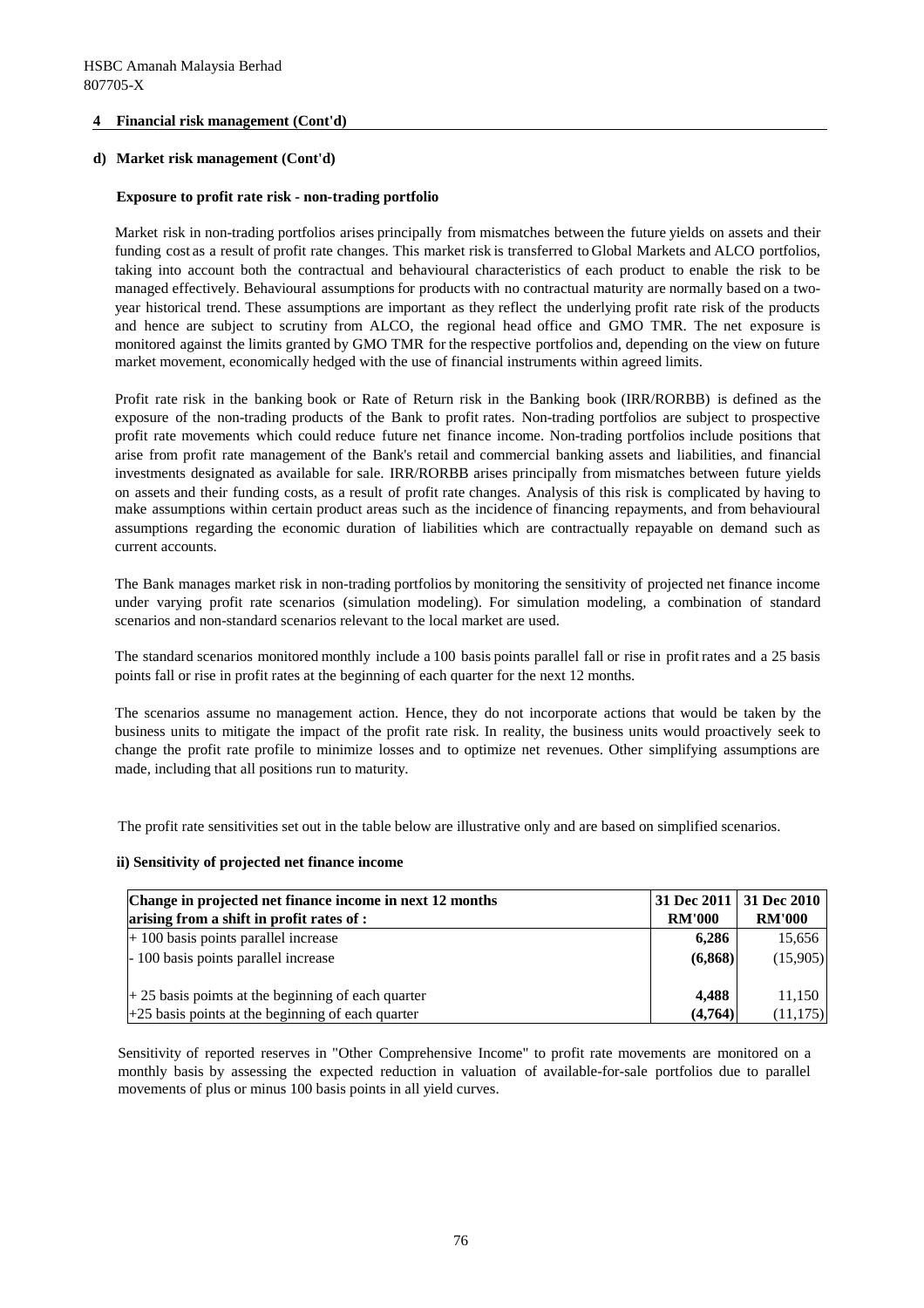HSBC Amanah Malaysia Berhad
807705-X

## 4 Financial risk management (Cont'd)

### d) Market risk management (Cont'd)

**Exposure to profit rate risk - non-trading portfolio**

Market risk in non-trading portfolios arises principally from mismatches between the future yields on assets and their funding cost as a result of profit rate changes. This market risk is transferred to Global Markets and ALCO portfolios, taking into account both the contractual and behavioural characteristics of each product to enable the risk to be managed effectively. Behavioural assumptions for products with no contractual maturity are normally based on a two-year historical trend. These assumptions are important as they reflect the underlying profit rate risk of the products and hence are subject to scrutiny from ALCO, the regional head office and GMO TMR. The net exposure is monitored against the limits granted by GMO TMR for the respective portfolios and, depending on the view on future market movement, economically hedged with the use of financial instruments within agreed limits.

Profit rate risk in the banking book or Rate of Return risk in the Banking book (IRR/RORBB) is defined as the exposure of the non-trading products of the Bank to profit rates. Non-trading portfolios are subject to prospective profit rate movements which could reduce future net finance income. Non-trading portfolios include positions that arise from profit rate management of the Bank's retail and commercial banking assets and liabilities, and financial investments designated as available for sale. IRR/RORBB arises principally from mismatches between future yields on assets and their funding costs, as a result of profit rate changes. Analysis of this risk is complicated by having to make assumptions within certain product areas such as the incidence of financing repayments, and from behavioural assumptions regarding the economic duration of liabilities which are contractually repayable on demand such as current accounts.

The Bank manages market risk in non-trading portfolios by monitoring the sensitivity of projected net finance income under varying profit rate scenarios (simulation modeling). For simulation modeling, a combination of standard scenarios and non-standard scenarios relevant to the local market are used.

The standard scenarios monitored monthly include a 100 basis points parallel fall or rise in profit rates and a 25 basis points fall or rise in profit rates at the beginning of each quarter for the next 12 months.

The scenarios assume no management action. Hence, they do not incorporate actions that would be taken by the business units to mitigate the impact of the profit rate risk. In reality, the business units would proactively seek to change the profit rate profile to minimize losses and to optimize net revenues. Other simplifying assumptions are made, including that all positions run to maturity.

The profit rate sensitivities set out in the table below are illustrative only and are based on simplified scenarios.

**ii) Sensitivity of projected net finance income**

| Change in projected net finance income in next 12 months arising from a shift in profit rates of : | 31 Dec 2011 RM'000 | 31 Dec 2010 RM'000 |
|---|---|---|
| + 100 basis points parallel increase | **6,286** | 15,656 |
| - 100 basis points parallel increase | **(6,868)** | (15,905) |
| + 25 basis poimts at the beginning of each quarter | **4,488** | 11,150 |
| +25 basis points at the beginning of each quarter | **(4,764)** | (11,175) |

Sensitivity of reported reserves in "Other Comprehensive Income" to profit rate movements are monitored on a monthly basis by assessing the expected reduction in valuation of available-for-sale portfolios due to parallel movements of plus or minus 100 basis points in all yield curves.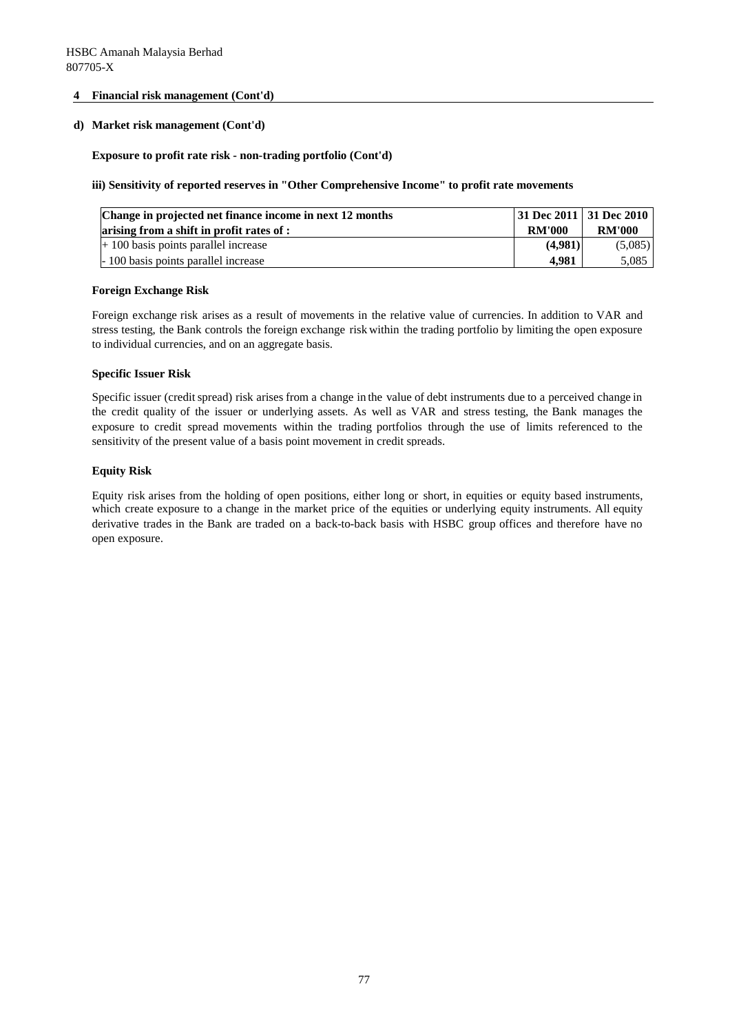HSBC Amanah Malaysia Berhad
807705-X

**4 Financial risk management (Cont'd)**

**d) Market risk management (Cont'd)**

**Exposure to profit rate risk - non-trading portfolio (Cont'd)**

**iii) Sensitivity of reported reserves in "Other Comprehensive Income" to profit rate movements**

| **Change in projected net finance income in next 12 months arising from a shift in profit rates of :** | **31 Dec 2011 RM'000** | **31 Dec 2010 RM'000** |
|---|---|---|
| + 100 basis points parallel increase | **(4,981)** | (5,085) |
| - 100 basis points parallel increase | **4,981** | 5,085 |

**Foreign Exchange Risk**

Foreign exchange risk arises as a result of movements in the relative value of currencies. In addition to VAR and stress testing, the Bank controls the foreign exchange risk within the trading portfolio by limiting the open exposure to individual currencies, and on an aggregate basis.

**Specific Issuer Risk**

Specific issuer (credit spread) risk arises from a change in the value of debt instruments due to a perceived change in the credit quality of the issuer or underlying assets. As well as VAR and stress testing, the Bank manages the exposure to credit spread movements within the trading portfolios through the use of limits referenced to the sensitivity of the present value of a basis point movement in credit spreads.

**Equity Risk**

Equity risk arises from the holding of open positions, either long or short, in equities or equity based instruments, which create exposure to a change in the market price of the equities or underlying equity instruments. All equity derivative trades in the Bank are traded on a back-to-back basis with HSBC group offices and therefore have no open exposure.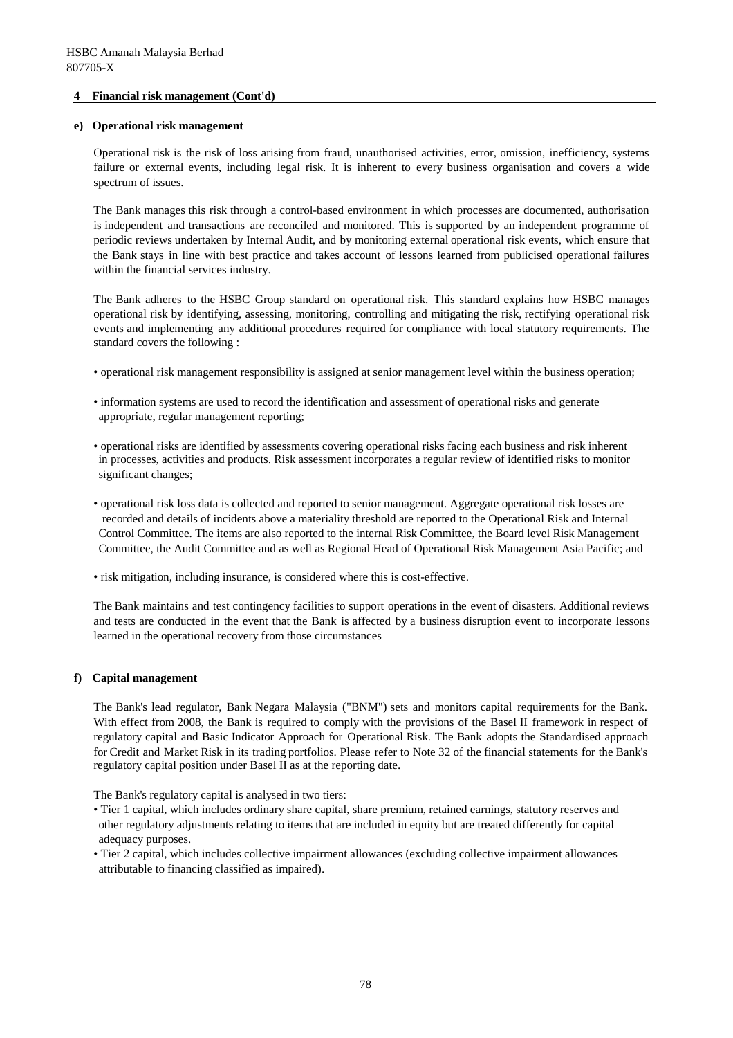## 4 Financial risk management (Cont'd)

### e) Operational risk management

Operational risk is the risk of loss arising from fraud, unauthorised activities, error, omission, inefficiency, systems failure or external events, including legal risk. It is inherent to every business organisation and covers a wide spectrum of issues.

The Bank manages this risk through a control-based environment in which processes are documented, authorisation is independent and transactions are reconciled and monitored. This is supported by an independent programme of periodic reviews undertaken by Internal Audit, and by monitoring external operational risk events, which ensure that the Bank stays in line with best practice and takes account of lessons learned from publicised operational failures within the financial services industry.

The Bank adheres to the HSBC Group standard on operational risk. This standard explains how HSBC manages operational risk by identifying, assessing, monitoring, controlling and mitigating the risk, rectifying operational risk events and implementing any additional procedures required for compliance with local statutory requirements. The standard covers the following :

- operational risk management responsibility is assigned at senior management level within the business operation;
- information systems are used to record the identification and assessment of operational risks and generate appropriate, regular management reporting;
- operational risks are identified by assessments covering operational risks facing each business and risk inherent in processes, activities and products. Risk assessment incorporates a regular review of identified risks to monitor significant changes;
- operational risk loss data is collected and reported to senior management. Aggregate operational risk losses are recorded and details of incidents above a materiality threshold are reported to the Operational Risk and Internal Control Committee. The items are also reported to the internal Risk Committee, the Board level Risk Management Committee, the Audit Committee and as well as Regional Head of Operational Risk Management Asia Pacific; and
- risk mitigation, including insurance, is considered where this is cost-effective.

The Bank maintains and test contingency facilities to support operations in the event of disasters. Additional reviews and tests are conducted in the event that the Bank is affected by a business disruption event to incorporate lessons learned in the operational recovery from those circumstances

### f) Capital management

The Bank's lead regulator, Bank Negara Malaysia ("BNM") sets and monitors capital requirements for the Bank. With effect from 2008, the Bank is required to comply with the provisions of the Basel II framework in respect of regulatory capital and Basic Indicator Approach for Operational Risk. The Bank adopts the Standardised approach for Credit and Market Risk in its trading portfolios. Please refer to Note 32 of the financial statements for the Bank's regulatory capital position under Basel II as at the reporting date.

The Bank's regulatory capital is analysed in two tiers:

- Tier 1 capital, which includes ordinary share capital, share premium, retained earnings, statutory reserves and other regulatory adjustments relating to items that are included in equity but are treated differently for capital adequacy purposes.
- Tier 2 capital, which includes collective impairment allowances (excluding collective impairment allowances attributable to financing classified as impaired).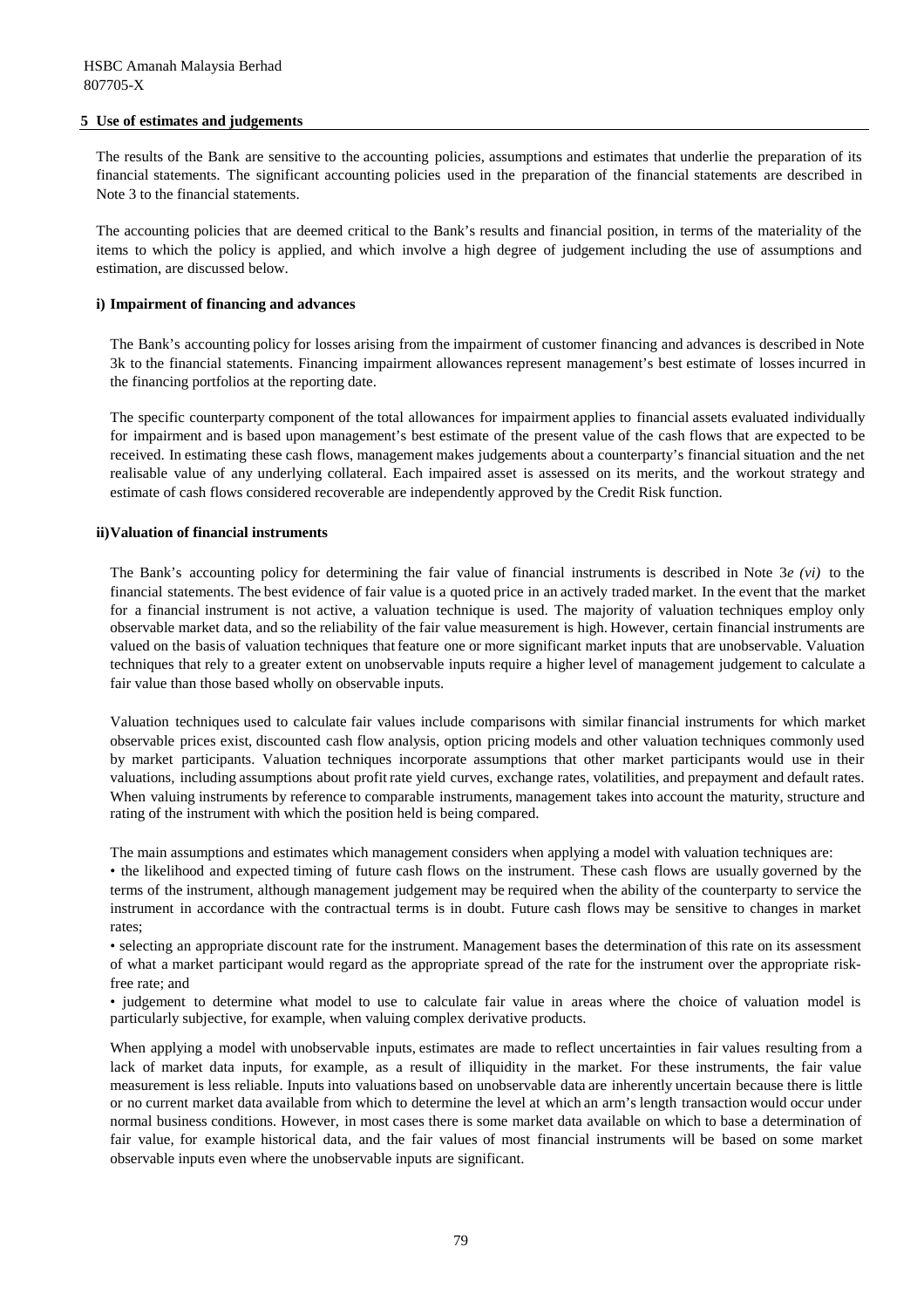## 5 Use of estimates and judgements

The results of the Bank are sensitive to the accounting policies, assumptions and estimates that underlie the preparation of its financial statements. The significant accounting policies used in the preparation of the financial statements are described in Note 3 to the financial statements.

The accounting policies that are deemed critical to the Bank's results and financial position, in terms of the materiality of the items to which the policy is applied, and which involve a high degree of judgement including the use of assumptions and estimation, are discussed below.

### i) Impairment of financing and advances

The Bank's accounting policy for losses arising from the impairment of customer financing and advances is described in Note 3k to the financial statements. Financing impairment allowances represent management's best estimate of losses incurred in the financing portfolios at the reporting date.

The specific counterparty component of the total allowances for impairment applies to financial assets evaluated individually for impairment and is based upon management's best estimate of the present value of the cash flows that are expected to be received. In estimating these cash flows, management makes judgements about a counterparty's financial situation and the net realisable value of any underlying collateral. Each impaired asset is assessed on its merits, and the workout strategy and estimate of cash flows considered recoverable are independently approved by the Credit Risk function.

### ii) Valuation of financial instruments

The Bank's accounting policy for determining the fair value of financial instruments is described in Note 3*e (vi)* to the financial statements. The best evidence of fair value is a quoted price in an actively traded market. In the event that the market for a financial instrument is not active, a valuation technique is used. The majority of valuation techniques employ only observable market data, and so the reliability of the fair value measurement is high. However, certain financial instruments are valued on the basis of valuation techniques that feature one or more significant market inputs that are unobservable. Valuation techniques that rely to a greater extent on unobservable inputs require a higher level of management judgement to calculate a fair value than those based wholly on observable inputs.

Valuation techniques used to calculate fair values include comparisons with similar financial instruments for which market observable prices exist, discounted cash flow analysis, option pricing models and other valuation techniques commonly used by market participants. Valuation techniques incorporate assumptions that other market participants would use in their valuations, including assumptions about profit rate yield curves, exchange rates, volatilities, and prepayment and default rates. When valuing instruments by reference to comparable instruments, management takes into account the maturity, structure and rating of the instrument with which the position held is being compared.

The main assumptions and estimates which management considers when applying a model with valuation techniques are:

- the likelihood and expected timing of future cash flows on the instrument. These cash flows are usually governed by the terms of the instrument, although management judgement may be required when the ability of the counterparty to service the instrument in accordance with the contractual terms is in doubt. Future cash flows may be sensitive to changes in market rates;
- selecting an appropriate discount rate for the instrument. Management bases the determination of this rate on its assessment of what a market participant would regard as the appropriate spread of the rate for the instrument over the appropriate risk-free rate; and
- judgement to determine what model to use to calculate fair value in areas where the choice of valuation model is particularly subjective, for example, when valuing complex derivative products.

When applying a model with unobservable inputs, estimates are made to reflect uncertainties in fair values resulting from a lack of market data inputs, for example, as a result of illiquidity in the market. For these instruments, the fair value measurement is less reliable. Inputs into valuations based on unobservable data are inherently uncertain because there is little or no current market data available from which to determine the level at which an arm's length transaction would occur under normal business conditions. However, in most cases there is some market data available on which to base a determination of fair value, for example historical data, and the fair values of most financial instruments will be based on some market observable inputs even where the unobservable inputs are significant.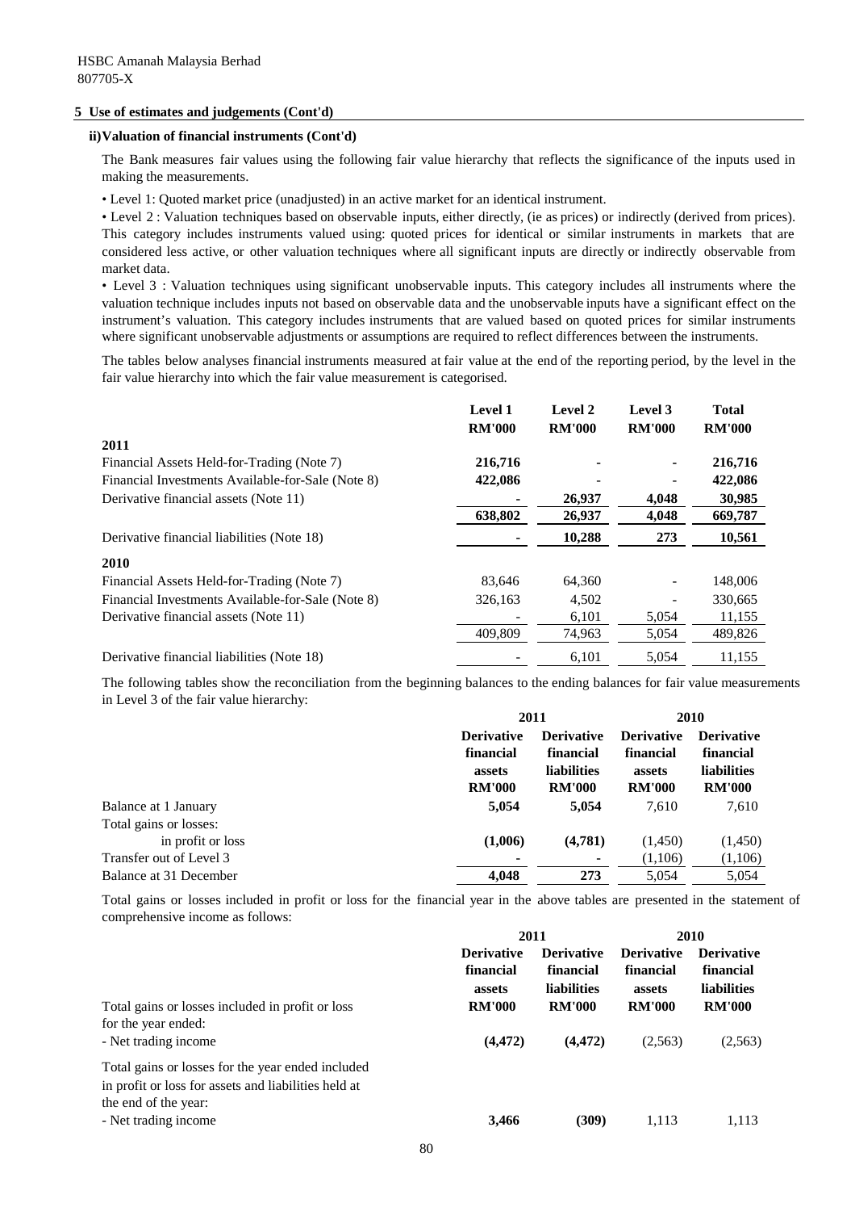HSBC Amanah Malaysia Berhad
807705-X

## 5 Use of estimates and judgements (Cont'd)

### ii) Valuation of financial instruments (Cont'd)

The Bank measures fair values using the following fair value hierarchy that reflects the significance of the inputs used in making the measurements.

• Level 1: Quoted market price (unadjusted) in an active market for an identical instrument.

• Level 2 : Valuation techniques based on observable inputs, either directly, (ie as prices) or indirectly (derived from prices). This category includes instruments valued using: quoted prices for identical or similar instruments in markets that are considered less active, or other valuation techniques where all significant inputs are directly or indirectly observable from market data.

• Level 3 : Valuation techniques using significant unobservable inputs. This category includes all instruments where the valuation technique includes inputs not based on observable data and the unobservable inputs have a significant effect on the instrument's valuation. This category includes instruments that are valued based on quoted prices for similar instruments where significant unobservable adjustments or assumptions are required to reflect differences between the instruments.

The tables below analyses financial instruments measured at fair value at the end of the reporting period, by the level in the fair value hierarchy into which the fair value measurement is categorised.

| | Level 1 RM'000 | Level 2 RM'000 | Level 3 RM'000 | Total RM'000 |
|---|---|---|---|---|
| **2011** | | | | |
| Financial Assets Held-for-Trading (Note 7) | **216,716** | **-** | **-** | **216,716** |
| Financial Investments Available-for-Sale (Note 8) | **422,086** | **-** | **-** | **422,086** |
| Derivative financial assets (Note 11) | **-** | **26,937** | **4,048** | **30,985** |
| | **638,802** | **26,937** | **4,048** | **669,787** |
| Derivative financial liabilities (Note 18) | **-** | **10,288** | **273** | **10,561** |
| **2010** | | | | |
| Financial Assets Held-for-Trading (Note 7) | 83,646 | 64,360 | - | 148,006 |
| Financial Investments Available-for-Sale (Note 8) | 326,163 | 4,502 | - | 330,665 |
| Derivative financial assets (Note 11) | - | 6,101 | 5,054 | 11,155 |
| | 409,809 | 74,963 | 5,054 | 489,826 |
| Derivative financial liabilities (Note 18) | - | 6,101 | 5,054 | 11,155 |

The following tables show the reconciliation from the beginning balances to the ending balances for fair value measurements in Level 3 of the fair value hierarchy:

| | 2011 | | 2010 | |
|---|---|---|---|---|
| | Derivative financial assets RM'000 | Derivative financial liabilities RM'000 | Derivative financial assets RM'000 | Derivative financial liabilities RM'000 |
| Balance at 1 January | **5,054** | **5,054** | 7,610 | 7,610 |
| Total gains or losses: | | | | |
| in profit or loss | **(1,006)** | **(4,781)** | (1,450) | (1,450) |
| Transfer out of Level 3 | **-** | **-** | (1,106) | (1,106) |
| Balance at 31 December | **4,048** | **273** | 5,054 | 5,054 |

Total gains or losses included in profit or loss for the financial year in the above tables are presented in the statement of comprehensive income as follows:

| | 2011 | | 2010 | |
|---|---|---|---|---|
| | Derivative financial assets RM'000 | Derivative financial liabilities RM'000 | Derivative financial assets RM'000 | Derivative financial liabilities RM'000 |
| Total gains or losses included in profit or loss for the year ended: | | | | |
| - Net trading income | **(4,472)** | **(4,472)** | (2,563) | (2,563) |
| Total gains or losses for the year ended included in profit or loss for assets and liabilities held at the end of the year: | | | | |
| - Net trading income | **3,466** | **(309)** | 1,113 | 1,113 |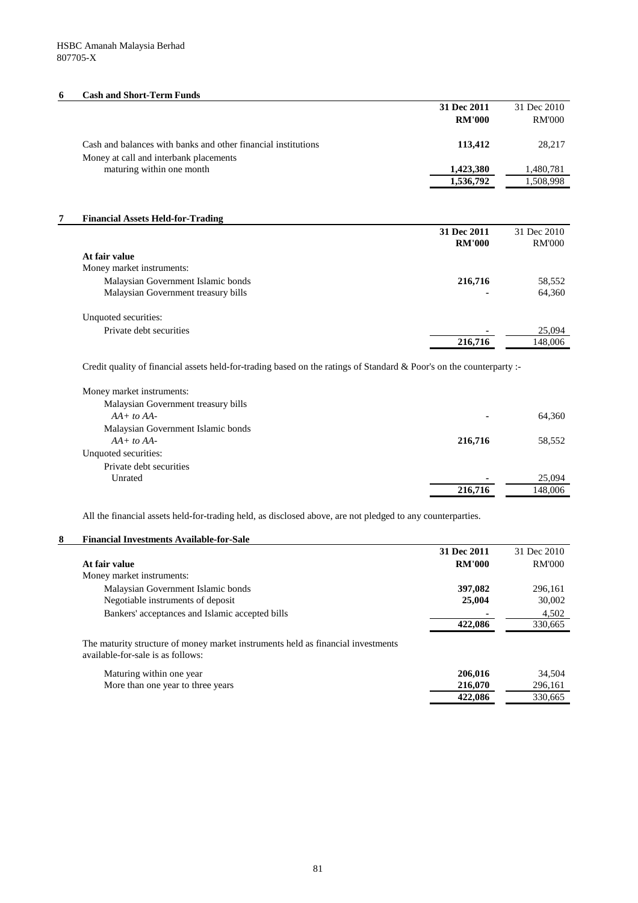HSBC Amanah Malaysia Berhad
807705-X

## 6 Cash and Short-Term Funds

| | **31 Dec 2011 RM'000** | 31 Dec 2010 RM'000 |
|---|---|---|
| Cash and balances with banks and other financial institutions | **113,412** | 28,217 |
| Money at call and interbank placements maturing within one month | **1,423,380** | 1,480,781 |
| | **1,536,792** | 1,508,998 |

## 7 Financial Assets Held-for-Trading

| | **31 Dec 2011 RM'000** | 31 Dec 2010 RM'000 |
|---|---|---|
| **At fair value** | | |
| Money market instruments: | | |
| Malaysian Government Islamic bonds | **216,716** | 58,552 |
| Malaysian Government treasury bills | **-** | 64,360 |
| Unquoted securities: | | |
| Private debt securities | **-** | 25,094 |
| | **216,716** | 148,006 |

Credit quality of financial assets held-for-trading based on the ratings of Standard & Poor's on the counterparty :-

| | **31 Dec 2011** | 31 Dec 2010 |
|---|---|---|
| Money market instruments: | | |
| Malaysian Government treasury bills | | |
| *AA+ to AA-* | **-** | 64,360 |
| Malaysian Government Islamic bonds | | |
| *AA+ to AA-* | **216,716** | 58,552 |
| Unquoted securities: | | |
| Private debt securities | | |
| Unrated | **-** | 25,094 |
| | **216,716** | 148,006 |

All the financial assets held-for-trading held, as disclosed above, are not pledged to any counterparties.

## 8 Financial Investments Available-for-Sale

| | **31 Dec 2011 RM'000** | 31 Dec 2010 RM'000 |
|---|---|---|
| **At fair value** | | |
| Money market instruments: | | |
| Malaysian Government Islamic bonds | **397,082** | 296,161 |
| Negotiable instruments of deposit | **25,004** | 30,002 |
| Bankers' acceptances and Islamic accepted bills | **-** | 4,502 |
| | **422,086** | 330,665 |

The maturity structure of money market instruments held as financial investments available-for-sale is as follows:

| | **31 Dec 2011** | 31 Dec 2010 |
|---|---|---|
| Maturing within one year | **206,016** | 34,504 |
| More than one year to three years | **216,070** | 296,161 |
| | **422,086** | 330,665 |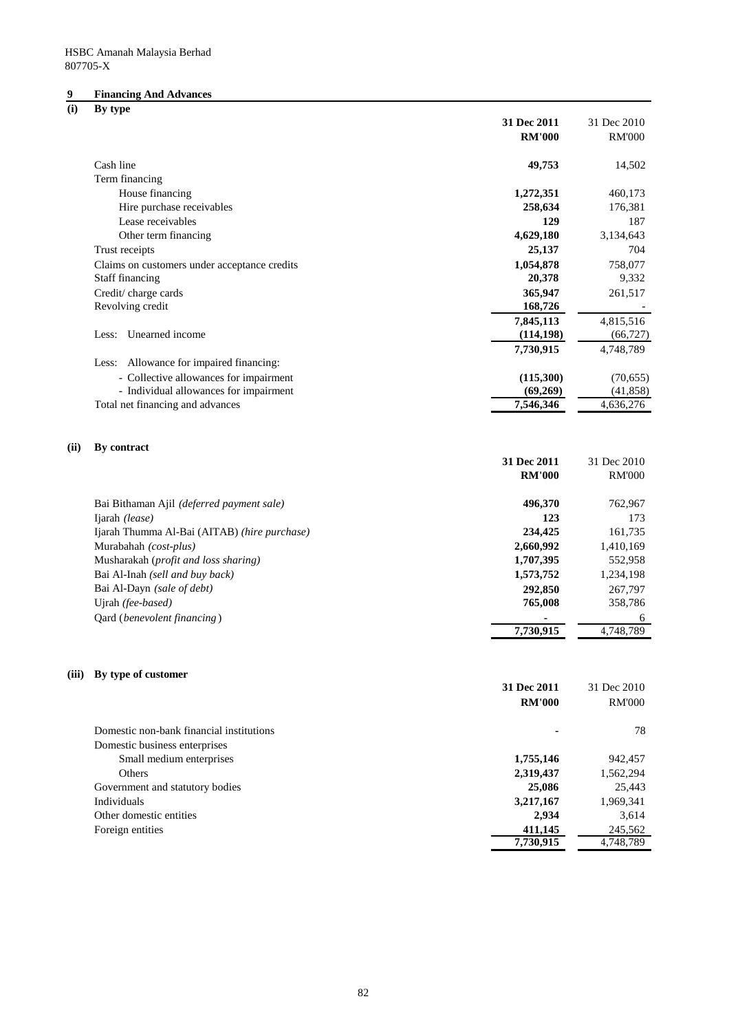HSBC Amanah Malaysia Berhad
807705-X

## 9 Financing And Advances

### (i) By type

| | 31 Dec 2011 RM'000 | 31 Dec 2010 RM'000 |
|---|---|---|
| Cash line | **49,753** | 14,502 |
| Term financing | | |
| House financing | **1,272,351** | 460,173 |
| Hire purchase receivables | **258,634** | 176,381 |
| Lease receivables | **129** | 187 |
| Other term financing | **4,629,180** | 3,134,643 |
| Trust receipts | **25,137** | 704 |
| Claims on customers under acceptance credits | **1,054,878** | 758,077 |
| Staff financing | **20,378** | 9,332 |
| Credit/ charge cards | **365,947** | 261,517 |
| Revolving credit | **168,726** | - |
| | **7,845,113** | 4,815,516 |
| Less: Unearned income | **(114,198)** | (66,727) |
| | **7,730,915** | 4,748,789 |
| Less: Allowance for impaired financing: | | |
| - Collective allowances for impairment | **(115,300)** | (70,655) |
| - Individual allowances for impairment | **(69,269)** | (41,858) |
| Total net financing and advances | **7,546,346** | 4,636,276 |

### (ii) By contract

| | 31 Dec 2011 RM'000 | 31 Dec 2010 RM'000 |
|---|---|---|
| Bai Bithaman Ajil *(deferred payment sale)* | **496,370** | 762,967 |
| Ijarah *(lease)* | **123** | 173 |
| Ijarah Thumma Al-Bai (AITAB) *(hire purchase)* | **234,425** | 161,735 |
| Murabahah *(cost-plus)* | **2,660,992** | 1,410,169 |
| Musharakah (*profit and loss sharing)* | **1,707,395** | 552,958 |
| Bai Al-Inah *(sell and buy back)* | **1,573,752** | 1,234,198 |
| Bai Al-Dayn *(sale of debt)* | **292,850** | 267,797 |
| Ujrah *(fee-based)* | **765,008** | 358,786 |
| Qard (*benevolent financing*) | **-** | 6 |
| | **7,730,915** | 4,748,789 |

### (iii) By type of customer

| | 31 Dec 2011 RM'000 | 31 Dec 2010 RM'000 |
|---|---|---|
| Domestic non-bank financial institutions | **-** | 78 |
| Domestic business enterprises | | |
| Small medium enterprises | **1,755,146** | 942,457 |
| Others | **2,319,437** | 1,562,294 |
| Government and statutory bodies | **25,086** | 25,443 |
| Individuals | **3,217,167** | 1,969,341 |
| Other domestic entities | **2,934** | 3,614 |
| Foreign entities | **411,145** | 245,562 |
| | **7,730,915** | 4,748,789 |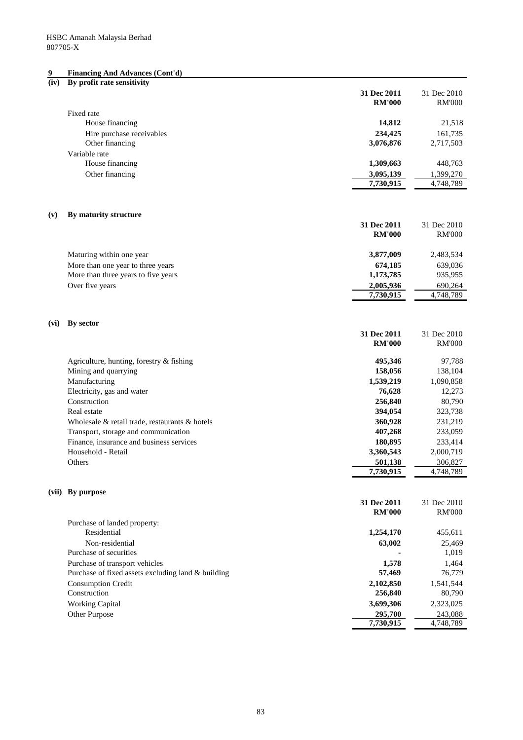## 9 Financing And Advances (Cont'd)

### (iv) By profit rate sensitivity

| | 31 Dec 2011 RM'000 | 31 Dec 2010 RM'000 |
|---|---|---|
| Fixed rate | | |
| House financing | **14,812** | 21,518 |
| Hire purchase receivables | **234,425** | 161,735 |
| Other financing | **3,076,876** | 2,717,503 |
| Variable rate | | |
| House financing | **1,309,663** | 448,763 |
| Other financing | **3,095,139** | 1,399,270 |
| | **7,730,915** | 4,748,789 |

### (v) By maturity structure

| | 31 Dec 2011 RM'000 | 31 Dec 2010 RM'000 |
|---|---|---|
| Maturing within one year | **3,877,009** | 2,483,534 |
| More than one year to three years | **674,185** | 639,036 |
| More than three years to five years | **1,173,785** | 935,955 |
| Over five years | **2,005,936** | 690,264 |
| | **7,730,915** | 4,748,789 |

### (vi) By sector

| | 31 Dec 2011 RM'000 | 31 Dec 2010 RM'000 |
|---|---|---|
| Agriculture, hunting, forestry & fishing | **495,346** | 97,788 |
| Mining and quarrying | **158,056** | 138,104 |
| Manufacturing | **1,539,219** | 1,090,858 |
| Electricity, gas and water | **76,628** | 12,273 |
| Construction | **256,840** | 80,790 |
| Real estate | **394,054** | 323,738 |
| Wholesale & retail trade, restaurants & hotels | **360,928** | 231,219 |
| Transport, storage and communication | **407,268** | 233,059 |
| Finance, insurance and business services | **180,895** | 233,414 |
| Household - Retail | **3,360,543** | 2,000,719 |
| Others | **501,138** | 306,827 |
| | **7,730,915** | 4,748,789 |

### (vii) By purpose

| | 31 Dec 2011 RM'000 | 31 Dec 2010 RM'000 |
|---|---|---|
| Purchase of landed property: | | |
| Residential | **1,254,170** | 455,611 |
| Non-residential | **63,002** | 25,469 |
| Purchase of securities | **-** | 1,019 |
| Purchase of transport vehicles | **1,578** | 1,464 |
| Purchase of fixed assets excluding land & building | **57,469** | 76,779 |
| Consumption Credit | **2,102,850** | 1,541,544 |
| Construction | **256,840** | 80,790 |
| Working Capital | **3,699,306** | 2,323,025 |
| Other Purpose | **295,700** | 243,088 |
| | **7,730,915** | 4,748,789 |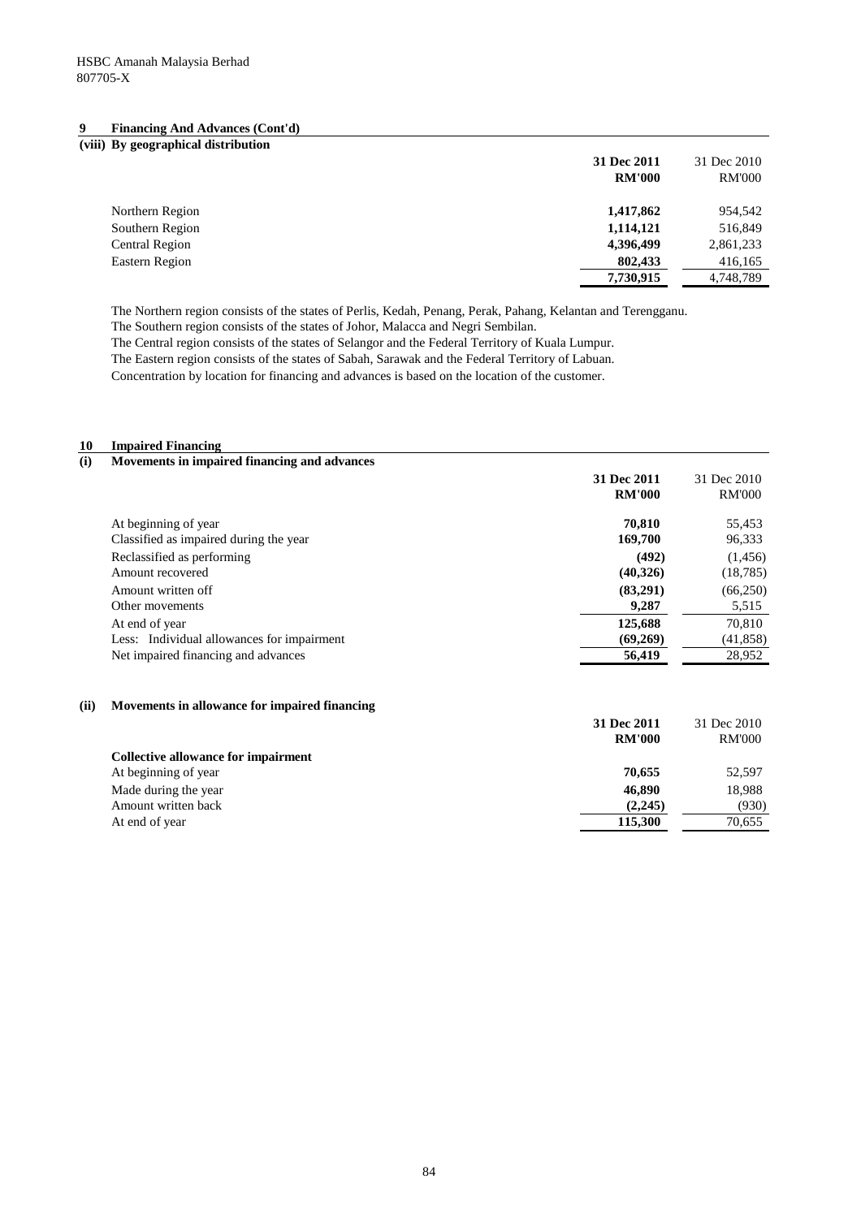HSBC Amanah Malaysia Berhad
807705-X

## 9 Financing And Advances (Cont'd)

### (viii) By geographical distribution

| | 31 Dec 2011 RM'000 | 31 Dec 2010 RM'000 |
|---|---|---|
| Northern Region | **1,417,862** | 954,542 |
| Southern Region | **1,114,121** | 516,849 |
| Central Region | **4,396,499** | 2,861,233 |
| Eastern Region | **802,433** | 416,165 |
| | **7,730,915** | 4,748,789 |

The Northern region consists of the states of Perlis, Kedah, Penang, Perak, Pahang, Kelantan and Terengganu.
The Southern region consists of the states of Johor, Malacca and Negri Sembilan.
The Central region consists of the states of Selangor and the Federal Territory of Kuala Lumpur.
The Eastern region consists of the states of Sabah, Sarawak and the Federal Territory of Labuan.
Concentration by location for financing and advances is based on the location of the customer.

## 10 Impaired Financing

### (i) Movements in impaired financing and advances

| | 31 Dec 2011 RM'000 | 31 Dec 2010 RM'000 |
|---|---|---|
| At beginning of year | **70,810** | 55,453 |
| Classified as impaired during the year | **169,700** | 96,333 |
| Reclassified as performing | **(492)** | (1,456) |
| Amount recovered | **(40,326)** | (18,785) |
| Amount written off | **(83,291)** | (66,250) |
| Other movements | **9,287** | 5,515 |
| At end of year | **125,688** | 70,810 |
| Less: Individual allowances for impairment | **(69,269)** | (41,858) |
| Net impaired financing and advances | **56,419** | 28,952 |

### (ii) Movements in allowance for impaired financing

| | 31 Dec 2011 RM'000 | 31 Dec 2010 RM'000 |
|---|---|---|
| **Collective allowance for impairment** | | |
| At beginning of year | **70,655** | 52,597 |
| Made during the year | **46,890** | 18,988 |
| Amount written back | **(2,245)** | (930) |
| At end of year | **115,300** | 70,655 |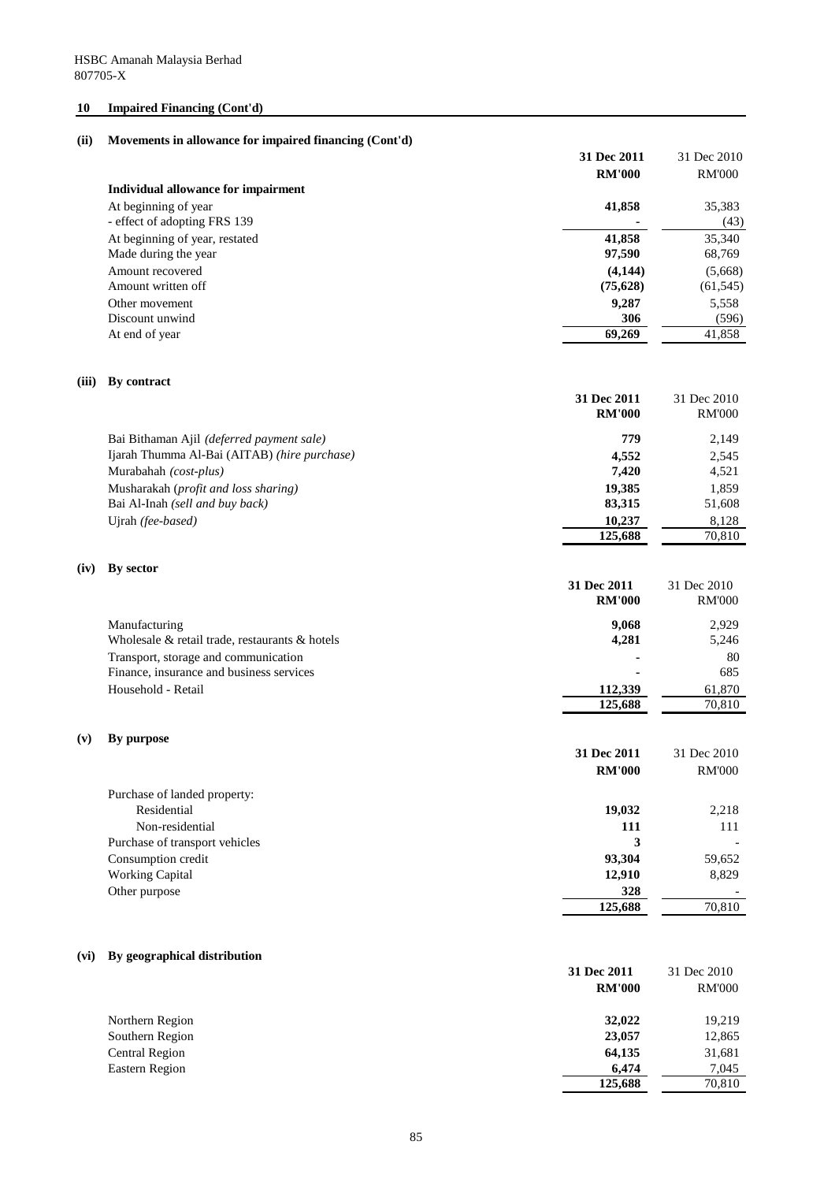HSBC Amanah Malaysia Berhad
807705-X

## 10 Impaired Financing (Cont'd)

### (ii) Movements in allowance for impaired financing (Cont'd)

| | **31 Dec 2011** | 31 Dec 2010 |
|---|---|---|
| | **RM'000** | RM'000 |
| **Individual allowance for impairment** | | |
| At beginning of year | **41,858** | 35,383 |
| - effect of adopting FRS 139 | **-** | (43) |
| At beginning of year, restated | **41,858** | 35,340 |
| Made during the year | **97,590** | 68,769 |
| Amount recovered | **(4,144)** | (5,668) |
| Amount written off | **(75,628)** | (61,545) |
| Other movement | **9,287** | 5,558 |
| Discount unwind | **306** | (596) |
| At end of year | **69,269** | 41,858 |

### (iii) By contract

| | **31 Dec 2011** | 31 Dec 2010 |
|---|---|---|
| | **RM'000** | RM'000 |
| Bai Bithaman Ajil *(deferred payment sale)* | **779** | 2,149 |
| Ijarah Thumma Al-Bai (AITAB) *(hire purchase)* | **4,552** | 2,545 |
| Murabahah *(cost-plus)* | **7,420** | 4,521 |
| Musharakah (*profit and loss sharing)* | **19,385** | 1,859 |
| Bai Al-Inah *(sell and buy back)* | **83,315** | 51,608 |
| Ujrah *(fee-based)* | **10,237** | 8,128 |
| | **125,688** | 70,810 |

### (iv) By sector

| | **31 Dec 2011** | 31 Dec 2010 |
|---|---|---|
| | **RM'000** | RM'000 |
| Manufacturing | **9,068** | 2,929 |
| Wholesale & retail trade, restaurants & hotels | **4,281** | 5,246 |
| Transport, storage and communication | **-** | 80 |
| Finance, insurance and business services | **-** | 685 |
| Household - Retail | **112,339** | 61,870 |
| | **125,688** | 70,810 |

### (v) By purpose

| | **31 Dec 2011** | 31 Dec 2010 |
|---|---|---|
| | **RM'000** | RM'000 |
| Purchase of landed property: | | |
| Residential | **19,032** | 2,218 |
| Non-residential | **111** | 111 |
| Purchase of transport vehicles | **3** | - |
| Consumption credit | **93,304** | 59,652 |
| Working Capital | **12,910** | 8,829 |
| Other purpose | **328** | - |
| | **125,688** | 70,810 |

### (vi) By geographical distribution

| | **31 Dec 2011** | 31 Dec 2010 |
|---|---|---|
| | **RM'000** | RM'000 |
| Northern Region | **32,022** | 19,219 |
| Southern Region | **23,057** | 12,865 |
| Central Region | **64,135** | 31,681 |
| Eastern Region | **6,474** | 7,045 |
| | **125,688** | 70,810 |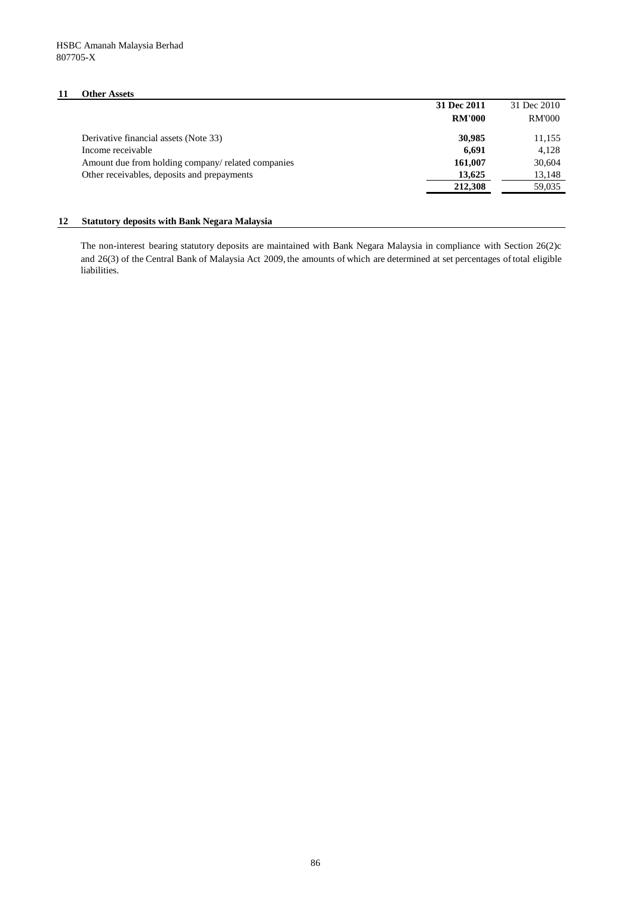## 11 Other Assets

| | 31 Dec 2011 | 31 Dec 2010 |
|---|---|---|
| | **RM'000** | RM'000 |
| Derivative financial assets (Note 33) | **30,985** | 11,155 |
| Income receivable | **6,691** | 4,128 |
| Amount due from holding company/ related companies | **161,007** | 30,604 |
| Other receivables, deposits and prepayments | **13,625** | 13,148 |
| | **212,308** | 59,035 |

## 12 Statutory deposits with Bank Negara Malaysia

The non-interest bearing statutory deposits are maintained with Bank Negara Malaysia in compliance with Section 26(2)c and 26(3) of the Central Bank of Malaysia Act 2009, the amounts of which are determined at set percentages of total eligible liabilities.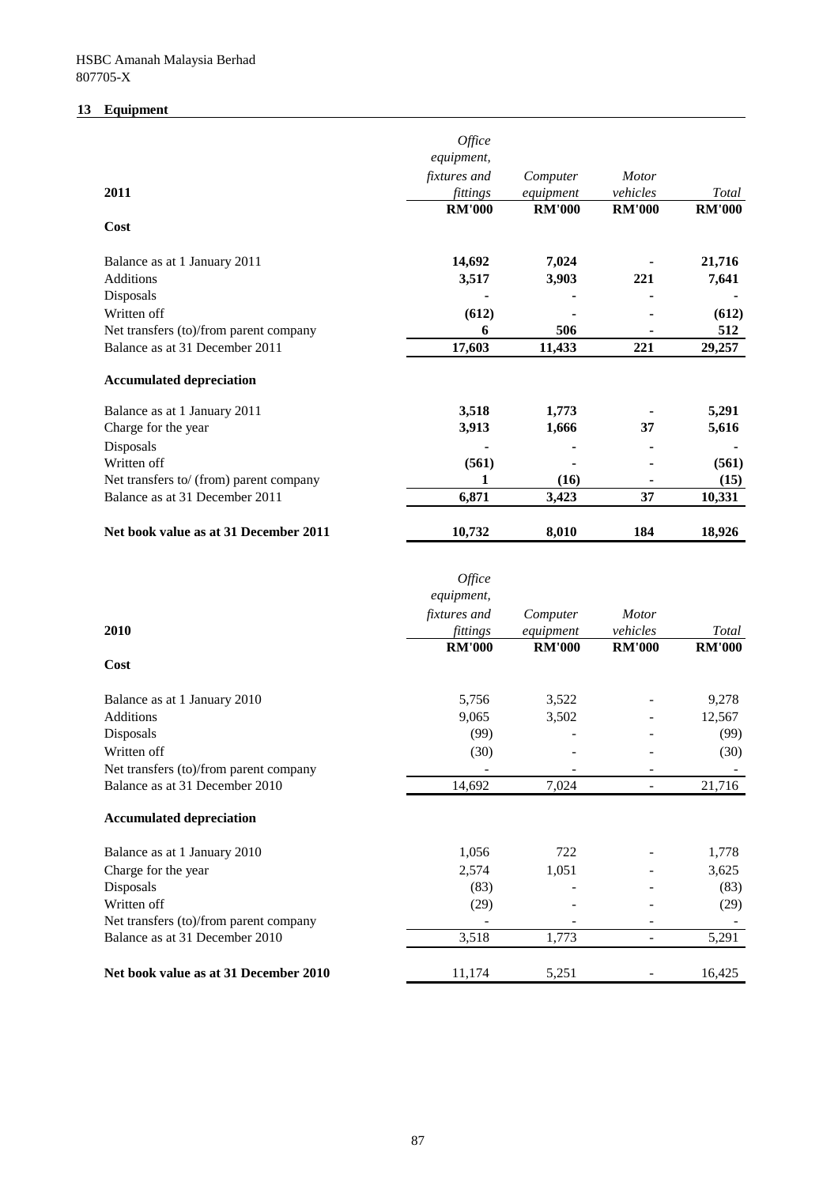HSBC Amanah Malaysia Berhad
807705-X

## 13 Equipment

| 2011 | *Office equipment, fixtures and fittings* | *Computer equipment* | *Motor vehicles* | *Total* |
|---|---|---|---|---|
| | **RM'000** | **RM'000** | **RM'000** | **RM'000** |
| **Cost** | | | | |
| Balance as at 1 January 2011 | **14,692** | **7,024** | **-** | **21,716** |
| Additions | **3,517** | **3,903** | **221** | **7,641** |
| Disposals | **-** | **-** | **-** | **-** |
| Written off | **(612)** | **-** | **-** | **(612)** |
| Net transfers (to)/from parent company | **6** | **506** | **-** | **512** |
| Balance as at 31 December 2011 | **17,603** | **11,433** | **221** | **29,257** |
| **Accumulated depreciation** | | | | |
| Balance as at 1 January 2011 | **3,518** | **1,773** | **-** | **5,291** |
| Charge for the year | **3,913** | **1,666** | **37** | **5,616** |
| Disposals | **-** | **-** | **-** | **-** |
| Written off | **(561)** | **-** | **-** | **(561)** |
| Net transfers to/ (from) parent company | **1** | **(16)** | **-** | **(15)** |
| Balance as at 31 December 2011 | **6,871** | **3,423** | **37** | **10,331** |
| **Net book value as at 31 December 2011** | **10,732** | **8,010** | **184** | **18,926** |

| 2010 | *Office equipment, fixtures and fittings* | *Computer equipment* | *Motor vehicles* | *Total* |
|---|---|---|---|---|
| | **RM'000** | **RM'000** | **RM'000** | **RM'000** |
| **Cost** | | | | |
| Balance as at 1 January 2010 | 5,756 | 3,522 | - | 9,278 |
| Additions | 9,065 | 3,502 | - | 12,567 |
| Disposals | (99) | - | - | (99) |
| Written off | (30) | - | - | (30) |
| Net transfers (to)/from parent company | - | - | - | - |
| Balance as at 31 December 2010 | 14,692 | 7,024 | - | 21,716 |
| **Accumulated depreciation** | | | | |
| Balance as at 1 January 2010 | 1,056 | 722 | - | 1,778 |
| Charge for the year | 2,574 | 1,051 | - | 3,625 |
| Disposals | (83) | - | - | (83) |
| Written off | (29) | - | - | (29) |
| Net transfers (to)/from parent company | - | - | - | - |
| Balance as at 31 December 2010 | 3,518 | 1,773 | - | 5,291 |
| **Net book value as at 31 December 2010** | 11,174 | 5,251 | - | 16,425 |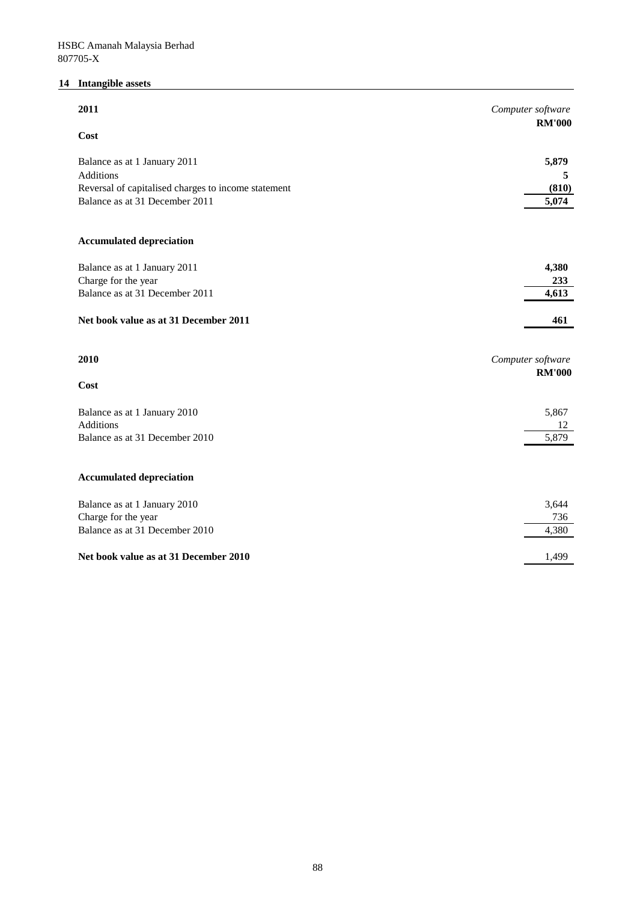HSBC Amanah Malaysia Berhad
807705-X

## 14 Intangible assets

| **2011** | *Computer software* |
|---|---|
| | **RM'000** |
| **Cost** | |
| Balance as at 1 January 2011 | **5,879** |
| Additions | **5** |
| Reversal of capitalised charges to income statement | **(810)** |
| Balance as at 31 December 2011 | **5,074** |
| **Accumulated depreciation** | |
| Balance as at 1 January 2011 | **4,380** |
| Charge for the year | **233** |
| Balance as at 31 December 2011 | **4,613** |
| **Net book value as at 31 December 2011** | **461** |

| **2010** | *Computer software* |
|---|---|
| | **RM'000** |
| **Cost** | |
| Balance as at 1 January 2010 | 5,867 |
| Additions | 12 |
| Balance as at 31 December 2010 | 5,879 |
| **Accumulated depreciation** | |
| Balance as at 1 January 2010 | 3,644 |
| Charge for the year | 736 |
| Balance as at 31 December 2010 | 4,380 |
| **Net book value as at 31 December 2010** | 1,499 |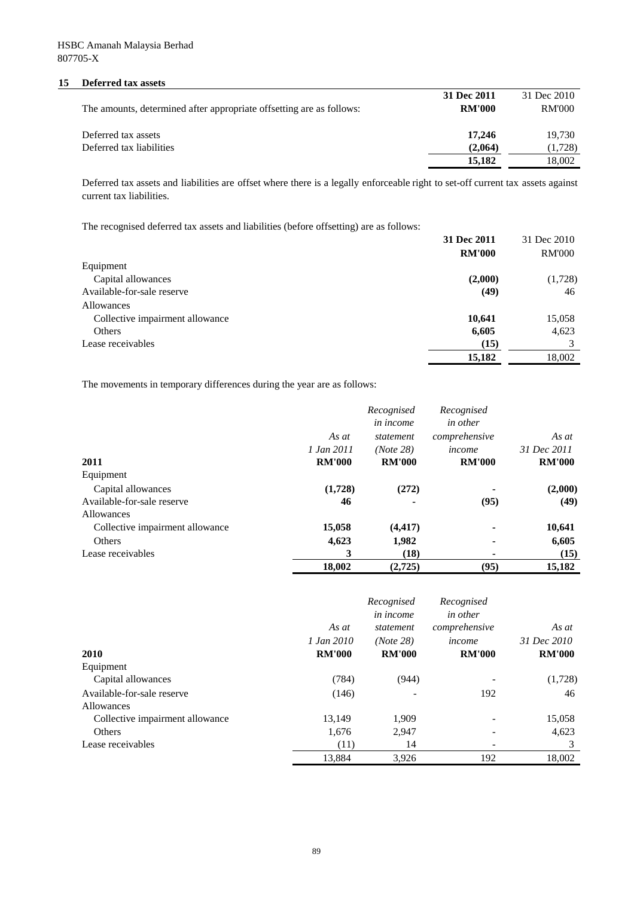## 15 Deferred tax assets

| The amounts, determined after appropriate offsetting are as follows: | **31 Dec 2011** **RM'000** | 31 Dec 2010 RM'000 |
|---|---|---|
| Deferred tax assets | **17,246** | 19,730 |
| Deferred tax liabilities | **(2,064)** | (1,728) |
| | **15,182** | 18,002 |

Deferred tax assets and liabilities are offset where there is a legally enforceable right to set-off current tax assets against current tax liabilities.

The recognised deferred tax assets and liabilities (before offsetting) are as follows:

| | **31 Dec 2011** **RM'000** | 31 Dec 2010 RM'000 |
|---|---|---|
| Equipment | | |
| Capital allowances | **(2,000)** | (1,728) |
| Available-for-sale reserve | **(49)** | 46 |
| Allowances | | |
| Collective impairment allowance | **10,641** | 15,058 |
| Others | **6,605** | 4,623 |
| Lease receivables | **(15)** | 3 |
| | **15,182** | 18,002 |

The movements in temporary differences during the year are as follows:

| **2011** | *As at 1 Jan 2011* **RM'000** | *Recognised in income statement (Note 28)* **RM'000** | *Recognised in other comprehensive income* **RM'000** | *As at 31 Dec 2011* **RM'000** |
|---|---|---|---|---|
| Equipment | | | | |
| Capital allowances | **(1,728)** | **(272)** | **-** | **(2,000)** |
| Available-for-sale reserve | **46** | **-** | **(95)** | **(49)** |
| Allowances | | | | |
| Collective impairment allowance | **15,058** | **(4,417)** | **-** | **10,641** |
| Others | **4,623** | **1,982** | **-** | **6,605** |
| Lease receivables | **3** | **(18)** | **-** | **(15)** |
| | **18,002** | **(2,725)** | **(95)** | **15,182** |

| **2010** | *As at 1 Jan 2010* **RM'000** | *Recognised in income statement (Note 28)* **RM'000** | *Recognised in other comprehensive income* **RM'000** | *As at 31 Dec 2010* **RM'000** |
|---|---|---|---|---|
| Equipment | | | | |
| Capital allowances | (784) | (944) | - | (1,728) |
| Available-for-sale reserve | (146) | - | 192 | 46 |
| Allowances | | | | |
| Collective impairment allowance | 13,149 | 1,909 | - | 15,058 |
| Others | 1,676 | 2,947 | - | 4,623 |
| Lease receivables | (11) | 14 | - | 3 |
| | 13,884 | 3,926 | 192 | 18,002 |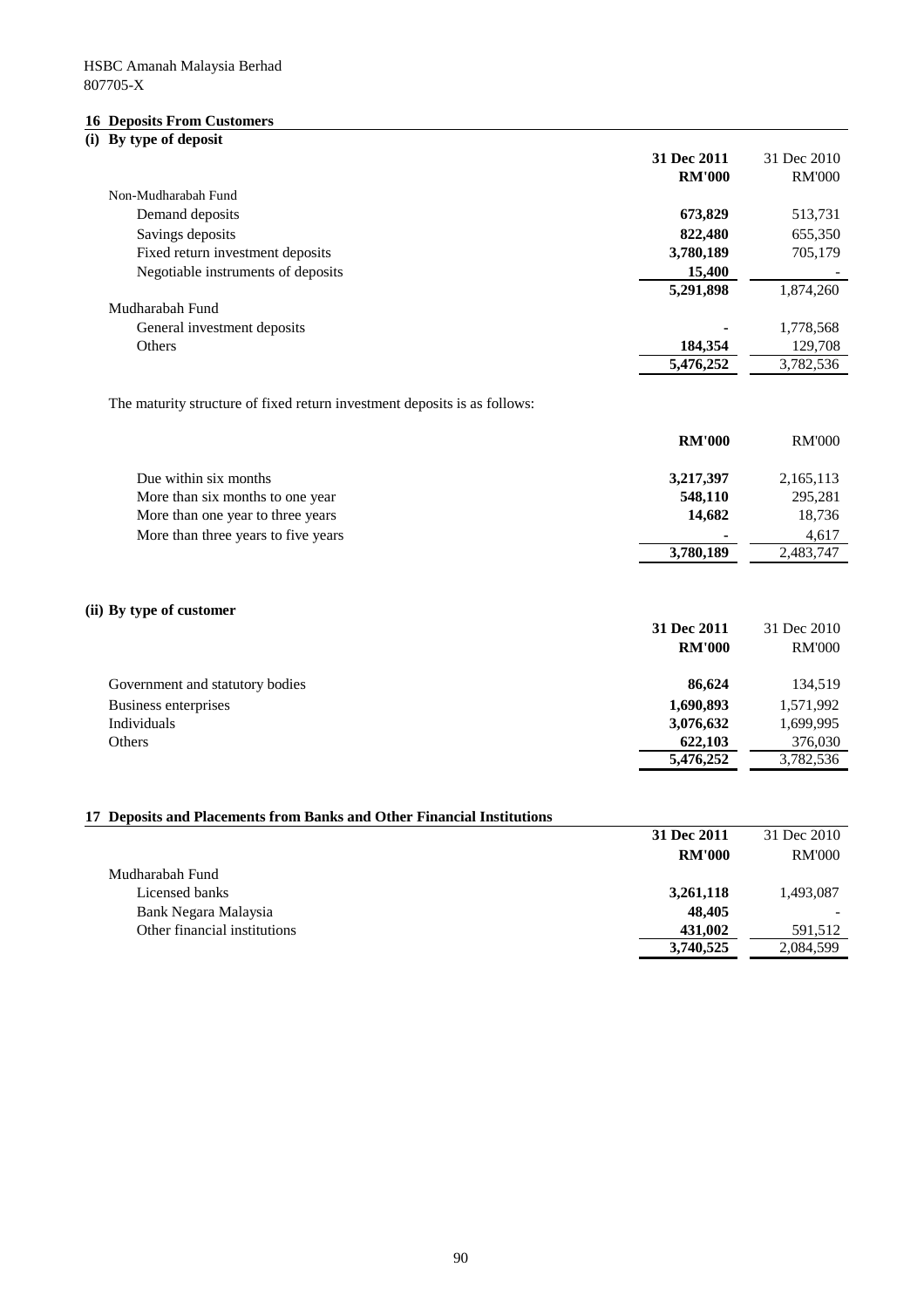HSBC Amanah Malaysia Berhad
807705-X

## 16 Deposits From Customers

### (i) By type of deposit

| | 31 Dec 2011 RM'000 | 31 Dec 2010 RM'000 |
|---|---|---|
| Non-Mudharabah Fund | | |
| Demand deposits | **673,829** | 513,731 |
| Savings deposits | **822,480** | 655,350 |
| Fixed return investment deposits | **3,780,189** | 705,179 |
| Negotiable instruments of deposits | **15,400** | - |
| | **5,291,898** | 1,874,260 |
| Mudharabah Fund | | |
| General investment deposits | **-** | 1,778,568 |
| Others | **184,354** | 129,708 |
| | **5,476,252** | 3,782,536 |

The maturity structure of fixed return investment deposits is as follows:

| | RM'000 | RM'000 |
|---|---|---|
| Due within six months | **3,217,397** | 2,165,113 |
| More than six months to one year | **548,110** | 295,281 |
| More than one year to three years | **14,682** | 18,736 |
| More than three years to five years | **-** | 4,617 |
| | **3,780,189** | 2,483,747 |

### (ii) By type of customer

| | 31 Dec 2011 RM'000 | 31 Dec 2010 RM'000 |
|---|---|---|
| Government and statutory bodies | **86,624** | 134,519 |
| Business enterprises | **1,690,893** | 1,571,992 |
| Individuals | **3,076,632** | 1,699,995 |
| Others | **622,103** | 376,030 |
| | **5,476,252** | 3,782,536 |

## 17 Deposits and Placements from Banks and Other Financial Institutions

| | 31 Dec 2011 RM'000 | 31 Dec 2010 RM'000 |
|---|---|---|
| Mudharabah Fund | | |
| Licensed banks | **3,261,118** | 1,493,087 |
| Bank Negara Malaysia | **48,405** | - |
| Other financial institutions | **431,002** | 591,512 |
| | **3,740,525** | 2,084,599 |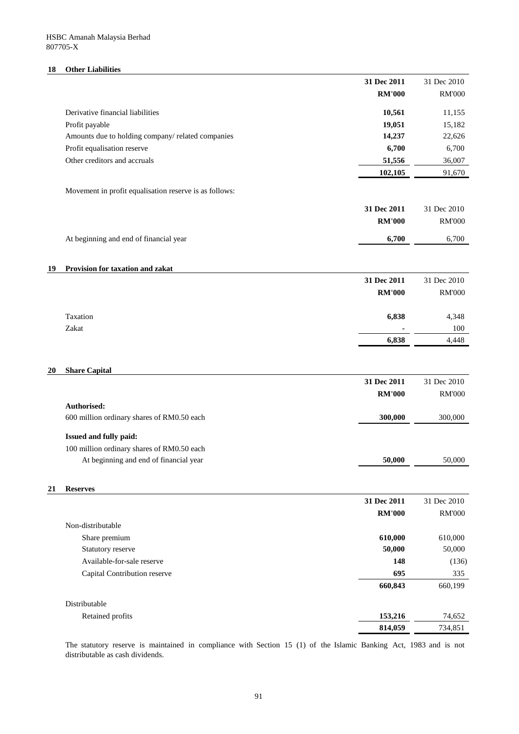## 18 Other Liabilities

| | 31 Dec 2011 | 31 Dec 2010 |
|---|---|---|
| | RM'000 | RM'000 |
| Derivative financial liabilities | 10,561 | 11,155 |
| Profit payable | 19,051 | 15,182 |
| Amounts due to holding company/ related companies | 14,237 | 22,626 |
| Profit equalisation reserve | 6,700 | 6,700 |
| Other creditors and accruals | 51,556 | 36,007 |
| | 102,105 | 91,670 |

Movement in profit equalisation reserve is as follows:

| | 31 Dec 2011 | 31 Dec 2010 |
|---|---|---|
| | RM'000 | RM'000 |
| At beginning and end of financial year | 6,700 | 6,700 |

## 19 Provision for taxation and zakat

| | 31 Dec 2011 | 31 Dec 2010 |
|---|---|---|
| | RM'000 | RM'000 |
| Taxation | 6,838 | 4,348 |
| Zakat | - | 100 |
| | 6,838 | 4,448 |

## 20 Share Capital

| | 31 Dec 2011 | 31 Dec 2010 |
|---|---|---|
| | RM'000 | RM'000 |
| **Authorised:** | | |
| 600 million ordinary shares of RM0.50 each | 300,000 | 300,000 |
| **Issued and fully paid:** | | |
| 100 million ordinary shares of RM0.50 each | | |
| At beginning and end of financial year | 50,000 | 50,000 |

## 21 Reserves

| | 31 Dec 2011 | 31 Dec 2010 |
|---|---|---|
| | RM'000 | RM'000 |
| Non-distributable | | |
| Share premium | 610,000 | 610,000 |
| Statutory reserve | 50,000 | 50,000 |
| Available-for-sale reserve | 148 | (136) |
| Capital Contribution reserve | 695 | 335 |
| | 660,843 | 660,199 |
| Distributable | | |
| Retained profits | 153,216 | 74,652 |
| | 814,059 | 734,851 |

The statutory reserve is maintained in compliance with Section 15 (1) of the Islamic Banking Act, 1983 and is not distributable as cash dividends.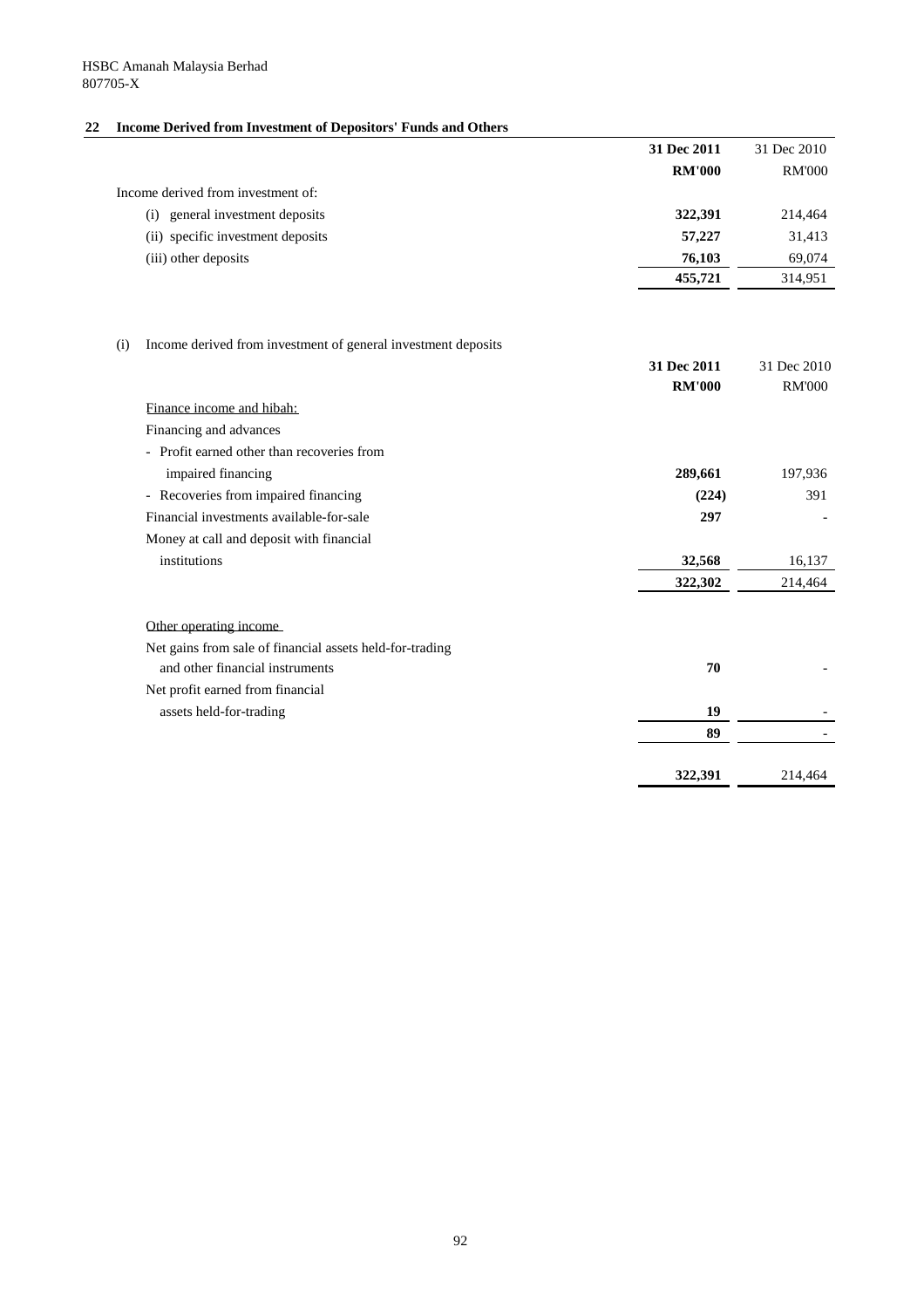## 22 Income Derived from Investment of Depositors' Funds and Others

| | 31 Dec 2011 | 31 Dec 2010 |
|---|---|---|
| | **RM'000** | RM'000 |
| Income derived from investment of: | | |
| (i) general investment deposits | **322,391** | 214,464 |
| (ii) specific investment deposits | **57,227** | 31,413 |
| (iii) other deposits | **76,103** | 69,074 |
| | **455,721** | 314,951 |

(i) Income derived from investment of general investment deposits

| | 31 Dec 2011 | 31 Dec 2010 |
|---|---|---|
| | **RM'000** | RM'000 |
| Finance income and hibah: | | |
| Financing and advances | | |
| - Profit earned other than recoveries from impaired financing | **289,661** | 197,936 |
| - Recoveries from impaired financing | **(224)** | 391 |
| Financial investments available-for-sale | **297** | - |
| Money at call and deposit with financial institutions | **32,568** | 16,137 |
| | **322,302** | 214,464 |
| Other operating income | | |
| Net gains from sale of financial assets held-for-trading and other financial instruments | **70** | - |
| Net profit earned from financial assets held-for-trading | **19** | - |
| | **89** | - |
| | **322,391** | 214,464 |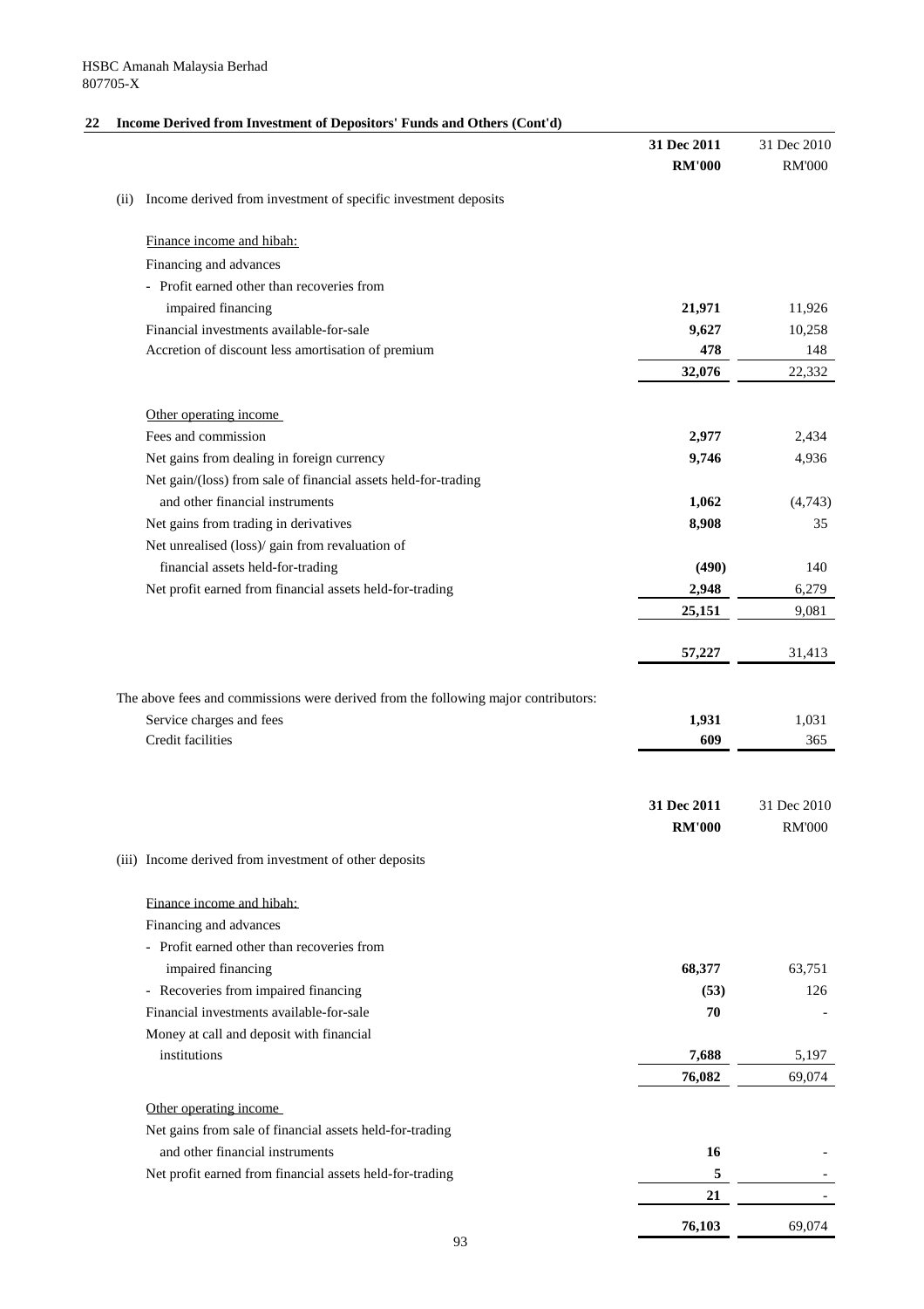## 22 Income Derived from Investment of Depositors' Funds and Others (Cont'd)

| | 31 Dec 2011 RM'000 | 31 Dec 2010 RM'000 |
|---|---|---|
| (ii) Income derived from investment of specific investment deposits | | |
| Finance income and hibah: | | |
| Financing and advances | | |
| - Profit earned other than recoveries from impaired financing | **21,971** | 11,926 |
| Financial investments available-for-sale | **9,627** | 10,258 |
| Accretion of discount less amortisation of premium | **478** | 148 |
| | **32,076** | 22,332 |
| Other operating income | | |
| Fees and commission | **2,977** | 2,434 |
| Net gains from dealing in foreign currency | **9,746** | 4,936 |
| Net gain/(loss) from sale of financial assets held-for-trading and other financial instruments | **1,062** | (4,743) |
| Net gains from trading in derivatives | **8,908** | 35 |
| Net unrealised (loss)/ gain from revaluation of financial assets held-for-trading | **(490)** | 140 |
| Net profit earned from financial assets held-for-trading | **2,948** | 6,279 |
| | **25,151** | 9,081 |
| | **57,227** | 31,413 |

The above fees and commissions were derived from the following major contributors:

| | 31 Dec 2011 RM'000 | 31 Dec 2010 RM'000 |
|---|---|---|
| Service charges and fees | **1,931** | 1,031 |
| Credit facilities | **609** | 365 |

| | 31 Dec 2011 RM'000 | 31 Dec 2010 RM'000 |
|---|---|---|
| (iii) Income derived from investment of other deposits | | |
| Finance income and hibah: | | |
| Financing and advances | | |
| - Profit earned other than recoveries from impaired financing | **68,377** | 63,751 |
| - Recoveries from impaired financing | **(53)** | 126 |
| Financial investments available-for-sale | **70** | - |
| Money at call and deposit with financial institutions | **7,688** | 5,197 |
| | **76,082** | 69,074 |
| Other operating income | | |
| Net gains from sale of financial assets held-for-trading and other financial instruments | **16** | - |
| Net profit earned from financial assets held-for-trading | **5** | - |
| | **21** | - |
| | **76,103** | 69,074 |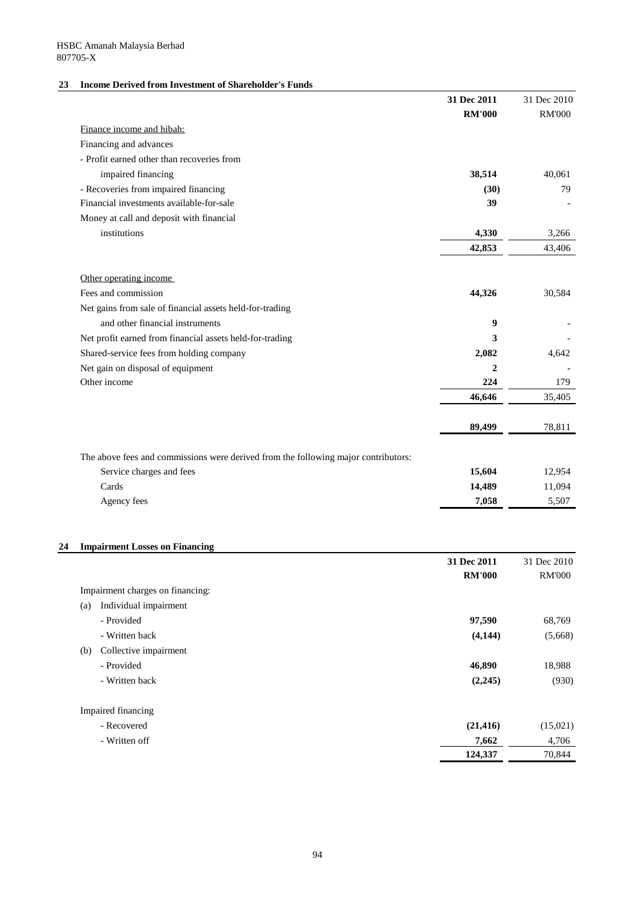HSBC Amanah Malaysia Berhad
807705-X

## 23 Income Derived from Investment of Shareholder's Funds

| | 31 Dec 2011 | 31 Dec 2010 |
|---|---|---|
| | RM'000 | RM'000 |
| Finance income and hibah: | | |
| Financing and advances | | |
| - Profit earned other than recoveries from impaired financing | 38,514 | 40,061 |
| - Recoveries from impaired financing | (30) | 79 |
| Financial investments available-for-sale | 39 | - |
| Money at call and deposit with financial institutions | 4,330 | 3,266 |
| | 42,853 | 43,406 |
| Other operating income | | |
| Fees and commission | 44,326 | 30,584 |
| Net gains from sale of financial assets held-for-trading and other financial instruments | 9 | - |
| Net profit earned from financial assets held-for-trading | 3 | - |
| Shared-service fees from holding company | 2,082 | 4,642 |
| Net gain on disposal of equipment | 2 | - |
| Other income | 224 | 179 |
| | 46,646 | 35,405 |
| | 89,499 | 78,811 |
| The above fees and commissions were derived from the following major contributors: | | |
| Service charges and fees | 15,604 | 12,954 |
| Cards | 14,489 | 11,094 |
| Agency fees | 7,058 | 5,507 |

## 24 Impairment Losses on Financing

| | 31 Dec 2011 | 31 Dec 2010 |
|---|---|---|
| | RM'000 | RM'000 |
| Impairment charges on financing: | | |
| (a) Individual impairment | | |
| - Provided | 97,590 | 68,769 |
| - Written back | (4,144) | (5,668) |
| (b) Collective impairment | | |
| - Provided | 46,890 | 18,988 |
| - Written back | (2,245) | (930) |
| Impaired financing | | |
| - Recovered | (21,416) | (15,021) |
| - Written off | 7,662 | 4,706 |
| | 124,337 | 70,844 |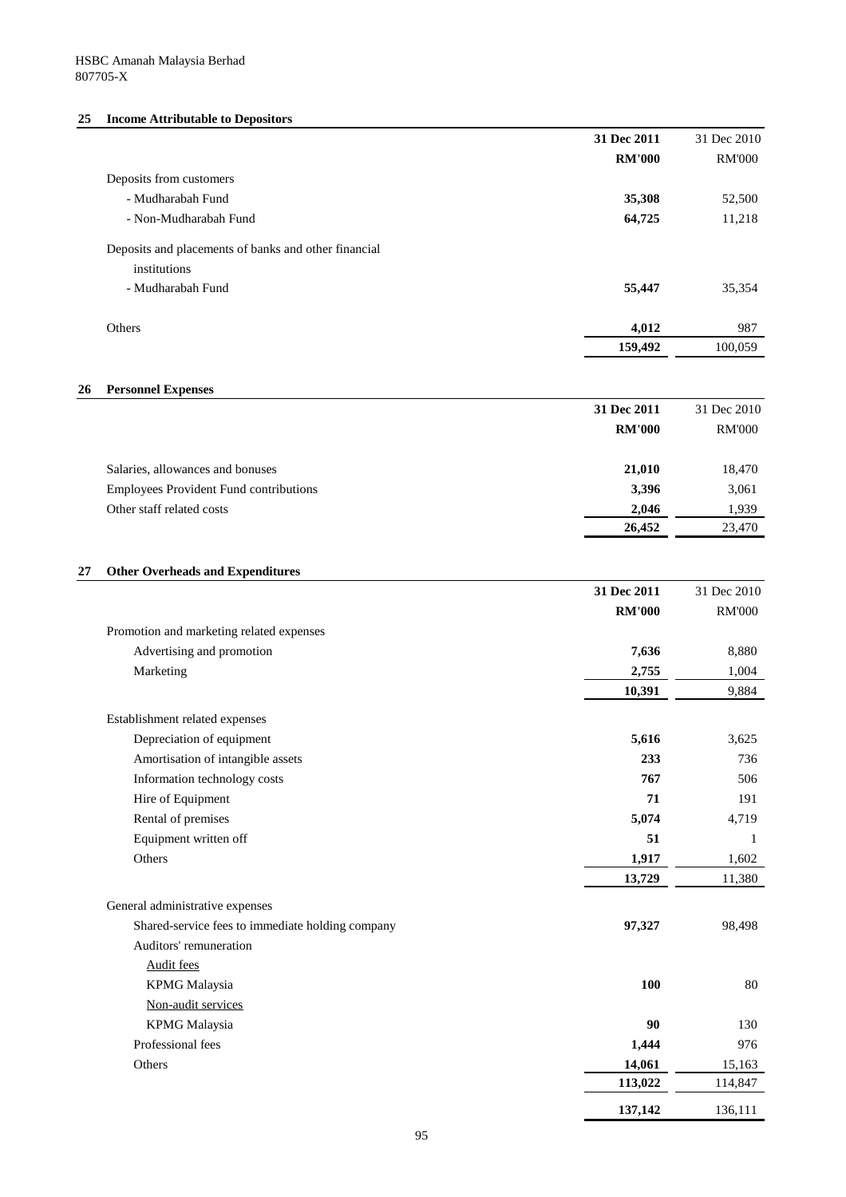HSBC Amanah Malaysia Berhad
807705-X

## 25 Income Attributable to Depositors

| | 31 Dec 2011 | 31 Dec 2010 |
|---|---|---|
| | **RM'000** | RM'000 |
| Deposits from customers | | |
| - Mudharabah Fund | **35,308** | 52,500 |
| - Non-Mudharabah Fund | **64,725** | 11,218 |
| Deposits and placements of banks and other financial institutions | | |
| - Mudharabah Fund | **55,447** | 35,354 |
| Others | **4,012** | 987 |
| | **159,492** | 100,059 |

## 26 Personnel Expenses

| | 31 Dec 2011 | 31 Dec 2010 |
|---|---|---|
| | **RM'000** | RM'000 |
| Salaries, allowances and bonuses | **21,010** | 18,470 |
| Employees Provident Fund contributions | **3,396** | 3,061 |
| Other staff related costs | **2,046** | 1,939 |
| | **26,452** | 23,470 |

## 27 Other Overheads and Expenditures

| | 31 Dec 2011 | 31 Dec 2010 |
|---|---|---|
| | **RM'000** | RM'000 |
| Promotion and marketing related expenses | | |
| Advertising and promotion | **7,636** | 8,880 |
| Marketing | **2,755** | 1,004 |
| | **10,391** | 9,884 |
| Establishment related expenses | | |
| Depreciation of equipment | **5,616** | 3,625 |
| Amortisation of intangible assets | **233** | 736 |
| Information technology costs | **767** | 506 |
| Hire of Equipment | **71** | 191 |
| Rental of premises | **5,074** | 4,719 |
| Equipment written off | **51** | 1 |
| Others | **1,917** | 1,602 |
| | **13,729** | 11,380 |
| General administrative expenses | | |
| Shared-service fees to immediate holding company | **97,327** | 98,498 |
| Auditors' remuneration | | |
| Audit fees | | |
| KPMG Malaysia | **100** | 80 |
| Non-audit services | | |
| KPMG Malaysia | **90** | 130 |
| Professional fees | **1,444** | 976 |
| Others | **14,061** | 15,163 |
| | **113,022** | 114,847 |
| | **137,142** | 136,111 |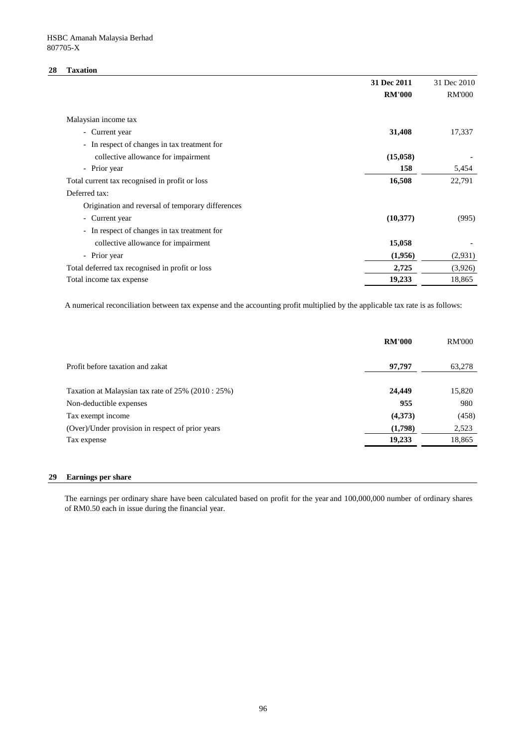HSBC Amanah Malaysia Berhad
807705-X

## 28 Taxation

| | 31 Dec 2011 | 31 Dec 2010 |
|---|---|---|
| | **RM'000** | RM'000 |
| Malaysian income tax | | |
| - Current year | **31,408** | 17,337 |
| - In respect of changes in tax treatment for collective allowance for impairment | **(15,058)** | - |
| - Prior year | **158** | 5,454 |
| Total current tax recognised in profit or loss | **16,508** | 22,791 |
| Deferred tax: | | |
| Origination and reversal of temporary differences | | |
| - Current year | **(10,377)** | (995) |
| - In respect of changes in tax treatment for collective allowance for impairment | **15,058** | - |
| - Prior year | **(1,956)** | (2,931) |
| Total deferred tax recognised in profit or loss | **2,725** | (3,926) |
| Total income tax expense | **19,233** | 18,865 |

A numerical reconciliation between tax expense and the accounting profit multiplied by the applicable tax rate is as follows:

| | **RM'000** | RM'000 |
|---|---|---|
| Profit before taxation and zakat | **97,797** | 63,278 |
| Taxation at Malaysian tax rate of 25% (2010 : 25%) | **24,449** | 15,820 |
| Non-deductible expenses | **955** | 980 |
| Tax exempt income | **(4,373)** | (458) |
| (Over)/Under provision in respect of prior years | **(1,798)** | 2,523 |
| Tax expense | **19,233** | 18,865 |

## 29 Earnings per share

The earnings per ordinary share have been calculated based on profit for the year and 100,000,000 number of ordinary shares of RM0.50 each in issue during the financial year.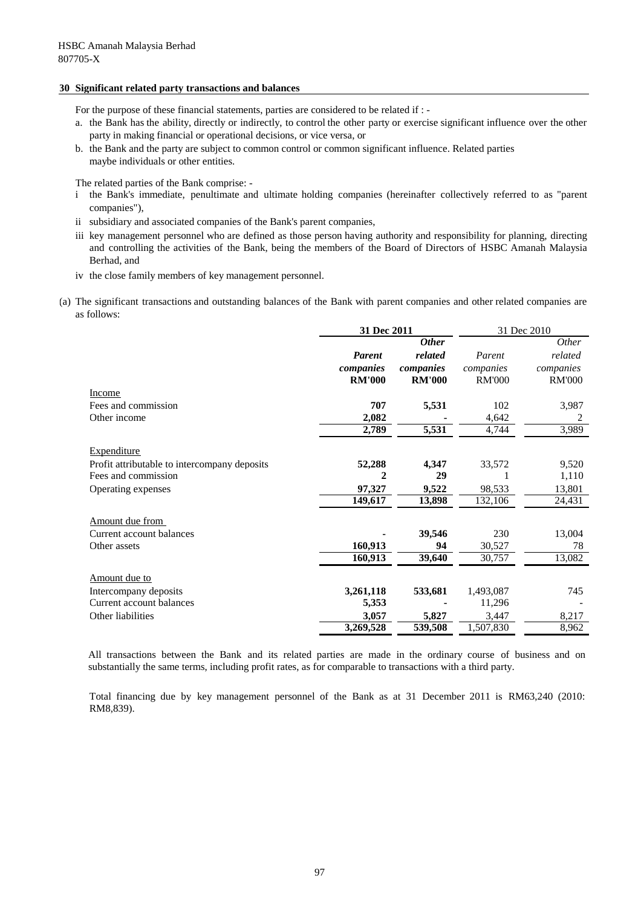HSBC Amanah Malaysia Berhad
807705-X

## 30 Significant related party transactions and balances

For the purpose of these financial statements, parties are considered to be related if : -

a. the Bank has the ability, directly or indirectly, to control the other party or exercise significant influence over the other party in making financial or operational decisions, or vice versa, or
b. the Bank and the party are subject to common control or common significant influence. Related parties maybe individuals or other entities.

The related parties of the Bank comprise: -

i the Bank's immediate, penultimate and ultimate holding companies (hereinafter collectively referred to as "parent companies"),
ii subsidiary and associated companies of the Bank's parent companies,
iii key management personnel who are defined as those person having authority and responsibility for planning, directing and controlling the activities of the Bank, being the members of the Board of Directors of HSBC Amanah Malaysia Berhad, and
iv the close family members of key management personnel.

(a) The significant transactions and outstanding balances of the Bank with parent companies and other related companies are as follows:

| | **31 Dec 2011** | | 31 Dec 2010 | |
|---|---|---|---|---|
| | ***Parent companies*** **RM'000** | ***Other related companies*** **RM'000** | *Parent companies* RM'000 | *Other related companies* RM'000 |
| Income | | | | |
| Fees and commission | **707** | **5,531** | 102 | 3,987 |
| Other income | **2,082** | **-** | 4,642 | 2 |
| | **2,789** | **5,531** | 4,744 | 3,989 |
| Expenditure | | | | |
| Profit attributable to intercompany deposits | **52,288** | **4,347** | 33,572 | 9,520 |
| Fees and commission | **2** | **29** | 1 | 1,110 |
| Operating expenses | **97,327** | **9,522** | 98,533 | 13,801 |
| | **149,617** | **13,898** | 132,106 | 24,431 |
| Amount due from | | | | |
| Current account balances | **-** | **39,546** | 230 | 13,004 |
| Other assets | **160,913** | **94** | 30,527 | 78 |
| | **160,913** | **39,640** | 30,757 | 13,082 |
| Amount due to | | | | |
| Intercompany deposits | **3,261,118** | **533,681** | 1,493,087 | 745 |
| Current account balances | **5,353** | **-** | 11,296 | - |
| Other liabilities | **3,057** | **5,827** | 3,447 | 8,217 |
| | **3,269,528** | **539,508** | 1,507,830 | 8,962 |

All transactions between the Bank and its related parties are made in the ordinary course of business and on substantially the same terms, including profit rates, as for comparable to transactions with a third party.

Total financing due by key management personnel of the Bank as at 31 December 2011 is RM63,240 (2010: RM8,839).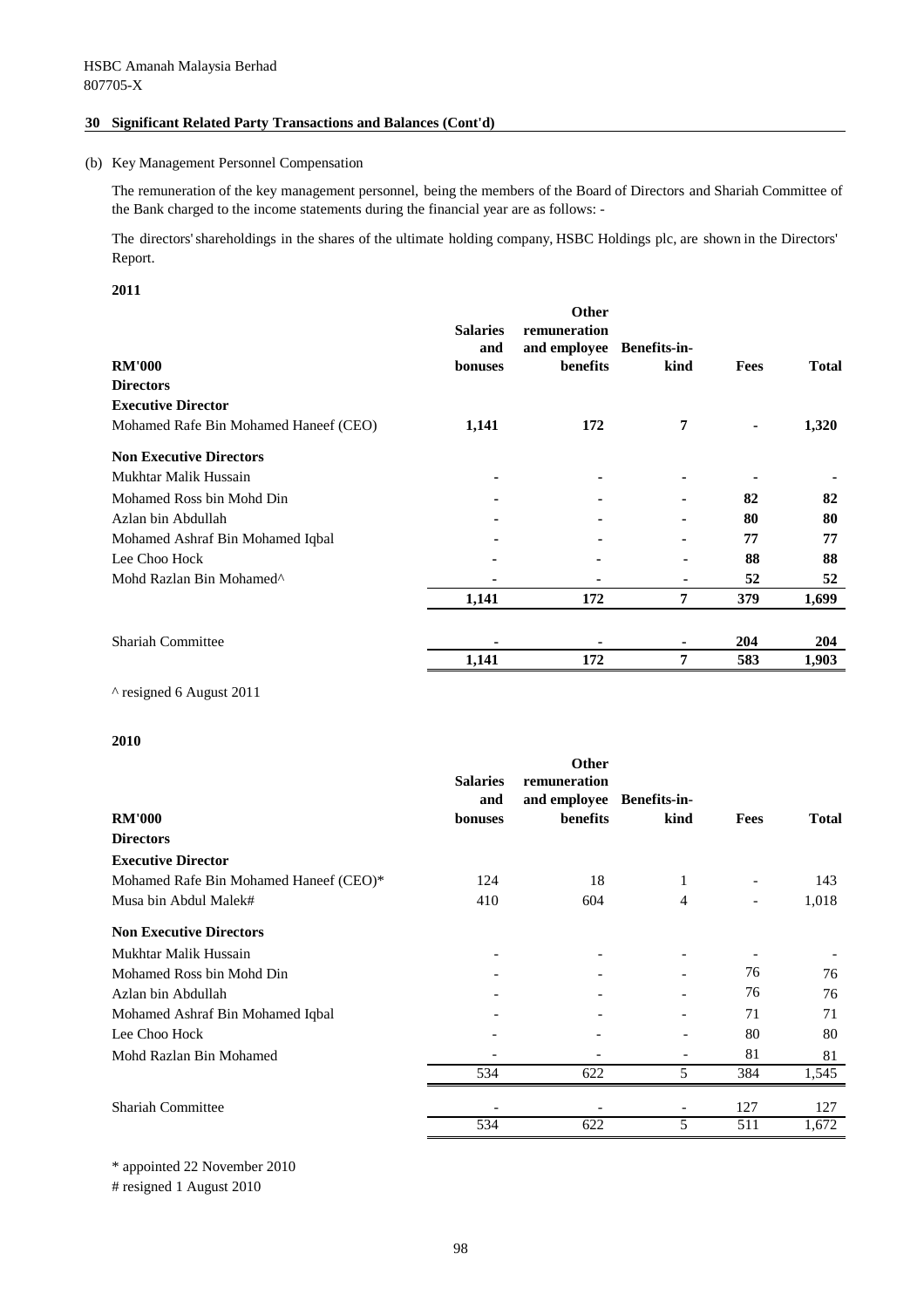HSBC Amanah Malaysia Berhad
807705-X

## 30 Significant Related Party Transactions and Balances (Cont'd)

(b) Key Management Personnel Compensation

The remuneration of the key management personnel, being the members of the Board of Directors and Shariah Committee of the Bank charged to the income statements during the financial year are as follows: -

The directors' shareholdings in the shares of the ultimate holding company, HSBC Holdings plc, are shown in the Directors' Report.

**2011**

| RM'000 | Salaries and bonuses | Other remuneration and employee benefits | Benefits-in-kind | Fees | Total |
|---|---|---|---|---|---|
| **Directors** | | | | | |
| **Executive Director** | | | | | |
| Mohamed Rafe Bin Mohamed Haneef (CEO) | **1,141** | **172** | **7** | **-** | **1,320** |
| **Non Executive Directors** | | | | | |
| Mukhtar Malik Hussain | - | - | - | - | - |
| Mohamed Ross bin Mohd Din | - | - | - | **82** | **82** |
| Azlan bin Abdullah | - | - | - | **80** | **80** |
| Mohamed Ashraf Bin Mohamed Iqbal | - | - | - | **77** | **77** |
| Lee Choo Hock | - | - | - | **88** | **88** |
| Mohd Razlan Bin Mohamed^ | - | - | - | **52** | **52** |
| | **1,141** | **172** | **7** | **379** | **1,699** |
| Shariah Committee | - | - | - | **204** | **204** |
| | **1,141** | **172** | **7** | **583** | **1,903** |

^ resigned 6 August 2011

**2010**

| RM'000 | Salaries and bonuses | Other remuneration and employee benefits | Benefits-in-kind | Fees | Total |
|---|---|---|---|---|---|
| **Directors** | | | | | |
| **Executive Director** | | | | | |
| Mohamed Rafe Bin Mohamed Haneef (CEO)* | 124 | 18 | 1 | - | 143 |
| Musa bin Abdul Malek# | 410 | 604 | 4 | - | 1,018 |
| **Non Executive Directors** | | | | | |
| Mukhtar Malik Hussain | - | - | - | - | - |
| Mohamed Ross bin Mohd Din | - | - | - | 76 | 76 |
| Azlan bin Abdullah | - | - | - | 76 | 76 |
| Mohamed Ashraf Bin Mohamed Iqbal | - | - | - | 71 | 71 |
| Lee Choo Hock | - | - | - | 80 | 80 |
| Mohd Razlan Bin Mohamed | - | - | - | 81 | 81 |
| | 534 | 622 | 5 | 384 | 1,545 |
| Shariah Committee | - | - | - | 127 | 127 |
| | 534 | 622 | 5 | 511 | 1,672 |

\* appointed 22 November 2010
# resigned 1 August 2010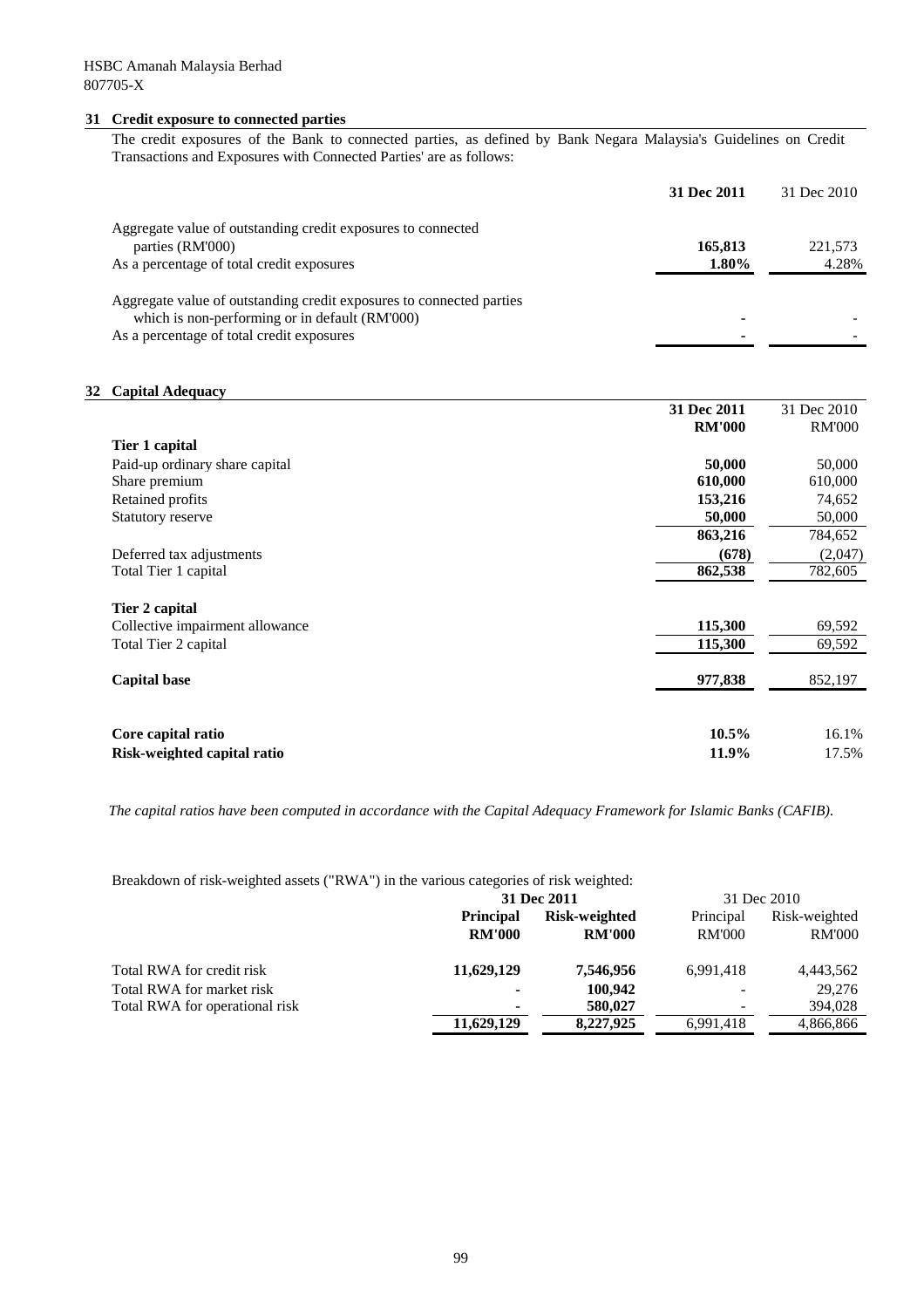HSBC Amanah Malaysia Berhad
807705-X

## 31 Credit exposure to connected parties

The credit exposures of the Bank to connected parties, as defined by Bank Negara Malaysia's Guidelines on Credit Transactions and Exposures with Connected Parties' are as follows:

| | **31 Dec 2011** | 31 Dec 2010 |
|---|---|---|
| Aggregate value of outstanding credit exposures to connected parties (RM'000) | **165,813** | 221,573 |
| As a percentage of total credit exposures | **1.80%** | 4.28% |
| Aggregate value of outstanding credit exposures to connected parties which is non-performing or in default (RM'000) | **-** | - |
| As a percentage of total credit exposures | **-** | - |

## 32 Capital Adequacy

| | **31 Dec 2011** | 31 Dec 2010 |
|---|---|---|
| | **RM'000** | RM'000 |
| **Tier 1 capital** | | |
| Paid-up ordinary share capital | **50,000** | 50,000 |
| Share premium | **610,000** | 610,000 |
| Retained profits | **153,216** | 74,652 |
| Statutory reserve | **50,000** | 50,000 |
| | **863,216** | 784,652 |
| Deferred tax adjustments | **(678)** | (2,047) |
| Total Tier 1 capital | **862,538** | 782,605 |
| **Tier 2 capital** | | |
| Collective impairment allowance | **115,300** | 69,592 |
| Total Tier 2 capital | **115,300** | 69,592 |
| **Capital base** | **977,838** | 852,197 |
| **Core capital ratio** | **10.5%** | 16.1% |
| **Risk-weighted capital ratio** | **11.9%** | 17.5% |

*The capital ratios have been computed in accordance with the Capital Adequacy Framework for Islamic Banks (CAFIB).*

Breakdown of risk-weighted assets ("RWA") in the various categories of risk weighted:

| | **31 Dec 2011** | | 31 Dec 2010 | |
|---|---|---|---|---|
| | **Principal** | **Risk-weighted** | Principal | Risk-weighted |
| | **RM'000** | **RM'000** | RM'000 | RM'000 |
| Total RWA for credit risk | **11,629,129** | **7,546,956** | 6,991,418 | 4,443,562 |
| Total RWA for market risk | **-** | **100,942** | - | 29,276 |
| Total RWA for operational risk | **-** | **580,027** | - | 394,028 |
| | **11,629,129** | **8,227,925** | 6,991,418 | 4,866,866 |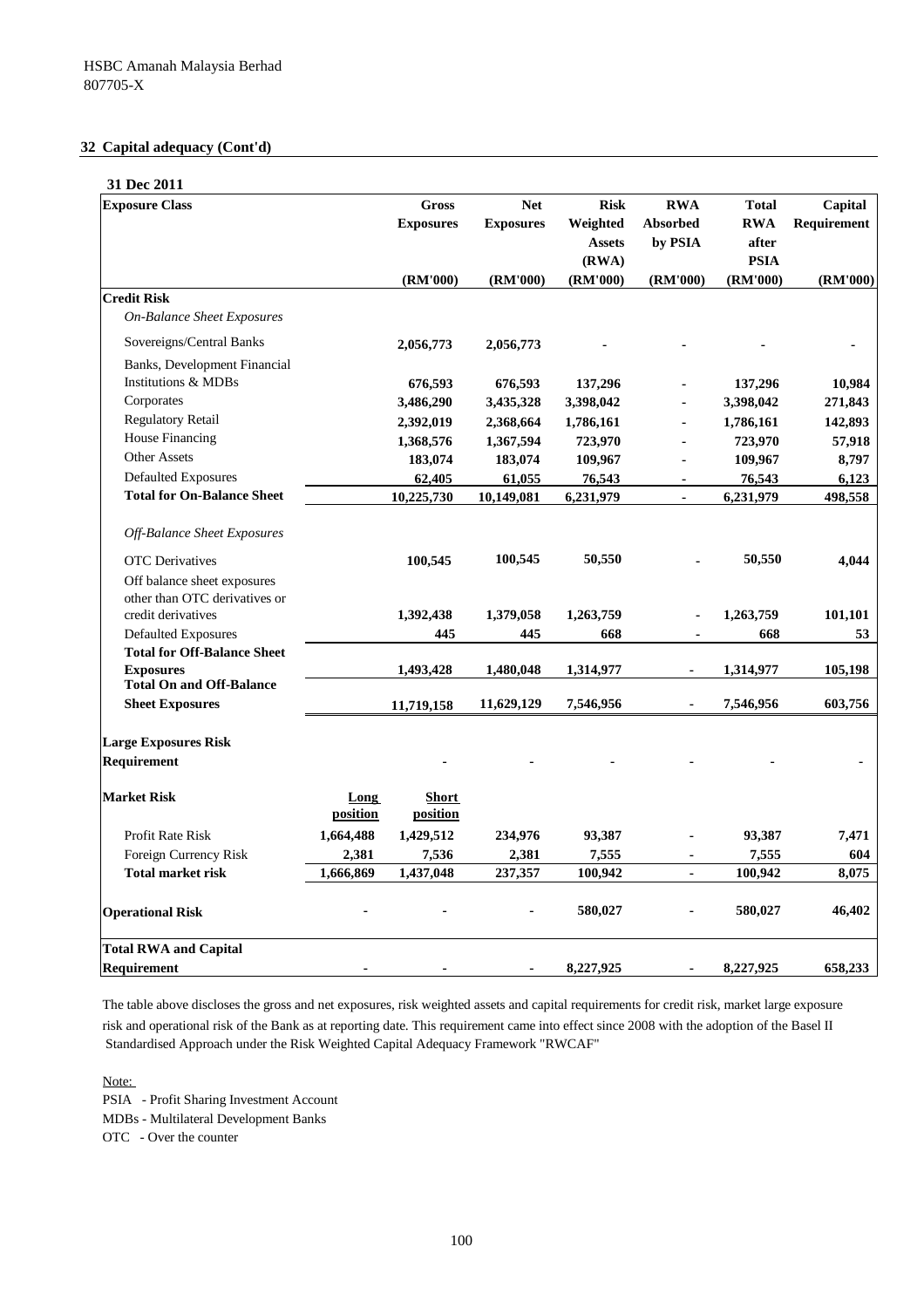HSBC Amanah Malaysia Berhad
807705-X

## 32 Capital adequacy (Cont'd)

**31 Dec 2011**

| Exposure Class | | Gross Exposures (RM'000) | Net Exposures (RM'000) | Risk Weighted Assets (RWA) (RM'000) | RWA Absorbed by PSIA (RM'000) | Total RWA after PSIA (RM'000) | Capital Requirement (RM'000) |
|---|---|---|---|---|---|---|---|
| **Credit Risk** | | | | | | | |
| *On-Balance Sheet Exposures* | | | | | | | |
| Sovereigns/Central Banks | | 2,056,773 | 2,056,773 | - | - | - | - |
| Banks, Development Financial Institutions & MDBs | | 676,593 | 676,593 | 137,296 | - | 137,296 | 10,984 |
| Corporates | | 3,486,290 | 3,435,328 | 3,398,042 | - | 3,398,042 | 271,843 |
| Regulatory Retail | | 2,392,019 | 2,368,664 | 1,786,161 | - | 1,786,161 | 142,893 |
| House Financing | | 1,368,576 | 1,367,594 | 723,970 | - | 723,970 | 57,918 |
| Other Assets | | 183,074 | 183,074 | 109,967 | - | 109,967 | 8,797 |
| Defaulted Exposures | | 62,405 | 61,055 | 76,543 | - | 76,543 | 6,123 |
| **Total for On-Balance Sheet** | | 10,225,730 | 10,149,081 | 6,231,979 | - | 6,231,979 | 498,558 |
| *Off-Balance Sheet Exposures* | | | | | | | |
| OTC Derivatives | | 100,545 | 100,545 | 50,550 | - | 50,550 | 4,044 |
| Off balance sheet exposures other than OTC derivatives or credit derivatives | | 1,392,438 | 1,379,058 | 1,263,759 | - | 1,263,759 | 101,101 |
| Defaulted Exposures | | 445 | 445 | 668 | - | 668 | 53 |
| **Total for Off-Balance Sheet Exposures** | | 1,493,428 | 1,480,048 | 1,314,977 | - | 1,314,977 | 105,198 |
| **Total On and Off-Balance Sheet Exposures** | | 11,719,158 | 11,629,129 | 7,546,956 | - | 7,546,956 | 603,756 |
| **Large Exposures Risk Requirement** | | - | - | - | - | - | - |
| **Market Risk** | Long position | Short position | | | | | |
| Profit Rate Risk | 1,664,488 | 1,429,512 | 234,976 | 93,387 | - | 93,387 | 7,471 |
| Foreign Currency Risk | 2,381 | 7,536 | 2,381 | 7,555 | - | 7,555 | 604 |
| **Total market risk** | 1,666,869 | 1,437,048 | 237,357 | 100,942 | - | 100,942 | 8,075 |
| **Operational Risk** | - | - | - | 580,027 | - | 580,027 | 46,402 |
| **Total RWA and Capital Requirement** | - | - | - | 8,227,925 | - | 8,227,925 | 658,233 |

The table above discloses the gross and net exposures, risk weighted assets and capital requirements for credit risk, market large exposure risk and operational risk of the Bank as at reporting date. This requirement came into effect since 2008 with the adoption of the Basel II Standardised Approach under the Risk Weighted Capital Adequacy Framework "RWCAF"

Note:
PSIA - Profit Sharing Investment Account
MDBs - Multilateral Development Banks
OTC - Over the counter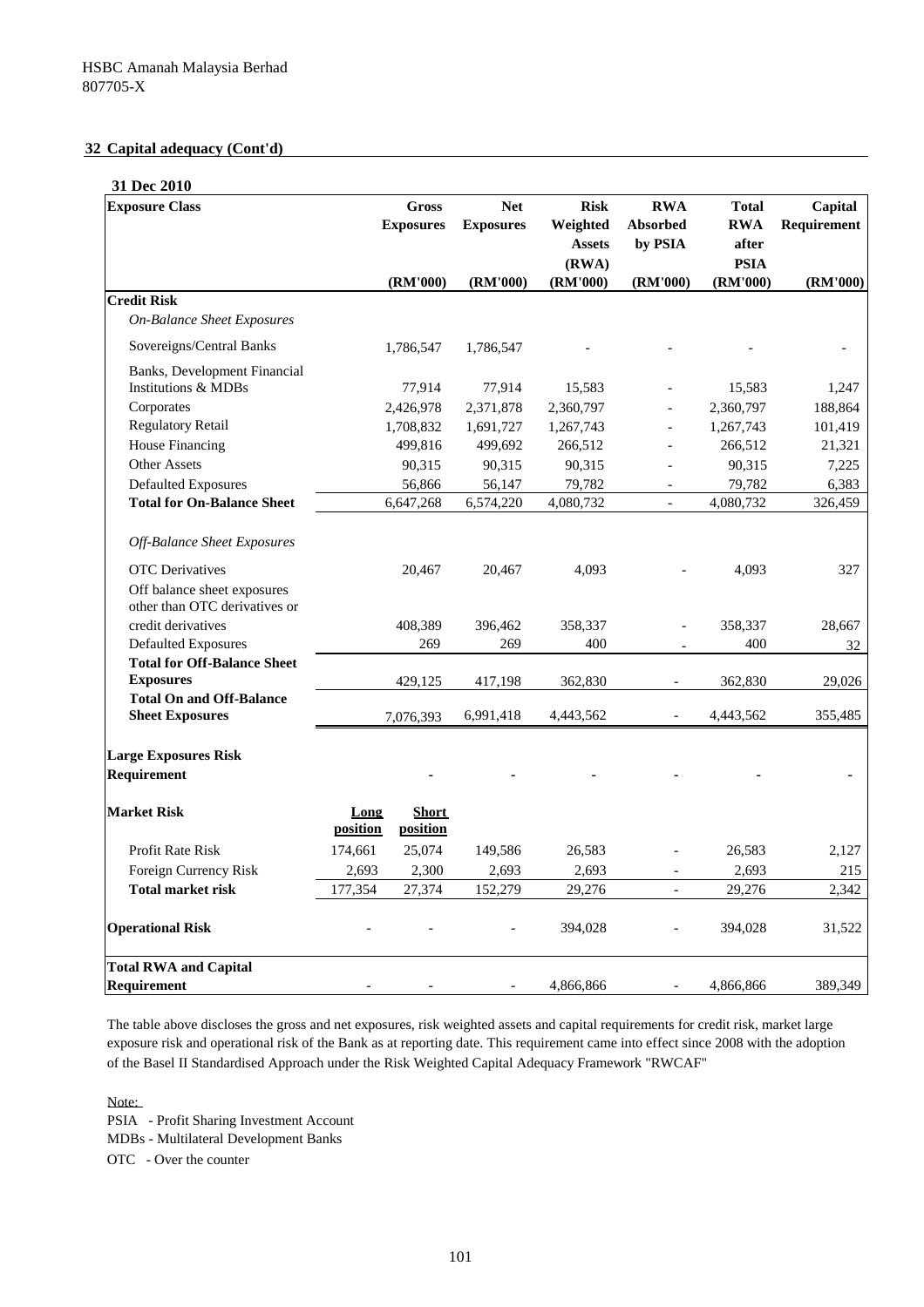HSBC Amanah Malaysia Berhad
807705-X

## 32 Capital adequacy (Cont'd)

**31 Dec 2010**

| Exposure Class | | Gross Exposures (RM'000) | Net Exposures (RM'000) | Risk Weighted Assets (RWA) (RM'000) | RWA Absorbed by PSIA (RM'000) | Total RWA after PSIA (RM'000) | Capital Requirement (RM'000) |
|---|---|---|---|---|---|---|---|
| **Credit Risk** | | | | | | | |
| *On-Balance Sheet Exposures* | | | | | | | |
| Sovereigns/Central Banks | | 1,786,547 | 1,786,547 | - | - | - | - |
| Banks, Development Financial Institutions & MDBs | | 77,914 | 77,914 | 15,583 | - | 15,583 | 1,247 |
| Corporates | | 2,426,978 | 2,371,878 | 2,360,797 | - | 2,360,797 | 188,864 |
| Regulatory Retail | | 1,708,832 | 1,691,727 | 1,267,743 | - | 1,267,743 | 101,419 |
| House Financing | | 499,816 | 499,692 | 266,512 | - | 266,512 | 21,321 |
| Other Assets | | 90,315 | 90,315 | 90,315 | - | 90,315 | 7,225 |
| Defaulted Exposures | | 56,866 | 56,147 | 79,782 | - | 79,782 | 6,383 |
| **Total for On-Balance Sheet** | | 6,647,268 | 6,574,220 | 4,080,732 | - | 4,080,732 | 326,459 |
| *Off-Balance Sheet Exposures* | | | | | | | |
| OTC Derivatives | | 20,467 | 20,467 | 4,093 | - | 4,093 | 327 |
| Off balance sheet exposures other than OTC derivatives or credit derivatives | | 408,389 | 396,462 | 358,337 | - | 358,337 | 28,667 |
| Defaulted Exposures | | 269 | 269 | 400 | - | 400 | 32 |
| **Total for Off-Balance Sheet Exposures** | | 429,125 | 417,198 | 362,830 | - | 362,830 | 29,026 |
| **Total On and Off-Balance Sheet Exposures** | | 7,076,393 | 6,991,418 | 4,443,562 | - | 4,443,562 | 355,485 |
| **Large Exposures Risk Requirement** | | - | - | - | - | - | - |
| **Market Risk** | Long position | Short position | | | | | |
| Profit Rate Risk | 174,661 | 25,074 | 149,586 | 26,583 | - | 26,583 | 2,127 |
| Foreign Currency Risk | 2,693 | 2,300 | 2,693 | 2,693 | - | 2,693 | 215 |
| **Total market risk** | 177,354 | 27,374 | 152,279 | 29,276 | - | 29,276 | 2,342 |
| **Operational Risk** | - | - | - | 394,028 | - | 394,028 | 31,522 |
| **Total RWA and Capital Requirement** | - | - | - | 4,866,866 | - | 4,866,866 | 389,349 |

The table above discloses the gross and net exposures, risk weighted assets and capital requirements for credit risk, market large exposure risk and operational risk of the Bank as at reporting date. This requirement came into effect since 2008 with the adoption of the Basel II Standardised Approach under the Risk Weighted Capital Adequacy Framework "RWCAF"

Note:
PSIA - Profit Sharing Investment Account
MDBs - Multilateral Development Banks
OTC - Over the counter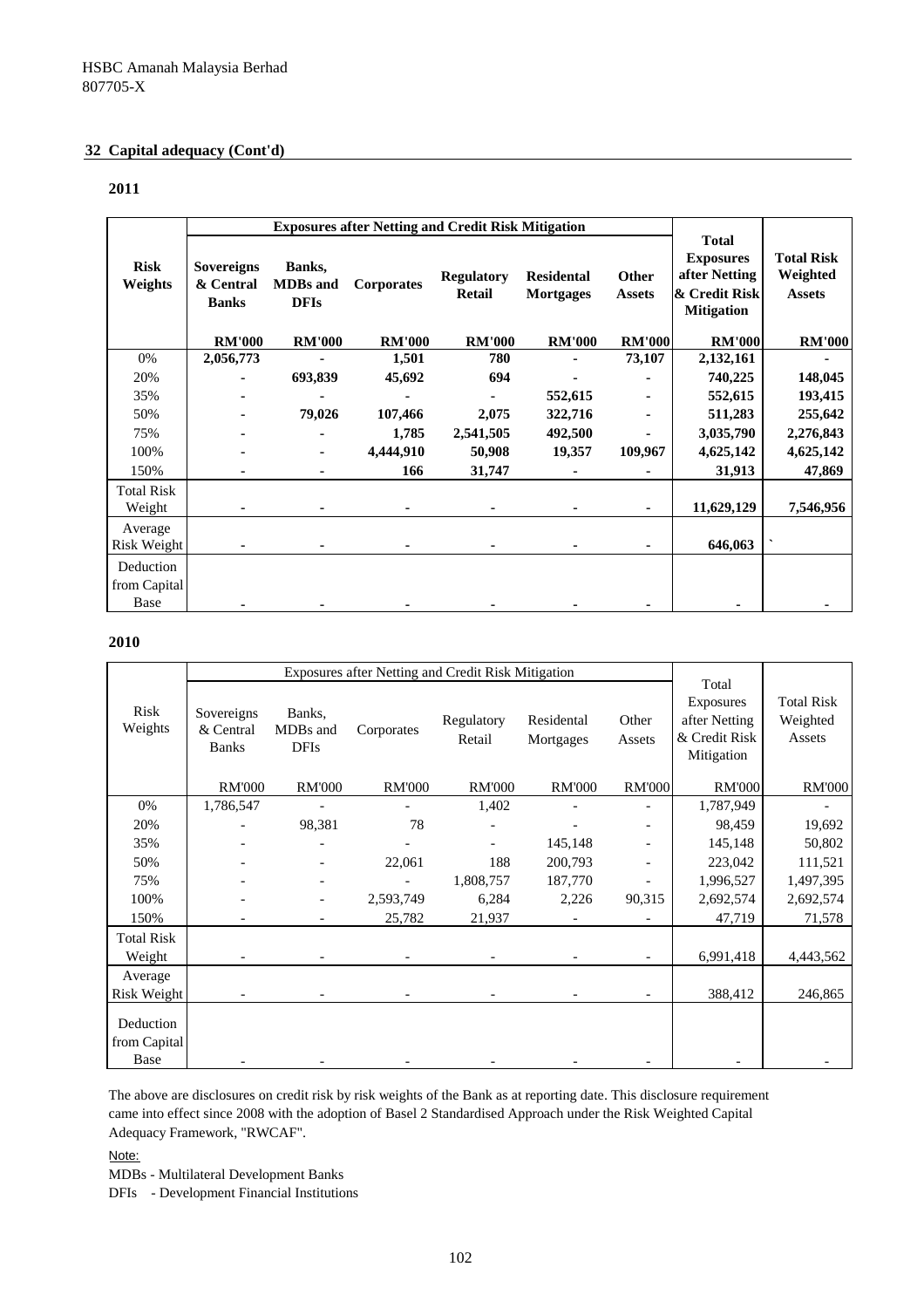HSBC Amanah Malaysia Berhad
807705-X

## 32 Capital adequacy (Cont'd)

### 2011

| Risk Weights | Exposures after Netting and Credit Risk Mitigation | | | | | | Total Exposures after Netting & Credit Risk Mitigation | Total Risk Weighted Assets |
|---|---|---|---|---|---|---|---|---|
| | Sovereigns & Central Banks | Banks, MDBs and DFIs | Corporates | Regulatory Retail | Residental Mortgages | Other Assets | | |
| | RM'000 | RM'000 | RM'000 | RM'000 | RM'000 | RM'000 | RM'000 | RM'000 |
| 0% | 2,056,773 | - | 1,501 | 780 | - | 73,107 | 2,132,161 | - |
| 20% | - | 693,839 | 45,692 | 694 | - | - | 740,225 | 148,045 |
| 35% | - | - | - | - | 552,615 | - | 552,615 | 193,415 |
| 50% | - | 79,026 | 107,466 | 2,075 | 322,716 | - | 511,283 | 255,642 |
| 75% | - | - | 1,785 | 2,541,505 | 492,500 | - | 3,035,790 | 2,276,843 |
| 100% | - | - | 4,444,910 | 50,908 | 19,357 | 109,967 | 4,625,142 | 4,625,142 |
| 150% | - | - | 166 | 31,747 | - | - | 31,913 | 47,869 |
| Total Risk Weight | - | - | - | - | - | - | 11,629,129 | 7,546,956 |
| Average Risk Weight | - | - | - | - | - | - | 646,063 | ` |
| Deduction from Capital Base | - | - | - | - | - | - | - | - |

### 2010

| Risk Weights | Exposures after Netting and Credit Risk Mitigation | | | | | | Total Exposures after Netting & Credit Risk Mitigation | Total Risk Weighted Assets |
|---|---|---|---|---|---|---|---|---|
| | Sovereigns & Central Banks | Banks, MDBs and DFIs | Corporates | Regulatory Retail | Residental Mortgages | Other Assets | | |
| | RM'000 | RM'000 | RM'000 | RM'000 | RM'000 | RM'000 | RM'000 | RM'000 |
| 0% | 1,786,547 | - | - | 1,402 | - | - | 1,787,949 | - |
| 20% | - | 98,381 | 78 | - | - | - | 98,459 | 19,692 |
| 35% | - | - | - | - | 145,148 | - | 145,148 | 50,802 |
| 50% | - | - | 22,061 | 188 | 200,793 | - | 223,042 | 111,521 |
| 75% | - | - | - | 1,808,757 | 187,770 | - | 1,996,527 | 1,497,395 |
| 100% | - | - | 2,593,749 | 6,284 | 2,226 | 90,315 | 2,692,574 | 2,692,574 |
| 150% | - | - | 25,782 | 21,937 | - | - | 47,719 | 71,578 |
| Total Risk Weight | - | - | - | - | - | - | 6,991,418 | 4,443,562 |
| Average Risk Weight | - | - | - | - | - | - | 388,412 | 246,865 |
| Deduction from Capital Base | - | - | - | - | - | - | - | - |

The above are disclosures on credit risk by risk weights of the Bank as at reporting date. This disclosure requirement came into effect since 2008 with the adoption of Basel 2 Standardised Approach under the Risk Weighted Capital Adequacy Framework, "RWCAF".

Note:

MDBs - Multilateral Development Banks

DFIs - Development Financial Institutions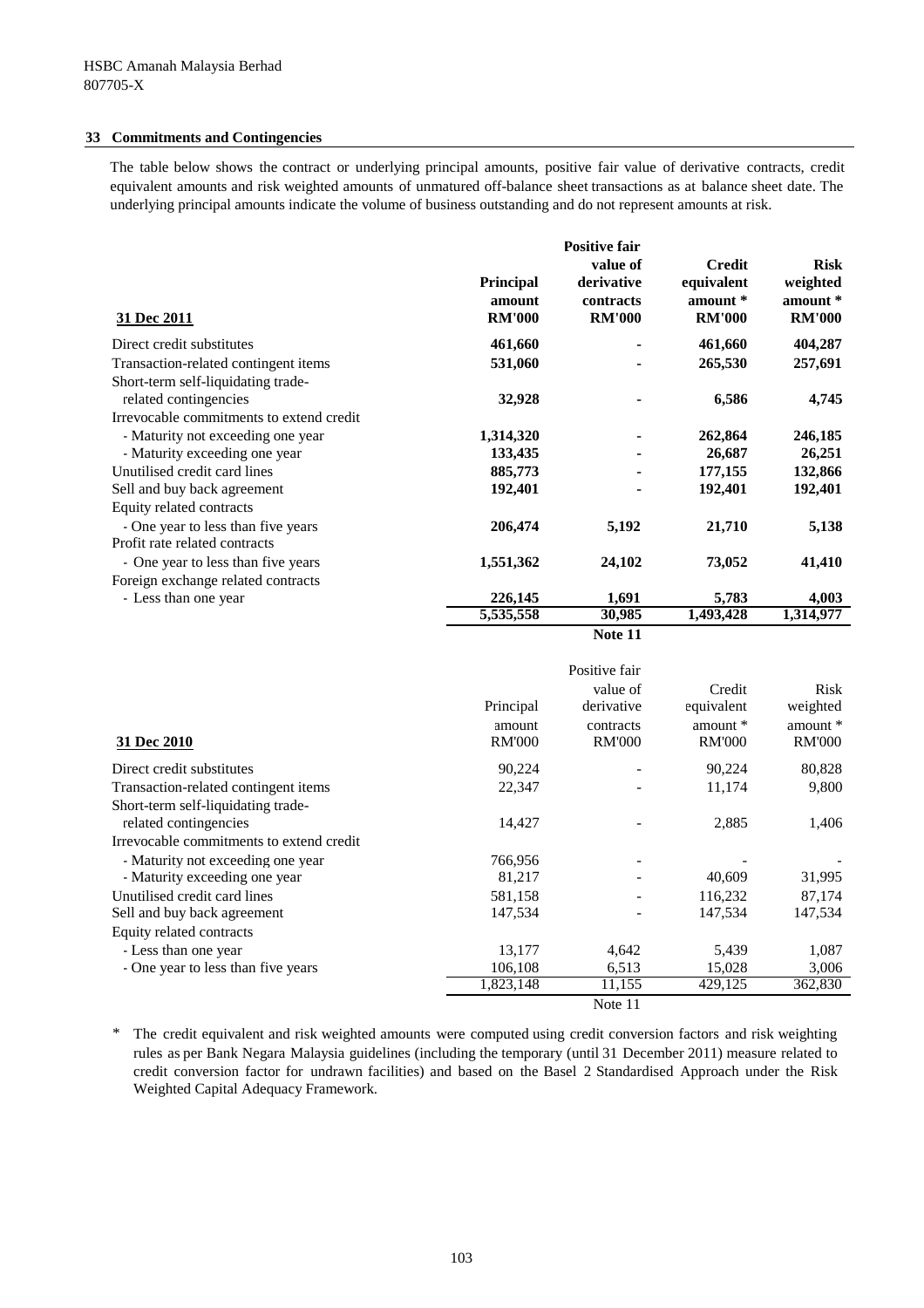HSBC Amanah Malaysia Berhad
807705-X

## 33 Commitments and Contingencies

The table below shows the contract or underlying principal amounts, positive fair value of derivative contracts, credit equivalent amounts and risk weighted amounts of unmatured off-balance sheet transactions as at balance sheet date. The underlying principal amounts indicate the volume of business outstanding and do not represent amounts at risk.

| **31 Dec 2011** | **Principal amount RM'000** | **Positive fair value of derivative contracts RM'000** | **Credit equivalent amount * RM'000** | **Risk weighted amount * RM'000** |
|---|---|---|---|---|
| Direct credit substitutes | **461,660** | **-** | **461,660** | **404,287** |
| Transaction-related contingent items | **531,060** | **-** | **265,530** | **257,691** |
| Short-term self-liquidating trade-related contingencies | **32,928** | **-** | **6,586** | **4,745** |
| Irrevocable commitments to extend credit | | | | |
| - Maturity not exceeding one year | **1,314,320** | **-** | **262,864** | **246,185** |
| - Maturity exceeding one year | **133,435** | **-** | **26,687** | **26,251** |
| Unutilised credit card lines | **885,773** | **-** | **177,155** | **132,866** |
| Sell and buy back agreement | **192,401** | **-** | **192,401** | **192,401** |
| Equity related contracts | | | | |
| - One year to less than five years | **206,474** | **5,192** | **21,710** | **5,138** |
| Profit rate related contracts | | | | |
| - One year to less than five years | **1,551,362** | **24,102** | **73,052** | **41,410** |
| Foreign exchange related contracts | | | | |
| - Less than one year | **226,145** | **1,691** | **5,783** | **4,003** |
| | **5,535,558** | **30,985** | **1,493,428** | **1,314,977** |
| | | **Note 11** | | |

| 31 Dec 2010 | Principal amount RM'000 | Positive fair value of derivative contracts RM'000 | Credit equivalent amount * RM'000 | Risk weighted amount * RM'000 |
|---|---|---|---|---|
| Direct credit substitutes | 90,224 | - | 90,224 | 80,828 |
| Transaction-related contingent items | 22,347 | - | 11,174 | 9,800 |
| Short-term self-liquidating trade-related contingencies | 14,427 | - | 2,885 | 1,406 |
| Irrevocable commitments to extend credit | | | | |
| - Maturity not exceeding one year | 766,956 | - | - | - |
| - Maturity exceeding one year | 81,217 | - | 40,609 | 31,995 |
| Unutilised credit card lines | 581,158 | - | 116,232 | 87,174 |
| Sell and buy back agreement | 147,534 | - | 147,534 | 147,534 |
| Equity related contracts | | | | |
| - Less than one year | 13,177 | 4,642 | 5,439 | 1,087 |
| - One year to less than five years | 106,108 | 6,513 | 15,028 | 3,006 |
| | 1,823,148 | 11,155 | 429,125 | 362,830 |
| | | Note 11 | | |

\* The credit equivalent and risk weighted amounts were computed using credit conversion factors and risk weighting rules as per Bank Negara Malaysia guidelines (including the temporary (until 31 December 2011) measure related to credit conversion factor for undrawn facilities) and based on the Basel 2 Standardised Approach under the Risk Weighted Capital Adequacy Framework.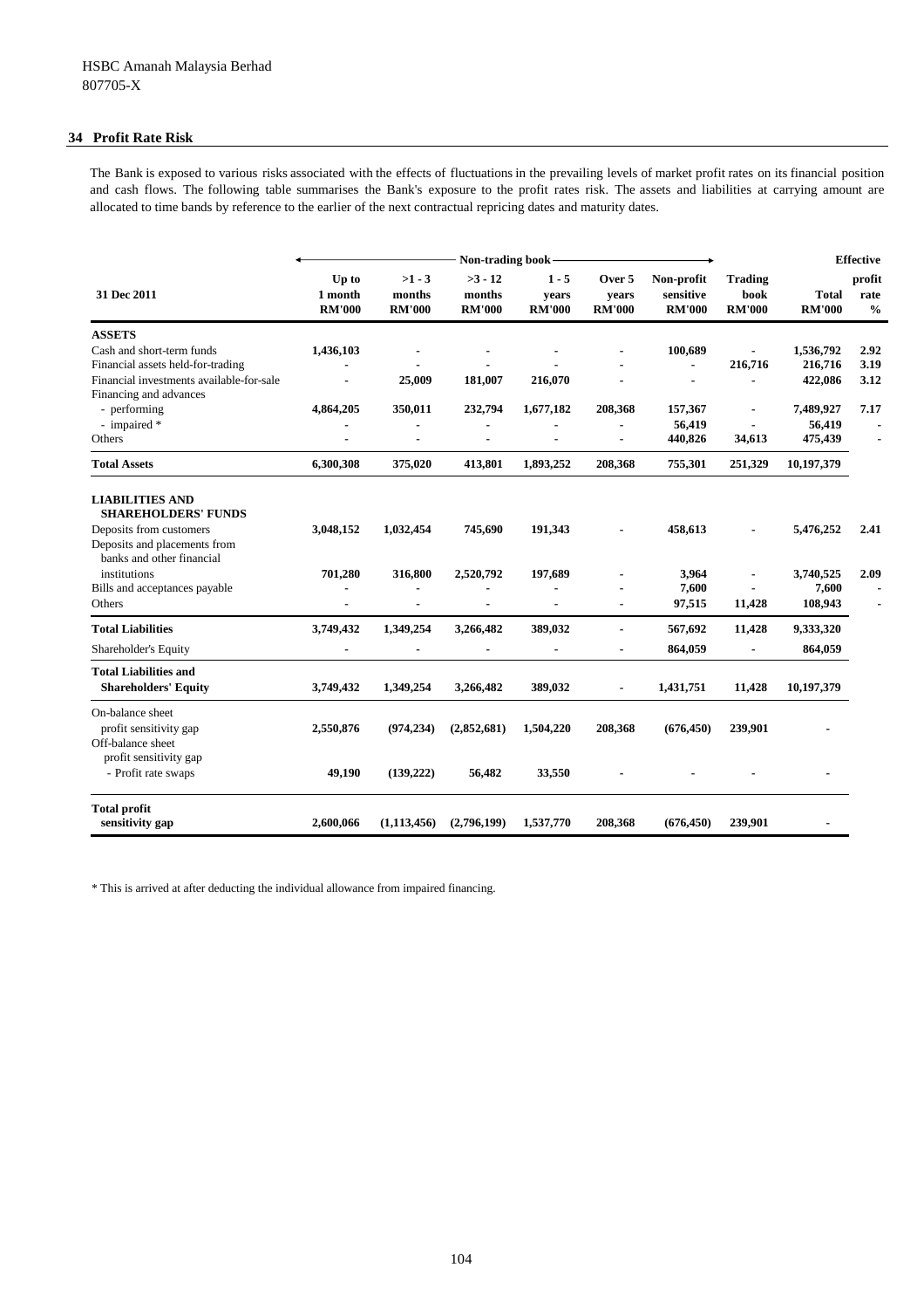HSBC Amanah Malaysia Berhad
807705-X

## 34 Profit Rate Risk

The Bank is exposed to various risks associated with the effects of fluctuations in the prevailing levels of market profit rates on its financial position and cash flows. The following table summarises the Bank's exposure to the profit rates risk. The assets and liabilities at carrying amount are allocated to time bands by reference to the earlier of the next contractual repricing dates and maturity dates.

| | Non-trading book | | | | | | | | Effective |
|---|---|---|---|---|---|---|---|---|---|
| **31 Dec 2011** | **Up to 1 month RM'000** | **>1 - 3 months RM'000** | **>3 - 12 months RM'000** | **1 - 5 years RM'000** | **Over 5 years RM'000** | **Non-profit sensitive RM'000** | **Trading book RM'000** | **Total RM'000** | **profit rate %** |
| **ASSETS** | | | | | | | | | |
| Cash and short-term funds | 1,436,103 | - | - | - | - | 100,689 | - | 1,536,792 | 2.92 |
| Financial assets held-for-trading | - | - | - | - | - | - | 216,716 | 216,716 | 3.19 |
| Financial investments available-for-sale | - | 25,009 | 181,007 | 216,070 | - | - | - | 422,086 | 3.12 |
| Financing and advances | | | | | | | | | |
| - performing | 4,864,205 | 350,011 | 232,794 | 1,677,182 | 208,368 | 157,367 | - | 7,489,927 | 7.17 |
| - impaired * | - | - | - | - | - | 56,419 | - | 56,419 | - |
| Others | - | - | - | - | - | 440,826 | 34,613 | 475,439 | - |
| **Total Assets** | 6,300,308 | 375,020 | 413,801 | 1,893,252 | 208,368 | 755,301 | 251,329 | 10,197,379 | |
| **LIABILITIES AND SHAREHOLDERS' FUNDS** | | | | | | | | | |
| Deposits from customers | 3,048,152 | 1,032,454 | 745,690 | 191,343 | - | 458,613 | - | 5,476,252 | 2.41 |
| Deposits and placements from banks and other financial institutions | 701,280 | 316,800 | 2,520,792 | 197,689 | - | 3,964 | - | 3,740,525 | 2.09 |
| Bills and acceptances payable | - | - | - | - | - | 7,600 | - | 7,600 | - |
| Others | - | - | - | - | - | 97,515 | 11,428 | 108,943 | - |
| **Total Liabilities** | 3,749,432 | 1,349,254 | 3,266,482 | 389,032 | - | 567,692 | 11,428 | 9,333,320 | |
| Shareholder's Equity | - | - | - | - | - | 864,059 | - | 864,059 | |
| **Total Liabilities and Shareholders' Equity** | 3,749,432 | 1,349,254 | 3,266,482 | 389,032 | - | 1,431,751 | 11,428 | 10,197,379 | |
| On-balance sheet profit sensitivity gap | 2,550,876 | (974,234) | (2,852,681) | 1,504,220 | 208,368 | (676,450) | 239,901 | - | |
| Off-balance sheet profit sensitivity gap | | | | | | | | | |
| - Profit rate swaps | 49,190 | (139,222) | 56,482 | 33,550 | - | - | - | - | |
| **Total profit sensitivity gap** | 2,600,066 | (1,113,456) | (2,796,199) | 1,537,770 | 208,368 | (676,450) | 239,901 | - | |

* This is arrived at after deducting the individual allowance from impaired financing.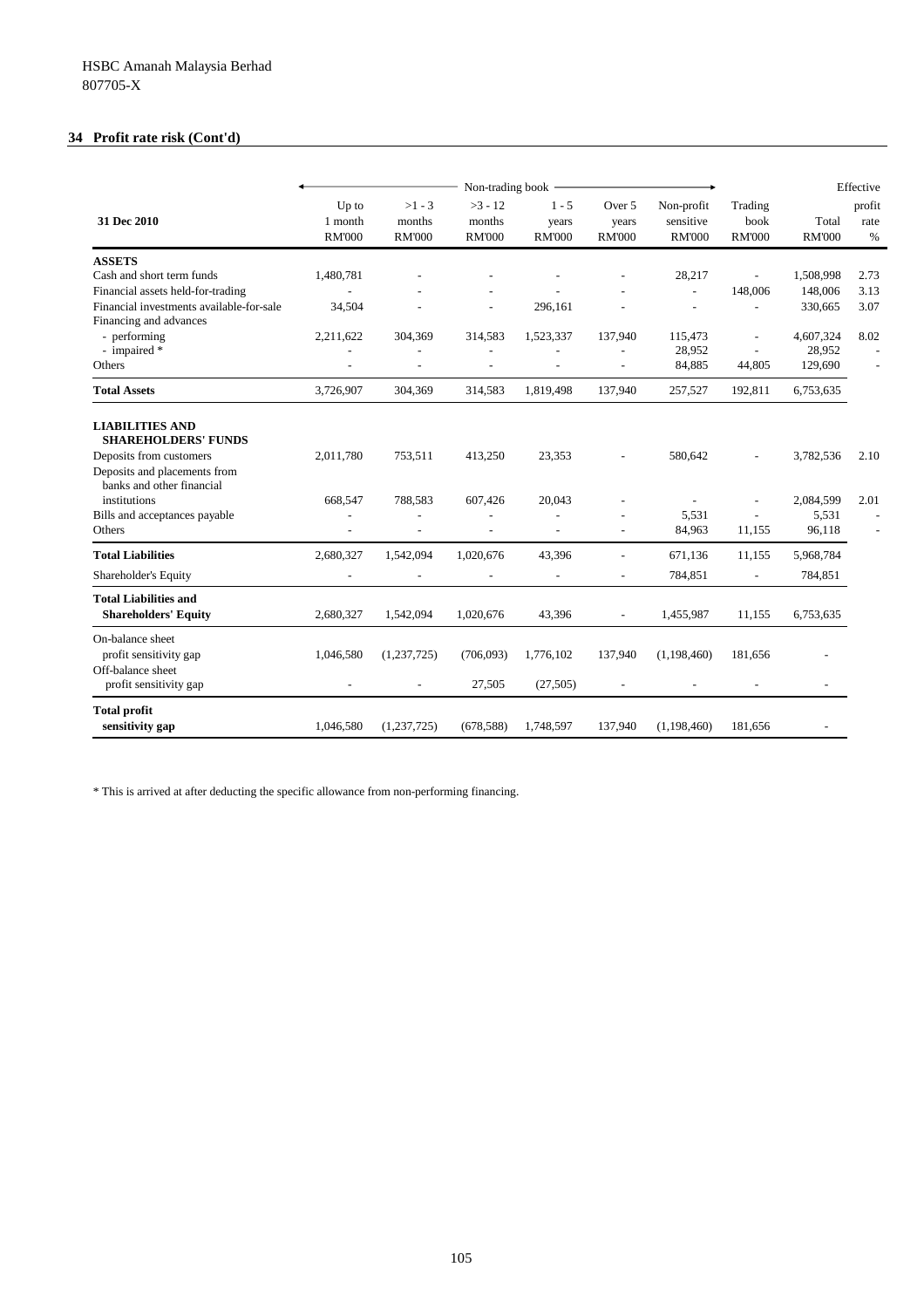HSBC Amanah Malaysia Berhad
807705-X

## 34 Profit rate risk (Cont'd)

| 31 Dec 2010 | Non-trading book | | | | | | | | Effective |
|---|---|---|---|---|---|---|---|---|---|
| | Up to 1 month | >1 - 3 months | >3 - 12 months | 1 - 5 years | Over 5 years | Non-profit sensitive | Trading book | Total | profit rate |
| | RM'000 | RM'000 | RM'000 | RM'000 | RM'000 | RM'000 | RM'000 | RM'000 | % |
| **ASSETS** | | | | | | | | | |
| Cash and short term funds | 1,480,781 | - | - | - | - | 28,217 | - | 1,508,998 | 2.73 |
| Financial assets held-for-trading | - | - | - | - | - | - | 148,006 | 148,006 | 3.13 |
| Financial investments available-for-sale | 34,504 | - | - | 296,161 | - | - | - | 330,665 | 3.07 |
| Financing and advances | | | | | | | | | |
| - performing | 2,211,622 | 304,369 | 314,583 | 1,523,337 | 137,940 | 115,473 | - | 4,607,324 | 8.02 |
| - impaired * | - | - | - | - | - | 28,952 | - | 28,952 | - |
| Others | - | - | - | - | - | 84,885 | 44,805 | 129,690 | - |
| **Total Assets** | 3,726,907 | 304,369 | 314,583 | 1,819,498 | 137,940 | 257,527 | 192,811 | 6,753,635 | |
| **LIABILITIES AND SHAREHOLDERS' FUNDS** | | | | | | | | | |
| Deposits from customers | 2,011,780 | 753,511 | 413,250 | 23,353 | - | 580,642 | - | 3,782,536 | 2.10 |
| Deposits and placements from banks and other financial institutions | 668,547 | 788,583 | 607,426 | 20,043 | - | - | - | 2,084,599 | 2.01 |
| Bills and acceptances payable | - | - | - | - | - | 5,531 | - | 5,531 | - |
| Others | - | - | - | - | - | 84,963 | 11,155 | 96,118 | - |
| **Total Liabilities** | 2,680,327 | 1,542,094 | 1,020,676 | 43,396 | - | 671,136 | 11,155 | 5,968,784 | |
| Shareholder's Equity | - | - | - | - | - | 784,851 | - | 784,851 | |
| **Total Liabilities and Shareholders' Equity** | 2,680,327 | 1,542,094 | 1,020,676 | 43,396 | - | 1,455,987 | 11,155 | 6,753,635 | |
| On-balance sheet profit sensitivity gap | 1,046,580 | (1,237,725) | (706,093) | 1,776,102 | 137,940 | (1,198,460) | 181,656 | - | |
| Off-balance sheet profit sensitivity gap | - | - | 27,505 | (27,505) | - | - | - | - | |
| **Total profit sensitivity gap** | 1,046,580 | (1,237,725) | (678,588) | 1,748,597 | 137,940 | (1,198,460) | 181,656 | - | |

* This is arrived at after deducting the specific allowance from non-performing financing.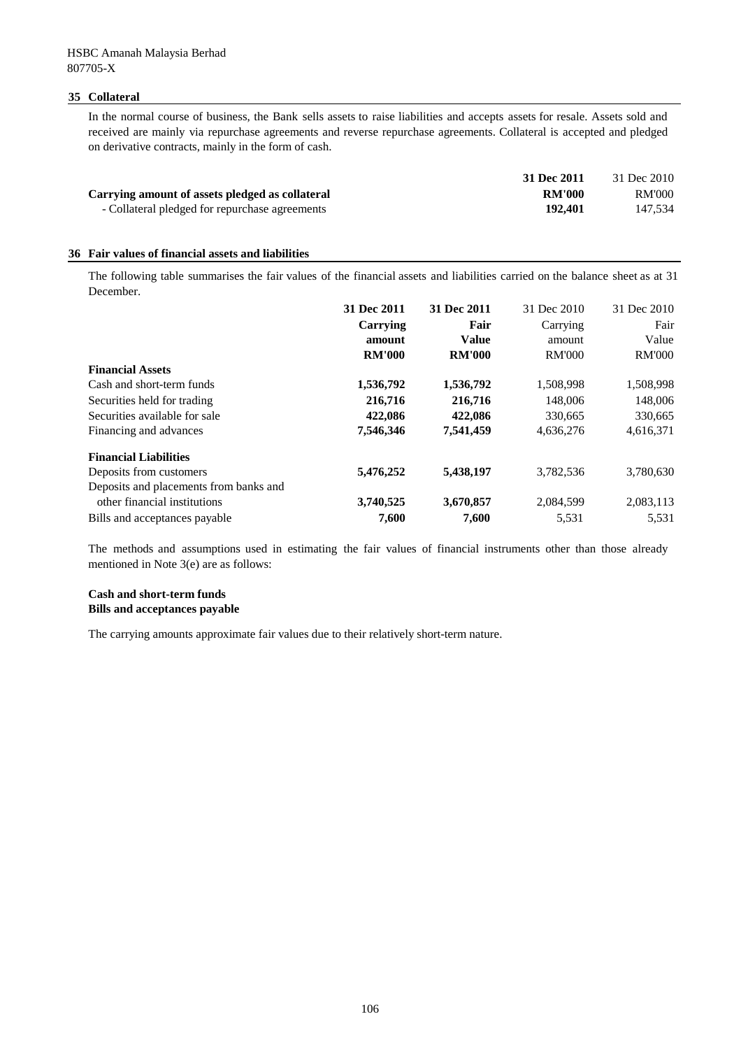HSBC Amanah Malaysia Berhad
807705-X

## 35 Collateral

In the normal course of business, the Bank sells assets to raise liabilities and accepts assets for resale. Assets sold and received are mainly via repurchase agreements and reverse repurchase agreements. Collateral is accepted and pledged on derivative contracts, mainly in the form of cash.

| | **31 Dec 2011** | 31 Dec 2010 |
|---|---|---|
| **Carrying amount of assets pledged as collateral** | **RM'000** | RM'000 |
| - Collateral pledged for repurchase agreements | **192,401** | 147,534 |

## 36 Fair values of financial assets and liabilities

The following table summarises the fair values of the financial assets and liabilities carried on the balance sheet as at 31 December.

| | **31 Dec 2011** | **31 Dec 2011** | 31 Dec 2010 | 31 Dec 2010 |
|---|---|---|---|---|
| | **Carrying amount** | **Fair Value** | Carrying amount | Fair Value |
| | **RM'000** | **RM'000** | RM'000 | RM'000 |
| **Financial Assets** | | | | |
| Cash and short-term funds | **1,536,792** | **1,536,792** | 1,508,998 | 1,508,998 |
| Securities held for trading | **216,716** | **216,716** | 148,006 | 148,006 |
| Securities available for sale | **422,086** | **422,086** | 330,665 | 330,665 |
| Financing and advances | **7,546,346** | **7,541,459** | 4,636,276 | 4,616,371 |
| **Financial Liabilities** | | | | |
| Deposits from customers | **5,476,252** | **5,438,197** | 3,782,536 | 3,780,630 |
| Deposits and placements from banks and other financial institutions | **3,740,525** | **3,670,857** | 2,084,599 | 2,083,113 |
| Bills and acceptances payable | **7,600** | **7,600** | 5,531 | 5,531 |

The methods and assumptions used in estimating the fair values of financial instruments other than those already mentioned in Note 3(e) are as follows:

**Cash and short-term funds**
**Bills and acceptances payable**

The carrying amounts approximate fair values due to their relatively short-term nature.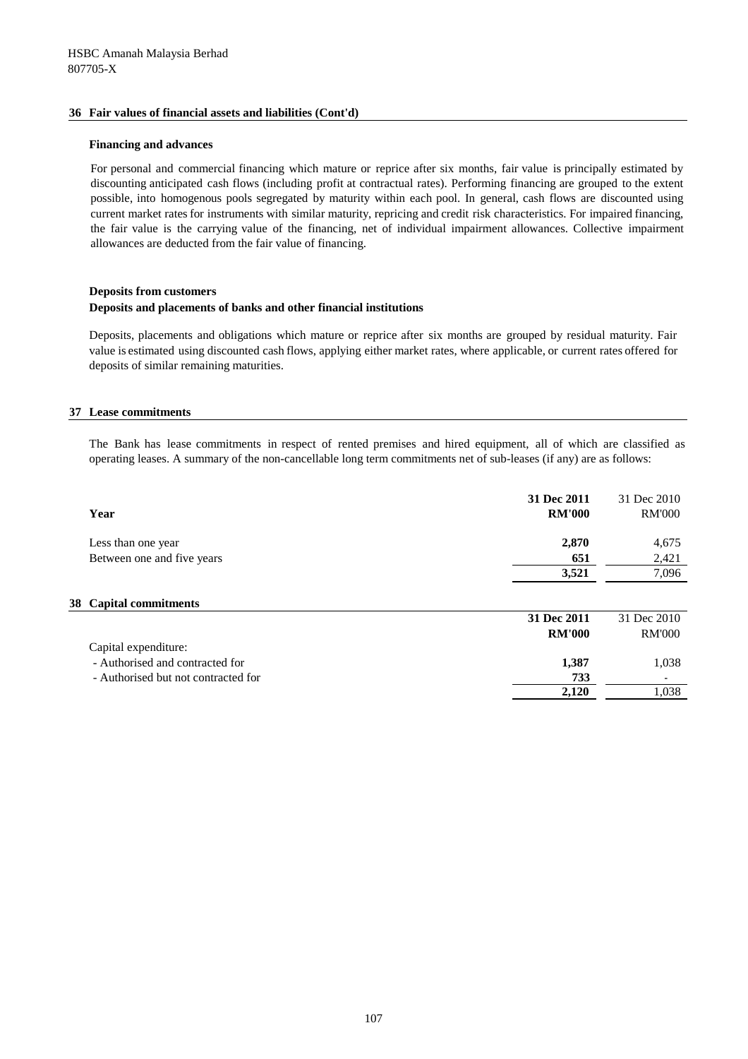HSBC Amanah Malaysia Berhad
807705-X

## 36 Fair values of financial assets and liabilities (Cont'd)

### Financing and advances

For personal and commercial financing which mature or reprice after six months, fair value is principally estimated by discounting anticipated cash flows (including profit at contractual rates). Performing financing are grouped to the extent possible, into homogenous pools segregated by maturity within each pool. In general, cash flows are discounted using current market rates for instruments with similar maturity, repricing and credit risk characteristics. For impaired financing, the fair value is the carrying value of the financing, net of individual impairment allowances. Collective impairment allowances are deducted from the fair value of financing.

### Deposits from customers
### Deposits and placements of banks and other financial institutions

Deposits, placements and obligations which mature or reprice after six months are grouped by residual maturity. Fair value is estimated using discounted cash flows, applying either market rates, where applicable, or current rates offered for deposits of similar remaining maturities.

## 37 Lease commitments

The Bank has lease commitments in respect of rented premises and hired equipment, all of which are classified as operating leases. A summary of the non-cancellable long term commitments net of sub-leases (if any) are as follows:

| Year | **31 Dec 2011 RM'000** | 31 Dec 2010 RM'000 |
|---|---|---|
| Less than one year | **2,870** | 4,675 |
| Between one and five years | **651** | 2,421 |
| | **3,521** | 7,096 |

## 38 Capital commitments

| | **31 Dec 2011 RM'000** | 31 Dec 2010 RM'000 |
|---|---|---|
| Capital expenditure: | | |
| - Authorised and contracted for | **1,387** | 1,038 |
| - Authorised but not contracted for | **733** | - |
| | **2,120** | 1,038 |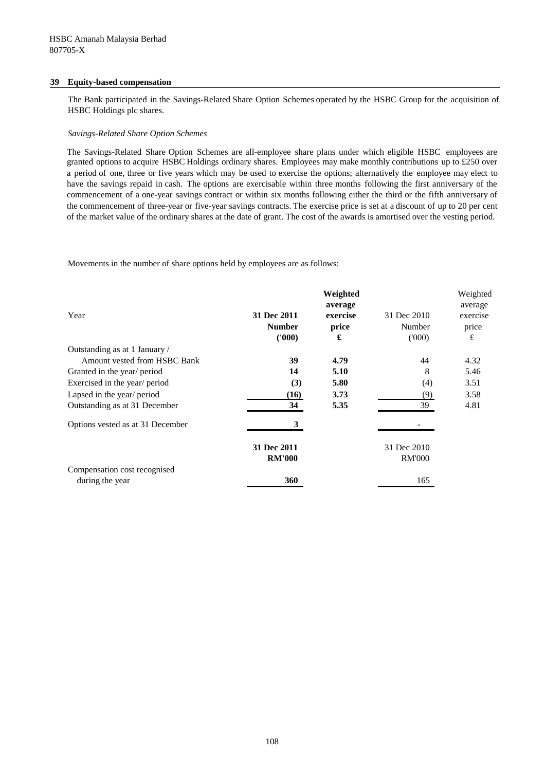## 39 Equity-based compensation

The Bank participated in the Savings-Related Share Option Schemes operated by the HSBC Group for the acquisition of HSBC Holdings plc shares.

*Savings-Related Share Option Schemes*

The Savings-Related Share Option Schemes are all-employee share plans under which eligible HSBC employees are granted options to acquire HSBC Holdings ordinary shares. Employees may make monthly contributions up to £250 over a period of one, three or five years which may be used to exercise the options; alternatively the employee may elect to have the savings repaid in cash. The options are exercisable within three months following the first anniversary of the commencement of a one-year savings contract or within six months following either the third or the fifth anniversary of the commencement of three-year or five-year savings contracts. The exercise price is set at a discount of up to 20 per cent of the market value of the ordinary shares at the date of grant. The cost of the awards is amortised over the vesting period.

Movements in the number of share options held by employees are as follows:

| Year | **31 Dec 2011 Number ('000)** | **Weighted average exercise price £** | 31 Dec 2010 Number ('000) | Weighted average exercise price £ |
|---|---|---|---|---|
| Outstanding as at 1 January / Amount vested from HSBC Bank | **39** | **4.79** | 44 | 4.32 |
| Granted in the year/ period | **14** | **5.10** | 8 | 5.46 |
| Exercised in the year/ period | **(3)** | **5.80** | (4) | 3.51 |
| Lapsed in the year/ period | **(16)** | **3.73** | (9) | 3.58 |
| Outstanding as at 31 December | **34** | **5.35** | 39 | 4.81 |
| Options vested as at 31 December | **3** | | - | |

| | **31 Dec 2011 RM'000** | 31 Dec 2010 RM'000 |
|---|---|---|
| Compensation cost recognised during the year | **360** | 165 |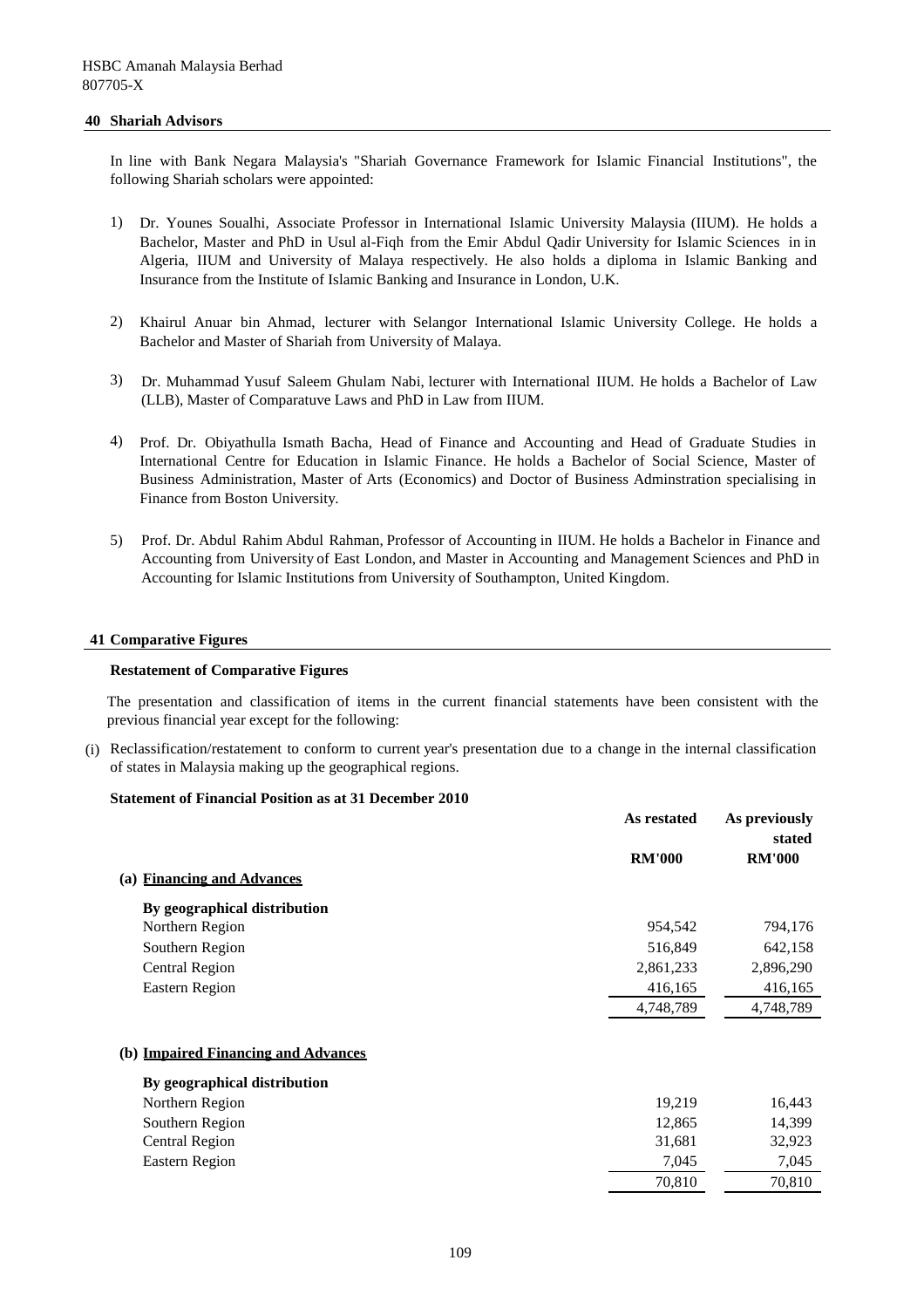HSBC Amanah Malaysia Berhad
807705-X

## 40 Shariah Advisors

In line with Bank Negara Malaysia's "Shariah Governance Framework for Islamic Financial Institutions", the following Shariah scholars were appointed:

1) Dr. Younes Soualhi, Associate Professor in International Islamic University Malaysia (IIUM). He holds a Bachelor, Master and PhD in Usul al-Fiqh from the Emir Abdul Qadir University for Islamic Sciences in in Algeria, IIUM and University of Malaya respectively. He also holds a diploma in Islamic Banking and Insurance from the Institute of Islamic Banking and Insurance in London, U.K.

2) Khairul Anuar bin Ahmad, lecturer with Selangor International Islamic University College. He holds a Bachelor and Master of Shariah from University of Malaya.

3) Dr. Muhammad Yusuf Saleem Ghulam Nabi, lecturer with International IIUM. He holds a Bachelor of Law (LLB), Master of Comparatuve Laws and PhD in Law from IIUM.

4) Prof. Dr. Obiyathulla Ismath Bacha, Head of Finance and Accounting and Head of Graduate Studies in International Centre for Education in Islamic Finance. He holds a Bachelor of Social Science, Master of Business Administration, Master of Arts (Economics) and Doctor of Business Adminstration specialising in Finance from Boston University.

5) Prof. Dr. Abdul Rahim Abdul Rahman, Professor of Accounting in IIUM. He holds a Bachelor in Finance and Accounting from University of East London, and Master in Accounting and Management Sciences and PhD in Accounting for Islamic Institutions from University of Southampton, United Kingdom.

## 41 Comparative Figures

**Restatement of Comparative Figures**

The presentation and classification of items in the current financial statements have been consistent with the previous financial year except for the following:

(i) Reclassification/restatement to conform to current year's presentation due to a change in the internal classification of states in Malaysia making up the geographical regions.

**Statement of Financial Position as at 31 December 2010**

| | As restated RM'000 | As previously stated RM'000 |
|---|---|---|
| **(a) Financing and Advances** | | |
| **By geographical distribution** | | |
| Northern Region | 954,542 | 794,176 |
| Southern Region | 516,849 | 642,158 |
| Central Region | 2,861,233 | 2,896,290 |
| Eastern Region | 416,165 | 416,165 |
| | 4,748,789 | 4,748,789 |
| **(b) Impaired Financing and Advances** | | |
| **By geographical distribution** | | |
| Northern Region | 19,219 | 16,443 |
| Southern Region | 12,865 | 14,399 |
| Central Region | 31,681 | 32,923 |
| Eastern Region | 7,045 | 7,045 |
| | 70,810 | 70,810 |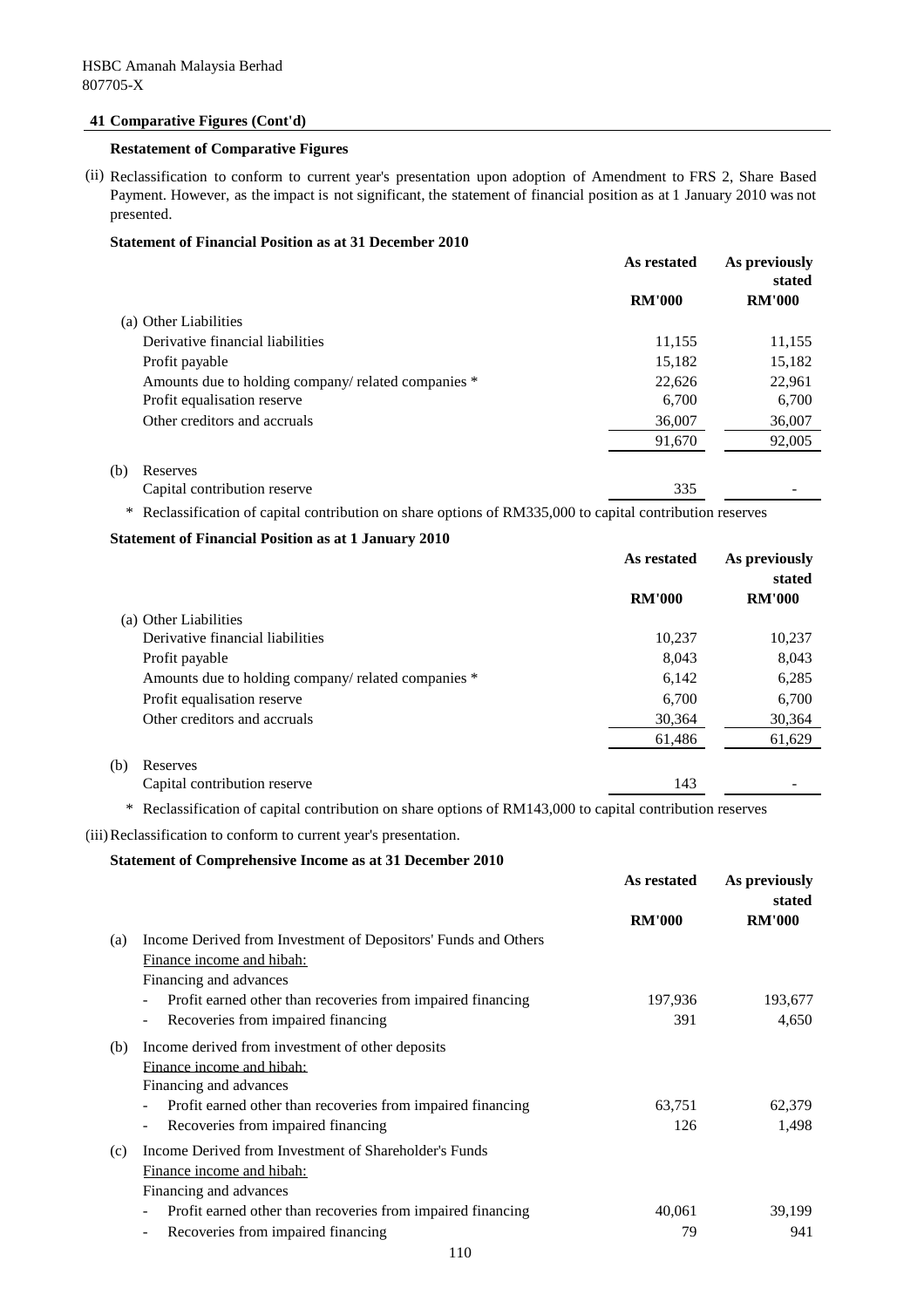HSBC Amanah Malaysia Berhad
807705-X

## 41 Comparative Figures (Cont'd)

### Restatement of Comparative Figures

(ii) Reclassification to conform to current year's presentation upon adoption of Amendment to FRS 2, Share Based Payment. However, as the impact is not significant, the statement of financial position as at 1 January 2010 was not presented.

**Statement of Financial Position as at 31 December 2010**

| | As restated RM'000 | As previously stated RM'000 |
|---|---|---|
| (a) Other Liabilities | | |
| Derivative financial liabilities | 11,155 | 11,155 |
| Profit payable | 15,182 | 15,182 |
| Amounts due to holding company/ related companies * | 22,626 | 22,961 |
| Profit equalisation reserve | 6,700 | 6,700 |
| Other creditors and accruals | 36,007 | 36,007 |
| | 91,670 | 92,005 |
| (b) Reserves | | |
| Capital contribution reserve | 335 | - |

\* Reclassification of capital contribution on share options of RM335,000 to capital contribution reserves

**Statement of Financial Position as at 1 January 2010**

| | As restated RM'000 | As previously stated RM'000 |
|---|---|---|
| (a) Other Liabilities | | |
| Derivative financial liabilities | 10,237 | 10,237 |
| Profit payable | 8,043 | 8,043 |
| Amounts due to holding company/ related companies * | 6,142 | 6,285 |
| Profit equalisation reserve | 6,700 | 6,700 |
| Other creditors and accruals | 30,364 | 30,364 |
| | 61,486 | 61,629 |
| (b) Reserves | | |
| Capital contribution reserve | 143 | - |

\* Reclassification of capital contribution on share options of RM143,000 to capital contribution reserves

(iii) Reclassification to conform to current year's presentation.

**Statement of Comprehensive Income as at 31 December 2010**

| | As restated RM'000 | As previously stated RM'000 |
|---|---|---|
| (a) Income Derived from Investment of Depositors' Funds and Others | | |
| Finance income and hibah: | | |
| Financing and advances | | |
| - Profit earned other than recoveries from impaired financing | 197,936 | 193,677 |
| - Recoveries from impaired financing | 391 | 4,650 |
| (b) Income derived from investment of other deposits | | |
| Finance income and hibah: | | |
| Financing and advances | | |
| - Profit earned other than recoveries from impaired financing | 63,751 | 62,379 |
| - Recoveries from impaired financing | 126 | 1,498 |
| (c) Income Derived from Investment of Shareholder's Funds | | |
| Finance income and hibah: | | |
| Financing and advances | | |
| - Profit earned other than recoveries from impaired financing | 40,061 | 39,199 |
| - Recoveries from impaired financing | 79 | 941 |